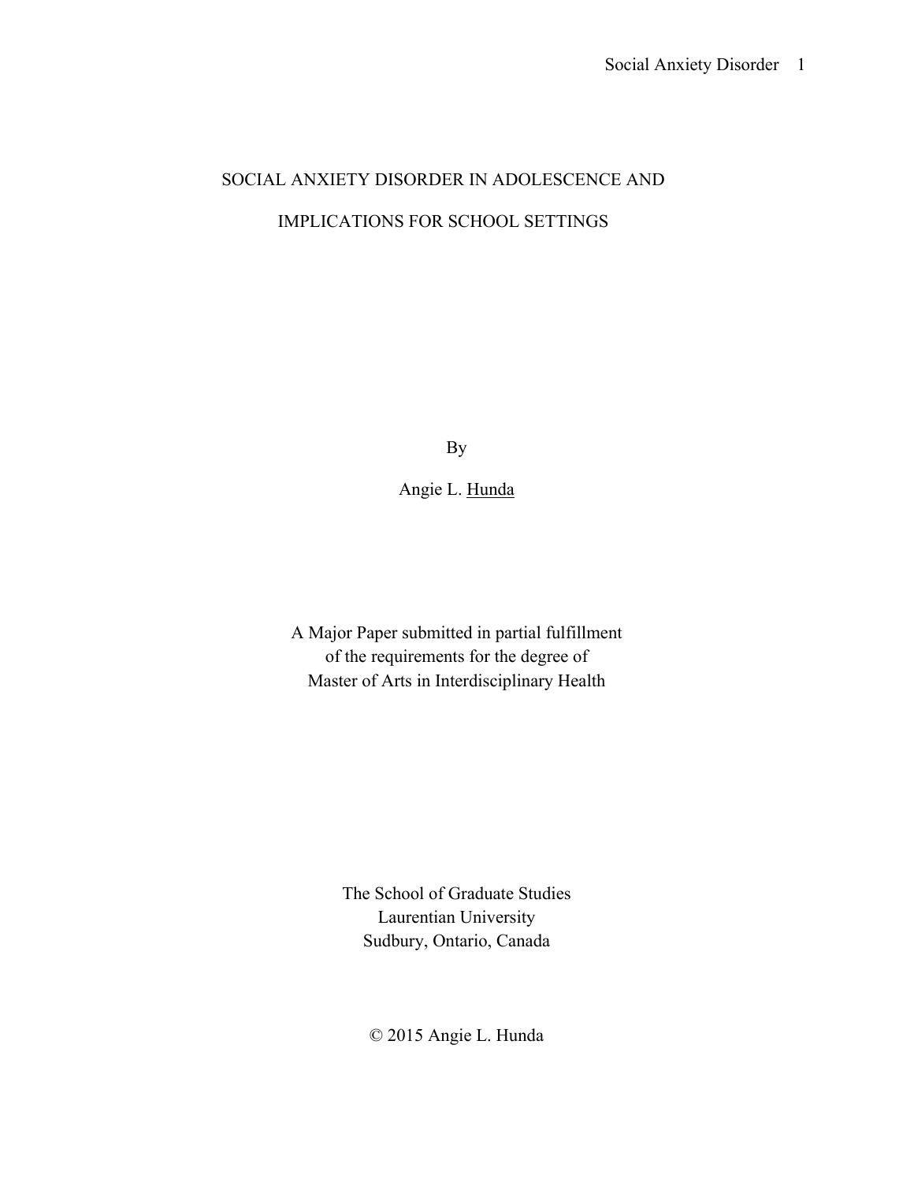# SOCIAL ANXIETY DISORDER IN ADOLESCENCE AND IMPLICATIONS FOR SCHOOL SETTINGS

By

Angie L. Hunda

A Major Paper submitted in partial fulfillment
of the requirements for the degree of
Master of Arts in Interdisciplinary Health

The School of Graduate Studies
Laurentian University
Sudbury, Ontario, Canada

© 2015 Angie L. Hunda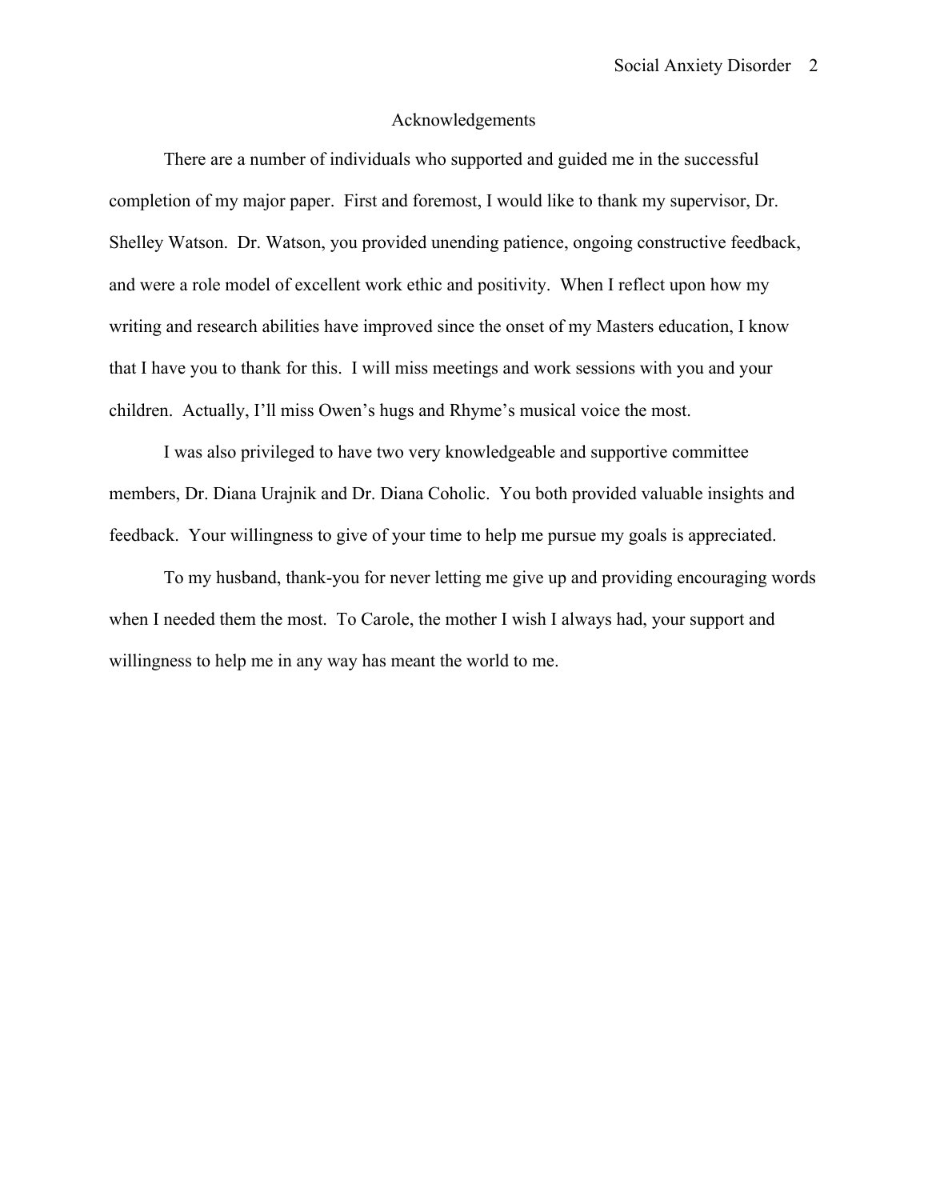# Acknowledgements

There are a number of individuals who supported and guided me in the successful completion of my major paper. First and foremost, I would like to thank my supervisor, Dr. Shelley Watson. Dr. Watson, you provided unending patience, ongoing constructive feedback, and were a role model of excellent work ethic and positivity. When I reflect upon how my writing and research abilities have improved since the onset of my Masters education, I know that I have you to thank for this. I will miss meetings and work sessions with you and your children. Actually, I'll miss Owen's hugs and Rhyme's musical voice the most.

I was also privileged to have two very knowledgeable and supportive committee members, Dr. Diana Urajnik and Dr. Diana Coholic. You both provided valuable insights and feedback. Your willingness to give of your time to help me pursue my goals is appreciated.

To my husband, thank-you for never letting me give up and providing encouraging words when I needed them the most. To Carole, the mother I wish I always had, your support and willingness to help me in any way has meant the world to me.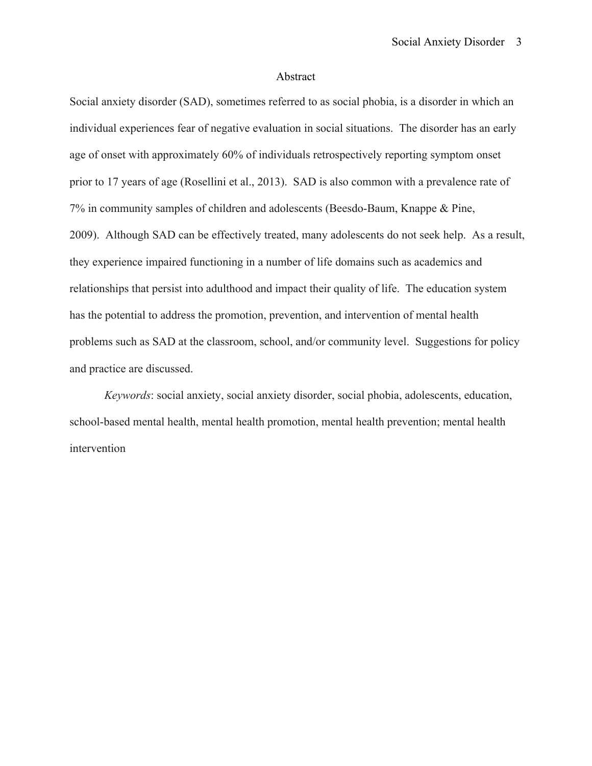## Abstract

Social anxiety disorder (SAD), sometimes referred to as social phobia, is a disorder in which an individual experiences fear of negative evaluation in social situations. The disorder has an early age of onset with approximately 60% of individuals retrospectively reporting symptom onset prior to 17 years of age (Rosellini et al., 2013). SAD is also common with a prevalence rate of 7% in community samples of children and adolescents (Beesdo-Baum, Knappe & Pine, 2009). Although SAD can be effectively treated, many adolescents do not seek help. As a result, they experience impaired functioning in a number of life domains such as academics and relationships that persist into adulthood and impact their quality of life. The education system has the potential to address the promotion, prevention, and intervention of mental health problems such as SAD at the classroom, school, and/or community level. Suggestions for policy and practice are discussed.

*Keywords*: social anxiety, social anxiety disorder, social phobia, adolescents, education, school-based mental health, mental health promotion, mental health prevention; mental health intervention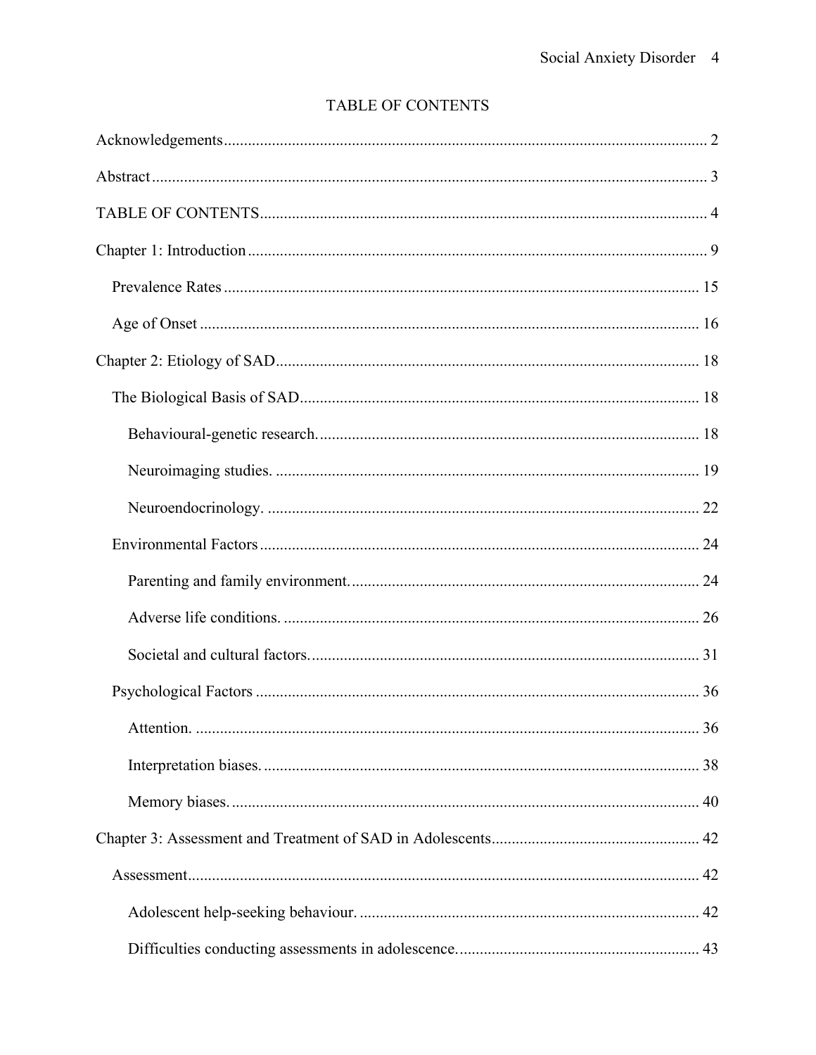# TABLE OF CONTENTS

Acknowledgements ........................................................................................................ 2

Abstract ........................................................................................................................ 3

TABLE OF CONTENTS ............................................................................................... 4

Chapter 1: Introduction .................................................................................................. 9

- Prevalence Rates ...................................................................................................... 15
- Age of Onset ............................................................................................................ 16

Chapter 2: Etiology of SAD .......................................................................................... 18

- The Biological Basis of SAD ................................................................................... 18
  - Behavioural-genetic research. .............................................................................. 18
  - Neuroimaging studies. ......................................................................................... 19
  - Neuroendocrinology. ........................................................................................... 22
- Environmental Factors ............................................................................................. 24
  - Parenting and family environment. ...................................................................... 24
  - Adverse life conditions. ....................................................................................... 26
  - Societal and cultural factors. ................................................................................ 31
- Psychological Factors .............................................................................................. 36
  - Attention. ............................................................................................................. 36
  - Interpretation biases. ............................................................................................ 38
  - Memory biases. .................................................................................................... 40

Chapter 3: Assessment and Treatment of SAD in Adolescents .................................... 42

- Assessment ............................................................................................................... 42
  - Adolescent help-seeking behaviour. .................................................................... 42
  - Difficulties conducting assessments in adolescence. ............................................ 43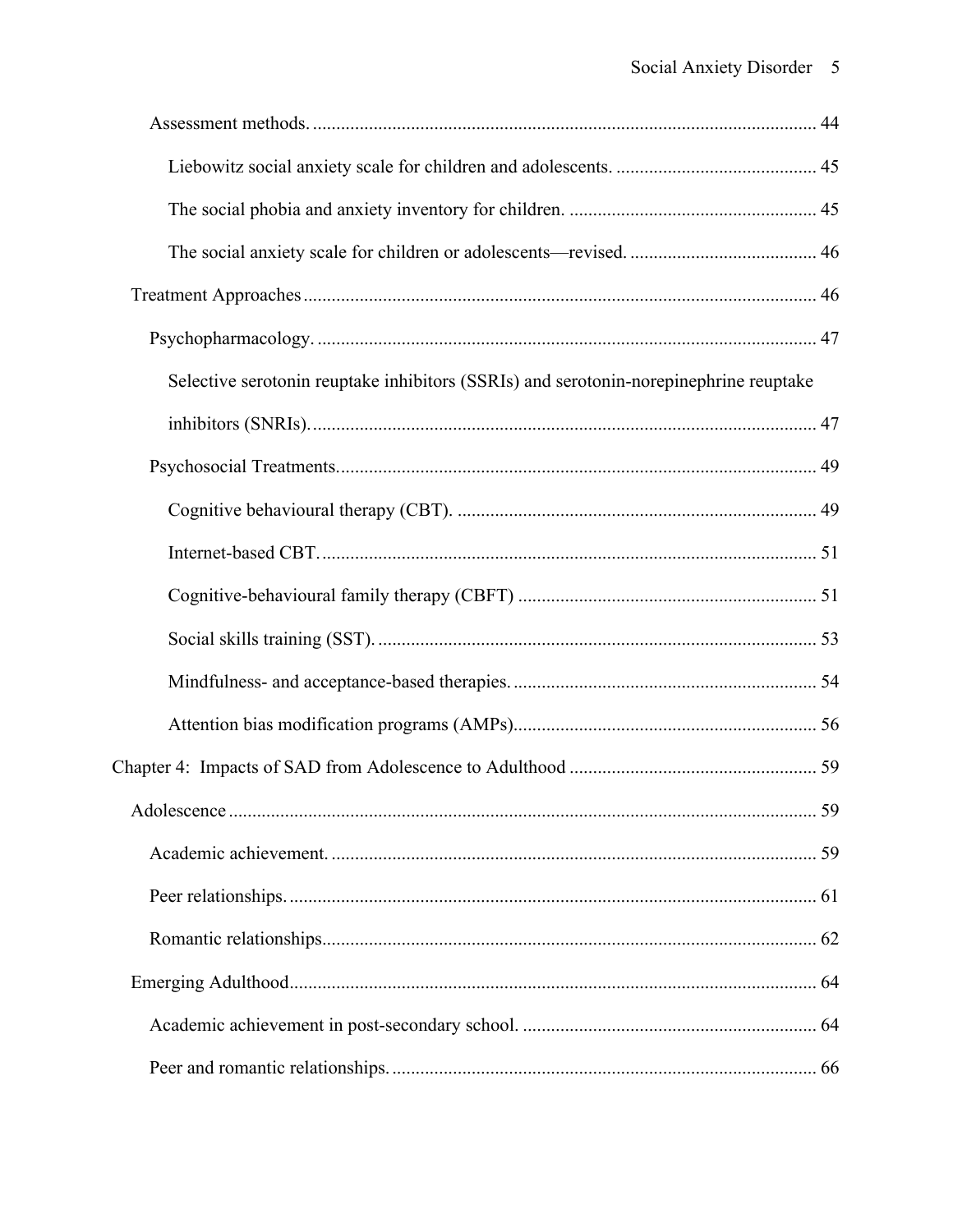Assessment methods. ........................................................................................................ 44

Liebowitz social anxiety scale for children and adolescents. .......................................... 45

The social phobia and anxiety inventory for children. .................................................... 45

The social anxiety scale for children or adolescents—revised. ........................................ 46

Treatment Approaches ........................................................................................................... 46

Psychopharmacology. ........................................................................................................ 47

Selective serotonin reuptake inhibitors (SSRIs) and serotonin-norepinephrine reuptake inhibitors (SNRIs). ........................................................................................................ 47

Psychosocial Treatments. .................................................................................................... 49

Cognitive behavioural therapy (CBT). ............................................................................ 49

Internet-based CBT. ........................................................................................................ 51

Cognitive-behavioural family therapy (CBFT) ............................................................... 51

Social skills training (SST). ............................................................................................ 53

Mindfulness- and acceptance-based therapies. ................................................................ 54

Attention bias modification programs (AMPs) ................................................................ 56

Chapter 4: Impacts of SAD from Adolescence to Adulthood .................................................... 59

Adolescence ........................................................................................................................... 59

Academic achievement. ...................................................................................................... 59

Peer relationships. .............................................................................................................. 61

Romantic relationships ........................................................................................................ 62

Emerging Adulthood ............................................................................................................... 64

Academic achievement in post-secondary school. .............................................................. 64

Peer and romantic relationships. ......................................................................................... 66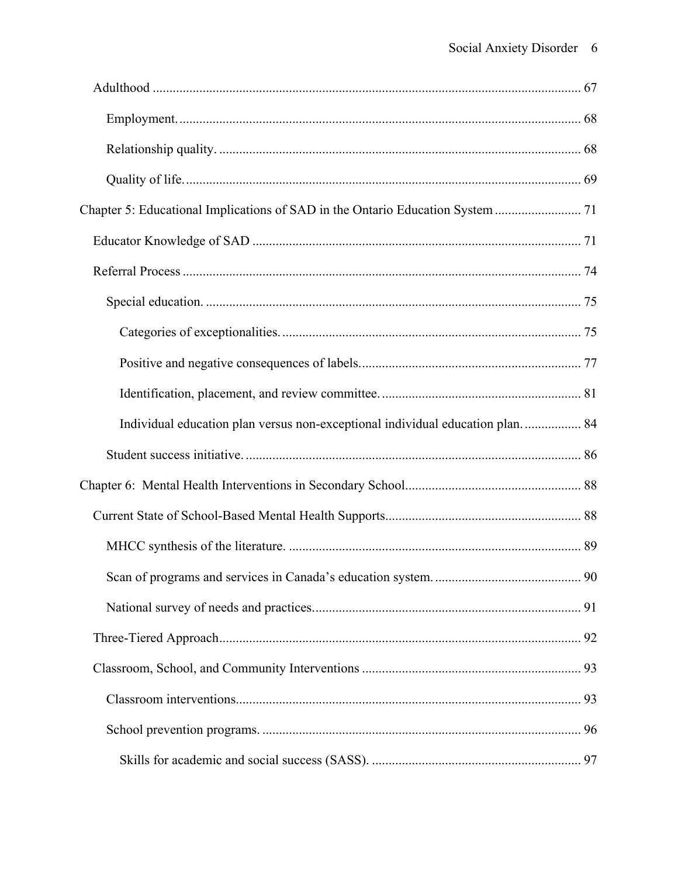Adulthood ............................................................................................................................ 67

Employment. ....................................................................................................................... 68

Relationship quality. ........................................................................................................... 68

Quality of life. ..................................................................................................................... 69

Chapter 5: Educational Implications of SAD in the Ontario Education System .......................... 71

Educator Knowledge of SAD ................................................................................................. 71

Referral Process ...................................................................................................................... 74

Special education. ............................................................................................................... 75

Categories of exceptionalities. ......................................................................................... 75

Positive and negative consequences of labels. ................................................................. 77

Identification, placement, and review committee. ........................................................... 81

Individual education plan versus non-exceptional individual education plan. ................ 84

Student success initiative. ................................................................................................... 86

Chapter 6: Mental Health Interventions in Secondary School .................................................... 88

Current State of School-Based Mental Health Supports .......................................................... 88

MHCC synthesis of the literature. ....................................................................................... 89

Scan of programs and services in Canada's education system. ........................................... 90

National survey of needs and practices. ............................................................................... 91

Three-Tiered Approach ........................................................................................................... 92

Classroom, School, and Community Interventions ................................................................. 93

Classroom interventions. ...................................................................................................... 93

School prevention programs. ............................................................................................... 96

Skills for academic and social success (SASS). .............................................................. 97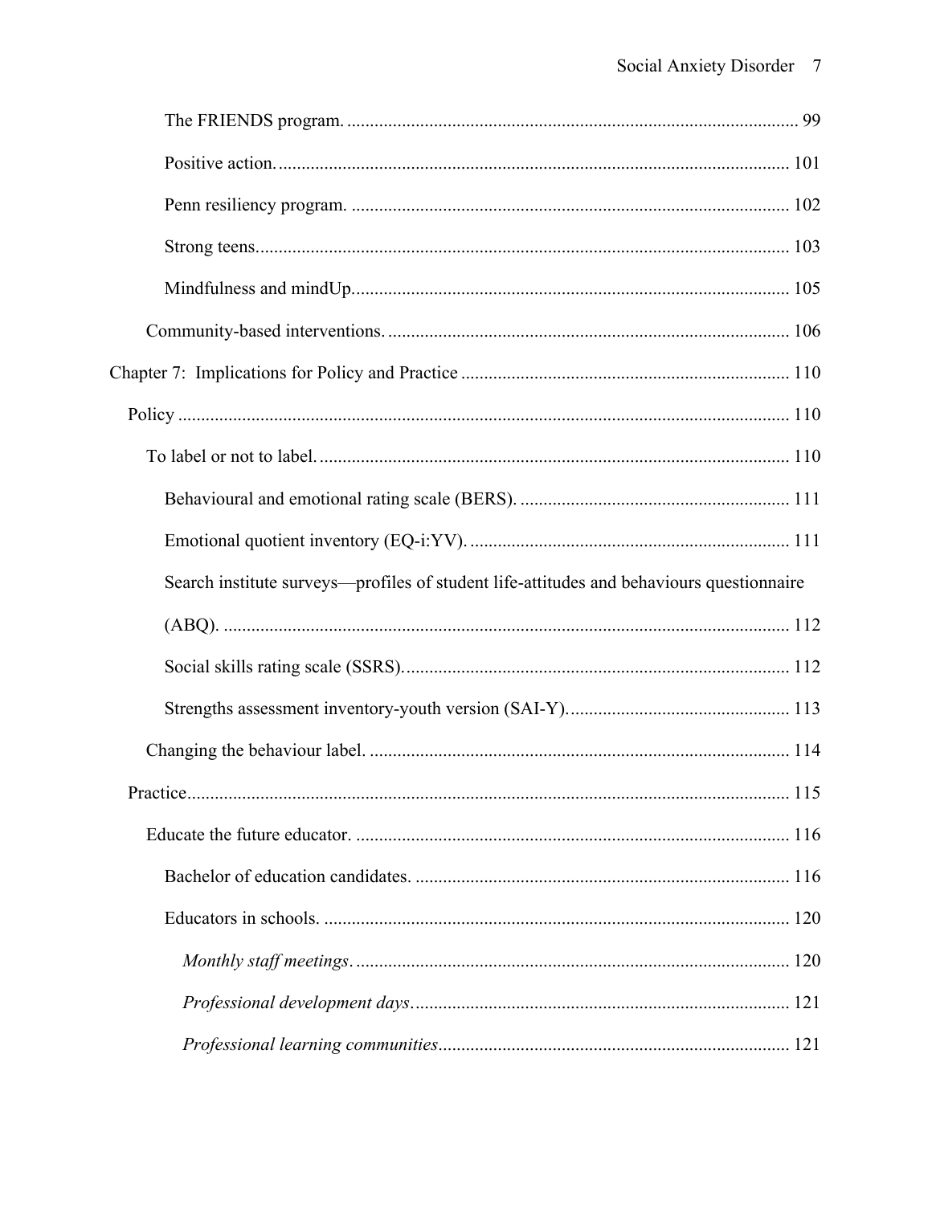The FRIENDS program. ................................................................................................. 99

Positive action. .............................................................................................................. 101

Penn resiliency program. .............................................................................................. 102

Strong teens. ................................................................................................................... 103

Mindfulness and mindUp. ............................................................................................. 105

Community-based interventions. ....................................................................................... 106

Chapter 7: Implications for Policy and Practice ....................................................................... 110

Policy ...................................................................................................................................... 110

To label or not to label. ...................................................................................................... 110

Behavioural and emotional rating scale (BERS). ........................................................... 111

Emotional quotient inventory (EQ-i:YV). ..................................................................... 111

Search institute surveys—profiles of student life-attitudes and behaviours questionnaire (ABQ). .............................................................................................................................. 112

Social skills rating scale (SSRS). .................................................................................... 112

Strengths assessment inventory-youth version (SAI-Y). ................................................ 113

Changing the behaviour label. ........................................................................................... 114

Practice .................................................................................................................................... 115

Educate the future educator. .............................................................................................. 116

Bachelor of education candidates. ................................................................................. 116

Educators in schools. ...................................................................................................... 120

*Monthly staff meetings*. .............................................................................................. 120

*Professional development days*. .................................................................................. 121

*Professional learning communities*. ............................................................................ 121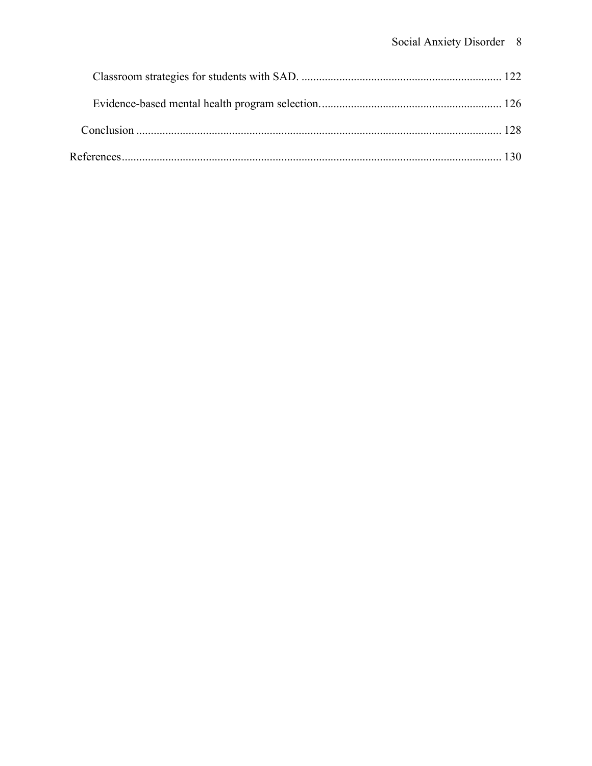Classroom strategies for students with SAD. .................................................................... 122

Evidence-based mental health program selection. ............................................................ 126

Conclusion ............................................................................................................................ 128

References ................................................................................................................................ 130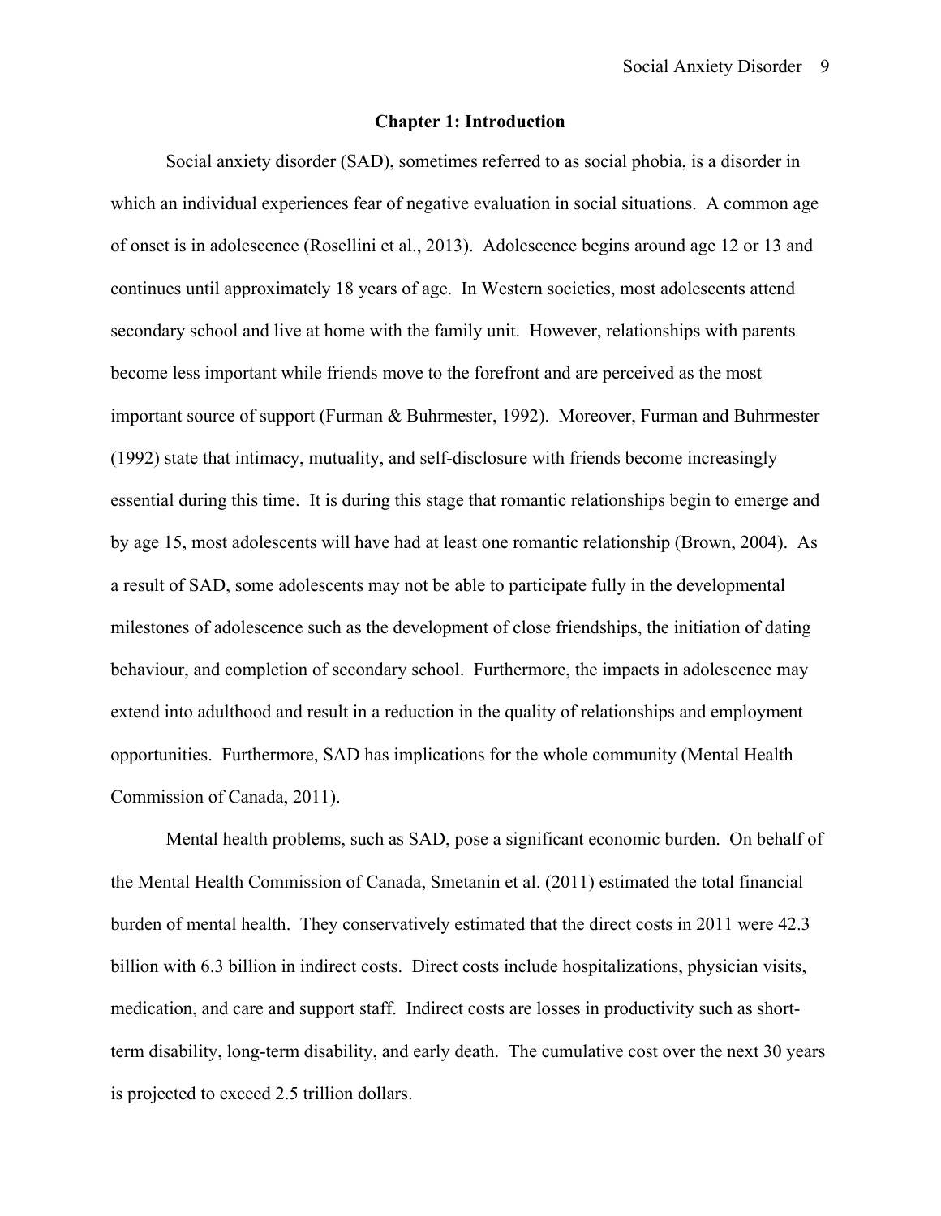# Chapter 1: Introduction

Social anxiety disorder (SAD), sometimes referred to as social phobia, is a disorder in which an individual experiences fear of negative evaluation in social situations. A common age of onset is in adolescence (Rosellini et al., 2013). Adolescence begins around age 12 or 13 and continues until approximately 18 years of age. In Western societies, most adolescents attend secondary school and live at home with the family unit. However, relationships with parents become less important while friends move to the forefront and are perceived as the most important source of support (Furman & Buhrmester, 1992). Moreover, Furman and Buhrmester (1992) state that intimacy, mutuality, and self-disclosure with friends become increasingly essential during this time. It is during this stage that romantic relationships begin to emerge and by age 15, most adolescents will have had at least one romantic relationship (Brown, 2004). As a result of SAD, some adolescents may not be able to participate fully in the developmental milestones of adolescence such as the development of close friendships, the initiation of dating behaviour, and completion of secondary school. Furthermore, the impacts in adolescence may extend into adulthood and result in a reduction in the quality of relationships and employment opportunities. Furthermore, SAD has implications for the whole community (Mental Health Commission of Canada, 2011).

Mental health problems, such as SAD, pose a significant economic burden. On behalf of the Mental Health Commission of Canada, Smetanin et al. (2011) estimated the total financial burden of mental health. They conservatively estimated that the direct costs in 2011 were 42.3 billion with 6.3 billion in indirect costs. Direct costs include hospitalizations, physician visits, medication, and care and support staff. Indirect costs are losses in productivity such as short-term disability, long-term disability, and early death. The cumulative cost over the next 30 years is projected to exceed 2.5 trillion dollars.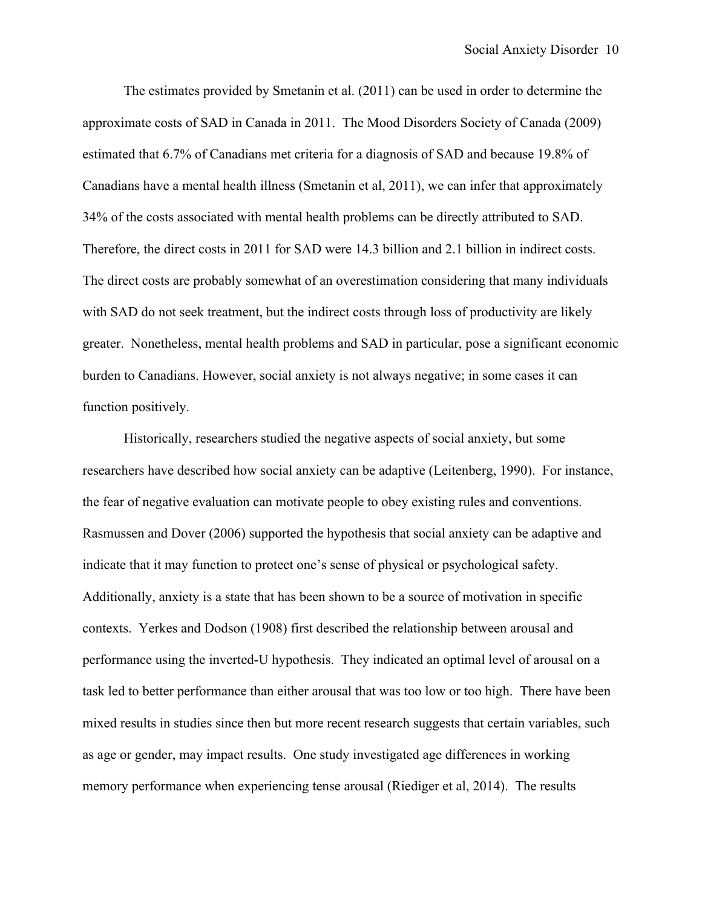The estimates provided by Smetanin et al. (2011) can be used in order to determine the approximate costs of SAD in Canada in 2011. The Mood Disorders Society of Canada (2009) estimated that 6.7% of Canadians met criteria for a diagnosis of SAD and because 19.8% of Canadians have a mental health illness (Smetanin et al, 2011), we can infer that approximately 34% of the costs associated with mental health problems can be directly attributed to SAD. Therefore, the direct costs in 2011 for SAD were 14.3 billion and 2.1 billion in indirect costs. The direct costs are probably somewhat of an overestimation considering that many individuals with SAD do not seek treatment, but the indirect costs through loss of productivity are likely greater. Nonetheless, mental health problems and SAD in particular, pose a significant economic burden to Canadians. However, social anxiety is not always negative; in some cases it can function positively.

Historically, researchers studied the negative aspects of social anxiety, but some researchers have described how social anxiety can be adaptive (Leitenberg, 1990). For instance, the fear of negative evaluation can motivate people to obey existing rules and conventions. Rasmussen and Dover (2006) supported the hypothesis that social anxiety can be adaptive and indicate that it may function to protect one's sense of physical or psychological safety. Additionally, anxiety is a state that has been shown to be a source of motivation in specific contexts. Yerkes and Dodson (1908) first described the relationship between arousal and performance using the inverted-U hypothesis. They indicated an optimal level of arousal on a task led to better performance than either arousal that was too low or too high. There have been mixed results in studies since then but more recent research suggests that certain variables, such as age or gender, may impact results. One study investigated age differences in working memory performance when experiencing tense arousal (Riediger et al, 2014). The results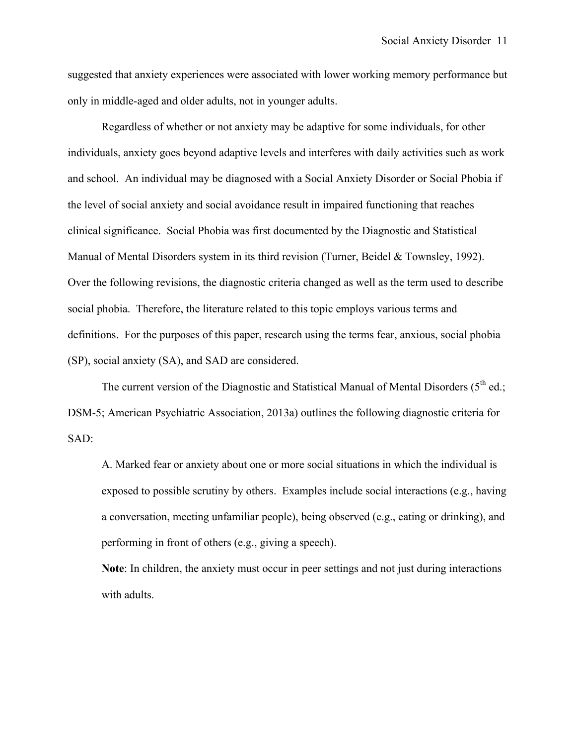suggested that anxiety experiences were associated with lower working memory performance but only in middle-aged and older adults, not in younger adults.

Regardless of whether or not anxiety may be adaptive for some individuals, for other individuals, anxiety goes beyond adaptive levels and interferes with daily activities such as work and school. An individual may be diagnosed with a Social Anxiety Disorder or Social Phobia if the level of social anxiety and social avoidance result in impaired functioning that reaches clinical significance. Social Phobia was first documented by the Diagnostic and Statistical Manual of Mental Disorders system in its third revision (Turner, Beidel & Townsley, 1992). Over the following revisions, the diagnostic criteria changed as well as the term used to describe social phobia. Therefore, the literature related to this topic employs various terms and definitions. For the purposes of this paper, research using the terms fear, anxious, social phobia (SP), social anxiety (SA), and SAD are considered.

The current version of the Diagnostic and Statistical Manual of Mental Disorders (5th ed.; DSM-5; American Psychiatric Association, 2013a) outlines the following diagnostic criteria for SAD:

> A. Marked fear or anxiety about one or more social situations in which the individual is exposed to possible scrutiny by others. Examples include social interactions (e.g., having a conversation, meeting unfamiliar people), being observed (e.g., eating or drinking), and performing in front of others (e.g., giving a speech).
>
> **Note**: In children, the anxiety must occur in peer settings and not just during interactions with adults.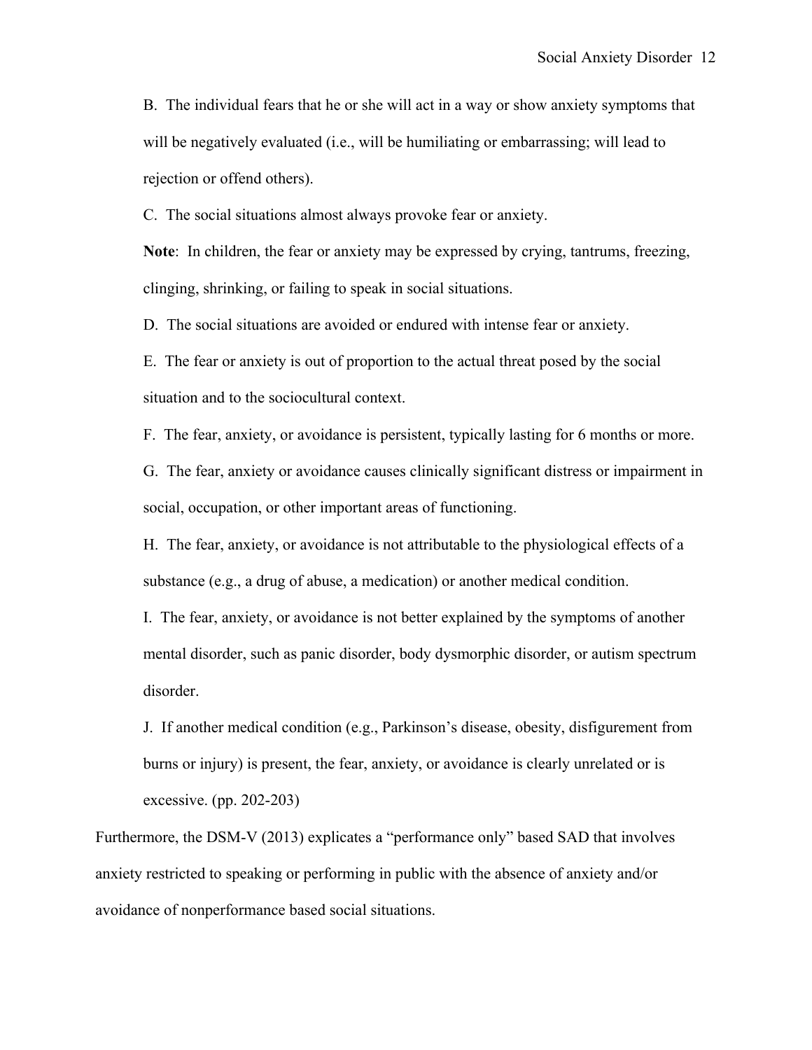B. The individual fears that he or she will act in a way or show anxiety symptoms that will be negatively evaluated (i.e., will be humiliating or embarrassing; will lead to rejection or offend others).

C. The social situations almost always provoke fear or anxiety.

**Note**: In children, the fear or anxiety may be expressed by crying, tantrums, freezing, clinging, shrinking, or failing to speak in social situations.

D. The social situations are avoided or endured with intense fear or anxiety.

E. The fear or anxiety is out of proportion to the actual threat posed by the social situation and to the sociocultural context.

F. The fear, anxiety, or avoidance is persistent, typically lasting for 6 months or more.

G. The fear, anxiety or avoidance causes clinically significant distress or impairment in social, occupation, or other important areas of functioning.

H. The fear, anxiety, or avoidance is not attributable to the physiological effects of a substance (e.g., a drug of abuse, a medication) or another medical condition.

I. The fear, anxiety, or avoidance is not better explained by the symptoms of another mental disorder, such as panic disorder, body dysmorphic disorder, or autism spectrum disorder.

J. If another medical condition (e.g., Parkinson's disease, obesity, disfigurement from burns or injury) is present, the fear, anxiety, or avoidance is clearly unrelated or is excessive. (pp. 202-203)

Furthermore, the DSM-V (2013) explicates a "performance only" based SAD that involves anxiety restricted to speaking or performing in public with the absence of anxiety and/or avoidance of nonperformance based social situations.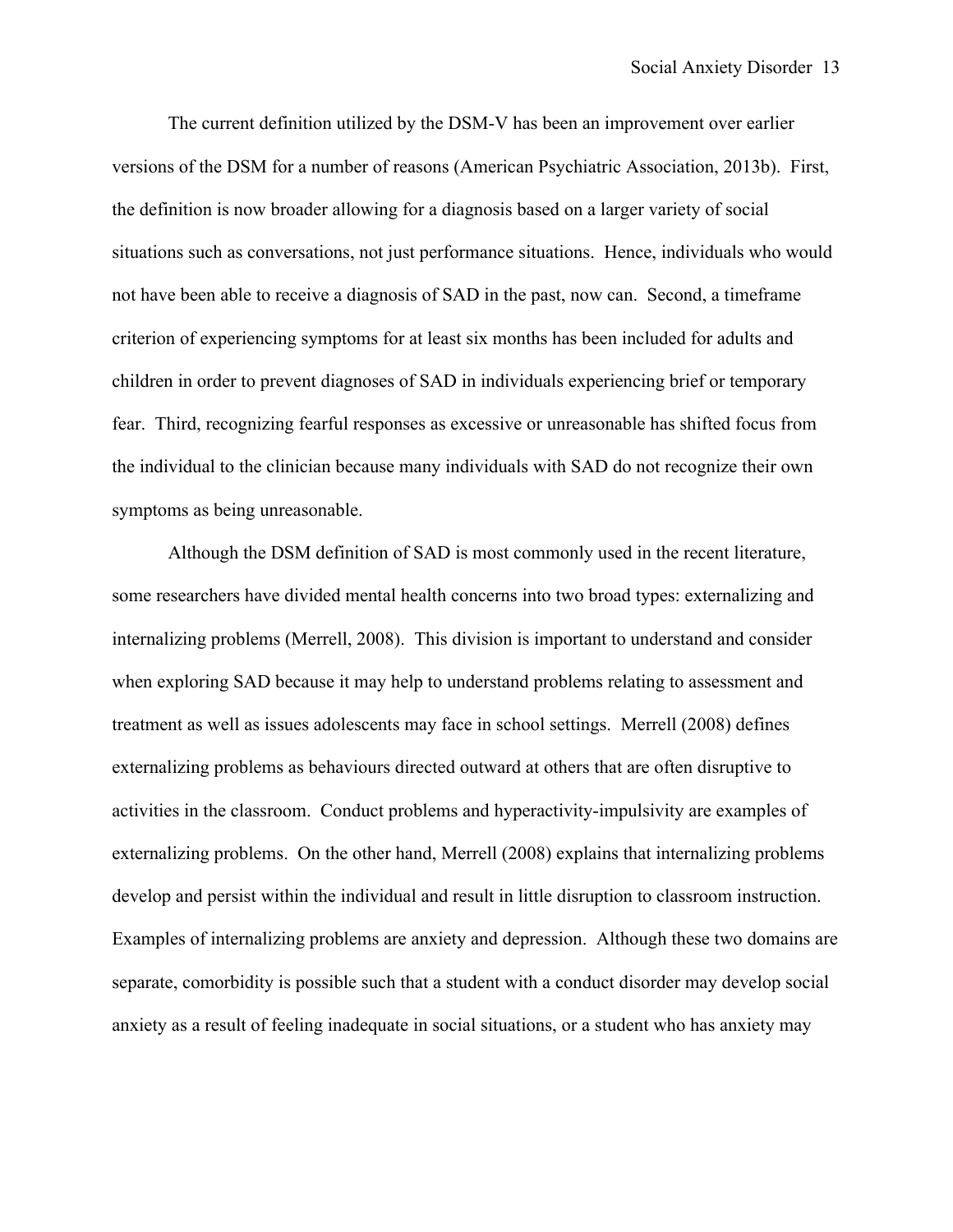The current definition utilized by the DSM-V has been an improvement over earlier versions of the DSM for a number of reasons (American Psychiatric Association, 2013b). First, the definition is now broader allowing for a diagnosis based on a larger variety of social situations such as conversations, not just performance situations. Hence, individuals who would not have been able to receive a diagnosis of SAD in the past, now can. Second, a timeframe criterion of experiencing symptoms for at least six months has been included for adults and children in order to prevent diagnoses of SAD in individuals experiencing brief or temporary fear. Third, recognizing fearful responses as excessive or unreasonable has shifted focus from the individual to the clinician because many individuals with SAD do not recognize their own symptoms as being unreasonable.

Although the DSM definition of SAD is most commonly used in the recent literature, some researchers have divided mental health concerns into two broad types: externalizing and internalizing problems (Merrell, 2008). This division is important to understand and consider when exploring SAD because it may help to understand problems relating to assessment and treatment as well as issues adolescents may face in school settings. Merrell (2008) defines externalizing problems as behaviours directed outward at others that are often disruptive to activities in the classroom. Conduct problems and hyperactivity-impulsivity are examples of externalizing problems. On the other hand, Merrell (2008) explains that internalizing problems develop and persist within the individual and result in little disruption to classroom instruction. Examples of internalizing problems are anxiety and depression. Although these two domains are separate, comorbidity is possible such that a student with a conduct disorder may develop social anxiety as a result of feeling inadequate in social situations, or a student who has anxiety may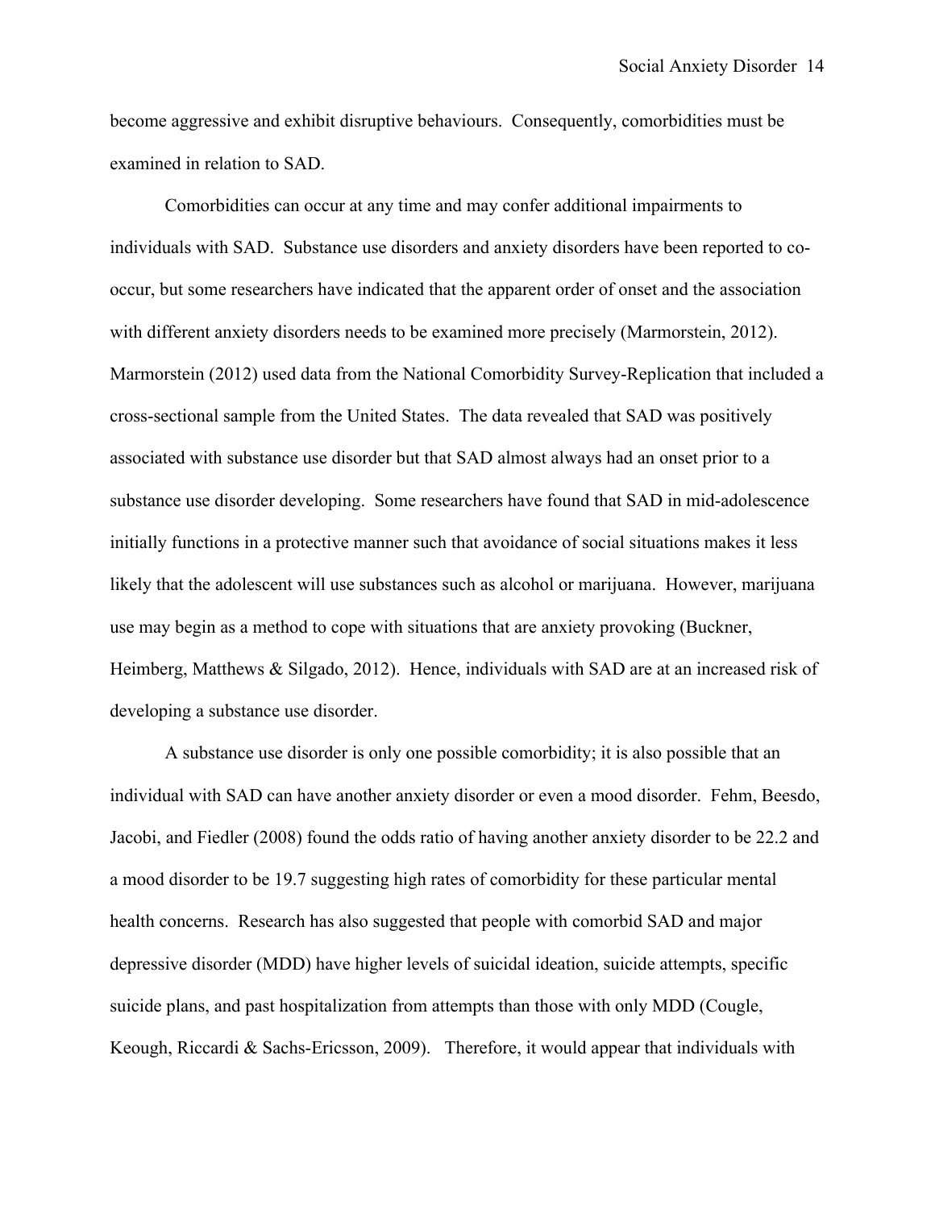become aggressive and exhibit disruptive behaviours. Consequently, comorbidities must be examined in relation to SAD.

Comorbidities can occur at any time and may confer additional impairments to individuals with SAD. Substance use disorders and anxiety disorders have been reported to co-occur, but some researchers have indicated that the apparent order of onset and the association with different anxiety disorders needs to be examined more precisely (Marmorstein, 2012). Marmorstein (2012) used data from the National Comorbidity Survey-Replication that included a cross-sectional sample from the United States. The data revealed that SAD was positively associated with substance use disorder but that SAD almost always had an onset prior to a substance use disorder developing. Some researchers have found that SAD in mid-adolescence initially functions in a protective manner such that avoidance of social situations makes it less likely that the adolescent will use substances such as alcohol or marijuana. However, marijuana use may begin as a method to cope with situations that are anxiety provoking (Buckner, Heimberg, Matthews & Silgado, 2012). Hence, individuals with SAD are at an increased risk of developing a substance use disorder.

A substance use disorder is only one possible comorbidity; it is also possible that an individual with SAD can have another anxiety disorder or even a mood disorder. Fehm, Beesdo, Jacobi, and Fiedler (2008) found the odds ratio of having another anxiety disorder to be 22.2 and a mood disorder to be 19.7 suggesting high rates of comorbidity for these particular mental health concerns. Research has also suggested that people with comorbid SAD and major depressive disorder (MDD) have higher levels of suicidal ideation, suicide attempts, specific suicide plans, and past hospitalization from attempts than those with only MDD (Cougle, Keough, Riccardi & Sachs-Ericsson, 2009). Therefore, it would appear that individuals with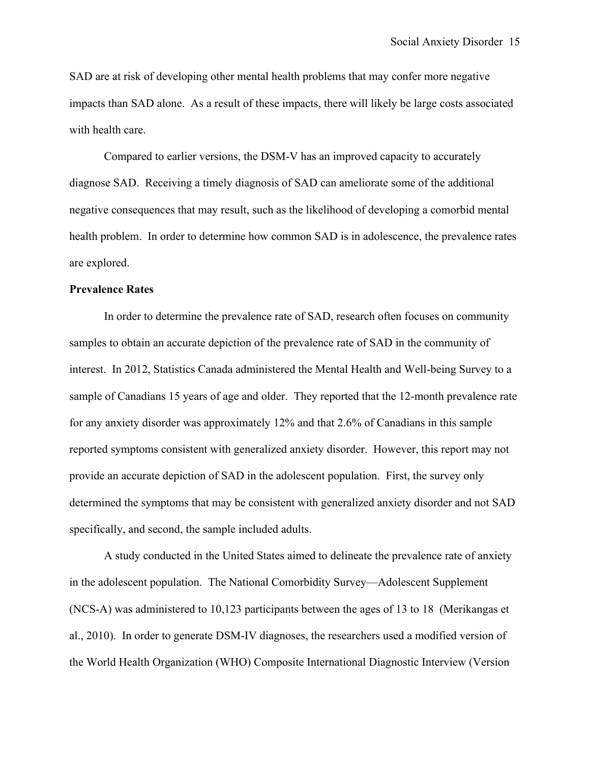SAD are at risk of developing other mental health problems that may confer more negative impacts than SAD alone. As a result of these impacts, there will likely be large costs associated with health care.

Compared to earlier versions, the DSM-V has an improved capacity to accurately diagnose SAD. Receiving a timely diagnosis of SAD can ameliorate some of the additional negative consequences that may result, such as the likelihood of developing a comorbid mental health problem. In order to determine how common SAD is in adolescence, the prevalence rates are explored.

**Prevalence Rates**

In order to determine the prevalence rate of SAD, research often focuses on community samples to obtain an accurate depiction of the prevalence rate of SAD in the community of interest. In 2012, Statistics Canada administered the Mental Health and Well-being Survey to a sample of Canadians 15 years of age and older. They reported that the 12-month prevalence rate for any anxiety disorder was approximately 12% and that 2.6% of Canadians in this sample reported symptoms consistent with generalized anxiety disorder. However, this report may not provide an accurate depiction of SAD in the adolescent population. First, the survey only determined the symptoms that may be consistent with generalized anxiety disorder and not SAD specifically, and second, the sample included adults.

A study conducted in the United States aimed to delineate the prevalence rate of anxiety in the adolescent population. The National Comorbidity Survey—Adolescent Supplement (NCS-A) was administered to 10,123 participants between the ages of 13 to 18 (Merikangas et al., 2010). In order to generate DSM-IV diagnoses, the researchers used a modified version of the World Health Organization (WHO) Composite International Diagnostic Interview (Version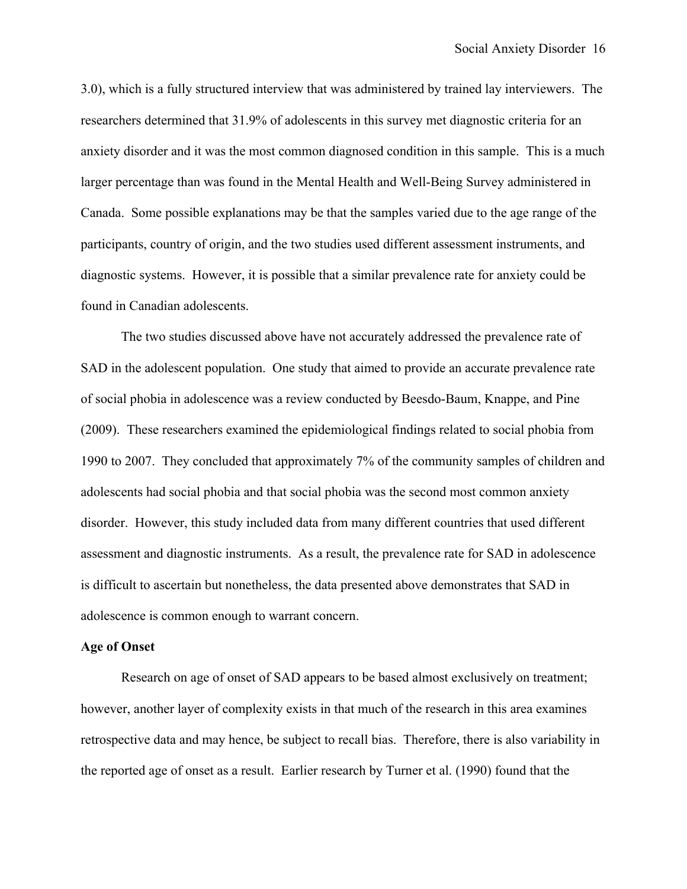3.0), which is a fully structured interview that was administered by trained lay interviewers. The researchers determined that 31.9% of adolescents in this survey met diagnostic criteria for an anxiety disorder and it was the most common diagnosed condition in this sample. This is a much larger percentage than was found in the Mental Health and Well-Being Survey administered in Canada. Some possible explanations may be that the samples varied due to the age range of the participants, country of origin, and the two studies used different assessment instruments, and diagnostic systems. However, it is possible that a similar prevalence rate for anxiety could be found in Canadian adolescents.

The two studies discussed above have not accurately addressed the prevalence rate of SAD in the adolescent population. One study that aimed to provide an accurate prevalence rate of social phobia in adolescence was a review conducted by Beesdo-Baum, Knappe, and Pine (2009). These researchers examined the epidemiological findings related to social phobia from 1990 to 2007. They concluded that approximately 7% of the community samples of children and adolescents had social phobia and that social phobia was the second most common anxiety disorder. However, this study included data from many different countries that used different assessment and diagnostic instruments. As a result, the prevalence rate for SAD in adolescence is difficult to ascertain but nonetheless, the data presented above demonstrates that SAD in adolescence is common enough to warrant concern.

**Age of Onset**

Research on age of onset of SAD appears to be based almost exclusively on treatment; however, another layer of complexity exists in that much of the research in this area examines retrospective data and may hence, be subject to recall bias. Therefore, there is also variability in the reported age of onset as a result. Earlier research by Turner et al. (1990) found that the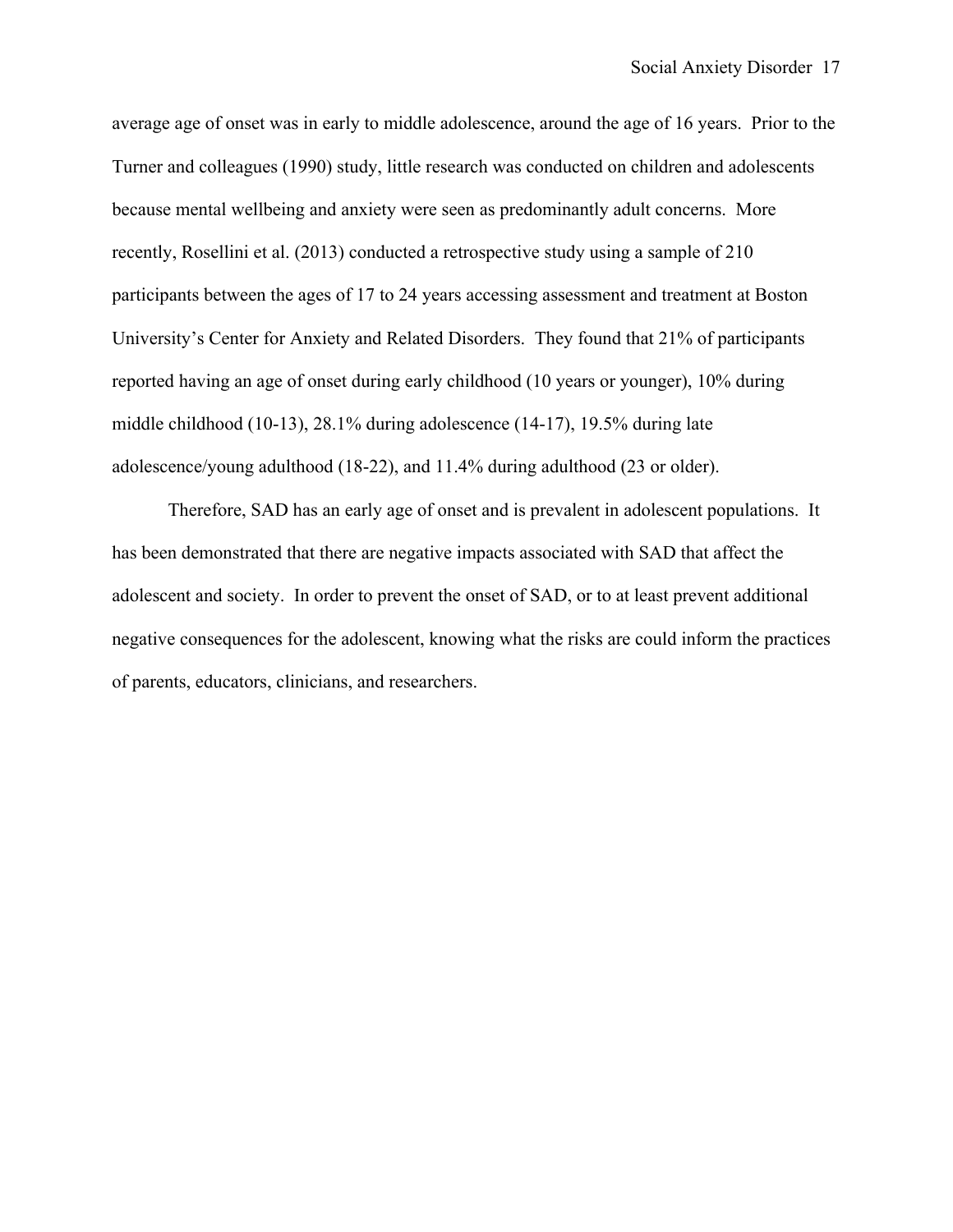average age of onset was in early to middle adolescence, around the age of 16 years. Prior to the Turner and colleagues (1990) study, little research was conducted on children and adolescents because mental wellbeing and anxiety were seen as predominantly adult concerns. More recently, Rosellini et al. (2013) conducted a retrospective study using a sample of 210 participants between the ages of 17 to 24 years accessing assessment and treatment at Boston University's Center for Anxiety and Related Disorders. They found that 21% of participants reported having an age of onset during early childhood (10 years or younger), 10% during middle childhood (10-13), 28.1% during adolescence (14-17), 19.5% during late adolescence/young adulthood (18-22), and 11.4% during adulthood (23 or older).

Therefore, SAD has an early age of onset and is prevalent in adolescent populations. It has been demonstrated that there are negative impacts associated with SAD that affect the adolescent and society. In order to prevent the onset of SAD, or to at least prevent additional negative consequences for the adolescent, knowing what the risks are could inform the practices of parents, educators, clinicians, and researchers.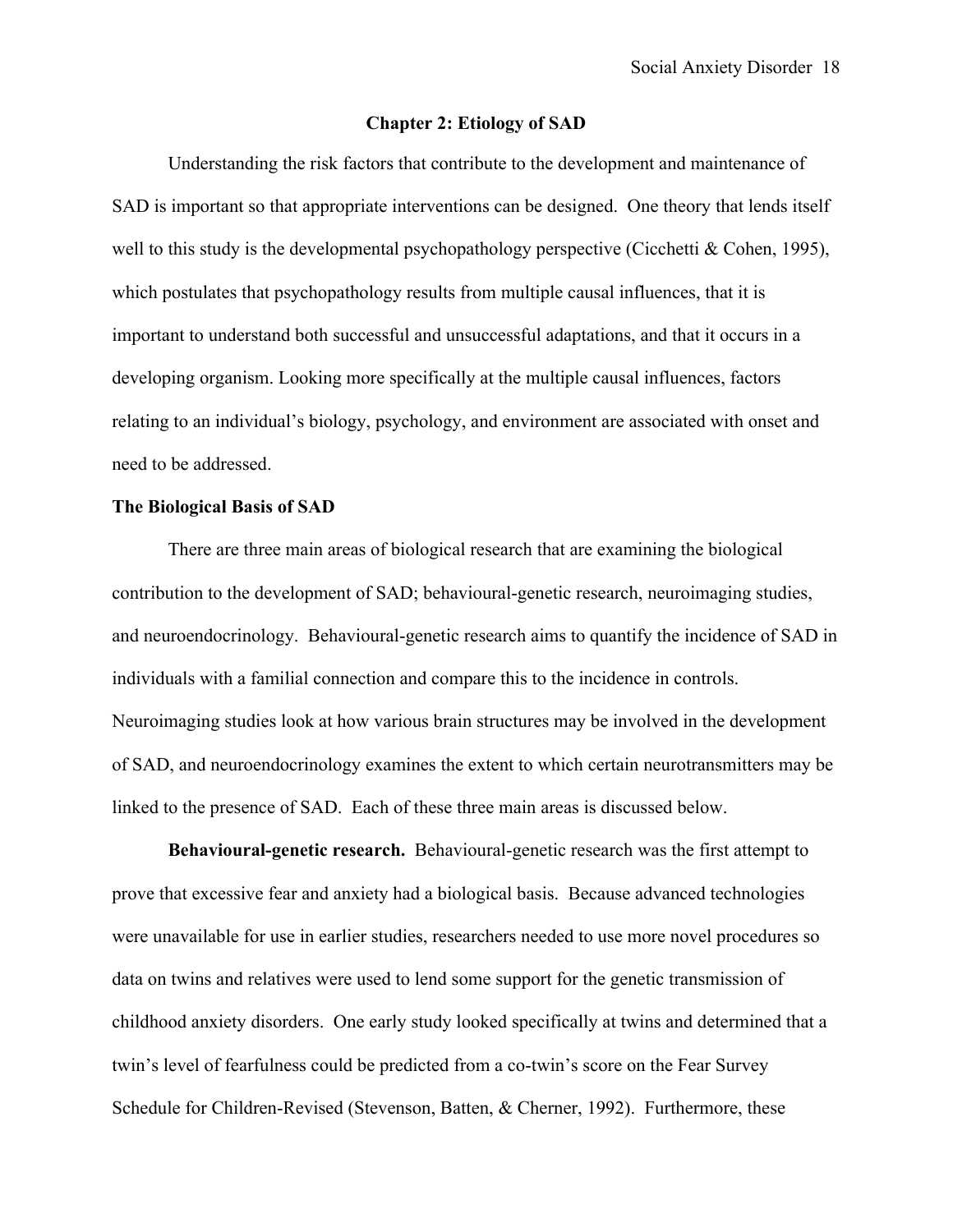## Chapter 2: Etiology of SAD

Understanding the risk factors that contribute to the development and maintenance of SAD is important so that appropriate interventions can be designed. One theory that lends itself well to this study is the developmental psychopathology perspective (Cicchetti & Cohen, 1995), which postulates that psychopathology results from multiple causal influences, that it is important to understand both successful and unsuccessful adaptations, and that it occurs in a developing organism. Looking more specifically at the multiple causal influences, factors relating to an individual's biology, psychology, and environment are associated with onset and need to be addressed.

### The Biological Basis of SAD

There are three main areas of biological research that are examining the biological contribution to the development of SAD; behavioural-genetic research, neuroimaging studies, and neuroendocrinology. Behavioural-genetic research aims to quantify the incidence of SAD in individuals with a familial connection and compare this to the incidence in controls. Neuroimaging studies look at how various brain structures may be involved in the development of SAD, and neuroendocrinology examines the extent to which certain neurotransmitters may be linked to the presence of SAD. Each of these three main areas is discussed below.

**Behavioural-genetic research.** Behavioural-genetic research was the first attempt to prove that excessive fear and anxiety had a biological basis. Because advanced technologies were unavailable for use in earlier studies, researchers needed to use more novel procedures so data on twins and relatives were used to lend some support for the genetic transmission of childhood anxiety disorders. One early study looked specifically at twins and determined that a twin's level of fearfulness could be predicted from a co-twin's score on the Fear Survey Schedule for Children-Revised (Stevenson, Batten, & Cherner, 1992). Furthermore, these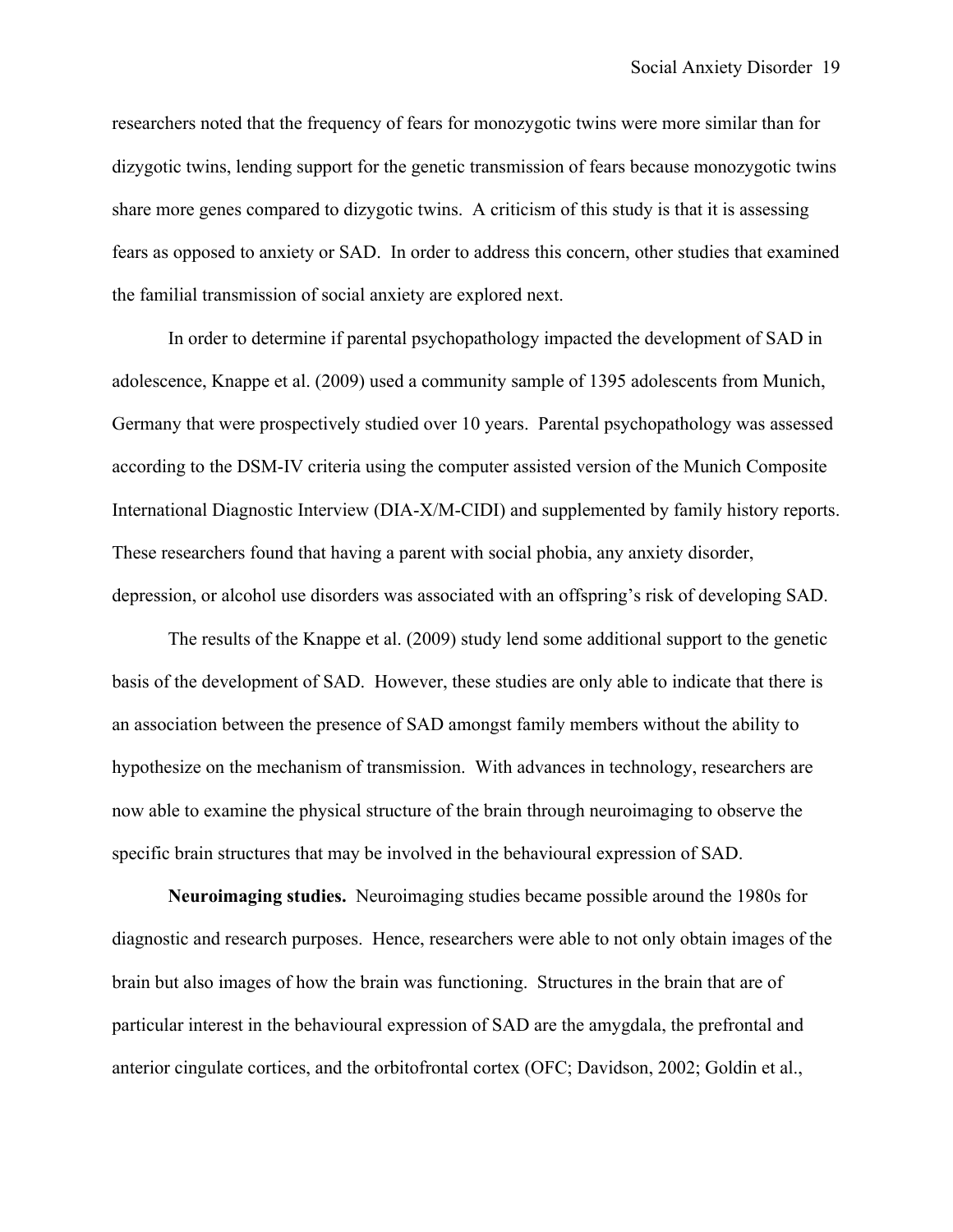researchers noted that the frequency of fears for monozygotic twins were more similar than for dizygotic twins, lending support for the genetic transmission of fears because monozygotic twins share more genes compared to dizygotic twins. A criticism of this study is that it is assessing fears as opposed to anxiety or SAD. In order to address this concern, other studies that examined the familial transmission of social anxiety are explored next.

In order to determine if parental psychopathology impacted the development of SAD in adolescence, Knappe et al. (2009) used a community sample of 1395 adolescents from Munich, Germany that were prospectively studied over 10 years. Parental psychopathology was assessed according to the DSM-IV criteria using the computer assisted version of the Munich Composite International Diagnostic Interview (DIA-X/M-CIDI) and supplemented by family history reports. These researchers found that having a parent with social phobia, any anxiety disorder, depression, or alcohol use disorders was associated with an offspring's risk of developing SAD.

The results of the Knappe et al. (2009) study lend some additional support to the genetic basis of the development of SAD. However, these studies are only able to indicate that there is an association between the presence of SAD amongst family members without the ability to hypothesize on the mechanism of transmission. With advances in technology, researchers are now able to examine the physical structure of the brain through neuroimaging to observe the specific brain structures that may be involved in the behavioural expression of SAD.

**Neuroimaging studies.** Neuroimaging studies became possible around the 1980s for diagnostic and research purposes. Hence, researchers were able to not only obtain images of the brain but also images of how the brain was functioning. Structures in the brain that are of particular interest in the behavioural expression of SAD are the amygdala, the prefrontal and anterior cingulate cortices, and the orbitofrontal cortex (OFC; Davidson, 2002; Goldin et al.,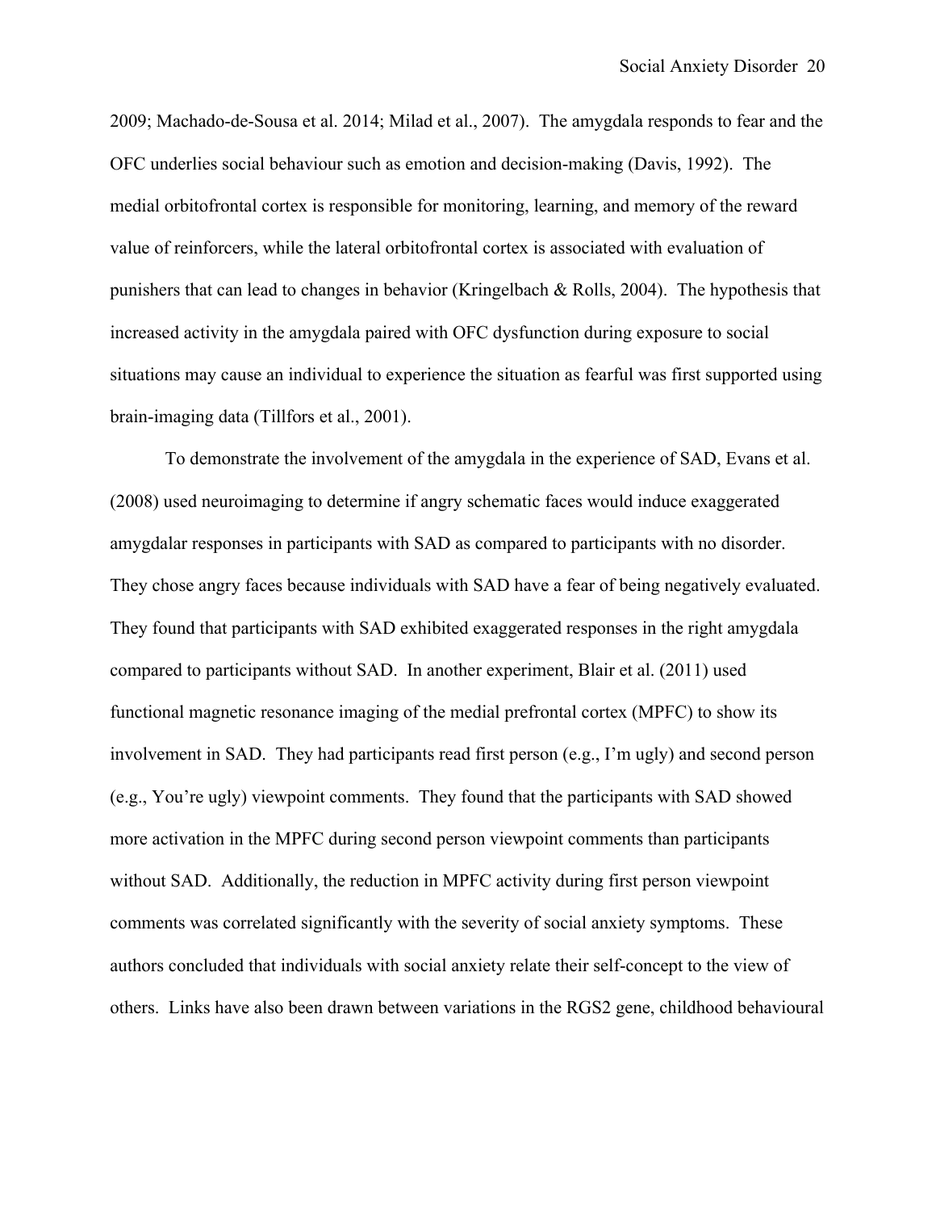2009; Machado-de-Sousa et al. 2014; Milad et al., 2007). The amygdala responds to fear and the OFC underlies social behaviour such as emotion and decision-making (Davis, 1992). The medial orbitofrontal cortex is responsible for monitoring, learning, and memory of the reward value of reinforcers, while the lateral orbitofrontal cortex is associated with evaluation of punishers that can lead to changes in behavior (Kringelbach & Rolls, 2004). The hypothesis that increased activity in the amygdala paired with OFC dysfunction during exposure to social situations may cause an individual to experience the situation as fearful was first supported using brain-imaging data (Tillfors et al., 2001).

To demonstrate the involvement of the amygdala in the experience of SAD, Evans et al. (2008) used neuroimaging to determine if angry schematic faces would induce exaggerated amygdalar responses in participants with SAD as compared to participants with no disorder. They chose angry faces because individuals with SAD have a fear of being negatively evaluated. They found that participants with SAD exhibited exaggerated responses in the right amygdala compared to participants without SAD. In another experiment, Blair et al. (2011) used functional magnetic resonance imaging of the medial prefrontal cortex (MPFC) to show its involvement in SAD. They had participants read first person (e.g., I'm ugly) and second person (e.g., You're ugly) viewpoint comments. They found that the participants with SAD showed more activation in the MPFC during second person viewpoint comments than participants without SAD. Additionally, the reduction in MPFC activity during first person viewpoint comments was correlated significantly with the severity of social anxiety symptoms. These authors concluded that individuals with social anxiety relate their self-concept to the view of others. Links have also been drawn between variations in the RGS2 gene, childhood behavioural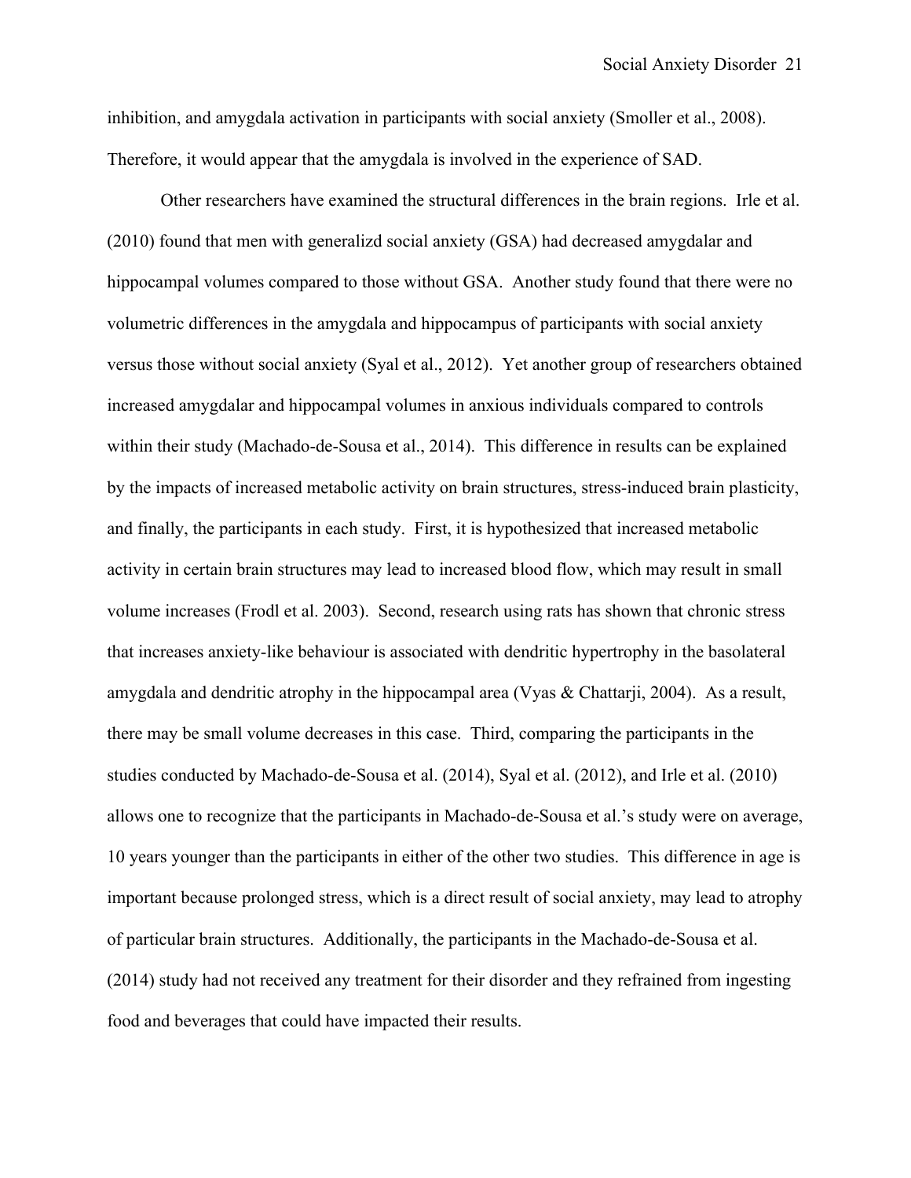inhibition, and amygdala activation in participants with social anxiety (Smoller et al., 2008). Therefore, it would appear that the amygdala is involved in the experience of SAD.

Other researchers have examined the structural differences in the brain regions. Irle et al. (2010) found that men with generalizd social anxiety (GSA) had decreased amygdalar and hippocampal volumes compared to those without GSA. Another study found that there were no volumetric differences in the amygdala and hippocampus of participants with social anxiety versus those without social anxiety (Syal et al., 2012). Yet another group of researchers obtained increased amygdalar and hippocampal volumes in anxious individuals compared to controls within their study (Machado-de-Sousa et al., 2014). This difference in results can be explained by the impacts of increased metabolic activity on brain structures, stress-induced brain plasticity, and finally, the participants in each study. First, it is hypothesized that increased metabolic activity in certain brain structures may lead to increased blood flow, which may result in small volume increases (Frodl et al. 2003). Second, research using rats has shown that chronic stress that increases anxiety-like behaviour is associated with dendritic hypertrophy in the basolateral amygdala and dendritic atrophy in the hippocampal area (Vyas & Chattarji, 2004). As a result, there may be small volume decreases in this case. Third, comparing the participants in the studies conducted by Machado-de-Sousa et al. (2014), Syal et al. (2012), and Irle et al. (2010) allows one to recognize that the participants in Machado-de-Sousa et al.'s study were on average, 10 years younger than the participants in either of the other two studies. This difference in age is important because prolonged stress, which is a direct result of social anxiety, may lead to atrophy of particular brain structures. Additionally, the participants in the Machado-de-Sousa et al. (2014) study had not received any treatment for their disorder and they refrained from ingesting food and beverages that could have impacted their results.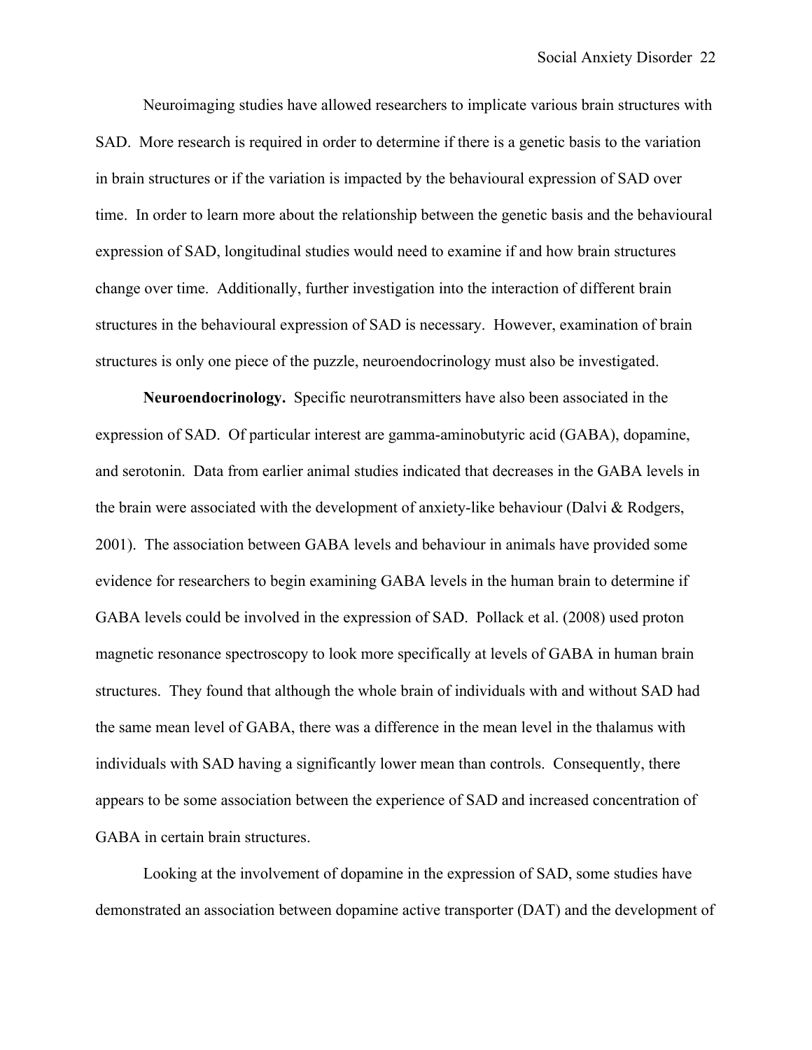Neuroimaging studies have allowed researchers to implicate various brain structures with SAD. More research is required in order to determine if there is a genetic basis to the variation in brain structures or if the variation is impacted by the behavioural expression of SAD over time. In order to learn more about the relationship between the genetic basis and the behavioural expression of SAD, longitudinal studies would need to examine if and how brain structures change over time. Additionally, further investigation into the interaction of different brain structures in the behavioural expression of SAD is necessary. However, examination of brain structures is only one piece of the puzzle, neuroendocrinology must also be investigated.

**Neuroendocrinology.** Specific neurotransmitters have also been associated in the expression of SAD. Of particular interest are gamma-aminobutyric acid (GABA), dopamine, and serotonin. Data from earlier animal studies indicated that decreases in the GABA levels in the brain were associated with the development of anxiety-like behaviour (Dalvi & Rodgers, 2001). The association between GABA levels and behaviour in animals have provided some evidence for researchers to begin examining GABA levels in the human brain to determine if GABA levels could be involved in the expression of SAD. Pollack et al. (2008) used proton magnetic resonance spectroscopy to look more specifically at levels of GABA in human brain structures. They found that although the whole brain of individuals with and without SAD had the same mean level of GABA, there was a difference in the mean level in the thalamus with individuals with SAD having a significantly lower mean than controls. Consequently, there appears to be some association between the experience of SAD and increased concentration of GABA in certain brain structures.

Looking at the involvement of dopamine in the expression of SAD, some studies have demonstrated an association between dopamine active transporter (DAT) and the development of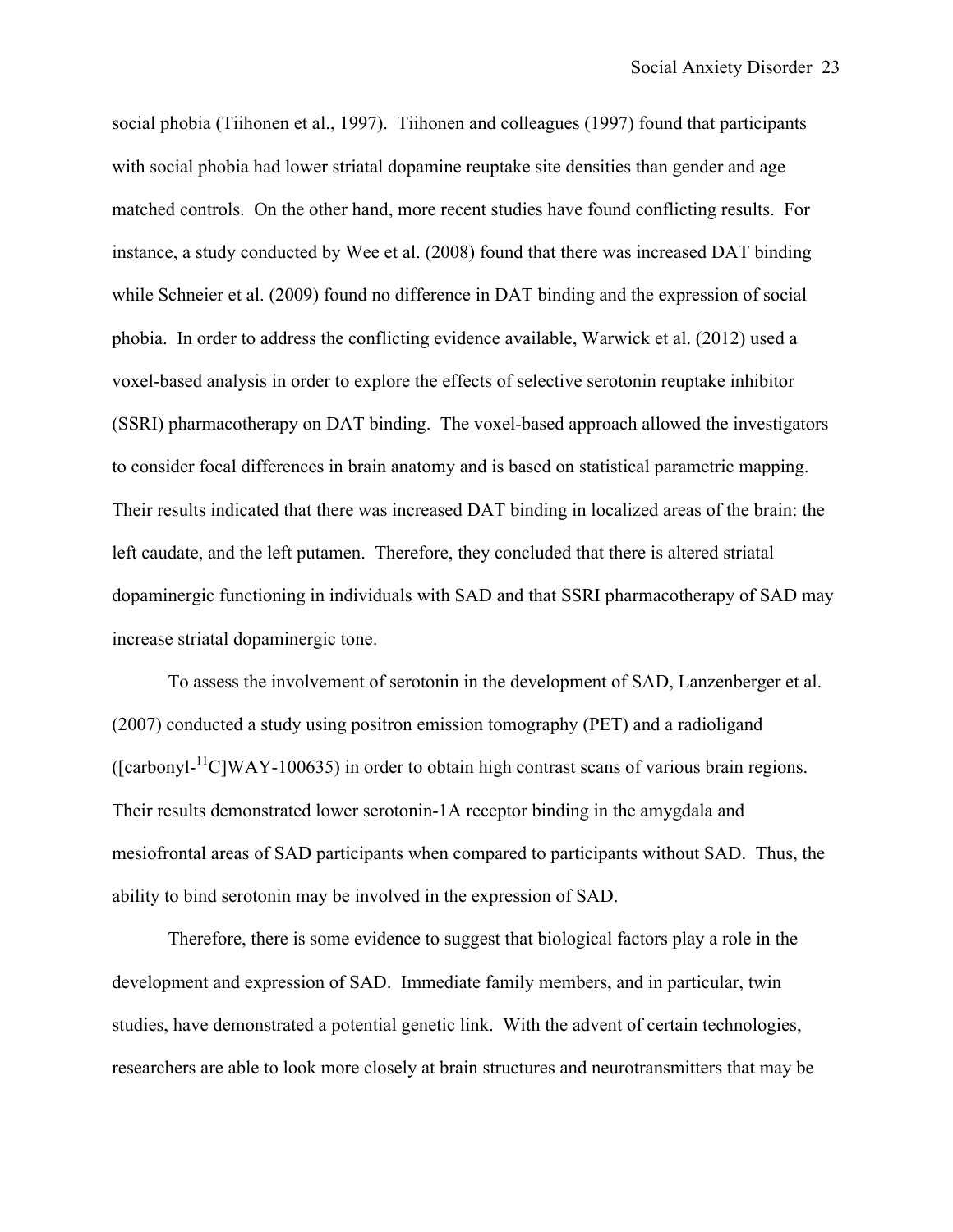social phobia (Tiihonen et al., 1997). Tiihonen and colleagues (1997) found that participants with social phobia had lower striatal dopamine reuptake site densities than gender and age matched controls. On the other hand, more recent studies have found conflicting results. For instance, a study conducted by Wee et al. (2008) found that there was increased DAT binding while Schneier et al. (2009) found no difference in DAT binding and the expression of social phobia. In order to address the conflicting evidence available, Warwick et al. (2012) used a voxel-based analysis in order to explore the effects of selective serotonin reuptake inhibitor (SSRI) pharmacotherapy on DAT binding. The voxel-based approach allowed the investigators to consider focal differences in brain anatomy and is based on statistical parametric mapping. Their results indicated that there was increased DAT binding in localized areas of the brain: the left caudate, and the left putamen. Therefore, they concluded that there is altered striatal dopaminergic functioning in individuals with SAD and that SSRI pharmacotherapy of SAD may increase striatal dopaminergic tone.

To assess the involvement of serotonin in the development of SAD, Lanzenberger et al. (2007) conducted a study using positron emission tomography (PET) and a radioligand ([carbonyl-$^{11}$C]WAY-100635) in order to obtain high contrast scans of various brain regions. Their results demonstrated lower serotonin-1A receptor binding in the amygdala and mesiofrontal areas of SAD participants when compared to participants without SAD. Thus, the ability to bind serotonin may be involved in the expression of SAD.

Therefore, there is some evidence to suggest that biological factors play a role in the development and expression of SAD. Immediate family members, and in particular, twin studies, have demonstrated a potential genetic link. With the advent of certain technologies, researchers are able to look more closely at brain structures and neurotransmitters that may be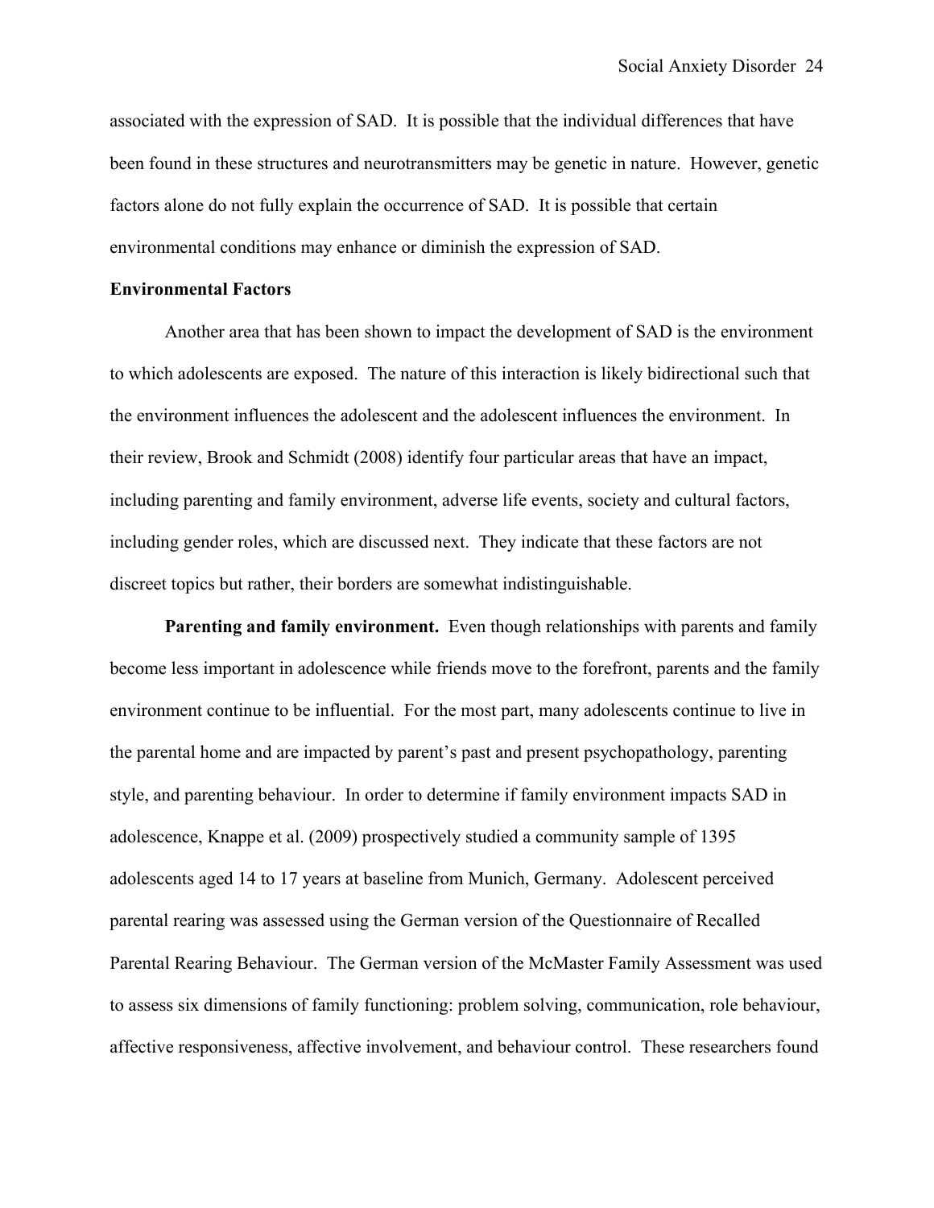associated with the expression of SAD. It is possible that the individual differences that have been found in these structures and neurotransmitters may be genetic in nature. However, genetic factors alone do not fully explain the occurrence of SAD. It is possible that certain environmental conditions may enhance or diminish the expression of SAD.

## Environmental Factors

Another area that has been shown to impact the development of SAD is the environment to which adolescents are exposed. The nature of this interaction is likely bidirectional such that the environment influences the adolescent and the adolescent influences the environment. In their review, Brook and Schmidt (2008) identify four particular areas that have an impact, including parenting and family environment, adverse life events, society and cultural factors, including gender roles, which are discussed next. They indicate that these factors are not discreet topics but rather, their borders are somewhat indistinguishable.

**Parenting and family environment.** Even though relationships with parents and family become less important in adolescence while friends move to the forefront, parents and the family environment continue to be influential. For the most part, many adolescents continue to live in the parental home and are impacted by parent's past and present psychopathology, parenting style, and parenting behaviour. In order to determine if family environment impacts SAD in adolescence, Knappe et al. (2009) prospectively studied a community sample of 1395 adolescents aged 14 to 17 years at baseline from Munich, Germany. Adolescent perceived parental rearing was assessed using the German version of the Questionnaire of Recalled Parental Rearing Behaviour. The German version of the McMaster Family Assessment was used to assess six dimensions of family functioning: problem solving, communication, role behaviour, affective responsiveness, affective involvement, and behaviour control. These researchers found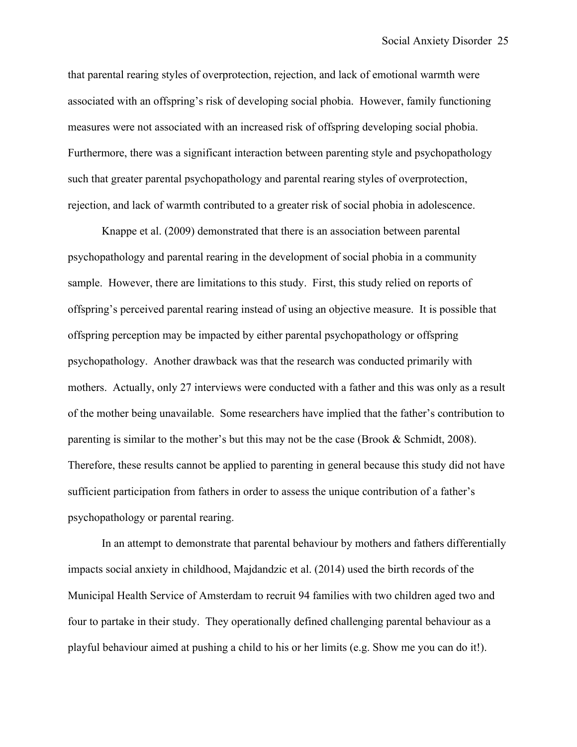that parental rearing styles of overprotection, rejection, and lack of emotional warmth were associated with an offspring's risk of developing social phobia. However, family functioning measures were not associated with an increased risk of offspring developing social phobia. Furthermore, there was a significant interaction between parenting style and psychopathology such that greater parental psychopathology and parental rearing styles of overprotection, rejection, and lack of warmth contributed to a greater risk of social phobia in adolescence.

Knappe et al. (2009) demonstrated that there is an association between parental psychopathology and parental rearing in the development of social phobia in a community sample. However, there are limitations to this study. First, this study relied on reports of offspring's perceived parental rearing instead of using an objective measure. It is possible that offspring perception may be impacted by either parental psychopathology or offspring psychopathology. Another drawback was that the research was conducted primarily with mothers. Actually, only 27 interviews were conducted with a father and this was only as a result of the mother being unavailable. Some researchers have implied that the father's contribution to parenting is similar to the mother's but this may not be the case (Brook & Schmidt, 2008). Therefore, these results cannot be applied to parenting in general because this study did not have sufficient participation from fathers in order to assess the unique contribution of a father's psychopathology or parental rearing.

In an attempt to demonstrate that parental behaviour by mothers and fathers differentially impacts social anxiety in childhood, Majdandzic et al. (2014) used the birth records of the Municipal Health Service of Amsterdam to recruit 94 families with two children aged two and four to partake in their study. They operationally defined challenging parental behaviour as a playful behaviour aimed at pushing a child to his or her limits (e.g. Show me you can do it!).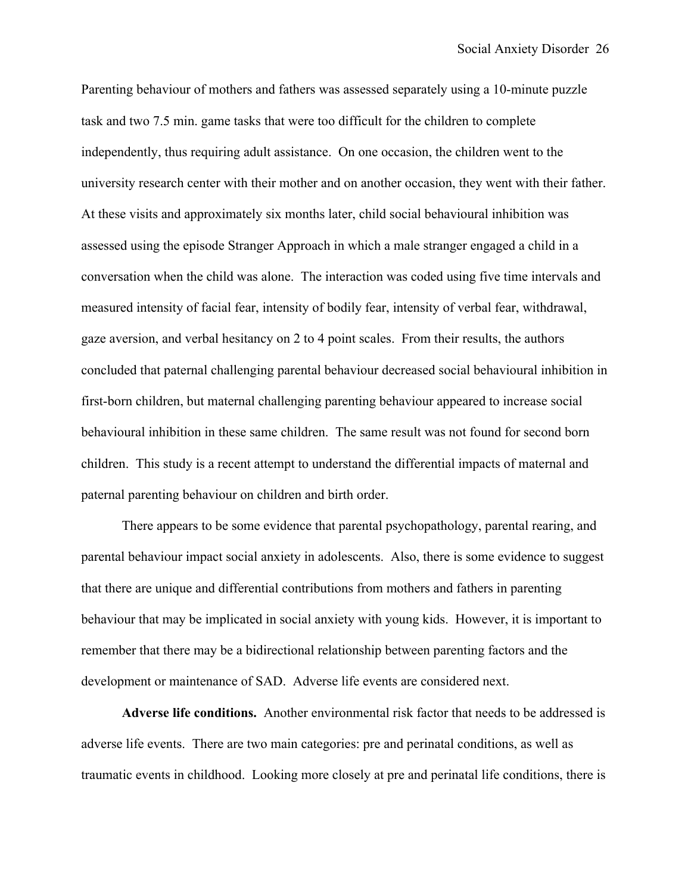Parenting behaviour of mothers and fathers was assessed separately using a 10-minute puzzle task and two 7.5 min. game tasks that were too difficult for the children to complete independently, thus requiring adult assistance. On one occasion, the children went to the university research center with their mother and on another occasion, they went with their father. At these visits and approximately six months later, child social behavioural inhibition was assessed using the episode Stranger Approach in which a male stranger engaged a child in a conversation when the child was alone. The interaction was coded using five time intervals and measured intensity of facial fear, intensity of bodily fear, intensity of verbal fear, withdrawal, gaze aversion, and verbal hesitancy on 2 to 4 point scales. From their results, the authors concluded that paternal challenging parental behaviour decreased social behavioural inhibition in first-born children, but maternal challenging parenting behaviour appeared to increase social behavioural inhibition in these same children. The same result was not found for second born children. This study is a recent attempt to understand the differential impacts of maternal and paternal parenting behaviour on children and birth order.

There appears to be some evidence that parental psychopathology, parental rearing, and parental behaviour impact social anxiety in adolescents. Also, there is some evidence to suggest that there are unique and differential contributions from mothers and fathers in parenting behaviour that may be implicated in social anxiety with young kids. However, it is important to remember that there may be a bidirectional relationship between parenting factors and the development or maintenance of SAD. Adverse life events are considered next.

**Adverse life conditions.** Another environmental risk factor that needs to be addressed is adverse life events. There are two main categories: pre and perinatal conditions, as well as traumatic events in childhood. Looking more closely at pre and perinatal life conditions, there is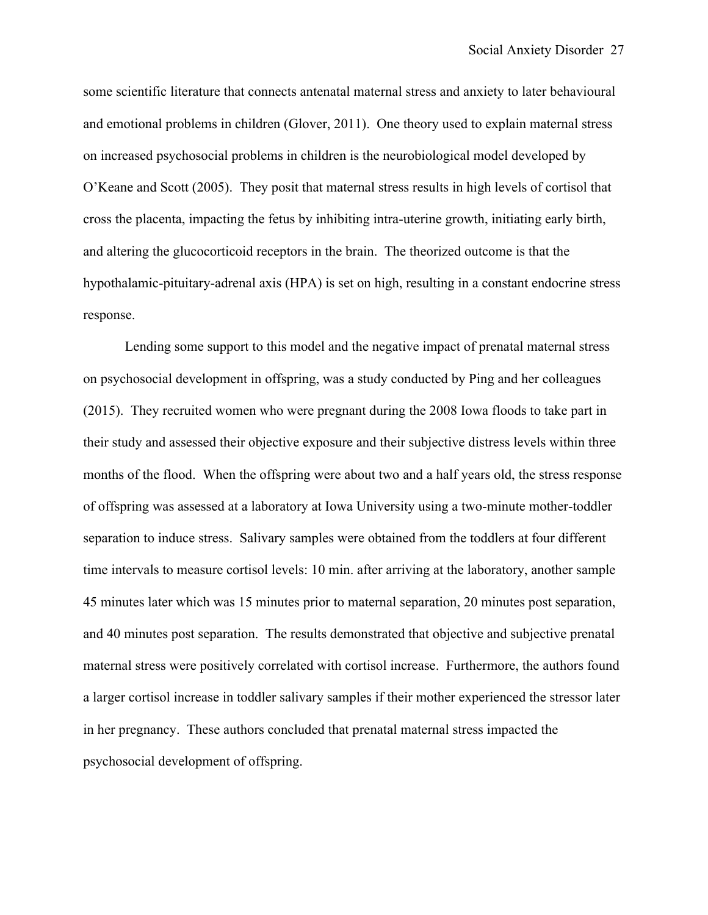some scientific literature that connects antenatal maternal stress and anxiety to later behavioural and emotional problems in children (Glover, 2011). One theory used to explain maternal stress on increased psychosocial problems in children is the neurobiological model developed by O'Keane and Scott (2005). They posit that maternal stress results in high levels of cortisol that cross the placenta, impacting the fetus by inhibiting intra-uterine growth, initiating early birth, and altering the glucocorticoid receptors in the brain. The theorized outcome is that the hypothalamic-pituitary-adrenal axis (HPA) is set on high, resulting in a constant endocrine stress response.

Lending some support to this model and the negative impact of prenatal maternal stress on psychosocial development in offspring, was a study conducted by Ping and her colleagues (2015). They recruited women who were pregnant during the 2008 Iowa floods to take part in their study and assessed their objective exposure and their subjective distress levels within three months of the flood. When the offspring were about two and a half years old, the stress response of offspring was assessed at a laboratory at Iowa University using a two-minute mother-toddler separation to induce stress. Salivary samples were obtained from the toddlers at four different time intervals to measure cortisol levels: 10 min. after arriving at the laboratory, another sample 45 minutes later which was 15 minutes prior to maternal separation, 20 minutes post separation, and 40 minutes post separation. The results demonstrated that objective and subjective prenatal maternal stress were positively correlated with cortisol increase. Furthermore, the authors found a larger cortisol increase in toddler salivary samples if their mother experienced the stressor later in her pregnancy. These authors concluded that prenatal maternal stress impacted the psychosocial development of offspring.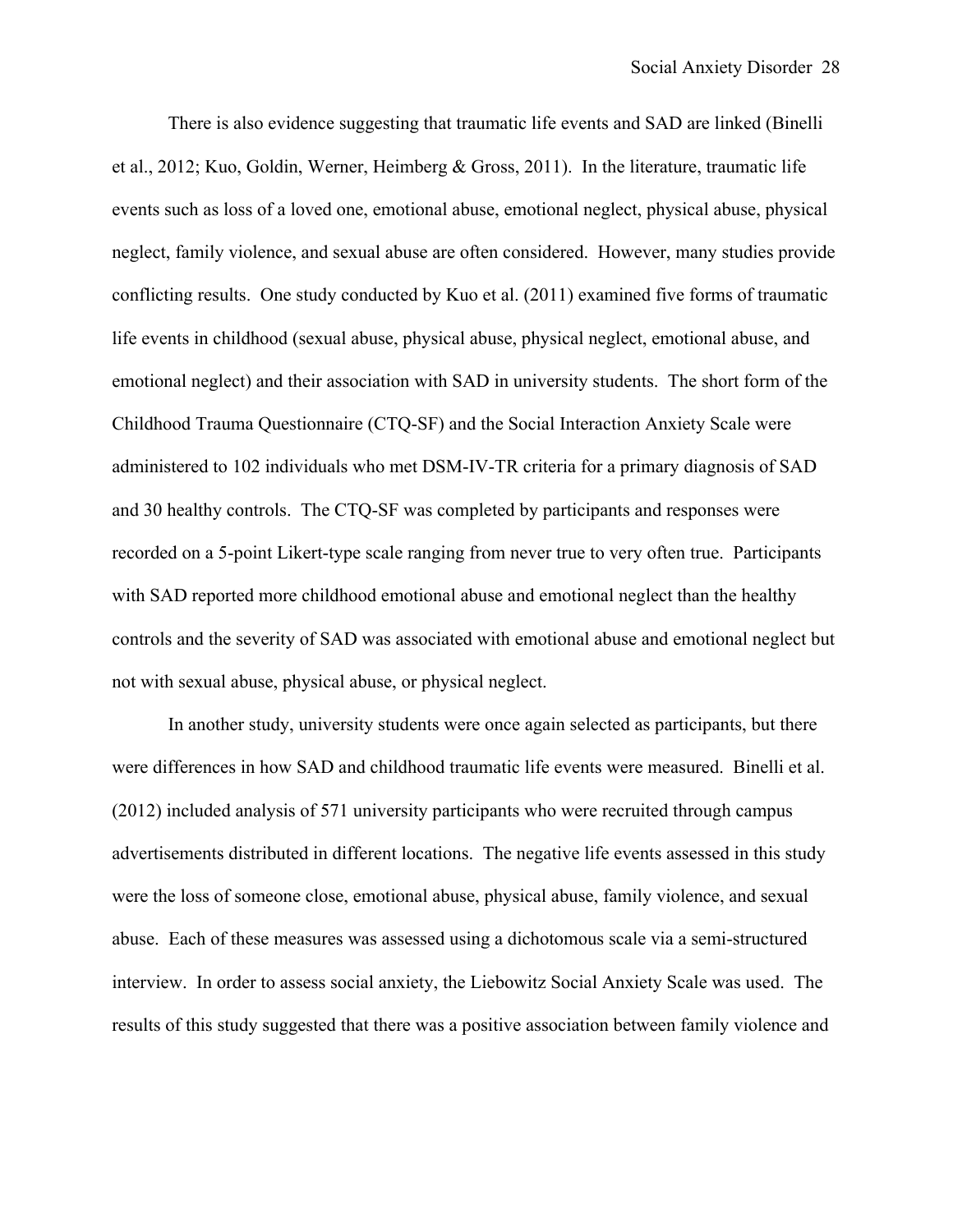There is also evidence suggesting that traumatic life events and SAD are linked (Binelli et al., 2012; Kuo, Goldin, Werner, Heimberg & Gross, 2011). In the literature, traumatic life events such as loss of a loved one, emotional abuse, emotional neglect, physical abuse, physical neglect, family violence, and sexual abuse are often considered. However, many studies provide conflicting results. One study conducted by Kuo et al. (2011) examined five forms of traumatic life events in childhood (sexual abuse, physical abuse, physical neglect, emotional abuse, and emotional neglect) and their association with SAD in university students. The short form of the Childhood Trauma Questionnaire (CTQ-SF) and the Social Interaction Anxiety Scale were administered to 102 individuals who met DSM-IV-TR criteria for a primary diagnosis of SAD and 30 healthy controls. The CTQ-SF was completed by participants and responses were recorded on a 5-point Likert-type scale ranging from never true to very often true. Participants with SAD reported more childhood emotional abuse and emotional neglect than the healthy controls and the severity of SAD was associated with emotional abuse and emotional neglect but not with sexual abuse, physical abuse, or physical neglect.

In another study, university students were once again selected as participants, but there were differences in how SAD and childhood traumatic life events were measured. Binelli et al. (2012) included analysis of 571 university participants who were recruited through campus advertisements distributed in different locations. The negative life events assessed in this study were the loss of someone close, emotional abuse, physical abuse, family violence, and sexual abuse. Each of these measures was assessed using a dichotomous scale via a semi-structured interview. In order to assess social anxiety, the Liebowitz Social Anxiety Scale was used. The results of this study suggested that there was a positive association between family violence and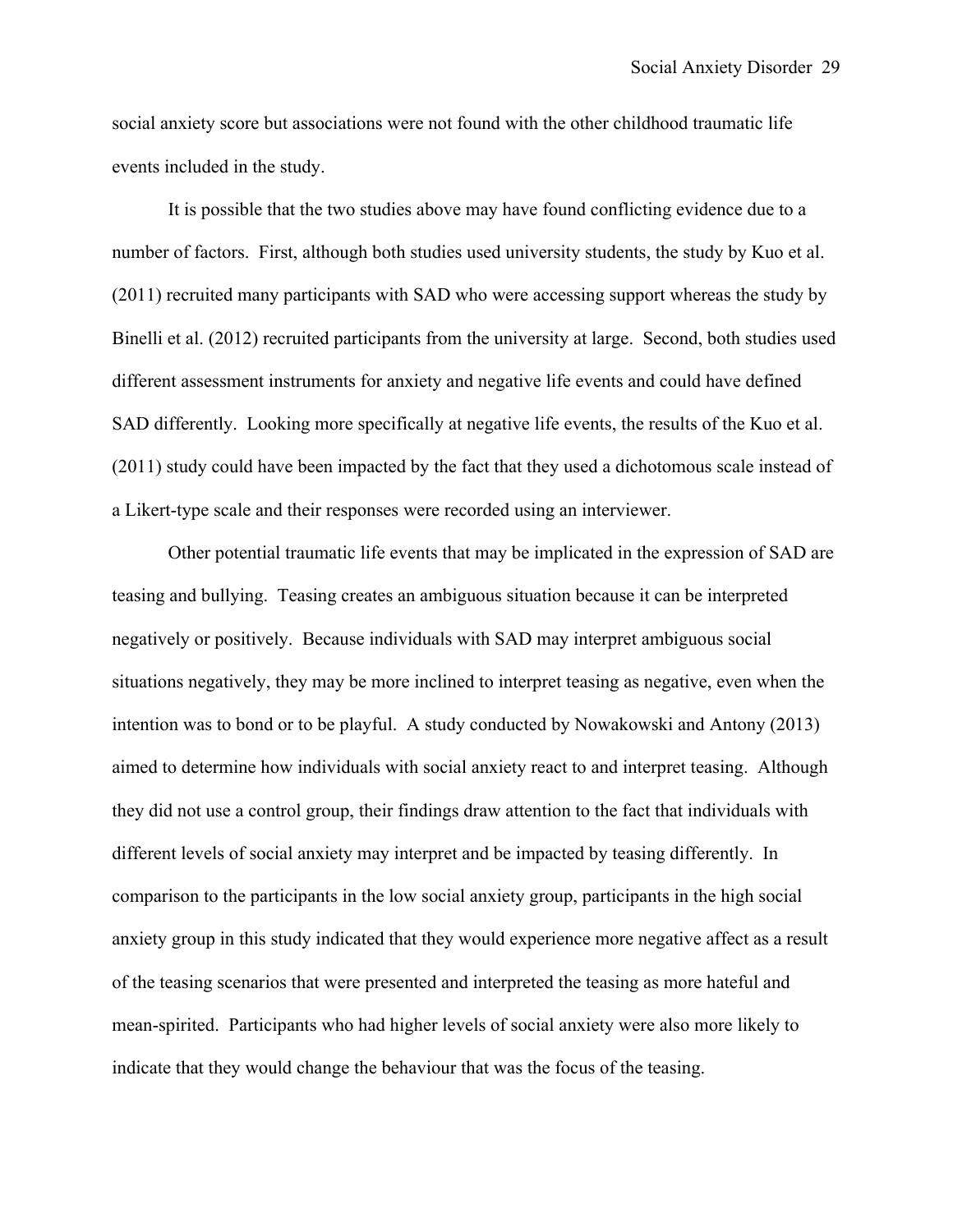social anxiety score but associations were not found with the other childhood traumatic life events included in the study.

It is possible that the two studies above may have found conflicting evidence due to a number of factors. First, although both studies used university students, the study by Kuo et al. (2011) recruited many participants with SAD who were accessing support whereas the study by Binelli et al. (2012) recruited participants from the university at large. Second, both studies used different assessment instruments for anxiety and negative life events and could have defined SAD differently. Looking more specifically at negative life events, the results of the Kuo et al. (2011) study could have been impacted by the fact that they used a dichotomous scale instead of a Likert-type scale and their responses were recorded using an interviewer.

Other potential traumatic life events that may be implicated in the expression of SAD are teasing and bullying. Teasing creates an ambiguous situation because it can be interpreted negatively or positively. Because individuals with SAD may interpret ambiguous social situations negatively, they may be more inclined to interpret teasing as negative, even when the intention was to bond or to be playful. A study conducted by Nowakowski and Antony (2013) aimed to determine how individuals with social anxiety react to and interpret teasing. Although they did not use a control group, their findings draw attention to the fact that individuals with different levels of social anxiety may interpret and be impacted by teasing differently. In comparison to the participants in the low social anxiety group, participants in the high social anxiety group in this study indicated that they would experience more negative affect as a result of the teasing scenarios that were presented and interpreted the teasing as more hateful and mean-spirited. Participants who had higher levels of social anxiety were also more likely to indicate that they would change the behaviour that was the focus of the teasing.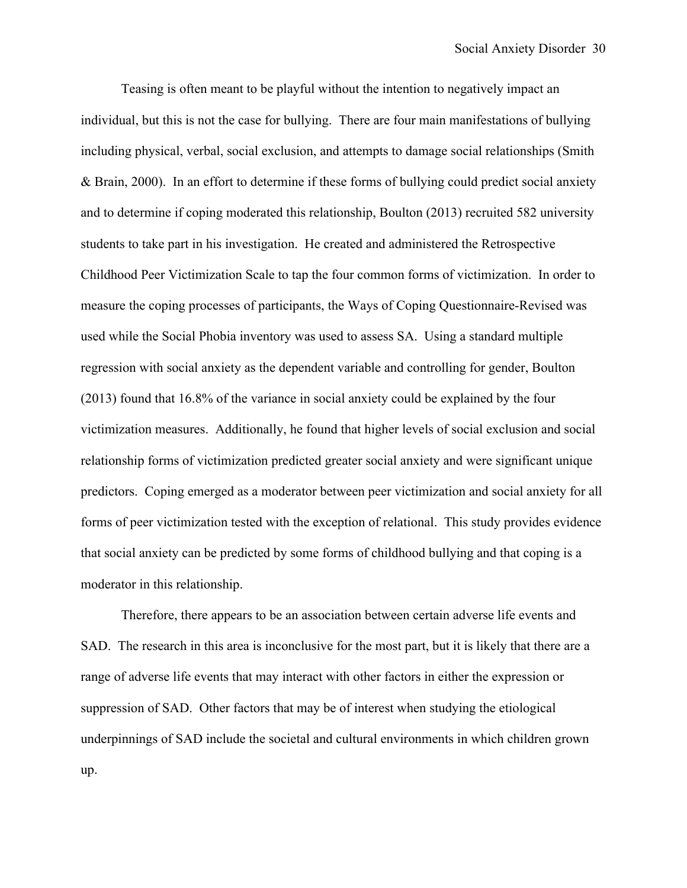Teasing is often meant to be playful without the intention to negatively impact an individual, but this is not the case for bullying. There are four main manifestations of bullying including physical, verbal, social exclusion, and attempts to damage social relationships (Smith & Brain, 2000). In an effort to determine if these forms of bullying could predict social anxiety and to determine if coping moderated this relationship, Boulton (2013) recruited 582 university students to take part in his investigation. He created and administered the Retrospective Childhood Peer Victimization Scale to tap the four common forms of victimization. In order to measure the coping processes of participants, the Ways of Coping Questionnaire-Revised was used while the Social Phobia inventory was used to assess SA. Using a standard multiple regression with social anxiety as the dependent variable and controlling for gender, Boulton (2013) found that 16.8% of the variance in social anxiety could be explained by the four victimization measures. Additionally, he found that higher levels of social exclusion and social relationship forms of victimization predicted greater social anxiety and were significant unique predictors. Coping emerged as a moderator between peer victimization and social anxiety for all forms of peer victimization tested with the exception of relational. This study provides evidence that social anxiety can be predicted by some forms of childhood bullying and that coping is a moderator in this relationship.

Therefore, there appears to be an association between certain adverse life events and SAD. The research in this area is inconclusive for the most part, but it is likely that there are a range of adverse life events that may interact with other factors in either the expression or suppression of SAD. Other factors that may be of interest when studying the etiological underpinnings of SAD include the societal and cultural environments in which children grown up.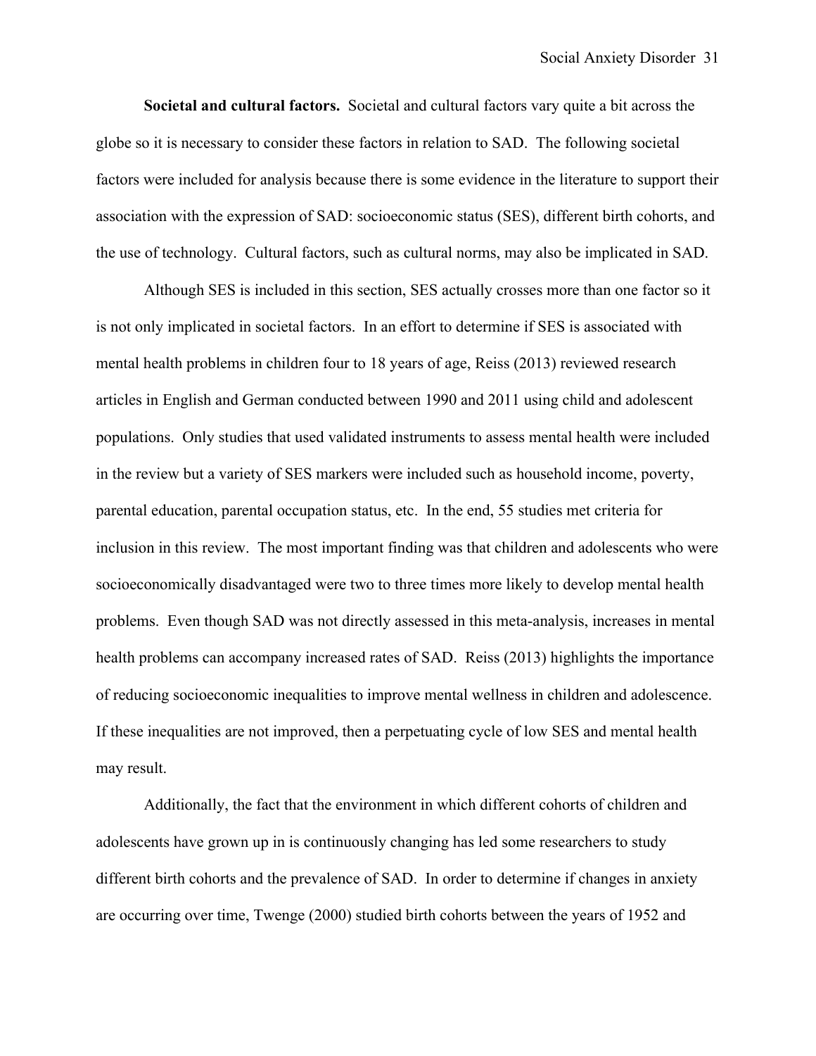**Societal and cultural factors.** Societal and cultural factors vary quite a bit across the globe so it is necessary to consider these factors in relation to SAD. The following societal factors were included for analysis because there is some evidence in the literature to support their association with the expression of SAD: socioeconomic status (SES), different birth cohorts, and the use of technology. Cultural factors, such as cultural norms, may also be implicated in SAD.

Although SES is included in this section, SES actually crosses more than one factor so it is not only implicated in societal factors. In an effort to determine if SES is associated with mental health problems in children four to 18 years of age, Reiss (2013) reviewed research articles in English and German conducted between 1990 and 2011 using child and adolescent populations. Only studies that used validated instruments to assess mental health were included in the review but a variety of SES markers were included such as household income, poverty, parental education, parental occupation status, etc. In the end, 55 studies met criteria for inclusion in this review. The most important finding was that children and adolescents who were socioeconomically disadvantaged were two to three times more likely to develop mental health problems. Even though SAD was not directly assessed in this meta-analysis, increases in mental health problems can accompany increased rates of SAD. Reiss (2013) highlights the importance of reducing socioeconomic inequalities to improve mental wellness in children and adolescence. If these inequalities are not improved, then a perpetuating cycle of low SES and mental health may result.

Additionally, the fact that the environment in which different cohorts of children and adolescents have grown up in is continuously changing has led some researchers to study different birth cohorts and the prevalence of SAD. In order to determine if changes in anxiety are occurring over time, Twenge (2000) studied birth cohorts between the years of 1952 and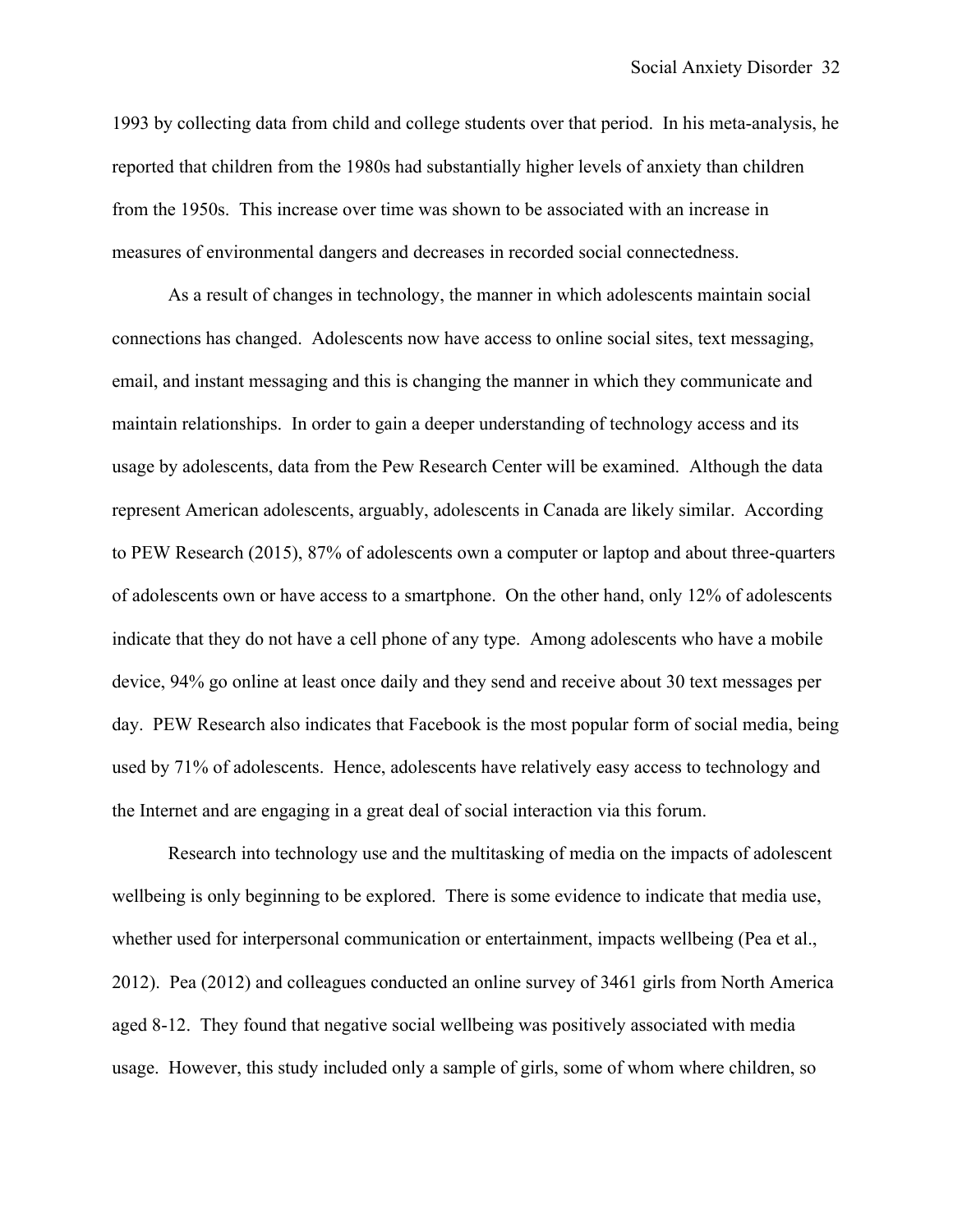1993 by collecting data from child and college students over that period. In his meta-analysis, he reported that children from the 1980s had substantially higher levels of anxiety than children from the 1950s. This increase over time was shown to be associated with an increase in measures of environmental dangers and decreases in recorded social connectedness.

As a result of changes in technology, the manner in which adolescents maintain social connections has changed. Adolescents now have access to online social sites, text messaging, email, and instant messaging and this is changing the manner in which they communicate and maintain relationships. In order to gain a deeper understanding of technology access and its usage by adolescents, data from the Pew Research Center will be examined. Although the data represent American adolescents, arguably, adolescents in Canada are likely similar. According to PEW Research (2015), 87% of adolescents own a computer or laptop and about three-quarters of adolescents own or have access to a smartphone. On the other hand, only 12% of adolescents indicate that they do not have a cell phone of any type. Among adolescents who have a mobile device, 94% go online at least once daily and they send and receive about 30 text messages per day. PEW Research also indicates that Facebook is the most popular form of social media, being used by 71% of adolescents. Hence, adolescents have relatively easy access to technology and the Internet and are engaging in a great deal of social interaction via this forum.

Research into technology use and the multitasking of media on the impacts of adolescent wellbeing is only beginning to be explored. There is some evidence to indicate that media use, whether used for interpersonal communication or entertainment, impacts wellbeing (Pea et al., 2012). Pea (2012) and colleagues conducted an online survey of 3461 girls from North America aged 8-12. They found that negative social wellbeing was positively associated with media usage. However, this study included only a sample of girls, some of whom where children, so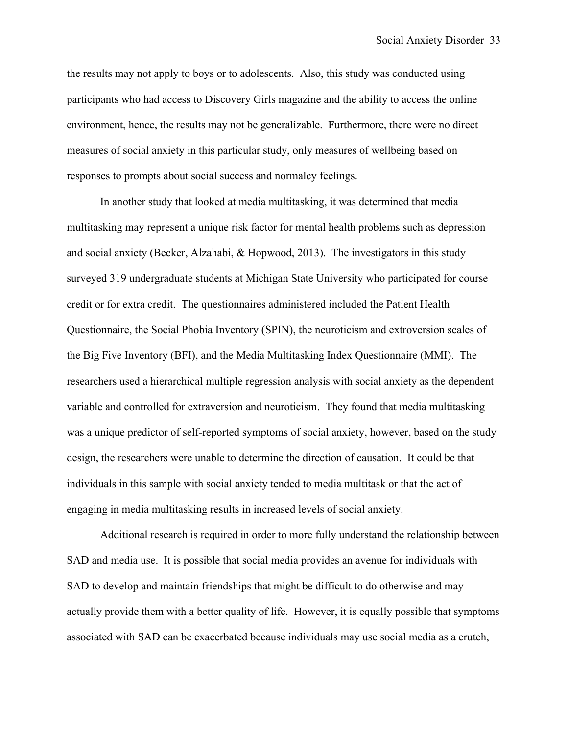the results may not apply to boys or to adolescents. Also, this study was conducted using participants who had access to Discovery Girls magazine and the ability to access the online environment, hence, the results may not be generalizable. Furthermore, there were no direct measures of social anxiety in this particular study, only measures of wellbeing based on responses to prompts about social success and normalcy feelings.

In another study that looked at media multitasking, it was determined that media multitasking may represent a unique risk factor for mental health problems such as depression and social anxiety (Becker, Alzahabi, & Hopwood, 2013). The investigators in this study surveyed 319 undergraduate students at Michigan State University who participated for course credit or for extra credit. The questionnaires administered included the Patient Health Questionnaire, the Social Phobia Inventory (SPIN), the neuroticism and extroversion scales of the Big Five Inventory (BFI), and the Media Multitasking Index Questionnaire (MMI). The researchers used a hierarchical multiple regression analysis with social anxiety as the dependent variable and controlled for extraversion and neuroticism. They found that media multitasking was a unique predictor of self-reported symptoms of social anxiety, however, based on the study design, the researchers were unable to determine the direction of causation. It could be that individuals in this sample with social anxiety tended to media multitask or that the act of engaging in media multitasking results in increased levels of social anxiety.

Additional research is required in order to more fully understand the relationship between SAD and media use. It is possible that social media provides an avenue for individuals with SAD to develop and maintain friendships that might be difficult to do otherwise and may actually provide them with a better quality of life. However, it is equally possible that symptoms associated with SAD can be exacerbated because individuals may use social media as a crutch,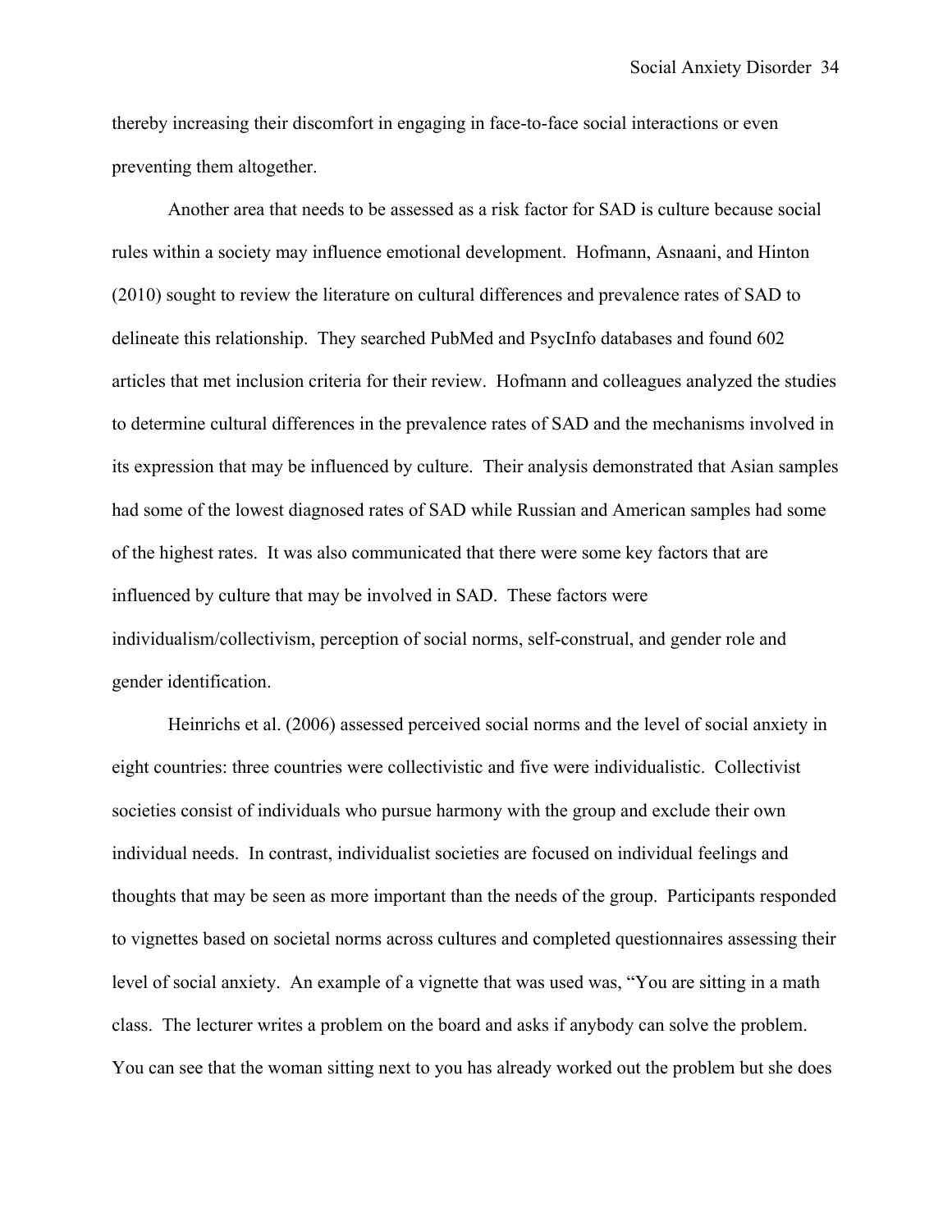thereby increasing their discomfort in engaging in face-to-face social interactions or even preventing them altogether.

Another area that needs to be assessed as a risk factor for SAD is culture because social rules within a society may influence emotional development. Hofmann, Asnaani, and Hinton (2010) sought to review the literature on cultural differences and prevalence rates of SAD to delineate this relationship. They searched PubMed and PsycInfo databases and found 602 articles that met inclusion criteria for their review. Hofmann and colleagues analyzed the studies to determine cultural differences in the prevalence rates of SAD and the mechanisms involved in its expression that may be influenced by culture. Their analysis demonstrated that Asian samples had some of the lowest diagnosed rates of SAD while Russian and American samples had some of the highest rates. It was also communicated that there were some key factors that are influenced by culture that may be involved in SAD. These factors were individualism/collectivism, perception of social norms, self-construal, and gender role and gender identification.

Heinrichs et al. (2006) assessed perceived social norms and the level of social anxiety in eight countries: three countries were collectivistic and five were individualistic. Collectivist societies consist of individuals who pursue harmony with the group and exclude their own individual needs. In contrast, individualist societies are focused on individual feelings and thoughts that may be seen as more important than the needs of the group. Participants responded to vignettes based on societal norms across cultures and completed questionnaires assessing their level of social anxiety. An example of a vignette that was used was, "You are sitting in a math class. The lecturer writes a problem on the board and asks if anybody can solve the problem. You can see that the woman sitting next to you has already worked out the problem but she does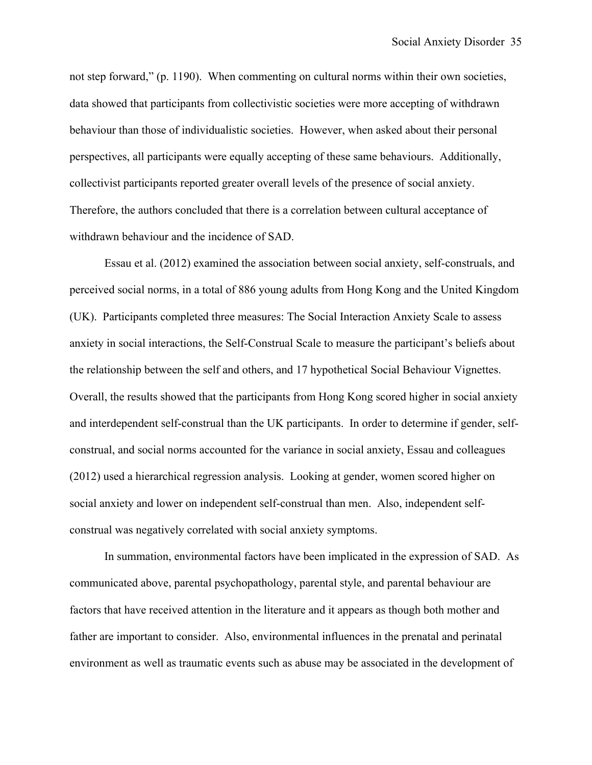not step forward," (p. 1190). When commenting on cultural norms within their own societies, data showed that participants from collectivistic societies were more accepting of withdrawn behaviour than those of individualistic societies. However, when asked about their personal perspectives, all participants were equally accepting of these same behaviours. Additionally, collectivist participants reported greater overall levels of the presence of social anxiety. Therefore, the authors concluded that there is a correlation between cultural acceptance of withdrawn behaviour and the incidence of SAD.

Essau et al. (2012) examined the association between social anxiety, self-construals, and perceived social norms, in a total of 886 young adults from Hong Kong and the United Kingdom (UK). Participants completed three measures: The Social Interaction Anxiety Scale to assess anxiety in social interactions, the Self-Construal Scale to measure the participant's beliefs about the relationship between the self and others, and 17 hypothetical Social Behaviour Vignettes. Overall, the results showed that the participants from Hong Kong scored higher in social anxiety and interdependent self-construal than the UK participants. In order to determine if gender, self-construal, and social norms accounted for the variance in social anxiety, Essau and colleagues (2012) used a hierarchical regression analysis. Looking at gender, women scored higher on social anxiety and lower on independent self-construal than men. Also, independent self-construal was negatively correlated with social anxiety symptoms.

In summation, environmental factors have been implicated in the expression of SAD. As communicated above, parental psychopathology, parental style, and parental behaviour are factors that have received attention in the literature and it appears as though both mother and father are important to consider. Also, environmental influences in the prenatal and perinatal environment as well as traumatic events such as abuse may be associated in the development of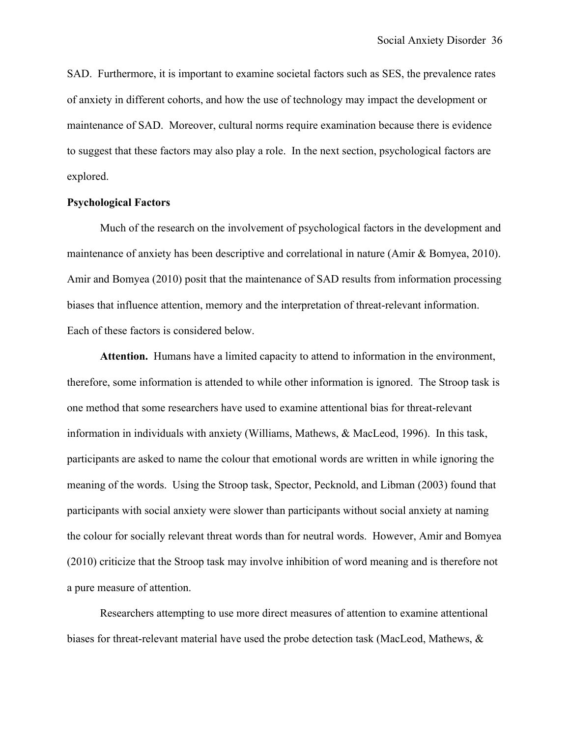SAD. Furthermore, it is important to examine societal factors such as SES, the prevalence rates of anxiety in different cohorts, and how the use of technology may impact the development or maintenance of SAD. Moreover, cultural norms require examination because there is evidence to suggest that these factors may also play a role. In the next section, psychological factors are explored.

## Psychological Factors

Much of the research on the involvement of psychological factors in the development and maintenance of anxiety has been descriptive and correlational in nature (Amir & Bomyea, 2010). Amir and Bomyea (2010) posit that the maintenance of SAD results from information processing biases that influence attention, memory and the interpretation of threat-relevant information. Each of these factors is considered below.

**Attention.** Humans have a limited capacity to attend to information in the environment, therefore, some information is attended to while other information is ignored. The Stroop task is one method that some researchers have used to examine attentional bias for threat-relevant information in individuals with anxiety (Williams, Mathews, & MacLeod, 1996). In this task, participants are asked to name the colour that emotional words are written in while ignoring the meaning of the words. Using the Stroop task, Spector, Pecknold, and Libman (2003) found that participants with social anxiety were slower than participants without social anxiety at naming the colour for socially relevant threat words than for neutral words. However, Amir and Bomyea (2010) criticize that the Stroop task may involve inhibition of word meaning and is therefore not a pure measure of attention.

Researchers attempting to use more direct measures of attention to examine attentional biases for threat-relevant material have used the probe detection task (MacLeod, Mathews, &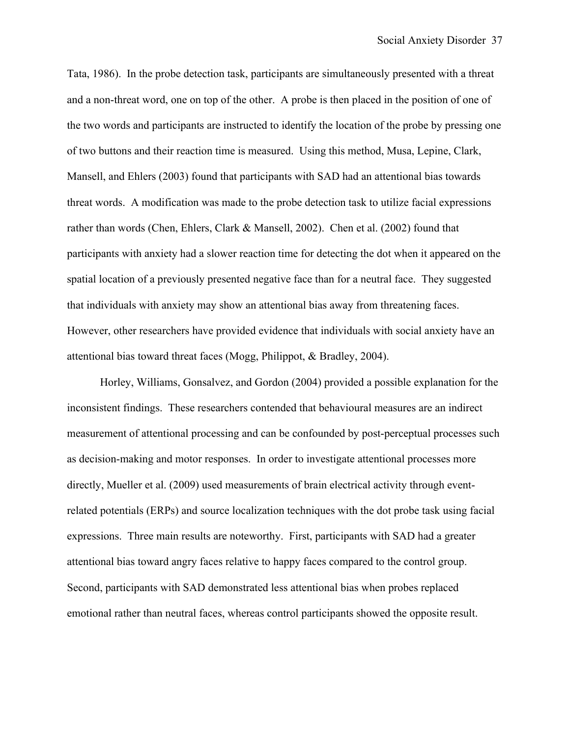Tata, 1986). In the probe detection task, participants are simultaneously presented with a threat and a non-threat word, one on top of the other. A probe is then placed in the position of one of the two words and participants are instructed to identify the location of the probe by pressing one of two buttons and their reaction time is measured. Using this method, Musa, Lepine, Clark, Mansell, and Ehlers (2003) found that participants with SAD had an attentional bias towards threat words. A modification was made to the probe detection task to utilize facial expressions rather than words (Chen, Ehlers, Clark & Mansell, 2002). Chen et al. (2002) found that participants with anxiety had a slower reaction time for detecting the dot when it appeared on the spatial location of a previously presented negative face than for a neutral face. They suggested that individuals with anxiety may show an attentional bias away from threatening faces. However, other researchers have provided evidence that individuals with social anxiety have an attentional bias toward threat faces (Mogg, Philippot, & Bradley, 2004).

Horley, Williams, Gonsalvez, and Gordon (2004) provided a possible explanation for the inconsistent findings. These researchers contended that behavioural measures are an indirect measurement of attentional processing and can be confounded by post-perceptual processes such as decision-making and motor responses. In order to investigate attentional processes more directly, Mueller et al. (2009) used measurements of brain electrical activity through event-related potentials (ERPs) and source localization techniques with the dot probe task using facial expressions. Three main results are noteworthy. First, participants with SAD had a greater attentional bias toward angry faces relative to happy faces compared to the control group. Second, participants with SAD demonstrated less attentional bias when probes replaced emotional rather than neutral faces, whereas control participants showed the opposite result.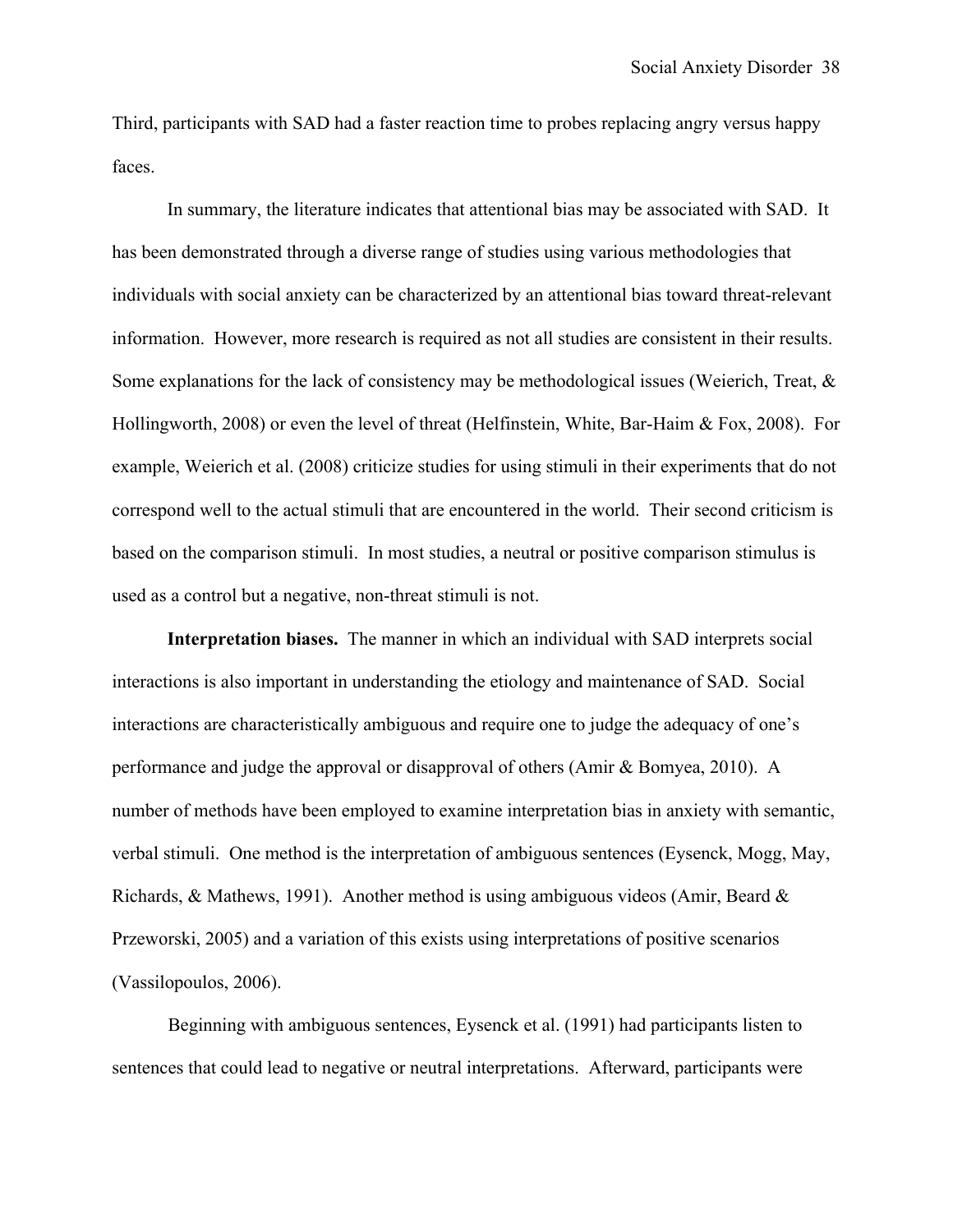Third, participants with SAD had a faster reaction time to probes replacing angry versus happy faces.

In summary, the literature indicates that attentional bias may be associated with SAD. It has been demonstrated through a diverse range of studies using various methodologies that individuals with social anxiety can be characterized by an attentional bias toward threat-relevant information. However, more research is required as not all studies are consistent in their results. Some explanations for the lack of consistency may be methodological issues (Weierich, Treat, & Hollingworth, 2008) or even the level of threat (Helfinstein, White, Bar-Haim & Fox, 2008). For example, Weierich et al. (2008) criticize studies for using stimuli in their experiments that do not correspond well to the actual stimuli that are encountered in the world. Their second criticism is based on the comparison stimuli. In most studies, a neutral or positive comparison stimulus is used as a control but a negative, non-threat stimuli is not.

**Interpretation biases.** The manner in which an individual with SAD interprets social interactions is also important in understanding the etiology and maintenance of SAD. Social interactions are characteristically ambiguous and require one to judge the adequacy of one's performance and judge the approval or disapproval of others (Amir & Bomyea, 2010). A number of methods have been employed to examine interpretation bias in anxiety with semantic, verbal stimuli. One method is the interpretation of ambiguous sentences (Eysenck, Mogg, May, Richards, & Mathews, 1991). Another method is using ambiguous videos (Amir, Beard & Przeworski, 2005) and a variation of this exists using interpretations of positive scenarios (Vassilopoulos, 2006).

Beginning with ambiguous sentences, Eysenck et al. (1991) had participants listen to sentences that could lead to negative or neutral interpretations. Afterward, participants were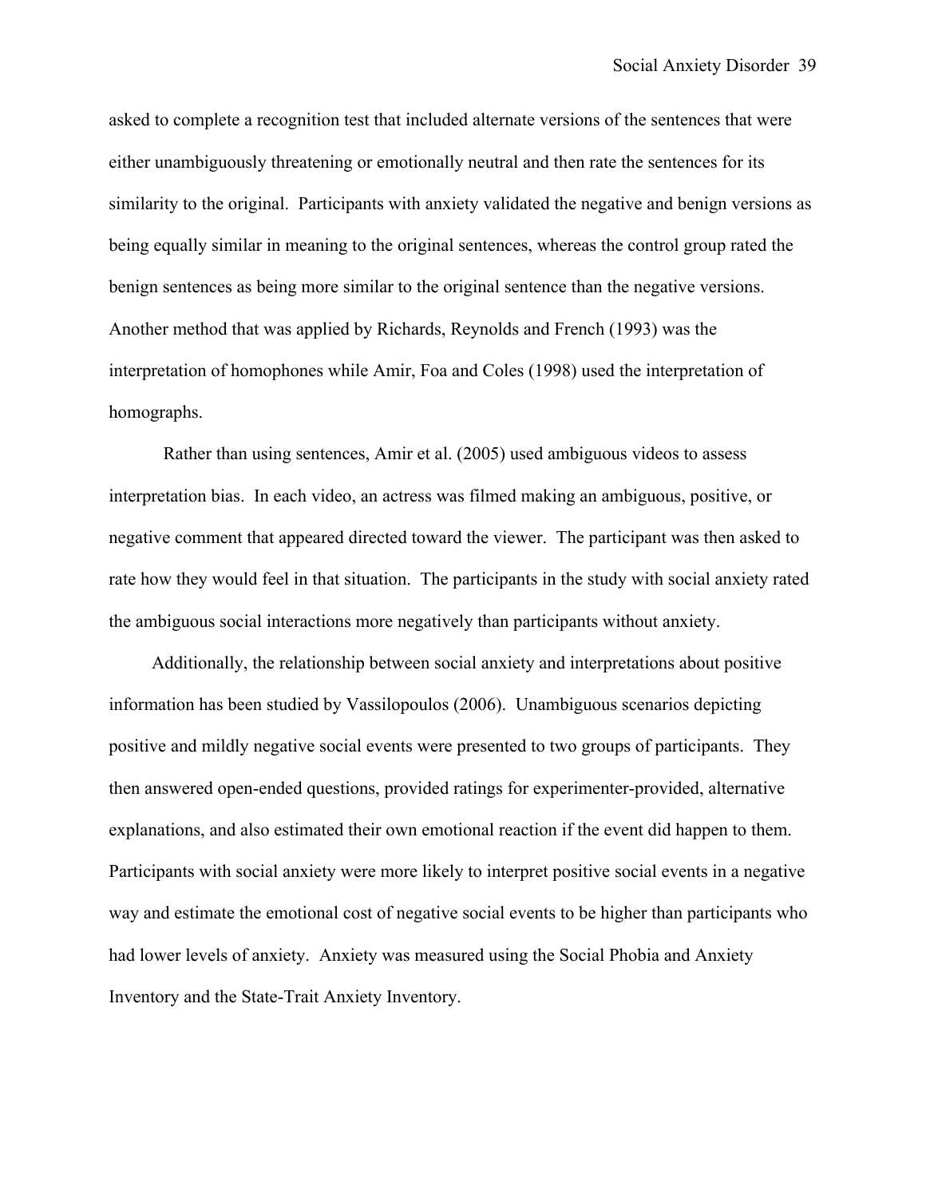asked to complete a recognition test that included alternate versions of the sentences that were either unambiguously threatening or emotionally neutral and then rate the sentences for its similarity to the original. Participants with anxiety validated the negative and benign versions as being equally similar in meaning to the original sentences, whereas the control group rated the benign sentences as being more similar to the original sentence than the negative versions. Another method that was applied by Richards, Reynolds and French (1993) was the interpretation of homophones while Amir, Foa and Coles (1998) used the interpretation of homographs.

Rather than using sentences, Amir et al. (2005) used ambiguous videos to assess interpretation bias. In each video, an actress was filmed making an ambiguous, positive, or negative comment that appeared directed toward the viewer. The participant was then asked to rate how they would feel in that situation. The participants in the study with social anxiety rated the ambiguous social interactions more negatively than participants without anxiety.

Additionally, the relationship between social anxiety and interpretations about positive information has been studied by Vassilopoulos (2006). Unambiguous scenarios depicting positive and mildly negative social events were presented to two groups of participants. They then answered open-ended questions, provided ratings for experimenter-provided, alternative explanations, and also estimated their own emotional reaction if the event did happen to them. Participants with social anxiety were more likely to interpret positive social events in a negative way and estimate the emotional cost of negative social events to be higher than participants who had lower levels of anxiety. Anxiety was measured using the Social Phobia and Anxiety Inventory and the State-Trait Anxiety Inventory.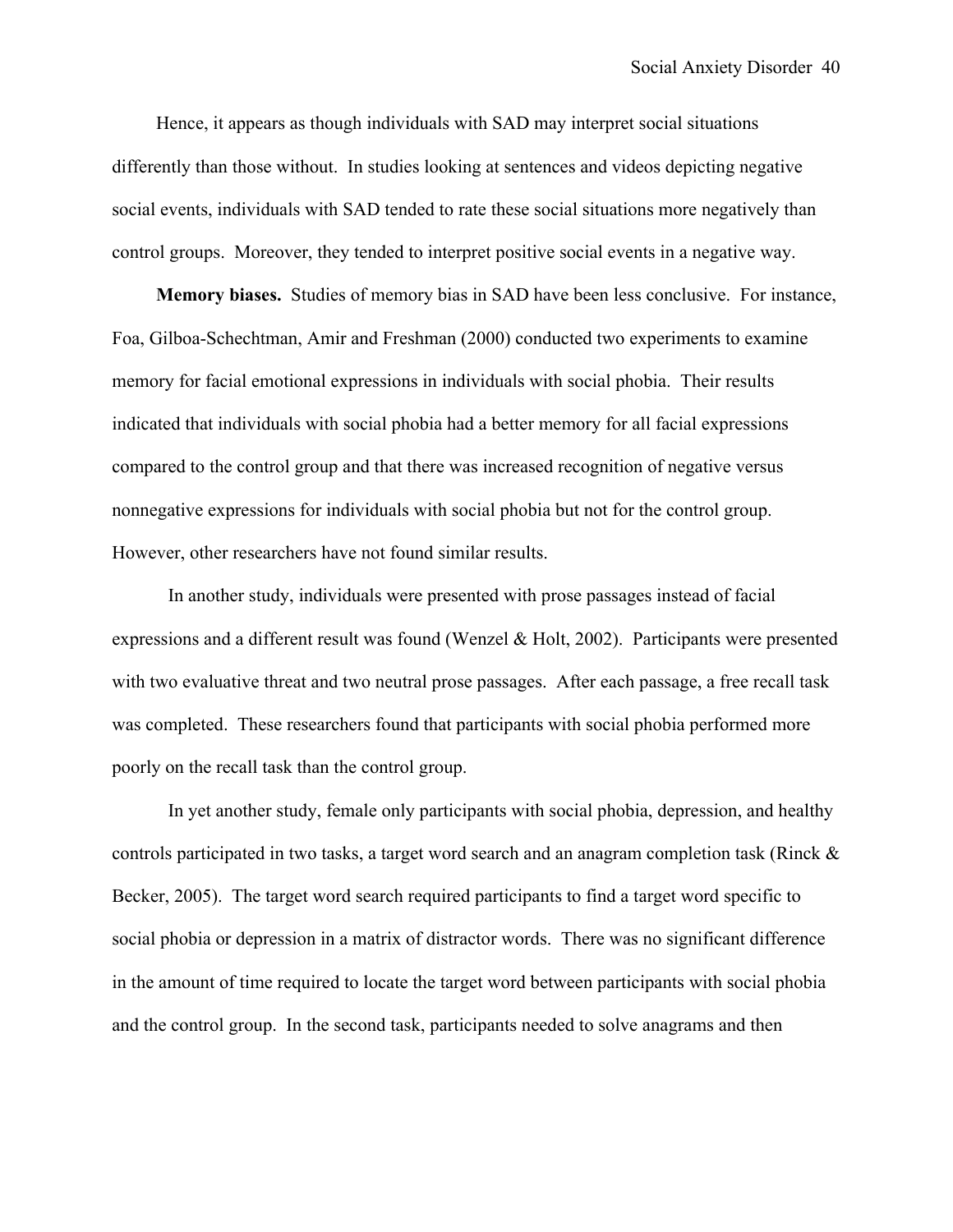Hence, it appears as though individuals with SAD may interpret social situations differently than those without. In studies looking at sentences and videos depicting negative social events, individuals with SAD tended to rate these social situations more negatively than control groups. Moreover, they tended to interpret positive social events in a negative way.

**Memory biases.** Studies of memory bias in SAD have been less conclusive. For instance, Foa, Gilboa-Schechtman, Amir and Freshman (2000) conducted two experiments to examine memory for facial emotional expressions in individuals with social phobia. Their results indicated that individuals with social phobia had a better memory for all facial expressions compared to the control group and that there was increased recognition of negative versus nonnegative expressions for individuals with social phobia but not for the control group. However, other researchers have not found similar results.

In another study, individuals were presented with prose passages instead of facial expressions and a different result was found (Wenzel & Holt, 2002). Participants were presented with two evaluative threat and two neutral prose passages. After each passage, a free recall task was completed. These researchers found that participants with social phobia performed more poorly on the recall task than the control group.

In yet another study, female only participants with social phobia, depression, and healthy controls participated in two tasks, a target word search and an anagram completion task (Rinck & Becker, 2005). The target word search required participants to find a target word specific to social phobia or depression in a matrix of distractor words. There was no significant difference in the amount of time required to locate the target word between participants with social phobia and the control group. In the second task, participants needed to solve anagrams and then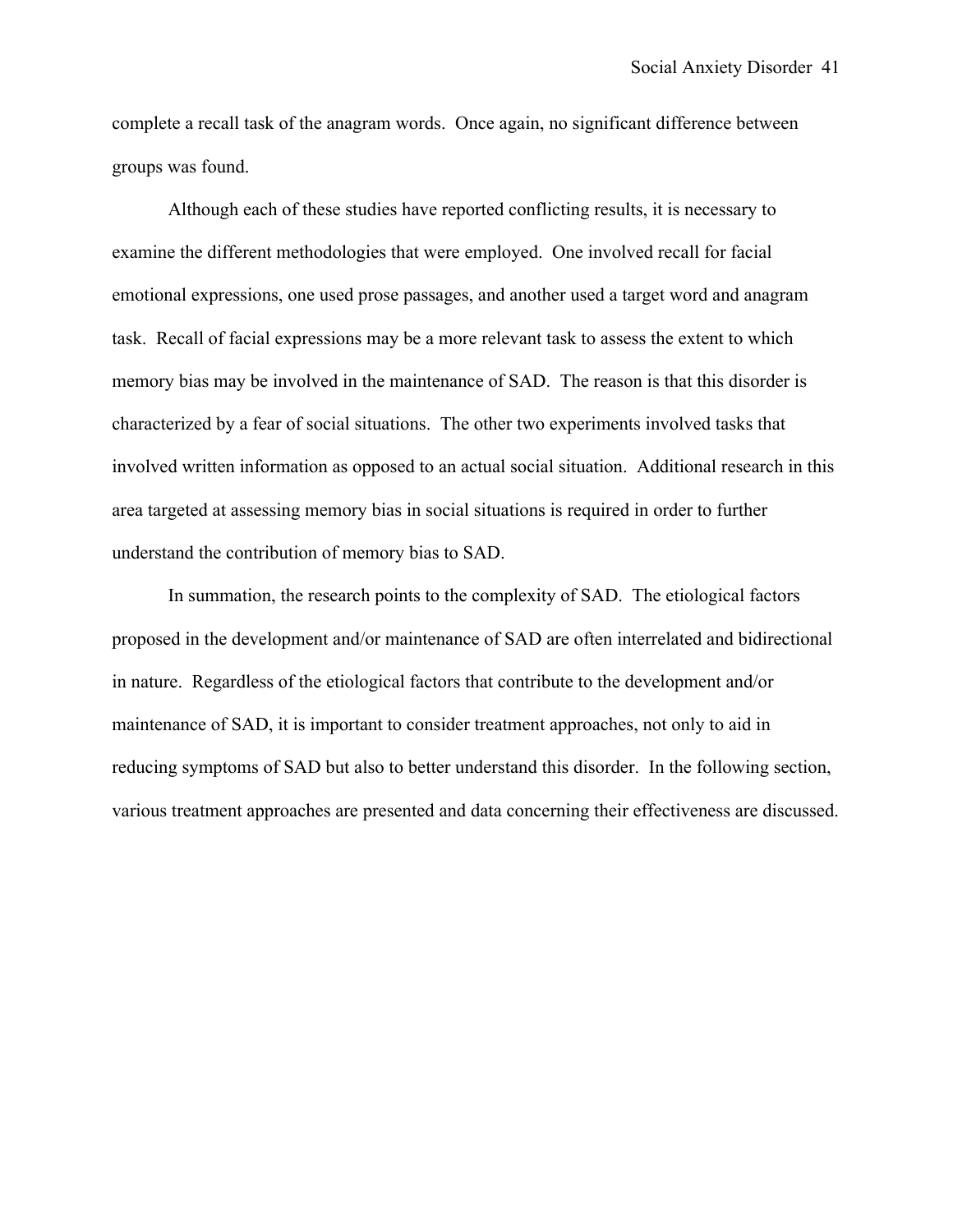complete a recall task of the anagram words. Once again, no significant difference between groups was found.

Although each of these studies have reported conflicting results, it is necessary to examine the different methodologies that were employed. One involved recall for facial emotional expressions, one used prose passages, and another used a target word and anagram task. Recall of facial expressions may be a more relevant task to assess the extent to which memory bias may be involved in the maintenance of SAD. The reason is that this disorder is characterized by a fear of social situations. The other two experiments involved tasks that involved written information as opposed to an actual social situation. Additional research in this area targeted at assessing memory bias in social situations is required in order to further understand the contribution of memory bias to SAD.

In summation, the research points to the complexity of SAD. The etiological factors proposed in the development and/or maintenance of SAD are often interrelated and bidirectional in nature. Regardless of the etiological factors that contribute to the development and/or maintenance of SAD, it is important to consider treatment approaches, not only to aid in reducing symptoms of SAD but also to better understand this disorder. In the following section, various treatment approaches are presented and data concerning their effectiveness are discussed.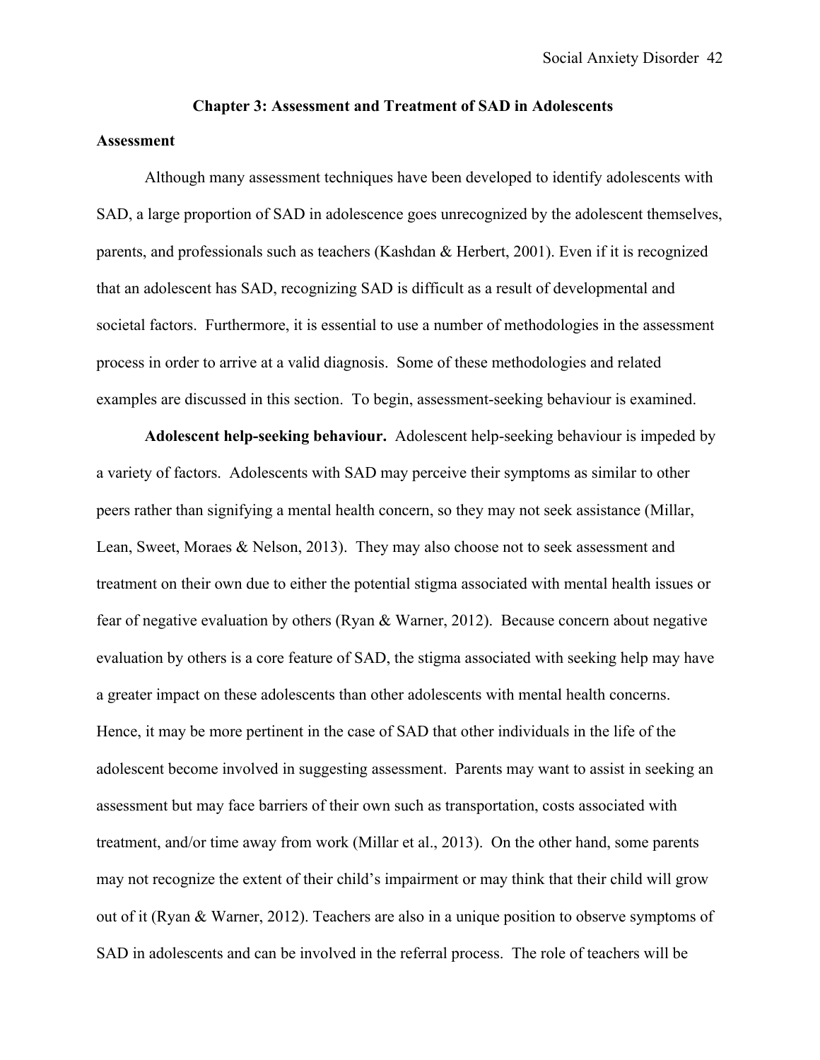## Chapter 3: Assessment and Treatment of SAD in Adolescents

### Assessment

Although many assessment techniques have been developed to identify adolescents with SAD, a large proportion of SAD in adolescence goes unrecognized by the adolescent themselves, parents, and professionals such as teachers (Kashdan & Herbert, 2001). Even if it is recognized that an adolescent has SAD, recognizing SAD is difficult as a result of developmental and societal factors. Furthermore, it is essential to use a number of methodologies in the assessment process in order to arrive at a valid diagnosis. Some of these methodologies and related examples are discussed in this section. To begin, assessment-seeking behaviour is examined.

**Adolescent help-seeking behaviour.** Adolescent help-seeking behaviour is impeded by a variety of factors. Adolescents with SAD may perceive their symptoms as similar to other peers rather than signifying a mental health concern, so they may not seek assistance (Millar, Lean, Sweet, Moraes & Nelson, 2013). They may also choose not to seek assessment and treatment on their own due to either the potential stigma associated with mental health issues or fear of negative evaluation by others (Ryan & Warner, 2012). Because concern about negative evaluation by others is a core feature of SAD, the stigma associated with seeking help may have a greater impact on these adolescents than other adolescents with mental health concerns. Hence, it may be more pertinent in the case of SAD that other individuals in the life of the adolescent become involved in suggesting assessment. Parents may want to assist in seeking an assessment but may face barriers of their own such as transportation, costs associated with treatment, and/or time away from work (Millar et al., 2013). On the other hand, some parents may not recognize the extent of their child's impairment or may think that their child will grow out of it (Ryan & Warner, 2012). Teachers are also in a unique position to observe symptoms of SAD in adolescents and can be involved in the referral process. The role of teachers will be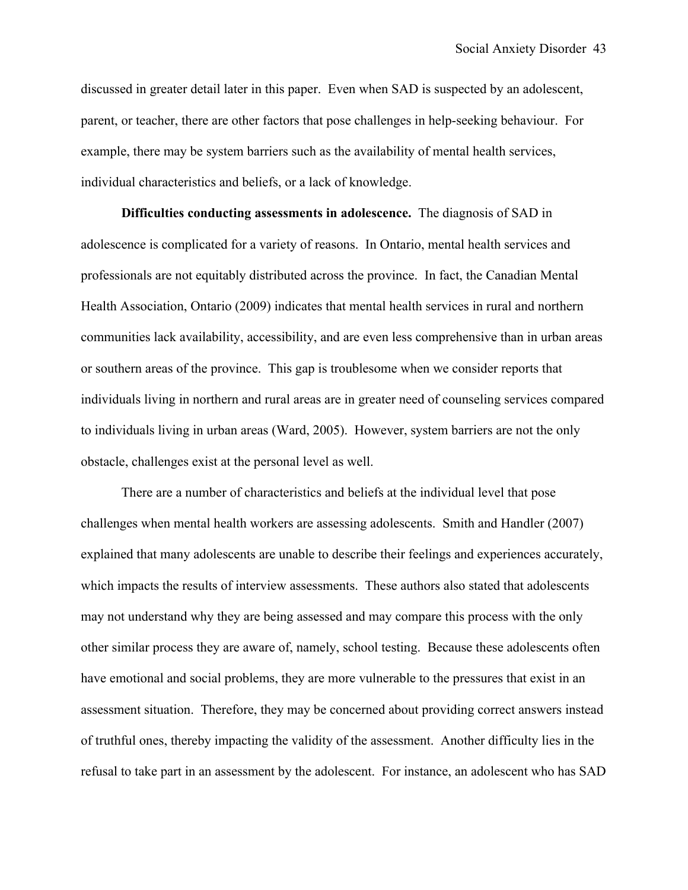discussed in greater detail later in this paper. Even when SAD is suspected by an adolescent, parent, or teacher, there are other factors that pose challenges in help-seeking behaviour. For example, there may be system barriers such as the availability of mental health services, individual characteristics and beliefs, or a lack of knowledge.

**Difficulties conducting assessments in adolescence.** The diagnosis of SAD in adolescence is complicated for a variety of reasons. In Ontario, mental health services and professionals are not equitably distributed across the province. In fact, the Canadian Mental Health Association, Ontario (2009) indicates that mental health services in rural and northern communities lack availability, accessibility, and are even less comprehensive than in urban areas or southern areas of the province. This gap is troublesome when we consider reports that individuals living in northern and rural areas are in greater need of counseling services compared to individuals living in urban areas (Ward, 2005). However, system barriers are not the only obstacle, challenges exist at the personal level as well.

There are a number of characteristics and beliefs at the individual level that pose challenges when mental health workers are assessing adolescents. Smith and Handler (2007) explained that many adolescents are unable to describe their feelings and experiences accurately, which impacts the results of interview assessments. These authors also stated that adolescents may not understand why they are being assessed and may compare this process with the only other similar process they are aware of, namely, school testing. Because these adolescents often have emotional and social problems, they are more vulnerable to the pressures that exist in an assessment situation. Therefore, they may be concerned about providing correct answers instead of truthful ones, thereby impacting the validity of the assessment. Another difficulty lies in the refusal to take part in an assessment by the adolescent. For instance, an adolescent who has SAD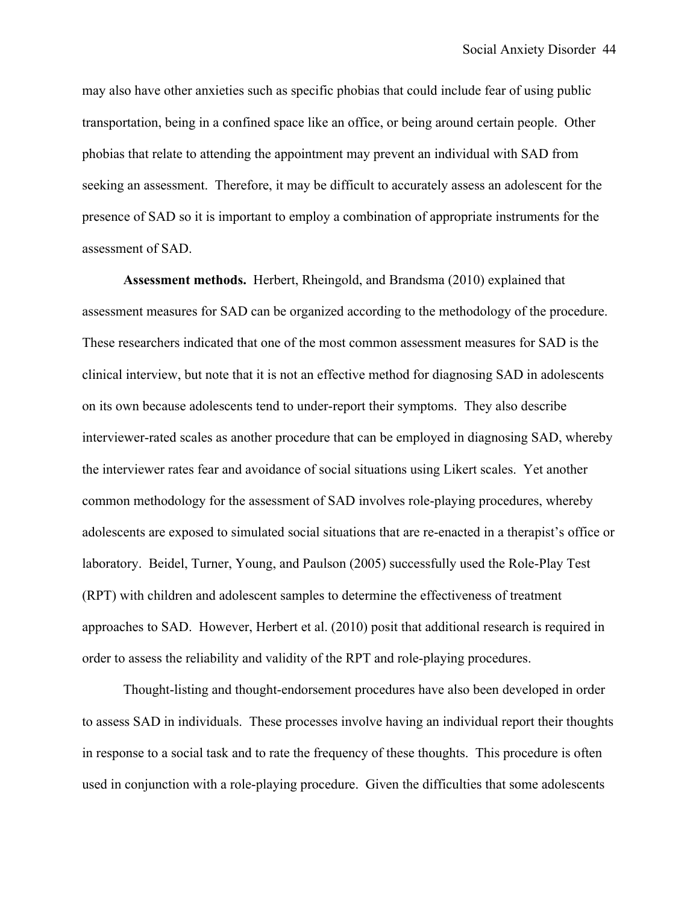may also have other anxieties such as specific phobias that could include fear of using public transportation, being in a confined space like an office, or being around certain people. Other phobias that relate to attending the appointment may prevent an individual with SAD from seeking an assessment. Therefore, it may be difficult to accurately assess an adolescent for the presence of SAD so it is important to employ a combination of appropriate instruments for the assessment of SAD.

**Assessment methods.** Herbert, Rheingold, and Brandsma (2010) explained that assessment measures for SAD can be organized according to the methodology of the procedure. These researchers indicated that one of the most common assessment measures for SAD is the clinical interview, but note that it is not an effective method for diagnosing SAD in adolescents on its own because adolescents tend to under-report their symptoms. They also describe interviewer-rated scales as another procedure that can be employed in diagnosing SAD, whereby the interviewer rates fear and avoidance of social situations using Likert scales. Yet another common methodology for the assessment of SAD involves role-playing procedures, whereby adolescents are exposed to simulated social situations that are re-enacted in a therapist's office or laboratory. Beidel, Turner, Young, and Paulson (2005) successfully used the Role-Play Test (RPT) with children and adolescent samples to determine the effectiveness of treatment approaches to SAD. However, Herbert et al. (2010) posit that additional research is required in order to assess the reliability and validity of the RPT and role-playing procedures.

Thought-listing and thought-endorsement procedures have also been developed in order to assess SAD in individuals. These processes involve having an individual report their thoughts in response to a social task and to rate the frequency of these thoughts. This procedure is often used in conjunction with a role-playing procedure. Given the difficulties that some adolescents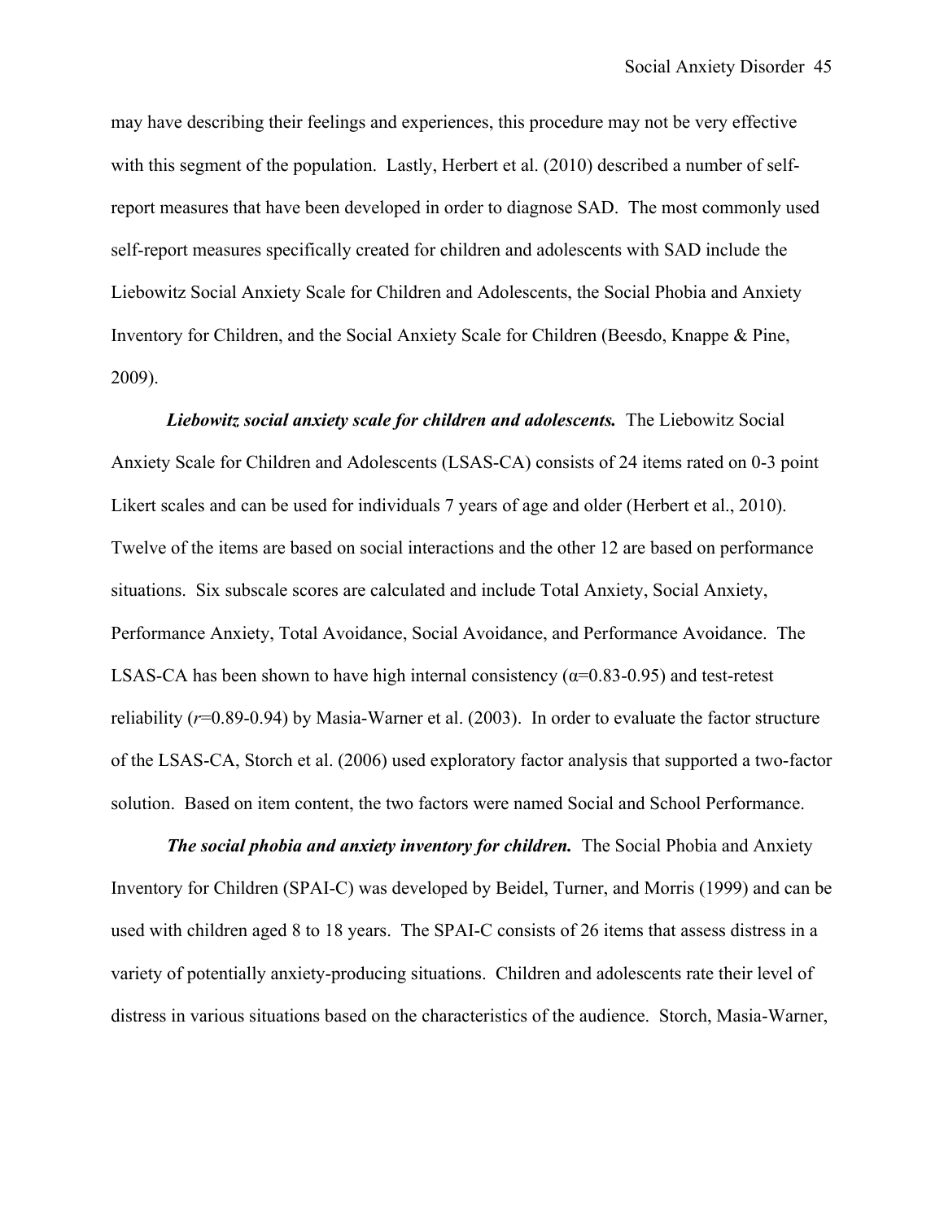may have describing their feelings and experiences, this procedure may not be very effective with this segment of the population. Lastly, Herbert et al. (2010) described a number of self-report measures that have been developed in order to diagnose SAD. The most commonly used self-report measures specifically created for children and adolescents with SAD include the Liebowitz Social Anxiety Scale for Children and Adolescents, the Social Phobia and Anxiety Inventory for Children, and the Social Anxiety Scale for Children (Beesdo, Knappe & Pine, 2009).

***Liebowitz social anxiety scale for children and adolescents.*** The Liebowitz Social Anxiety Scale for Children and Adolescents (LSAS-CA) consists of 24 items rated on 0-3 point Likert scales and can be used for individuals 7 years of age and older (Herbert et al., 2010). Twelve of the items are based on social interactions and the other 12 are based on performance situations. Six subscale scores are calculated and include Total Anxiety, Social Anxiety, Performance Anxiety, Total Avoidance, Social Avoidance, and Performance Avoidance. The LSAS-CA has been shown to have high internal consistency ($\alpha$=0.83-0.95) and test-retest reliability ($r$=0.89-0.94) by Masia-Warner et al. (2003). In order to evaluate the factor structure of the LSAS-CA, Storch et al. (2006) used exploratory factor analysis that supported a two-factor solution. Based on item content, the two factors were named Social and School Performance.

***The social phobia and anxiety inventory for children.*** The Social Phobia and Anxiety Inventory for Children (SPAI-C) was developed by Beidel, Turner, and Morris (1999) and can be used with children aged 8 to 18 years. The SPAI-C consists of 26 items that assess distress in a variety of potentially anxiety-producing situations. Children and adolescents rate their level of distress in various situations based on the characteristics of the audience. Storch, Masia-Warner,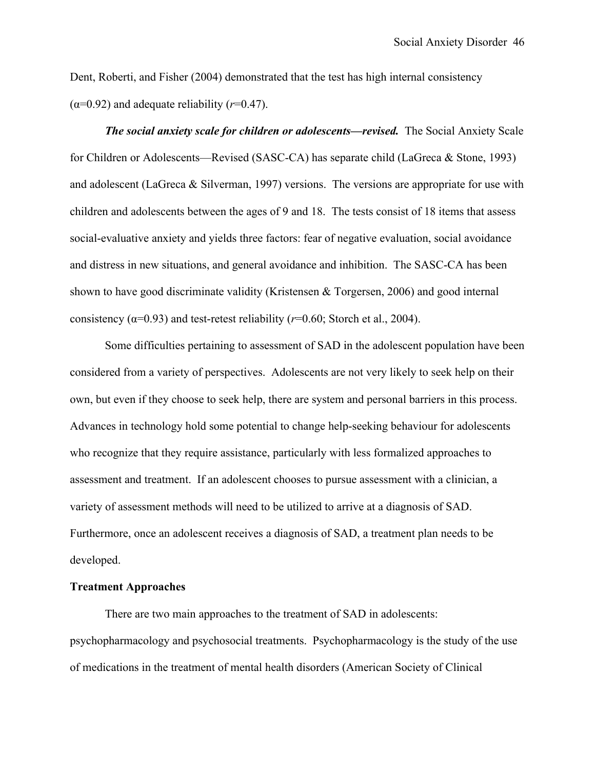Dent, Roberti, and Fisher (2004) demonstrated that the test has high internal consistency ($\alpha$=0.92) and adequate reliability (*r*=0.47).

***The social anxiety scale for children or adolescents—revised.*** The Social Anxiety Scale for Children or Adolescents—Revised (SASC-CA) has separate child (LaGreca & Stone, 1993) and adolescent (LaGreca & Silverman, 1997) versions. The versions are appropriate for use with children and adolescents between the ages of 9 and 18. The tests consist of 18 items that assess social-evaluative anxiety and yields three factors: fear of negative evaluation, social avoidance and distress in new situations, and general avoidance and inhibition. The SASC-CA has been shown to have good discriminate validity (Kristensen & Torgersen, 2006) and good internal consistency ($\alpha$=0.93) and test-retest reliability (*r*=0.60; Storch et al., 2004).

Some difficulties pertaining to assessment of SAD in the adolescent population have been considered from a variety of perspectives. Adolescents are not very likely to seek help on their own, but even if they choose to seek help, there are system and personal barriers in this process. Advances in technology hold some potential to change help-seeking behaviour for adolescents who recognize that they require assistance, particularly with less formalized approaches to assessment and treatment. If an adolescent chooses to pursue assessment with a clinician, a variety of assessment methods will need to be utilized to arrive at a diagnosis of SAD. Furthermore, once an adolescent receives a diagnosis of SAD, a treatment plan needs to be developed.

**Treatment Approaches**

There are two main approaches to the treatment of SAD in adolescents: psychopharmacology and psychosocial treatments. Psychopharmacology is the study of the use of medications in the treatment of mental health disorders (American Society of Clinical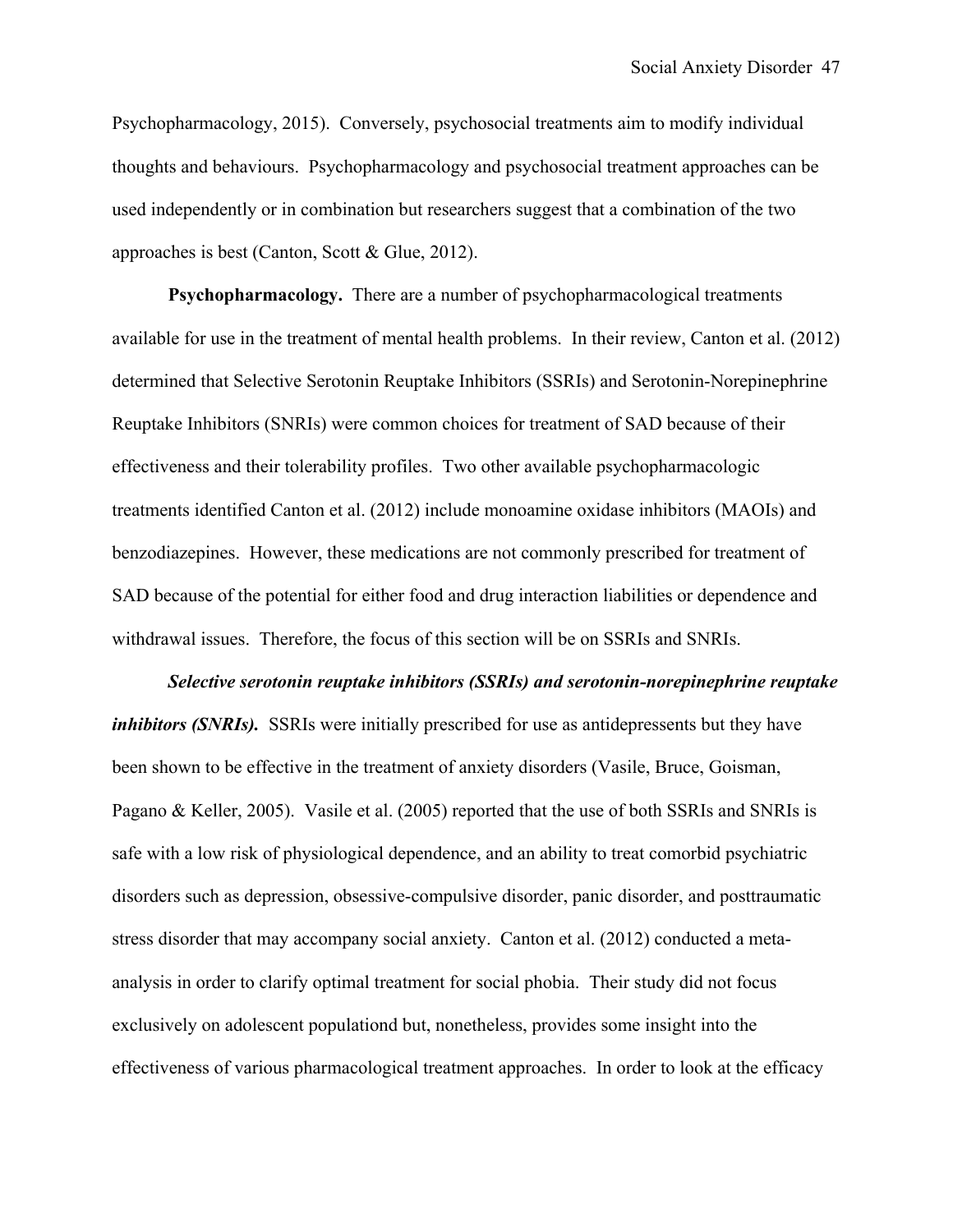Psychopharmacology, 2015). Conversely, psychosocial treatments aim to modify individual thoughts and behaviours. Psychopharmacology and psychosocial treatment approaches can be used independently or in combination but researchers suggest that a combination of the two approaches is best (Canton, Scott & Glue, 2012).

**Psychopharmacology.** There are a number of psychopharmacological treatments available for use in the treatment of mental health problems. In their review, Canton et al. (2012) determined that Selective Serotonin Reuptake Inhibitors (SSRIs) and Serotonin-Norepinephrine Reuptake Inhibitors (SNRIs) were common choices for treatment of SAD because of their effectiveness and their tolerability profiles. Two other available psychopharmacologic treatments identified Canton et al. (2012) include monoamine oxidase inhibitors (MAOIs) and benzodiazepines. However, these medications are not commonly prescribed for treatment of SAD because of the potential for either food and drug interaction liabilities or dependence and withdrawal issues. Therefore, the focus of this section will be on SSRIs and SNRIs.

***Selective serotonin reuptake inhibitors (SSRIs) and serotonin-norepinephrine reuptake inhibitors (SNRIs).*** SSRIs were initially prescribed for use as antidepressents but they have been shown to be effective in the treatment of anxiety disorders (Vasile, Bruce, Goisman, Pagano & Keller, 2005). Vasile et al. (2005) reported that the use of both SSRIs and SNRIs is safe with a low risk of physiological dependence, and an ability to treat comorbid psychiatric disorders such as depression, obsessive-compulsive disorder, panic disorder, and posttraumatic stress disorder that may accompany social anxiety. Canton et al. (2012) conducted a meta-analysis in order to clarify optimal treatment for social phobia. Their study did not focus exclusively on adolescent populationd but, nonetheless, provides some insight into the effectiveness of various pharmacological treatment approaches. In order to look at the efficacy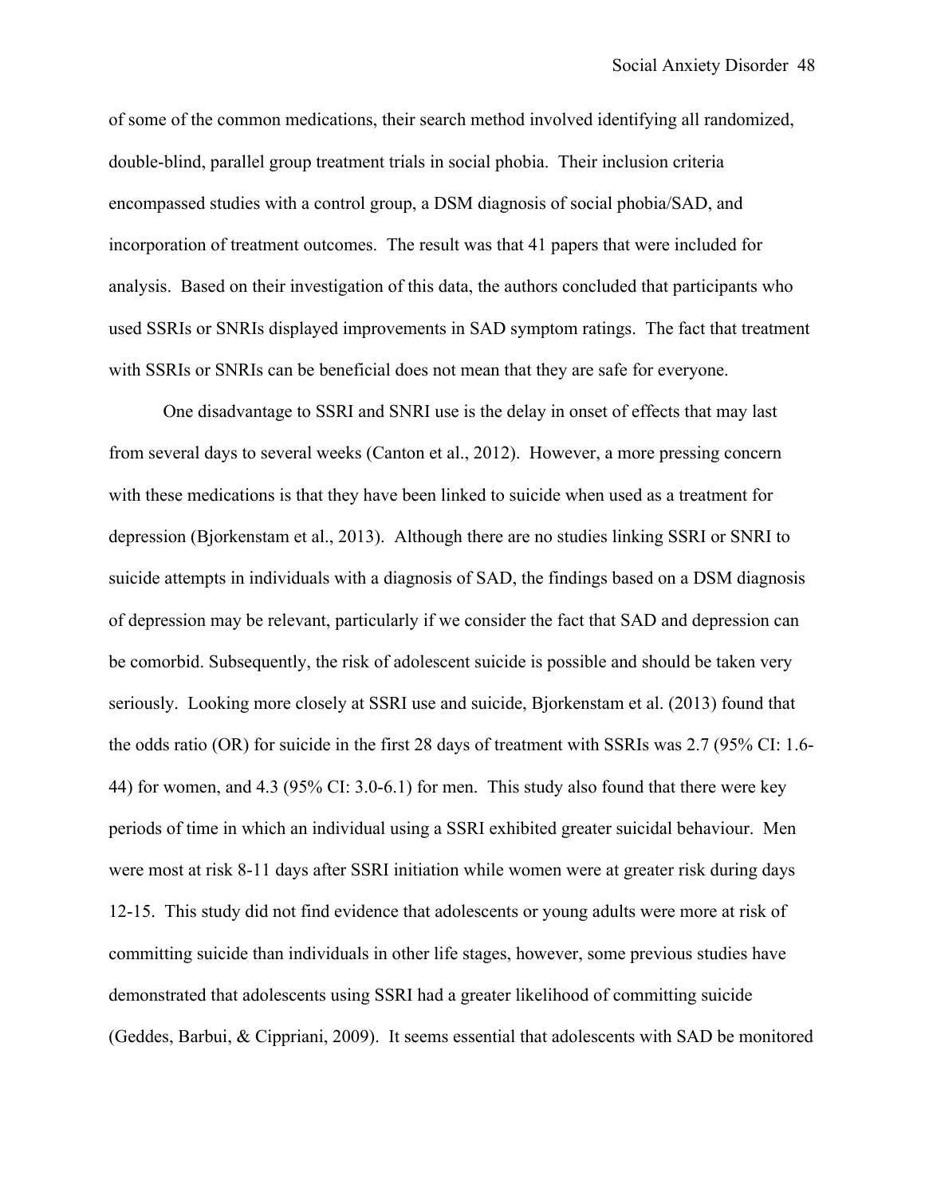of some of the common medications, their search method involved identifying all randomized, double-blind, parallel group treatment trials in social phobia. Their inclusion criteria encompassed studies with a control group, a DSM diagnosis of social phobia/SAD, and incorporation of treatment outcomes. The result was that 41 papers that were included for analysis. Based on their investigation of this data, the authors concluded that participants who used SSRIs or SNRIs displayed improvements in SAD symptom ratings. The fact that treatment with SSRIs or SNRIs can be beneficial does not mean that they are safe for everyone.

One disadvantage to SSRI and SNRI use is the delay in onset of effects that may last from several days to several weeks (Canton et al., 2012). However, a more pressing concern with these medications is that they have been linked to suicide when used as a treatment for depression (Bjorkenstam et al., 2013). Although there are no studies linking SSRI or SNRI to suicide attempts in individuals with a diagnosis of SAD, the findings based on a DSM diagnosis of depression may be relevant, particularly if we consider the fact that SAD and depression can be comorbid. Subsequently, the risk of adolescent suicide is possible and should be taken very seriously. Looking more closely at SSRI use and suicide, Bjorkenstam et al. (2013) found that the odds ratio (OR) for suicide in the first 28 days of treatment with SSRIs was 2.7 (95% CI: 1.6-44) for women, and 4.3 (95% CI: 3.0-6.1) for men. This study also found that there were key periods of time in which an individual using a SSRI exhibited greater suicidal behaviour. Men were most at risk 8-11 days after SSRI initiation while women were at greater risk during days 12-15. This study did not find evidence that adolescents or young adults were more at risk of committing suicide than individuals in other life stages, however, some previous studies have demonstrated that adolescents using SSRI had a greater likelihood of committing suicide (Geddes, Barbui, & Cippriani, 2009). It seems essential that adolescents with SAD be monitored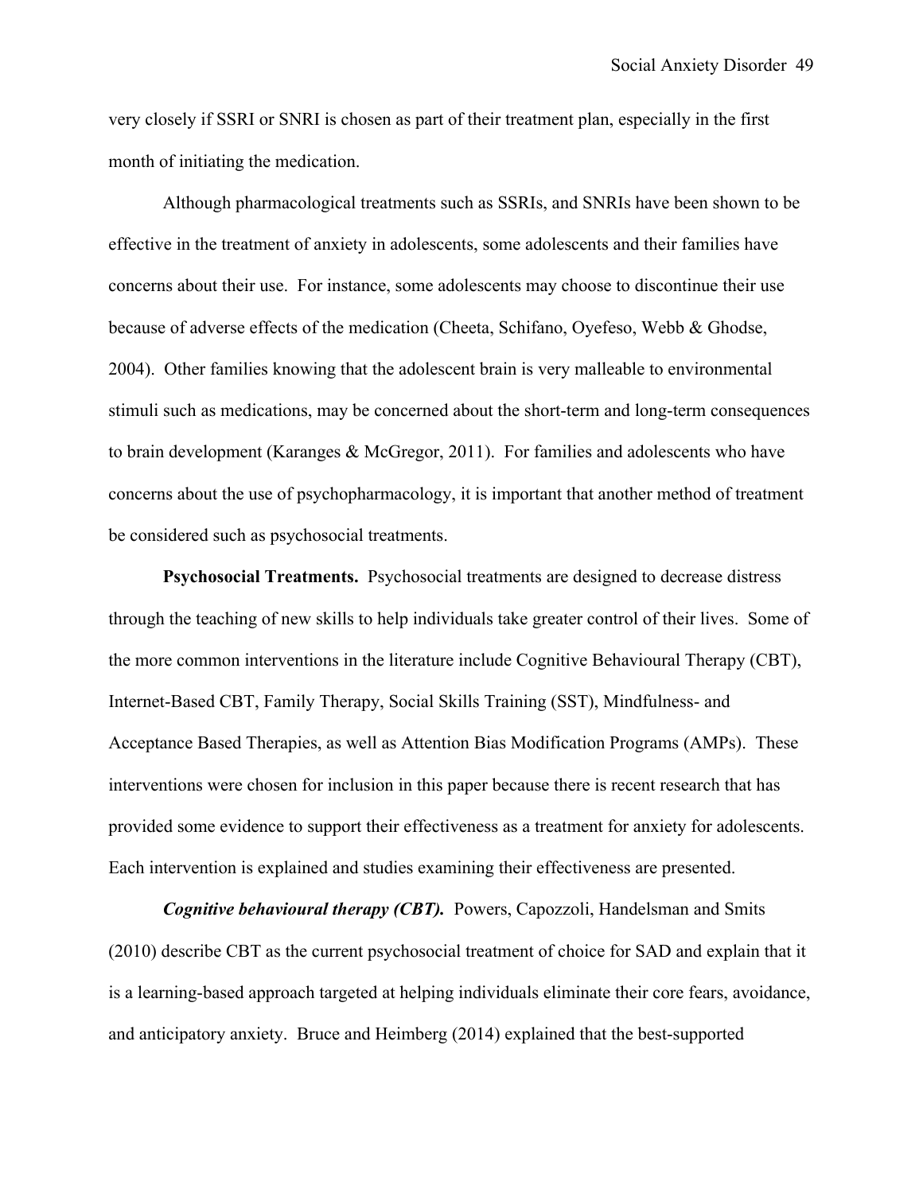very closely if SSRI or SNRI is chosen as part of their treatment plan, especially in the first month of initiating the medication.

Although pharmacological treatments such as SSRIs, and SNRIs have been shown to be effective in the treatment of anxiety in adolescents, some adolescents and their families have concerns about their use. For instance, some adolescents may choose to discontinue their use because of adverse effects of the medication (Cheeta, Schifano, Oyefeso, Webb & Ghodse, 2004). Other families knowing that the adolescent brain is very malleable to environmental stimuli such as medications, may be concerned about the short-term and long-term consequences to brain development (Karanges & McGregor, 2011). For families and adolescents who have concerns about the use of psychopharmacology, it is important that another method of treatment be considered such as psychosocial treatments.

**Psychosocial Treatments.** Psychosocial treatments are designed to decrease distress through the teaching of new skills to help individuals take greater control of their lives. Some of the more common interventions in the literature include Cognitive Behavioural Therapy (CBT), Internet-Based CBT, Family Therapy, Social Skills Training (SST), Mindfulness- and Acceptance Based Therapies, as well as Attention Bias Modification Programs (AMPs). These interventions were chosen for inclusion in this paper because there is recent research that has provided some evidence to support their effectiveness as a treatment for anxiety for adolescents. Each intervention is explained and studies examining their effectiveness are presented.

***Cognitive behavioural therapy (CBT).*** Powers, Capozzoli, Handelsman and Smits (2010) describe CBT as the current psychosocial treatment of choice for SAD and explain that it is a learning-based approach targeted at helping individuals eliminate their core fears, avoidance, and anticipatory anxiety. Bruce and Heimberg (2014) explained that the best-supported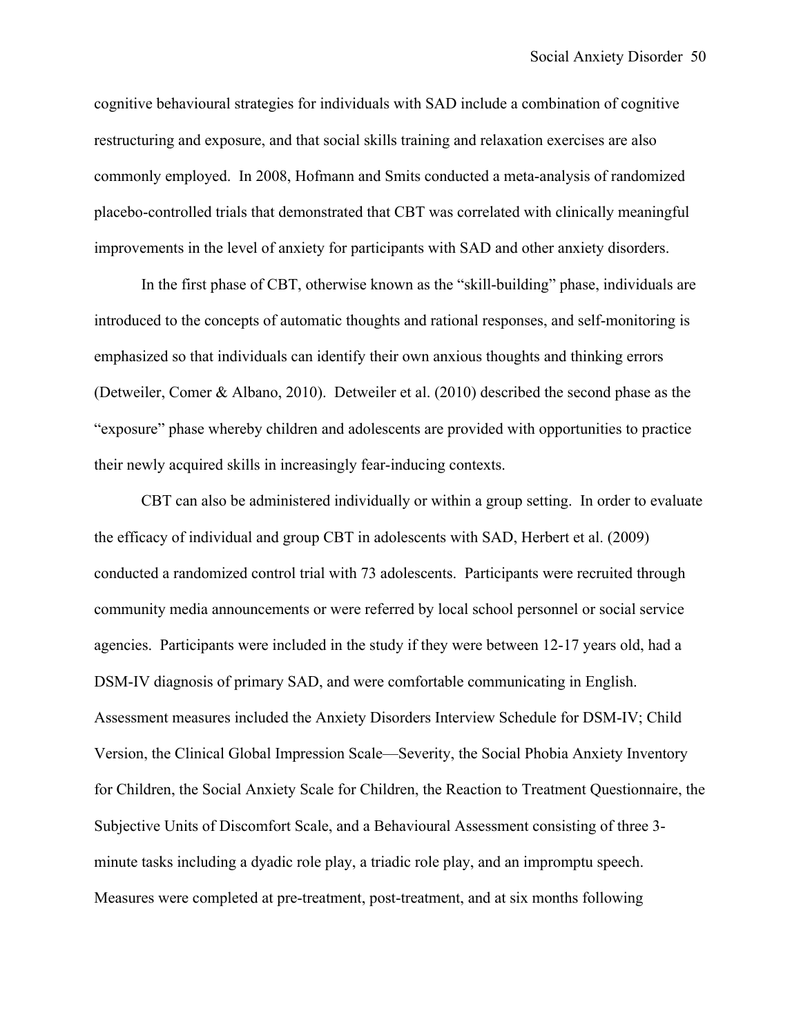cognitive behavioural strategies for individuals with SAD include a combination of cognitive restructuring and exposure, and that social skills training and relaxation exercises are also commonly employed. In 2008, Hofmann and Smits conducted a meta-analysis of randomized placebo-controlled trials that demonstrated that CBT was correlated with clinically meaningful improvements in the level of anxiety for participants with SAD and other anxiety disorders.

In the first phase of CBT, otherwise known as the "skill-building" phase, individuals are introduced to the concepts of automatic thoughts and rational responses, and self-monitoring is emphasized so that individuals can identify their own anxious thoughts and thinking errors (Detweiler, Comer & Albano, 2010). Detweiler et al. (2010) described the second phase as the "exposure" phase whereby children and adolescents are provided with opportunities to practice their newly acquired skills in increasingly fear-inducing contexts.

CBT can also be administered individually or within a group setting. In order to evaluate the efficacy of individual and group CBT in adolescents with SAD, Herbert et al. (2009) conducted a randomized control trial with 73 adolescents. Participants were recruited through community media announcements or were referred by local school personnel or social service agencies. Participants were included in the study if they were between 12-17 years old, had a DSM-IV diagnosis of primary SAD, and were comfortable communicating in English. Assessment measures included the Anxiety Disorders Interview Schedule for DSM-IV; Child Version, the Clinical Global Impression Scale—Severity, the Social Phobia Anxiety Inventory for Children, the Social Anxiety Scale for Children, the Reaction to Treatment Questionnaire, the Subjective Units of Discomfort Scale, and a Behavioural Assessment consisting of three 3-minute tasks including a dyadic role play, a triadic role play, and an impromptu speech. Measures were completed at pre-treatment, post-treatment, and at six months following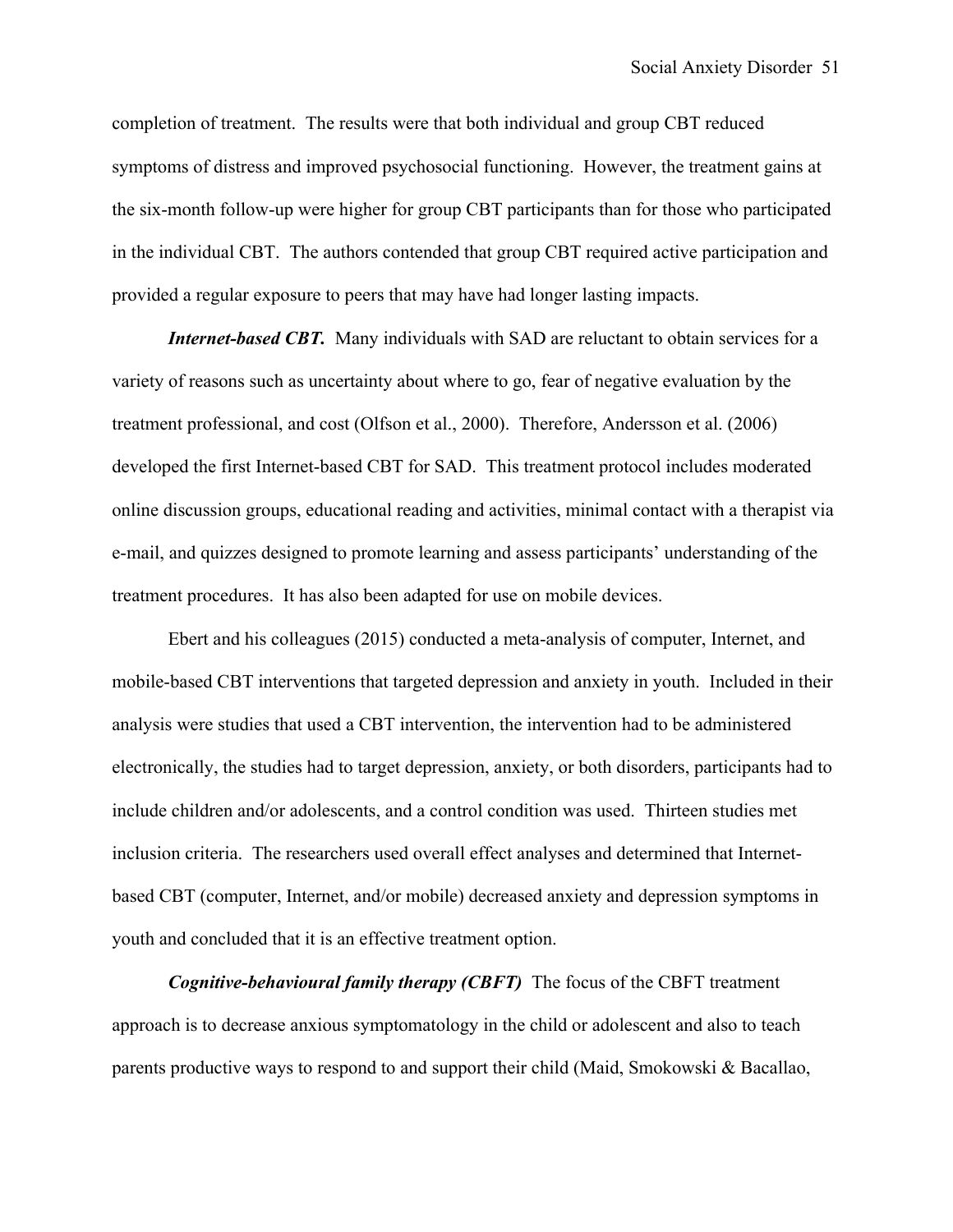completion of treatment. The results were that both individual and group CBT reduced symptoms of distress and improved psychosocial functioning. However, the treatment gains at the six-month follow-up were higher for group CBT participants than for those who participated in the individual CBT. The authors contended that group CBT required active participation and provided a regular exposure to peers that may have had longer lasting impacts.

***Internet-based CBT.*** Many individuals with SAD are reluctant to obtain services for a variety of reasons such as uncertainty about where to go, fear of negative evaluation by the treatment professional, and cost (Olfson et al., 2000). Therefore, Andersson et al. (2006) developed the first Internet-based CBT for SAD. This treatment protocol includes moderated online discussion groups, educational reading and activities, minimal contact with a therapist via e-mail, and quizzes designed to promote learning and assess participants' understanding of the treatment procedures. It has also been adapted for use on mobile devices.

Ebert and his colleagues (2015) conducted a meta-analysis of computer, Internet, and mobile-based CBT interventions that targeted depression and anxiety in youth. Included in their analysis were studies that used a CBT intervention, the intervention had to be administered electronically, the studies had to target depression, anxiety, or both disorders, participants had to include children and/or adolescents, and a control condition was used. Thirteen studies met inclusion criteria. The researchers used overall effect analyses and determined that Internet-based CBT (computer, Internet, and/or mobile) decreased anxiety and depression symptoms in youth and concluded that it is an effective treatment option.

***Cognitive-behavioural family therapy (CBFT)*** The focus of the CBFT treatment approach is to decrease anxious symptomatology in the child or adolescent and also to teach parents productive ways to respond to and support their child (Maid, Smokowski & Bacallao,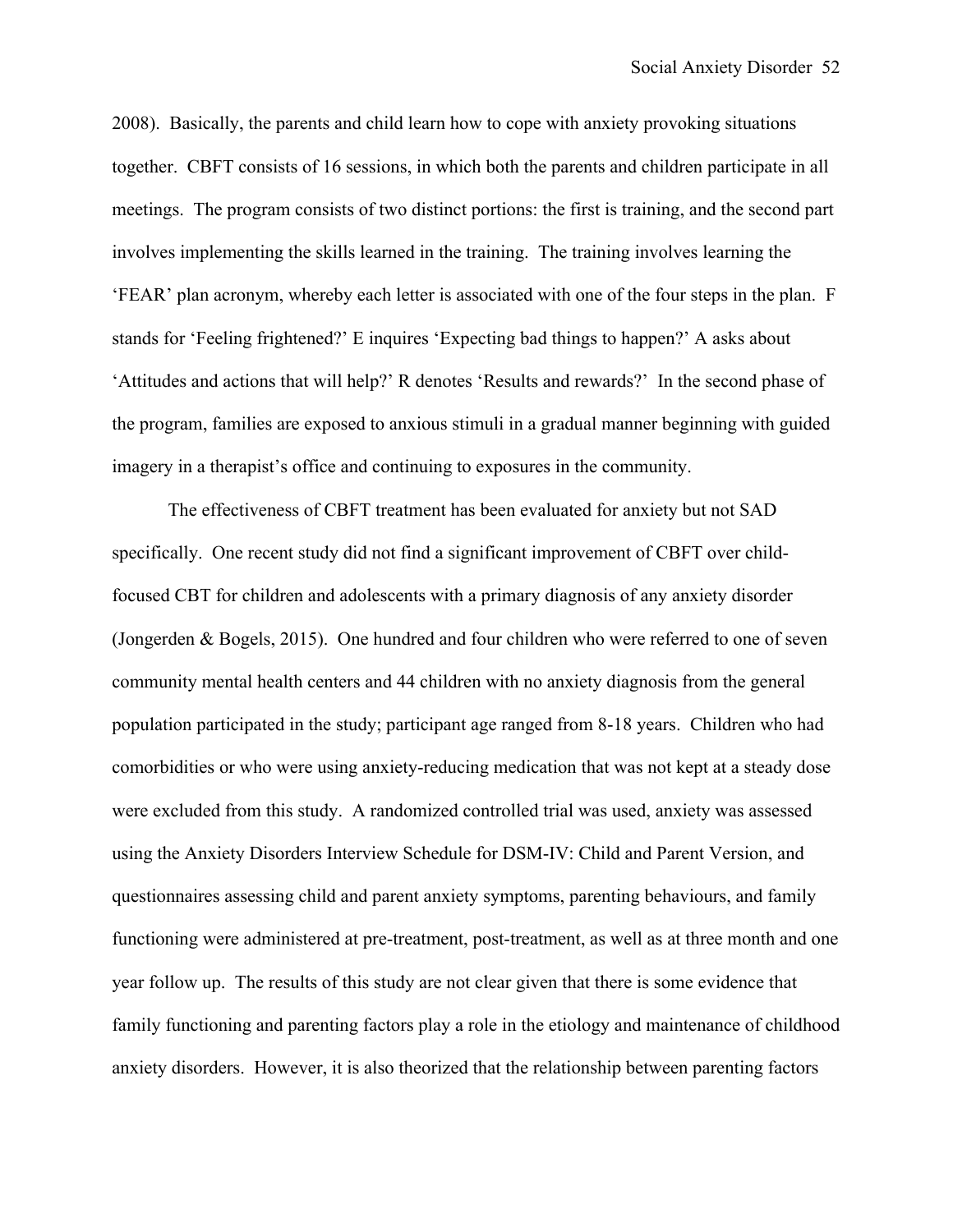2008). Basically, the parents and child learn how to cope with anxiety provoking situations together. CBFT consists of 16 sessions, in which both the parents and children participate in all meetings. The program consists of two distinct portions: the first is training, and the second part involves implementing the skills learned in the training. The training involves learning the 'FEAR' plan acronym, whereby each letter is associated with one of the four steps in the plan. F stands for 'Feeling frightened?' E inquires 'Expecting bad things to happen?' A asks about 'Attitudes and actions that will help?' R denotes 'Results and rewards?' In the second phase of the program, families are exposed to anxious stimuli in a gradual manner beginning with guided imagery in a therapist's office and continuing to exposures in the community.

The effectiveness of CBFT treatment has been evaluated for anxiety but not SAD specifically. One recent study did not find a significant improvement of CBFT over child-focused CBT for children and adolescents with a primary diagnosis of any anxiety disorder (Jongerden & Bogels, 2015). One hundred and four children who were referred to one of seven community mental health centers and 44 children with no anxiety diagnosis from the general population participated in the study; participant age ranged from 8-18 years. Children who had comorbidities or who were using anxiety-reducing medication that was not kept at a steady dose were excluded from this study. A randomized controlled trial was used, anxiety was assessed using the Anxiety Disorders Interview Schedule for DSM-IV: Child and Parent Version, and questionnaires assessing child and parent anxiety symptoms, parenting behaviours, and family functioning were administered at pre-treatment, post-treatment, as well as at three month and one year follow up. The results of this study are not clear given that there is some evidence that family functioning and parenting factors play a role in the etiology and maintenance of childhood anxiety disorders. However, it is also theorized that the relationship between parenting factors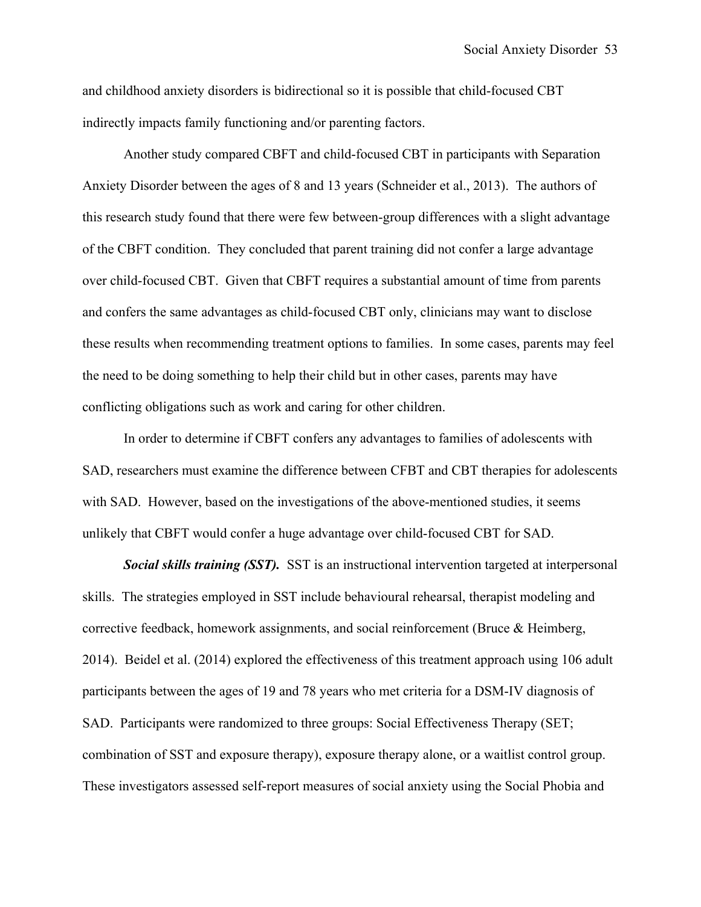and childhood anxiety disorders is bidirectional so it is possible that child-focused CBT indirectly impacts family functioning and/or parenting factors.

Another study compared CBFT and child-focused CBT in participants with Separation Anxiety Disorder between the ages of 8 and 13 years (Schneider et al., 2013). The authors of this research study found that there were few between-group differences with a slight advantage of the CBFT condition. They concluded that parent training did not confer a large advantage over child-focused CBT. Given that CBFT requires a substantial amount of time from parents and confers the same advantages as child-focused CBT only, clinicians may want to disclose these results when recommending treatment options to families. In some cases, parents may feel the need to be doing something to help their child but in other cases, parents may have conflicting obligations such as work and caring for other children.

In order to determine if CBFT confers any advantages to families of adolescents with SAD, researchers must examine the difference between CFBT and CBT therapies for adolescents with SAD. However, based on the investigations of the above-mentioned studies, it seems unlikely that CBFT would confer a huge advantage over child-focused CBT for SAD.

***Social skills training (SST).*** SST is an instructional intervention targeted at interpersonal skills. The strategies employed in SST include behavioural rehearsal, therapist modeling and corrective feedback, homework assignments, and social reinforcement (Bruce & Heimberg, 2014). Beidel et al. (2014) explored the effectiveness of this treatment approach using 106 adult participants between the ages of 19 and 78 years who met criteria for a DSM-IV diagnosis of SAD. Participants were randomized to three groups: Social Effectiveness Therapy (SET; combination of SST and exposure therapy), exposure therapy alone, or a waitlist control group. These investigators assessed self-report measures of social anxiety using the Social Phobia and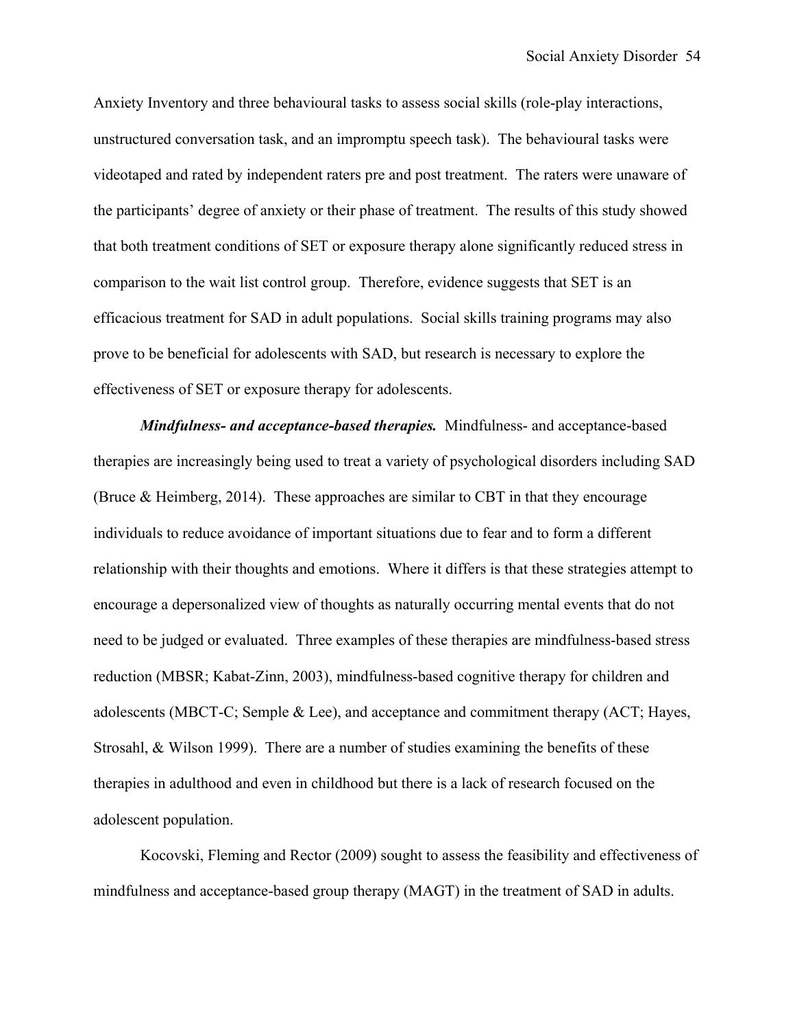Anxiety Inventory and three behavioural tasks to assess social skills (role-play interactions, unstructured conversation task, and an impromptu speech task). The behavioural tasks were videotaped and rated by independent raters pre and post treatment. The raters were unaware of the participants' degree of anxiety or their phase of treatment. The results of this study showed that both treatment conditions of SET or exposure therapy alone significantly reduced stress in comparison to the wait list control group. Therefore, evidence suggests that SET is an efficacious treatment for SAD in adult populations. Social skills training programs may also prove to be beneficial for adolescents with SAD, but research is necessary to explore the effectiveness of SET or exposure therapy for adolescents.

***Mindfulness- and acceptance-based therapies.*** Mindfulness- and acceptance-based therapies are increasingly being used to treat a variety of psychological disorders including SAD (Bruce & Heimberg, 2014). These approaches are similar to CBT in that they encourage individuals to reduce avoidance of important situations due to fear and to form a different relationship with their thoughts and emotions. Where it differs is that these strategies attempt to encourage a depersonalized view of thoughts as naturally occurring mental events that do not need to be judged or evaluated. Three examples of these therapies are mindfulness-based stress reduction (MBSR; Kabat-Zinn, 2003), mindfulness-based cognitive therapy for children and adolescents (MBCT-C; Semple & Lee), and acceptance and commitment therapy (ACT; Hayes, Strosahl, & Wilson 1999). There are a number of studies examining the benefits of these therapies in adulthood and even in childhood but there is a lack of research focused on the adolescent population.

Kocovski, Fleming and Rector (2009) sought to assess the feasibility and effectiveness of mindfulness and acceptance-based group therapy (MAGT) in the treatment of SAD in adults.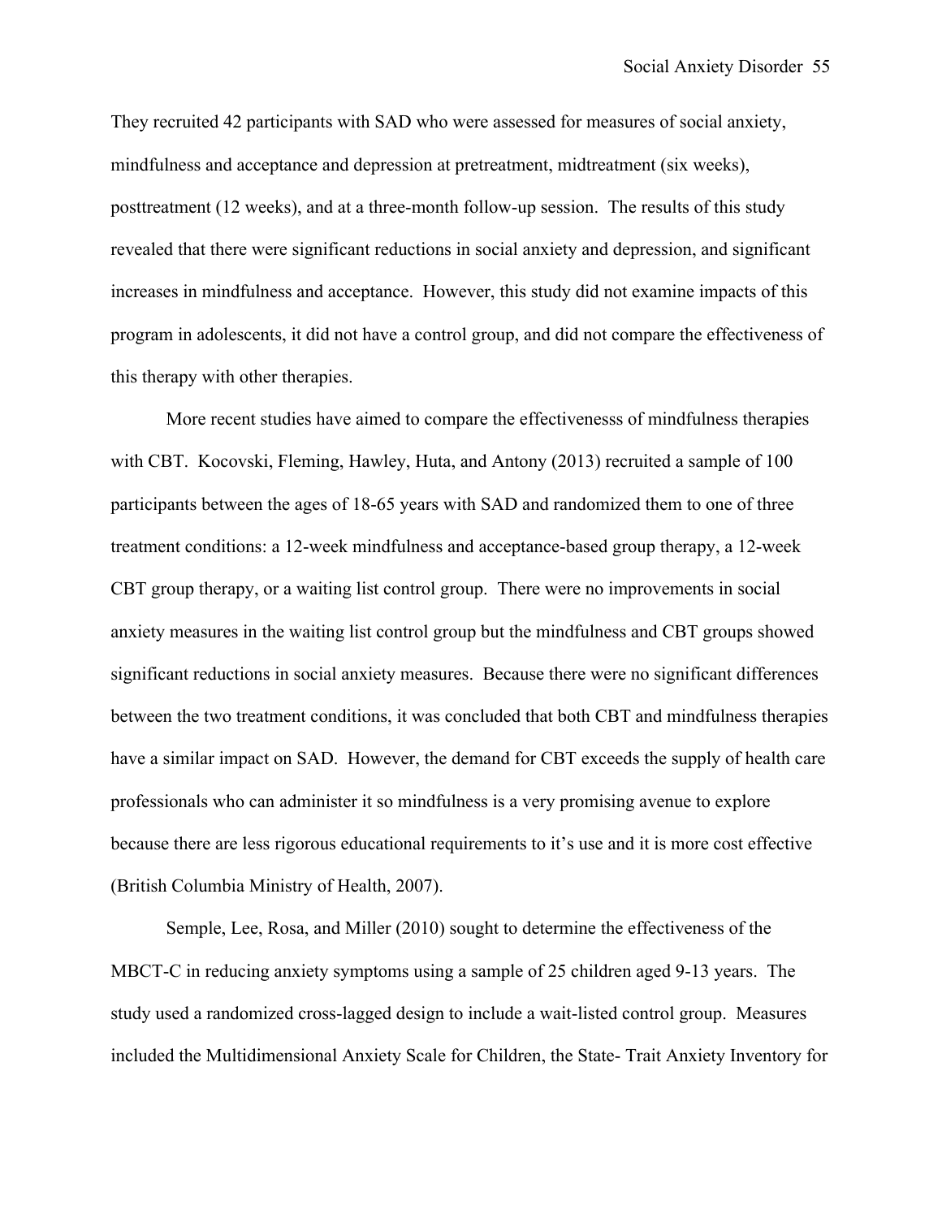They recruited 42 participants with SAD who were assessed for measures of social anxiety, mindfulness and acceptance and depression at pretreatment, midtreatment (six weeks), posttreatment (12 weeks), and at a three-month follow-up session. The results of this study revealed that there were significant reductions in social anxiety and depression, and significant increases in mindfulness and acceptance. However, this study did not examine impacts of this program in adolescents, it did not have a control group, and did not compare the effectiveness of this therapy with other therapies.

More recent studies have aimed to compare the effectivenesss of mindfulness therapies with CBT. Kocovski, Fleming, Hawley, Huta, and Antony (2013) recruited a sample of 100 participants between the ages of 18-65 years with SAD and randomized them to one of three treatment conditions: a 12-week mindfulness and acceptance-based group therapy, a 12-week CBT group therapy, or a waiting list control group. There were no improvements in social anxiety measures in the waiting list control group but the mindfulness and CBT groups showed significant reductions in social anxiety measures. Because there were no significant differences between the two treatment conditions, it was concluded that both CBT and mindfulness therapies have a similar impact on SAD. However, the demand for CBT exceeds the supply of health care professionals who can administer it so mindfulness is a very promising avenue to explore because there are less rigorous educational requirements to it's use and it is more cost effective (British Columbia Ministry of Health, 2007).

Semple, Lee, Rosa, and Miller (2010) sought to determine the effectiveness of the MBCT-C in reducing anxiety symptoms using a sample of 25 children aged 9-13 years. The study used a randomized cross-lagged design to include a wait-listed control group. Measures included the Multidimensional Anxiety Scale for Children, the State- Trait Anxiety Inventory for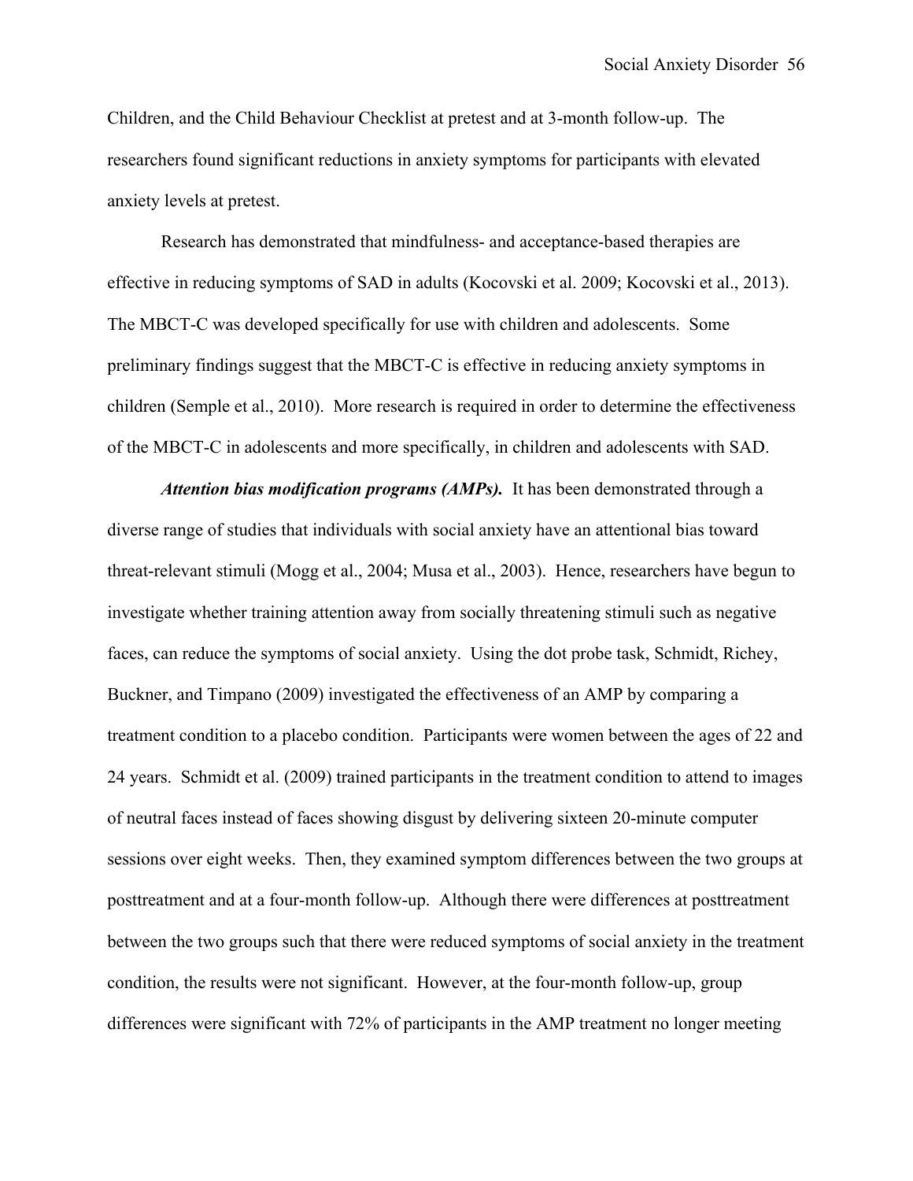Children, and the Child Behaviour Checklist at pretest and at 3-month follow-up. The researchers found significant reductions in anxiety symptoms for participants with elevated anxiety levels at pretest.

Research has demonstrated that mindfulness- and acceptance-based therapies are effective in reducing symptoms of SAD in adults (Kocovski et al. 2009; Kocovski et al., 2013). The MBCT-C was developed specifically for use with children and adolescents. Some preliminary findings suggest that the MBCT-C is effective in reducing anxiety symptoms in children (Semple et al., 2010). More research is required in order to determine the effectiveness of the MBCT-C in adolescents and more specifically, in children and adolescents with SAD.

***Attention bias modification programs (AMPs).*** It has been demonstrated through a diverse range of studies that individuals with social anxiety have an attentional bias toward threat-relevant stimuli (Mogg et al., 2004; Musa et al., 2003). Hence, researchers have begun to investigate whether training attention away from socially threatening stimuli such as negative faces, can reduce the symptoms of social anxiety. Using the dot probe task, Schmidt, Richey, Buckner, and Timpano (2009) investigated the effectiveness of an AMP by comparing a treatment condition to a placebo condition. Participants were women between the ages of 22 and 24 years. Schmidt et al. (2009) trained participants in the treatment condition to attend to images of neutral faces instead of faces showing disgust by delivering sixteen 20-minute computer sessions over eight weeks. Then, they examined symptom differences between the two groups at posttreatment and at a four-month follow-up. Although there were differences at posttreatment between the two groups such that there were reduced symptoms of social anxiety in the treatment condition, the results were not significant. However, at the four-month follow-up, group differences were significant with 72% of participants in the AMP treatment no longer meeting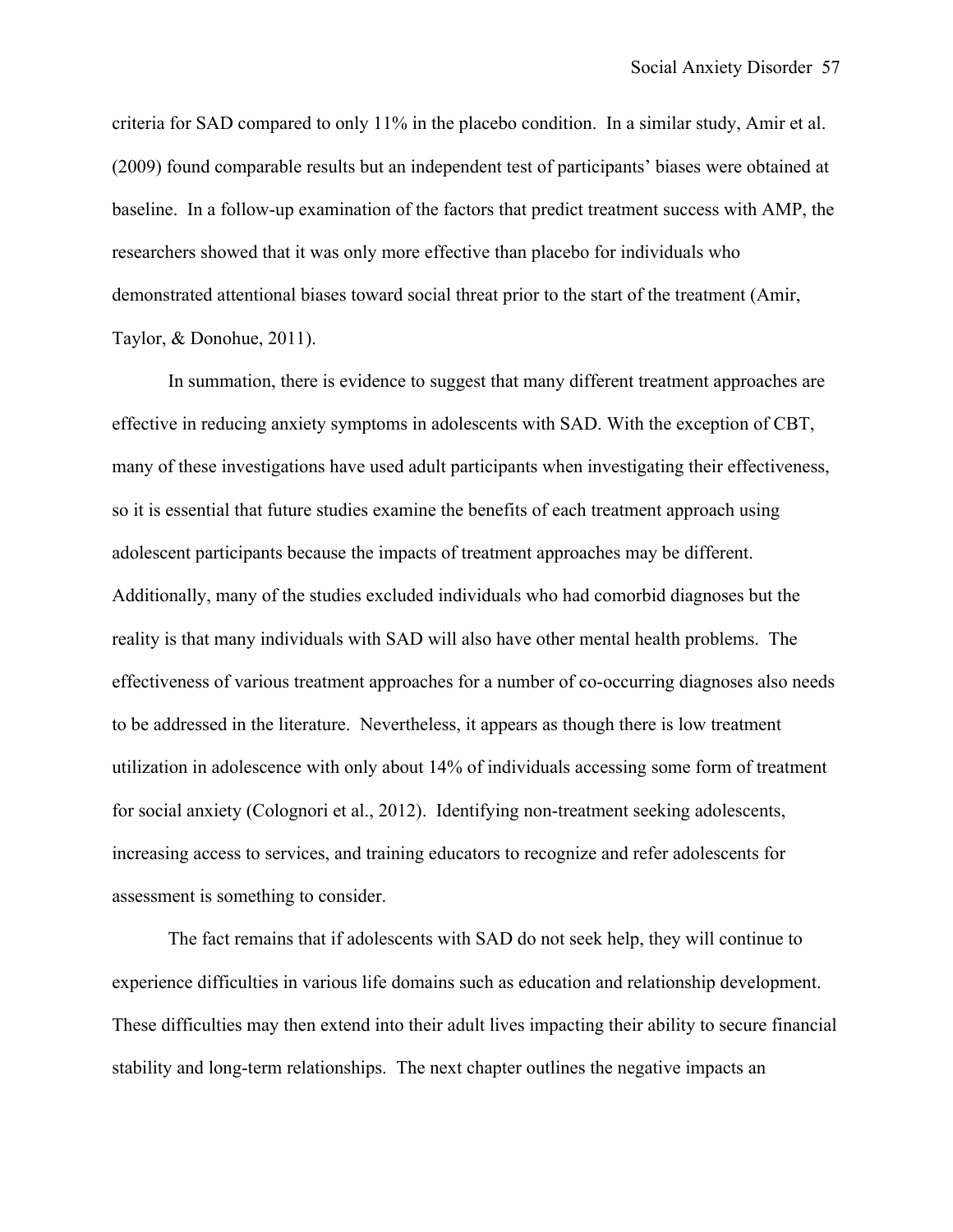criteria for SAD compared to only 11% in the placebo condition. In a similar study, Amir et al. (2009) found comparable results but an independent test of participants' biases were obtained at baseline. In a follow-up examination of the factors that predict treatment success with AMP, the researchers showed that it was only more effective than placebo for individuals who demonstrated attentional biases toward social threat prior to the start of the treatment (Amir, Taylor, & Donohue, 2011).

In summation, there is evidence to suggest that many different treatment approaches are effective in reducing anxiety symptoms in adolescents with SAD. With the exception of CBT, many of these investigations have used adult participants when investigating their effectiveness, so it is essential that future studies examine the benefits of each treatment approach using adolescent participants because the impacts of treatment approaches may be different. Additionally, many of the studies excluded individuals who had comorbid diagnoses but the reality is that many individuals with SAD will also have other mental health problems. The effectiveness of various treatment approaches for a number of co-occurring diagnoses also needs to be addressed in the literature. Nevertheless, it appears as though there is low treatment utilization in adolescence with only about 14% of individuals accessing some form of treatment for social anxiety (Colognori et al., 2012). Identifying non-treatment seeking adolescents, increasing access to services, and training educators to recognize and refer adolescents for assessment is something to consider.

The fact remains that if adolescents with SAD do not seek help, they will continue to experience difficulties in various life domains such as education and relationship development. These difficulties may then extend into their adult lives impacting their ability to secure financial stability and long-term relationships. The next chapter outlines the negative impacts an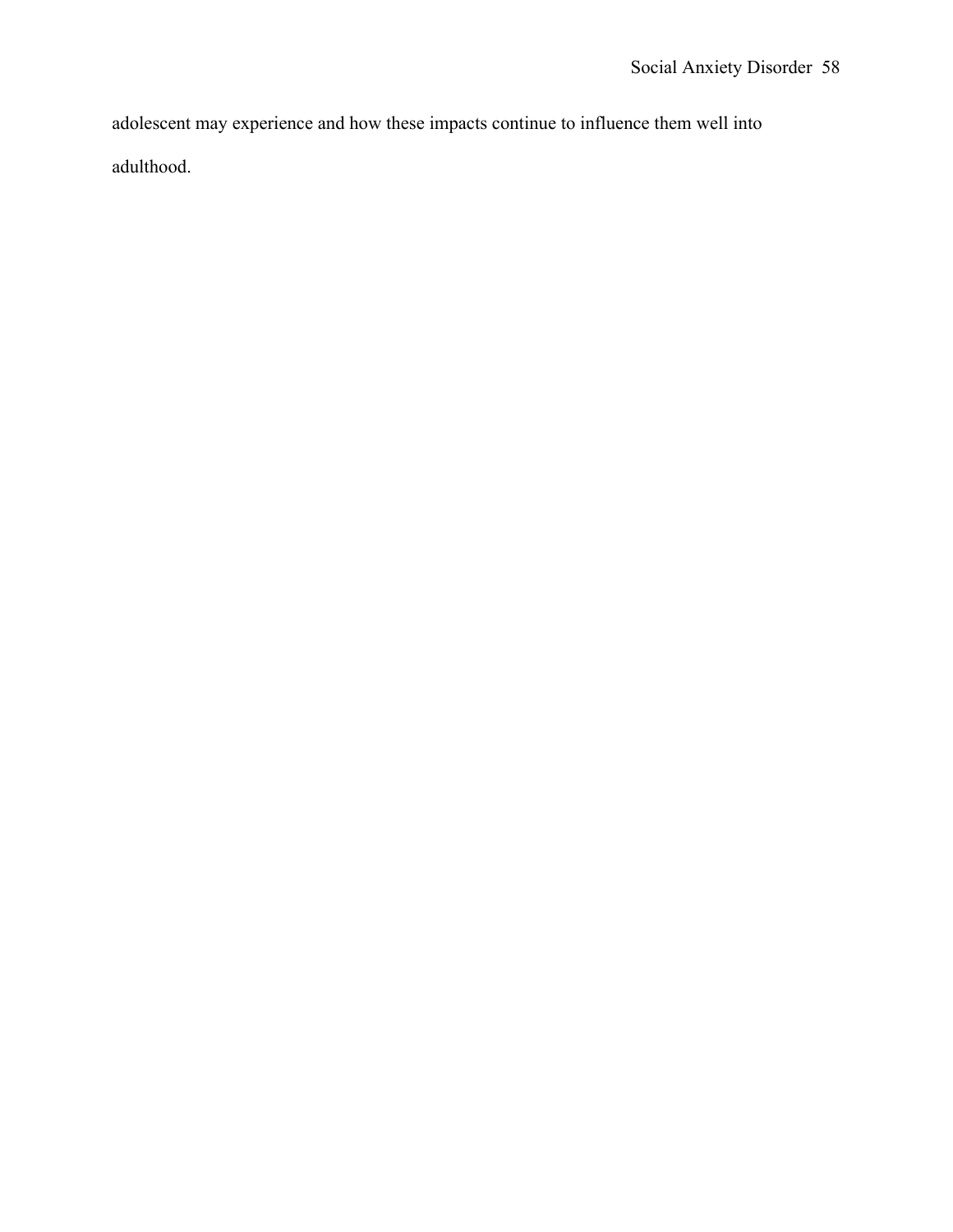adolescent may experience and how these impacts continue to influence them well into adulthood.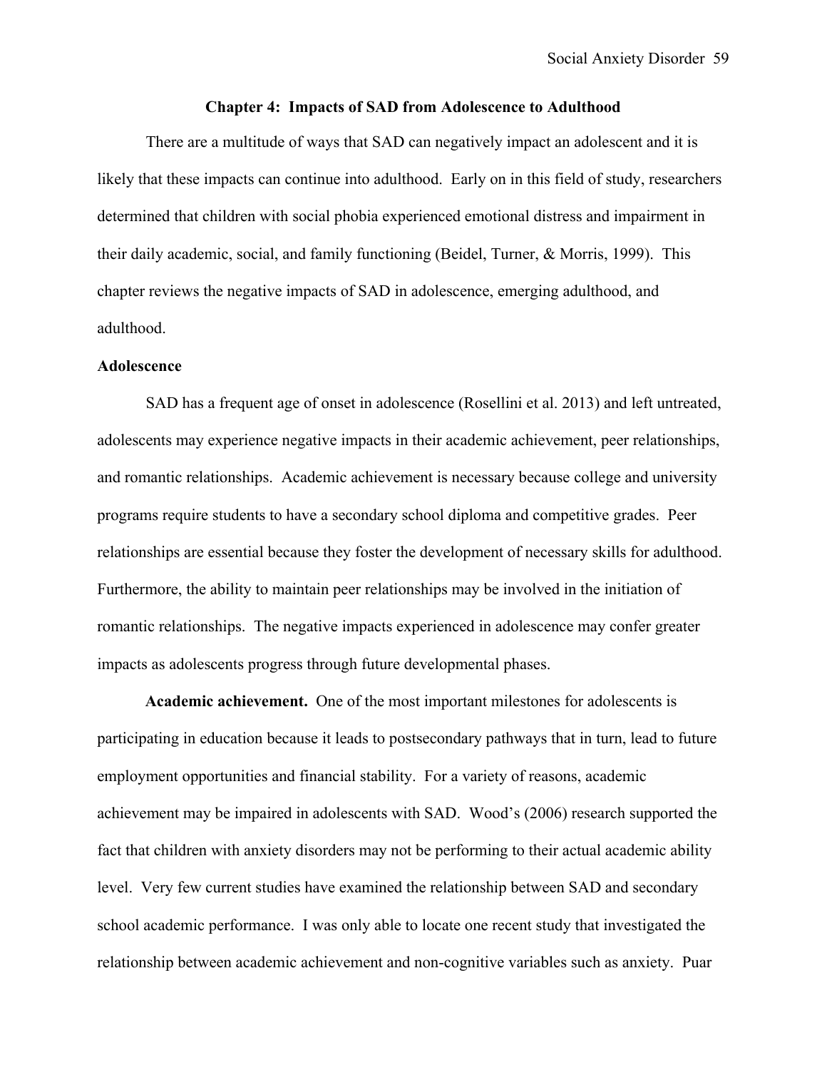## Chapter 4: Impacts of SAD from Adolescence to Adulthood

There are a multitude of ways that SAD can negatively impact an adolescent and it is likely that these impacts can continue into adulthood. Early on in this field of study, researchers determined that children with social phobia experienced emotional distress and impairment in their daily academic, social, and family functioning (Beidel, Turner, & Morris, 1999). This chapter reviews the negative impacts of SAD in adolescence, emerging adulthood, and adulthood.

### Adolescence

SAD has a frequent age of onset in adolescence (Rosellini et al. 2013) and left untreated, adolescents may experience negative impacts in their academic achievement, peer relationships, and romantic relationships. Academic achievement is necessary because college and university programs require students to have a secondary school diploma and competitive grades. Peer relationships are essential because they foster the development of necessary skills for adulthood. Furthermore, the ability to maintain peer relationships may be involved in the initiation of romantic relationships. The negative impacts experienced in adolescence may confer greater impacts as adolescents progress through future developmental phases.

**Academic achievement.** One of the most important milestones for adolescents is participating in education because it leads to postsecondary pathways that in turn, lead to future employment opportunities and financial stability. For a variety of reasons, academic achievement may be impaired in adolescents with SAD. Wood's (2006) research supported the fact that children with anxiety disorders may not be performing to their actual academic ability level. Very few current studies have examined the relationship between SAD and secondary school academic performance. I was only able to locate one recent study that investigated the relationship between academic achievement and non-cognitive variables such as anxiety. Puar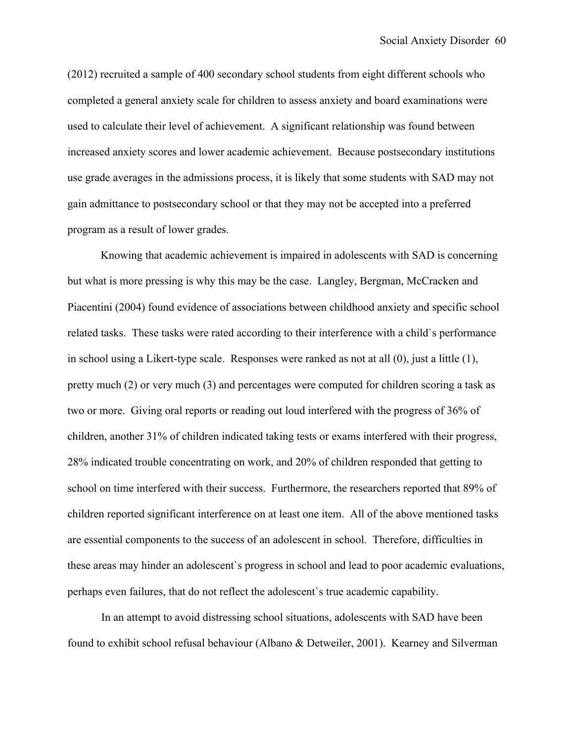(2012) recruited a sample of 400 secondary school students from eight different schools who completed a general anxiety scale for children to assess anxiety and board examinations were used to calculate their level of achievement. A significant relationship was found between increased anxiety scores and lower academic achievement. Because postsecondary institutions use grade averages in the admissions process, it is likely that some students with SAD may not gain admittance to postsecondary school or that they may not be accepted into a preferred program as a result of lower grades.

Knowing that academic achievement is impaired in adolescents with SAD is concerning but what is more pressing is why this may be the case. Langley, Bergman, McCracken and Piacentini (2004) found evidence of associations between childhood anxiety and specific school related tasks. These tasks were rated according to their interference with a child`s performance in school using a Likert-type scale. Responses were ranked as not at all (0), just a little (1), pretty much (2) or very much (3) and percentages were computed for children scoring a task as two or more. Giving oral reports or reading out loud interfered with the progress of 36% of children, another 31% of children indicated taking tests or exams interfered with their progress, 28% indicated trouble concentrating on work, and 20% of children responded that getting to school on time interfered with their success. Furthermore, the researchers reported that 89% of children reported significant interference on at least one item. All of the above mentioned tasks are essential components to the success of an adolescent in school. Therefore, difficulties in these areas may hinder an adolescent`s progress in school and lead to poor academic evaluations, perhaps even failures, that do not reflect the adolescent`s true academic capability.

In an attempt to avoid distressing school situations, adolescents with SAD have been found to exhibit school refusal behaviour (Albano & Detweiler, 2001). Kearney and Silverman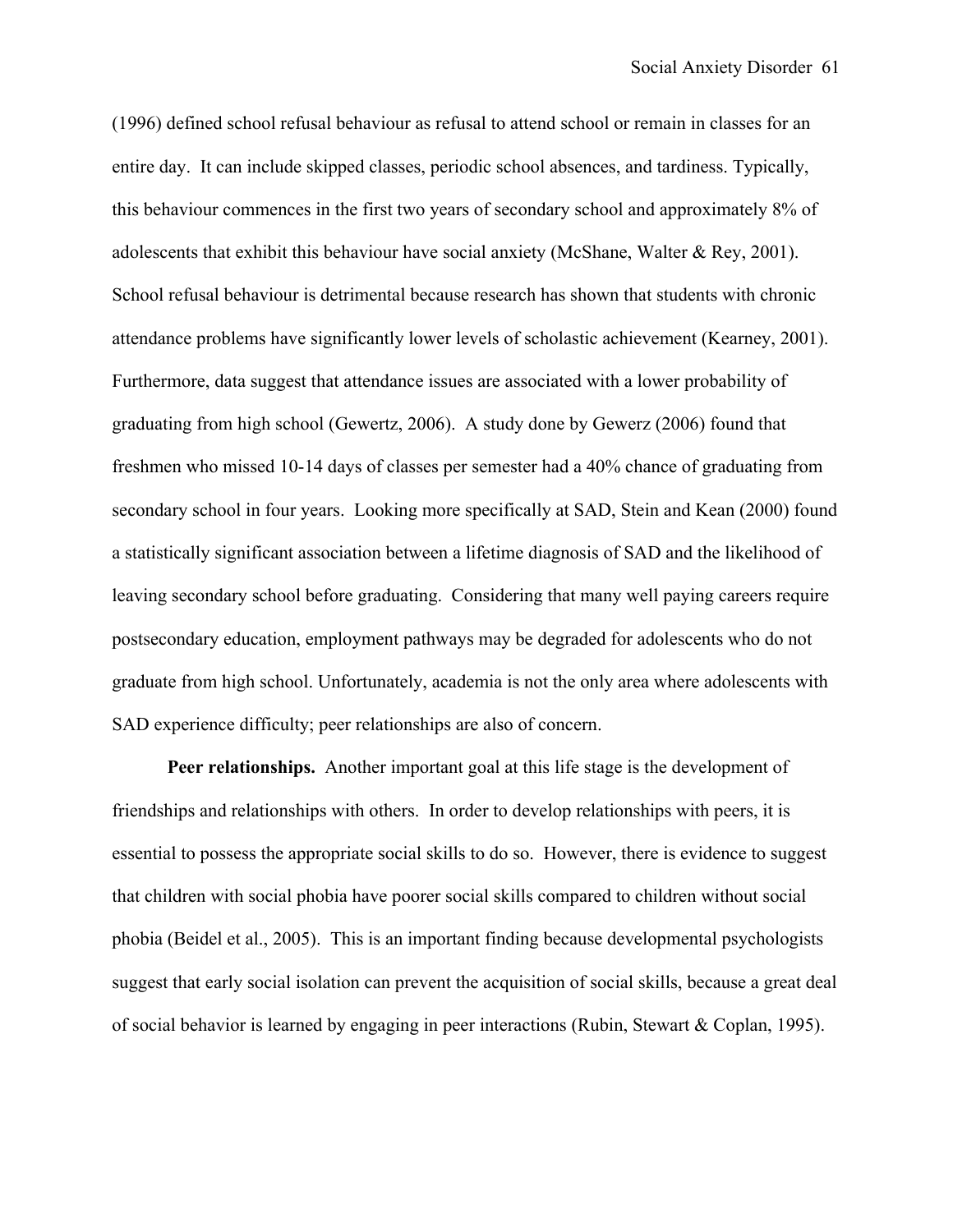(1996) defined school refusal behaviour as refusal to attend school or remain in classes for an entire day. It can include skipped classes, periodic school absences, and tardiness. Typically, this behaviour commences in the first two years of secondary school and approximately 8% of adolescents that exhibit this behaviour have social anxiety (McShane, Walter & Rey, 2001). School refusal behaviour is detrimental because research has shown that students with chronic attendance problems have significantly lower levels of scholastic achievement (Kearney, 2001). Furthermore, data suggest that attendance issues are associated with a lower probability of graduating from high school (Gewertz, 2006). A study done by Gewerz (2006) found that freshmen who missed 10-14 days of classes per semester had a 40% chance of graduating from secondary school in four years. Looking more specifically at SAD, Stein and Kean (2000) found a statistically significant association between a lifetime diagnosis of SAD and the likelihood of leaving secondary school before graduating. Considering that many well paying careers require postsecondary education, employment pathways may be degraded for adolescents who do not graduate from high school. Unfortunately, academia is not the only area where adolescents with SAD experience difficulty; peer relationships are also of concern.

**Peer relationships.** Another important goal at this life stage is the development of friendships and relationships with others. In order to develop relationships with peers, it is essential to possess the appropriate social skills to do so. However, there is evidence to suggest that children with social phobia have poorer social skills compared to children without social phobia (Beidel et al., 2005). This is an important finding because developmental psychologists suggest that early social isolation can prevent the acquisition of social skills, because a great deal of social behavior is learned by engaging in peer interactions (Rubin, Stewart & Coplan, 1995).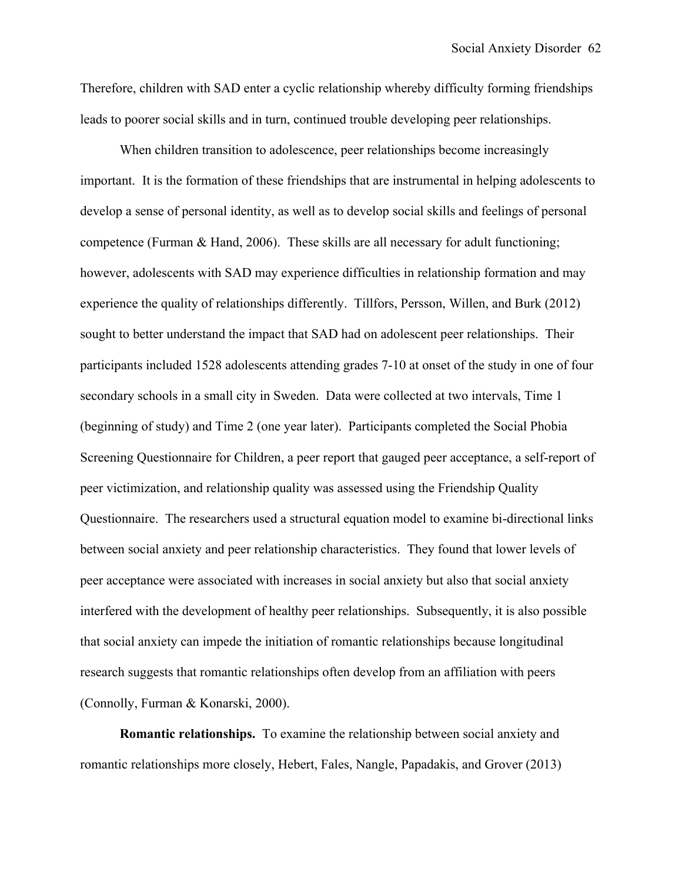Therefore, children with SAD enter a cyclic relationship whereby difficulty forming friendships leads to poorer social skills and in turn, continued trouble developing peer relationships.

When children transition to adolescence, peer relationships become increasingly important. It is the formation of these friendships that are instrumental in helping adolescents to develop a sense of personal identity, as well as to develop social skills and feelings of personal competence (Furman & Hand, 2006). These skills are all necessary for adult functioning; however, adolescents with SAD may experience difficulties in relationship formation and may experience the quality of relationships differently. Tillfors, Persson, Willen, and Burk (2012) sought to better understand the impact that SAD had on adolescent peer relationships. Their participants included 1528 adolescents attending grades 7-10 at onset of the study in one of four secondary schools in a small city in Sweden. Data were collected at two intervals, Time 1 (beginning of study) and Time 2 (one year later). Participants completed the Social Phobia Screening Questionnaire for Children, a peer report that gauged peer acceptance, a self-report of peer victimization, and relationship quality was assessed using the Friendship Quality Questionnaire. The researchers used a structural equation model to examine bi-directional links between social anxiety and peer relationship characteristics. They found that lower levels of peer acceptance were associated with increases in social anxiety but also that social anxiety interfered with the development of healthy peer relationships. Subsequently, it is also possible that social anxiety can impede the initiation of romantic relationships because longitudinal research suggests that romantic relationships often develop from an affiliation with peers (Connolly, Furman & Konarski, 2000).

**Romantic relationships.** To examine the relationship between social anxiety and romantic relationships more closely, Hebert, Fales, Nangle, Papadakis, and Grover (2013)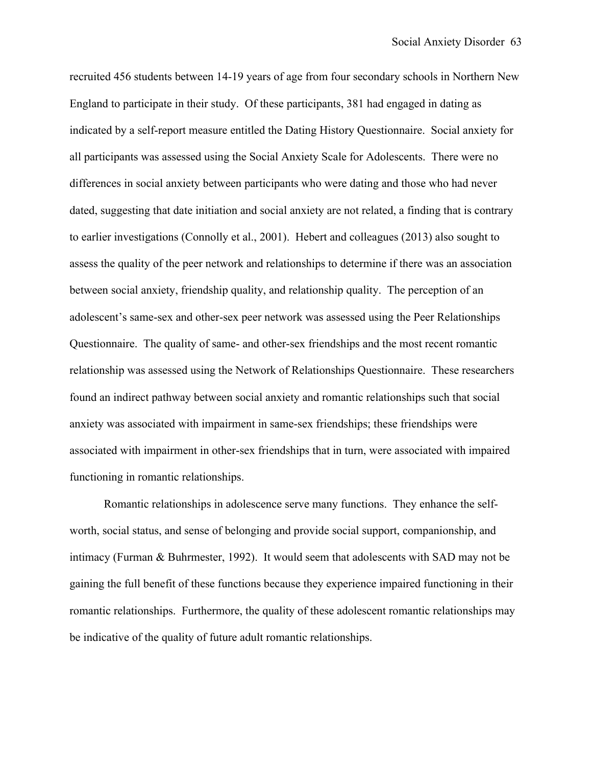recruited 456 students between 14-19 years of age from four secondary schools in Northern New England to participate in their study. Of these participants, 381 had engaged in dating as indicated by a self-report measure entitled the Dating History Questionnaire. Social anxiety for all participants was assessed using the Social Anxiety Scale for Adolescents. There were no differences in social anxiety between participants who were dating and those who had never dated, suggesting that date initiation and social anxiety are not related, a finding that is contrary to earlier investigations (Connolly et al., 2001). Hebert and colleagues (2013) also sought to assess the quality of the peer network and relationships to determine if there was an association between social anxiety, friendship quality, and relationship quality. The perception of an adolescent's same-sex and other-sex peer network was assessed using the Peer Relationships Questionnaire. The quality of same- and other-sex friendships and the most recent romantic relationship was assessed using the Network of Relationships Questionnaire. These researchers found an indirect pathway between social anxiety and romantic relationships such that social anxiety was associated with impairment in same-sex friendships; these friendships were associated with impairment in other-sex friendships that in turn, were associated with impaired functioning in romantic relationships.

Romantic relationships in adolescence serve many functions. They enhance the self-worth, social status, and sense of belonging and provide social support, companionship, and intimacy (Furman & Buhrmester, 1992). It would seem that adolescents with SAD may not be gaining the full benefit of these functions because they experience impaired functioning in their romantic relationships. Furthermore, the quality of these adolescent romantic relationships may be indicative of the quality of future adult romantic relationships.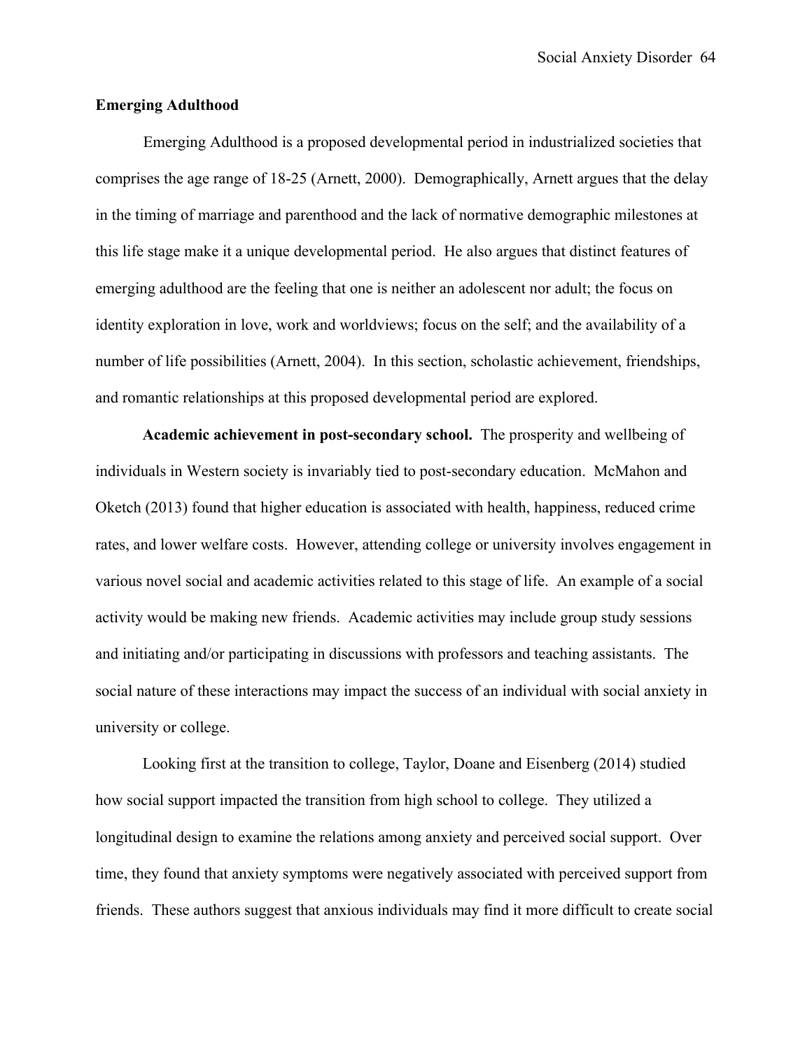## Emerging Adulthood

Emerging Adulthood is a proposed developmental period in industrialized societies that comprises the age range of 18-25 (Arnett, 2000). Demographically, Arnett argues that the delay in the timing of marriage and parenthood and the lack of normative demographic milestones at this life stage make it a unique developmental period. He also argues that distinct features of emerging adulthood are the feeling that one is neither an adolescent nor adult; the focus on identity exploration in love, work and worldviews; focus on the self; and the availability of a number of life possibilities (Arnett, 2004). In this section, scholastic achievement, friendships, and romantic relationships at this proposed developmental period are explored.

**Academic achievement in post-secondary school.** The prosperity and wellbeing of individuals in Western society is invariably tied to post-secondary education. McMahon and Oketch (2013) found that higher education is associated with health, happiness, reduced crime rates, and lower welfare costs. However, attending college or university involves engagement in various novel social and academic activities related to this stage of life. An example of a social activity would be making new friends. Academic activities may include group study sessions and initiating and/or participating in discussions with professors and teaching assistants. The social nature of these interactions may impact the success of an individual with social anxiety in university or college.

Looking first at the transition to college, Taylor, Doane and Eisenberg (2014) studied how social support impacted the transition from high school to college. They utilized a longitudinal design to examine the relations among anxiety and perceived social support. Over time, they found that anxiety symptoms were negatively associated with perceived support from friends. These authors suggest that anxious individuals may find it more difficult to create social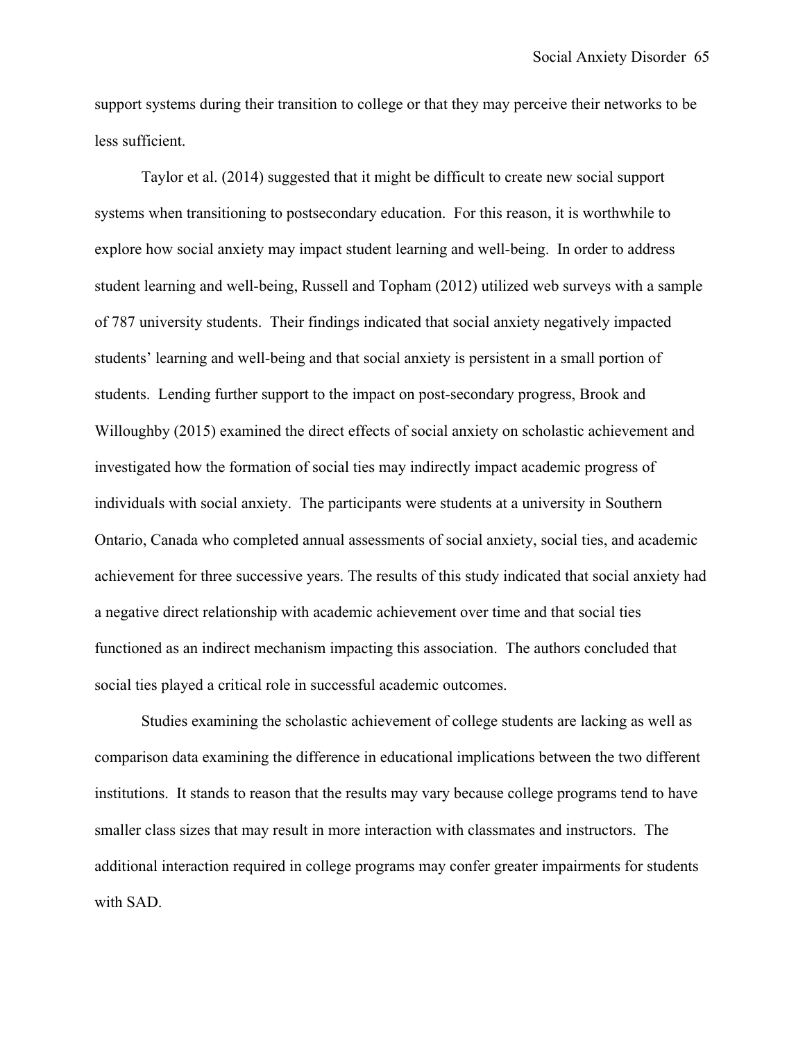support systems during their transition to college or that they may perceive their networks to be less sufficient.

Taylor et al. (2014) suggested that it might be difficult to create new social support systems when transitioning to postsecondary education. For this reason, it is worthwhile to explore how social anxiety may impact student learning and well-being. In order to address student learning and well-being, Russell and Topham (2012) utilized web surveys with a sample of 787 university students. Their findings indicated that social anxiety negatively impacted students' learning and well-being and that social anxiety is persistent in a small portion of students. Lending further support to the impact on post-secondary progress, Brook and Willoughby (2015) examined the direct effects of social anxiety on scholastic achievement and investigated how the formation of social ties may indirectly impact academic progress of individuals with social anxiety. The participants were students at a university in Southern Ontario, Canada who completed annual assessments of social anxiety, social ties, and academic achievement for three successive years. The results of this study indicated that social anxiety had a negative direct relationship with academic achievement over time and that social ties functioned as an indirect mechanism impacting this association. The authors concluded that social ties played a critical role in successful academic outcomes.

Studies examining the scholastic achievement of college students are lacking as well as comparison data examining the difference in educational implications between the two different institutions. It stands to reason that the results may vary because college programs tend to have smaller class sizes that may result in more interaction with classmates and instructors. The additional interaction required in college programs may confer greater impairments for students with SAD.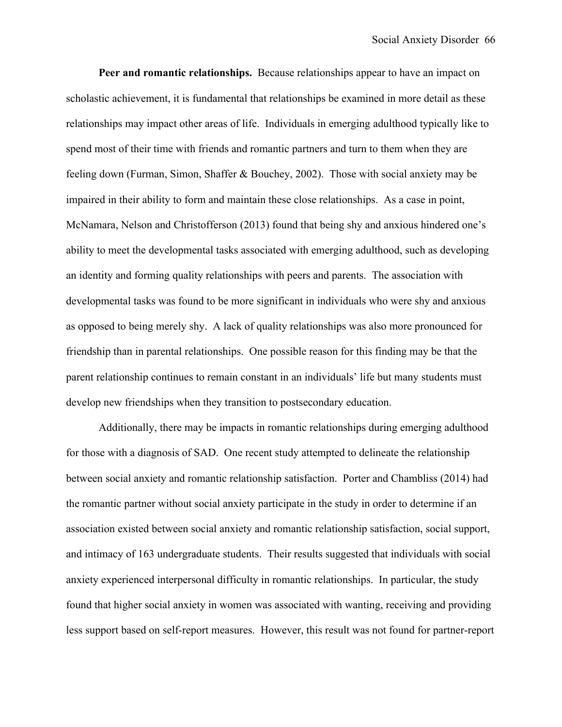**Peer and romantic relationships.** Because relationships appear to have an impact on scholastic achievement, it is fundamental that relationships be examined in more detail as these relationships may impact other areas of life. Individuals in emerging adulthood typically like to spend most of their time with friends and romantic partners and turn to them when they are feeling down (Furman, Simon, Shaffer & Bouchey, 2002). Those with social anxiety may be impaired in their ability to form and maintain these close relationships. As a case in point, McNamara, Nelson and Christofferson (2013) found that being shy and anxious hindered one's ability to meet the developmental tasks associated with emerging adulthood, such as developing an identity and forming quality relationships with peers and parents. The association with developmental tasks was found to be more significant in individuals who were shy and anxious as opposed to being merely shy. A lack of quality relationships was also more pronounced for friendship than in parental relationships. One possible reason for this finding may be that the parent relationship continues to remain constant in an individuals' life but many students must develop new friendships when they transition to postsecondary education.

Additionally, there may be impacts in romantic relationships during emerging adulthood for those with a diagnosis of SAD. One recent study attempted to delineate the relationship between social anxiety and romantic relationship satisfaction. Porter and Chambliss (2014) had the romantic partner without social anxiety participate in the study in order to determine if an association existed between social anxiety and romantic relationship satisfaction, social support, and intimacy of 163 undergraduate students. Their results suggested that individuals with social anxiety experienced interpersonal difficulty in romantic relationships. In particular, the study found that higher social anxiety in women was associated with wanting, receiving and providing less support based on self-report measures. However, this result was not found for partner-report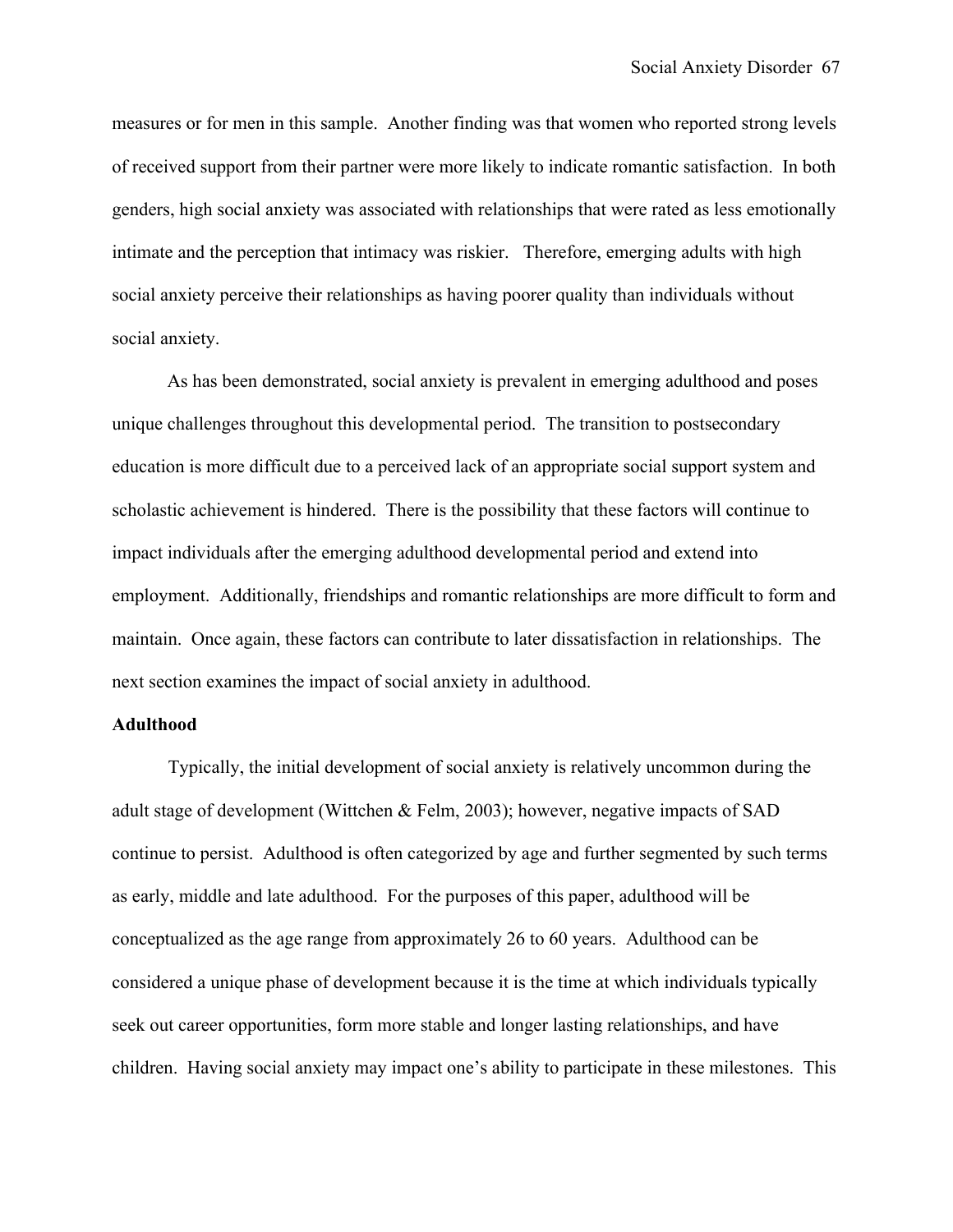measures or for men in this sample. Another finding was that women who reported strong levels of received support from their partner were more likely to indicate romantic satisfaction. In both genders, high social anxiety was associated with relationships that were rated as less emotionally intimate and the perception that intimacy was riskier. Therefore, emerging adults with high social anxiety perceive their relationships as having poorer quality than individuals without social anxiety.

As has been demonstrated, social anxiety is prevalent in emerging adulthood and poses unique challenges throughout this developmental period. The transition to postsecondary education is more difficult due to a perceived lack of an appropriate social support system and scholastic achievement is hindered. There is the possibility that these factors will continue to impact individuals after the emerging adulthood developmental period and extend into employment. Additionally, friendships and romantic relationships are more difficult to form and maintain. Once again, these factors can contribute to later dissatisfaction in relationships. The next section examines the impact of social anxiety in adulthood.

**Adulthood**

Typically, the initial development of social anxiety is relatively uncommon during the adult stage of development (Wittchen & Felm, 2003); however, negative impacts of SAD continue to persist. Adulthood is often categorized by age and further segmented by such terms as early, middle and late adulthood. For the purposes of this paper, adulthood will be conceptualized as the age range from approximately 26 to 60 years. Adulthood can be considered a unique phase of development because it is the time at which individuals typically seek out career opportunities, form more stable and longer lasting relationships, and have children. Having social anxiety may impact one's ability to participate in these milestones. This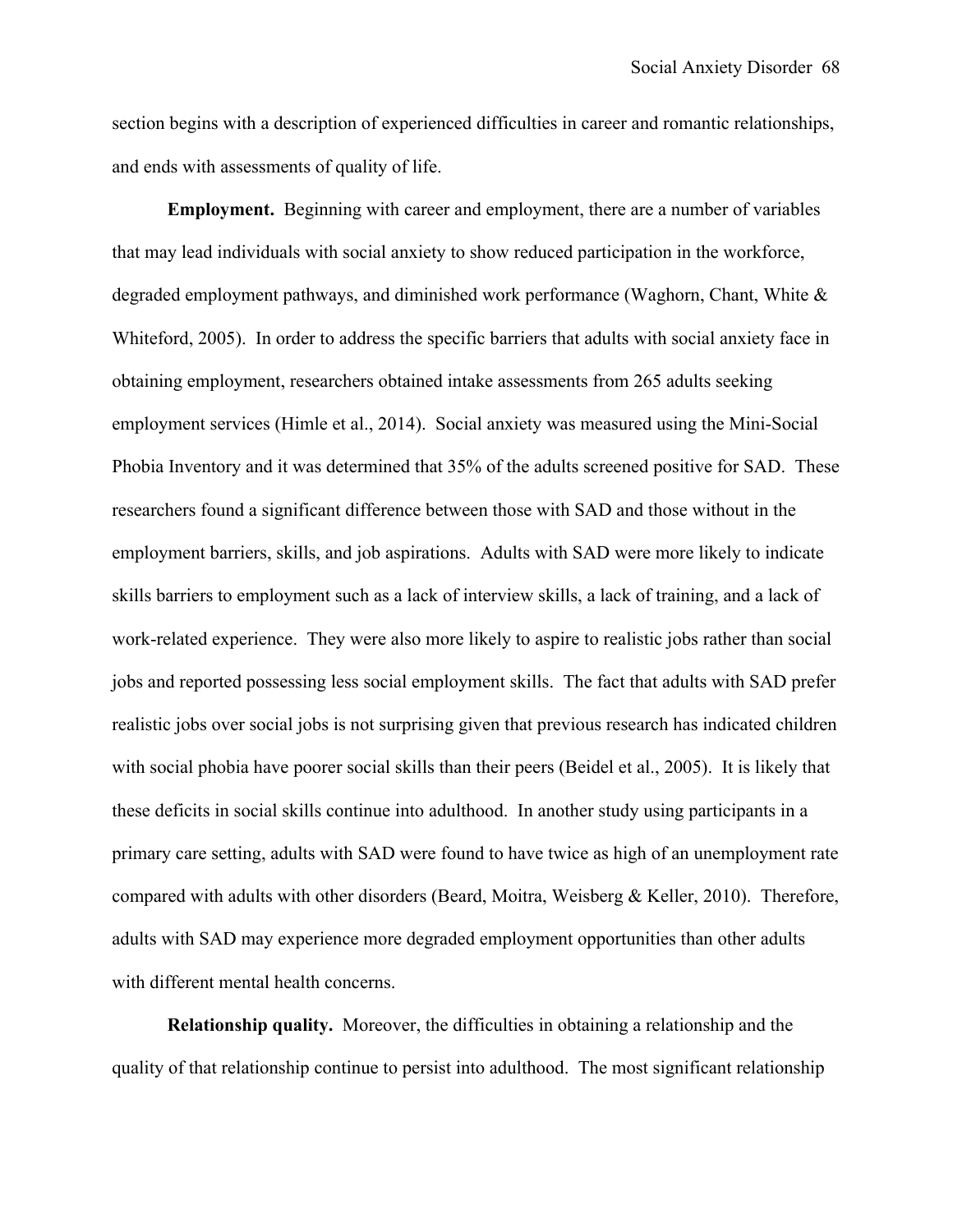section begins with a description of experienced difficulties in career and romantic relationships, and ends with assessments of quality of life.

**Employment.** Beginning with career and employment, there are a number of variables that may lead individuals with social anxiety to show reduced participation in the workforce, degraded employment pathways, and diminished work performance (Waghorn, Chant, White & Whiteford, 2005). In order to address the specific barriers that adults with social anxiety face in obtaining employment, researchers obtained intake assessments from 265 adults seeking employment services (Himle et al., 2014). Social anxiety was measured using the Mini-Social Phobia Inventory and it was determined that 35% of the adults screened positive for SAD. These researchers found a significant difference between those with SAD and those without in the employment barriers, skills, and job aspirations. Adults with SAD were more likely to indicate skills barriers to employment such as a lack of interview skills, a lack of training, and a lack of work-related experience. They were also more likely to aspire to realistic jobs rather than social jobs and reported possessing less social employment skills. The fact that adults with SAD prefer realistic jobs over social jobs is not surprising given that previous research has indicated children with social phobia have poorer social skills than their peers (Beidel et al., 2005). It is likely that these deficits in social skills continue into adulthood. In another study using participants in a primary care setting, adults with SAD were found to have twice as high of an unemployment rate compared with adults with other disorders (Beard, Moitra, Weisberg & Keller, 2010). Therefore, adults with SAD may experience more degraded employment opportunities than other adults with different mental health concerns.

**Relationship quality.** Moreover, the difficulties in obtaining a relationship and the quality of that relationship continue to persist into adulthood. The most significant relationship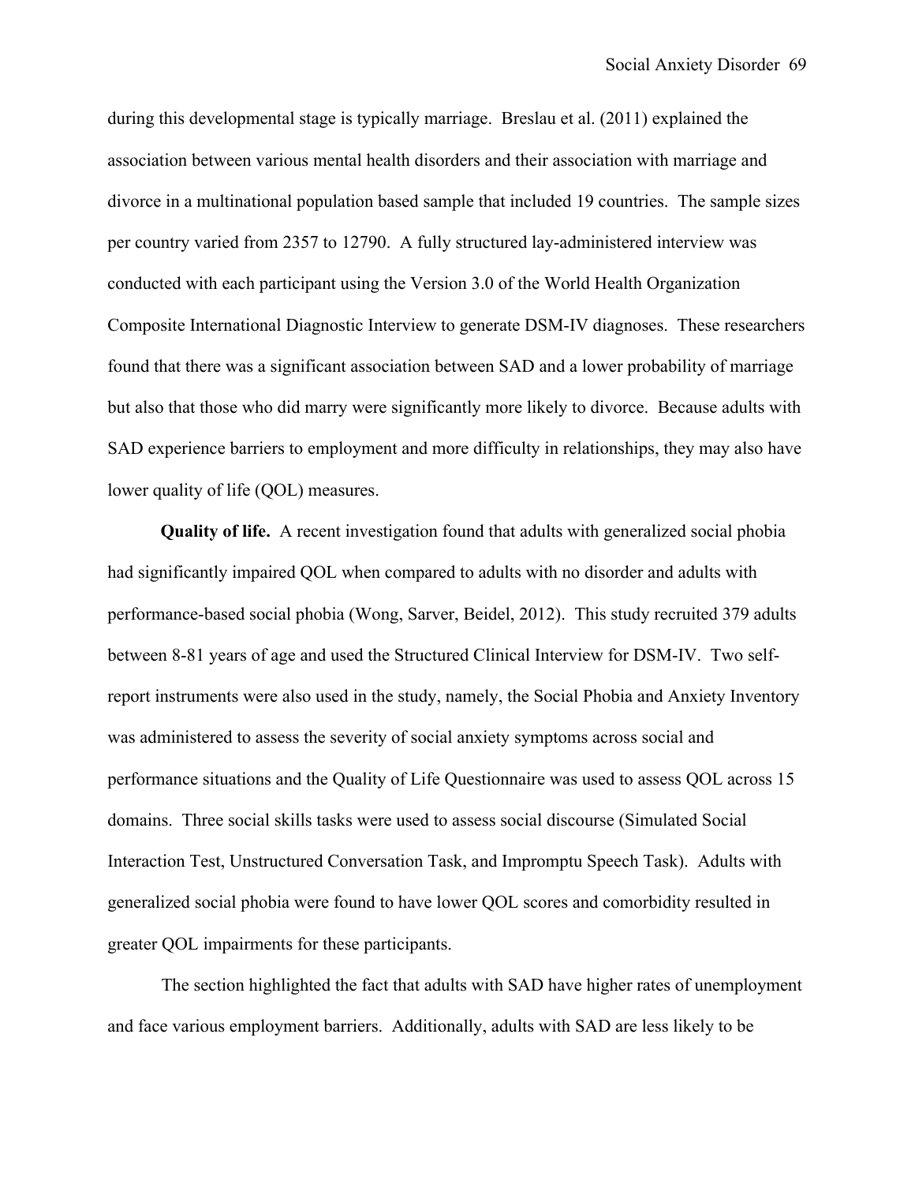during this developmental stage is typically marriage. Breslau et al. (2011) explained the association between various mental health disorders and their association with marriage and divorce in a multinational population based sample that included 19 countries. The sample sizes per country varied from 2357 to 12790. A fully structured lay-administered interview was conducted with each participant using the Version 3.0 of the World Health Organization Composite International Diagnostic Interview to generate DSM-IV diagnoses. These researchers found that there was a significant association between SAD and a lower probability of marriage but also that those who did marry were significantly more likely to divorce. Because adults with SAD experience barriers to employment and more difficulty in relationships, they may also have lower quality of life (QOL) measures.

**Quality of life.** A recent investigation found that adults with generalized social phobia had significantly impaired QOL when compared to adults with no disorder and adults with performance-based social phobia (Wong, Sarver, Beidel, 2012). This study recruited 379 adults between 8-81 years of age and used the Structured Clinical Interview for DSM-IV. Two self-report instruments were also used in the study, namely, the Social Phobia and Anxiety Inventory was administered to assess the severity of social anxiety symptoms across social and performance situations and the Quality of Life Questionnaire was used to assess QOL across 15 domains. Three social skills tasks were used to assess social discourse (Simulated Social Interaction Test, Unstructured Conversation Task, and Impromptu Speech Task). Adults with generalized social phobia were found to have lower QOL scores and comorbidity resulted in greater QOL impairments for these participants.

The section highlighted the fact that adults with SAD have higher rates of unemployment and face various employment barriers. Additionally, adults with SAD are less likely to be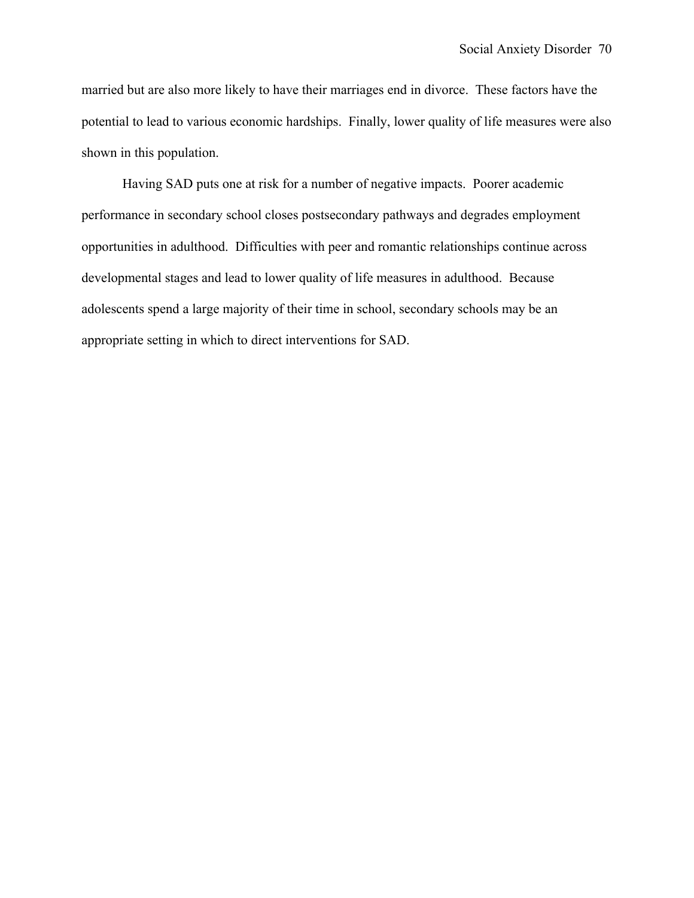married but are also more likely to have their marriages end in divorce. These factors have the potential to lead to various economic hardships. Finally, lower quality of life measures were also shown in this population.

Having SAD puts one at risk for a number of negative impacts. Poorer academic performance in secondary school closes postsecondary pathways and degrades employment opportunities in adulthood. Difficulties with peer and romantic relationships continue across developmental stages and lead to lower quality of life measures in adulthood. Because adolescents spend a large majority of their time in school, secondary schools may be an appropriate setting in which to direct interventions for SAD.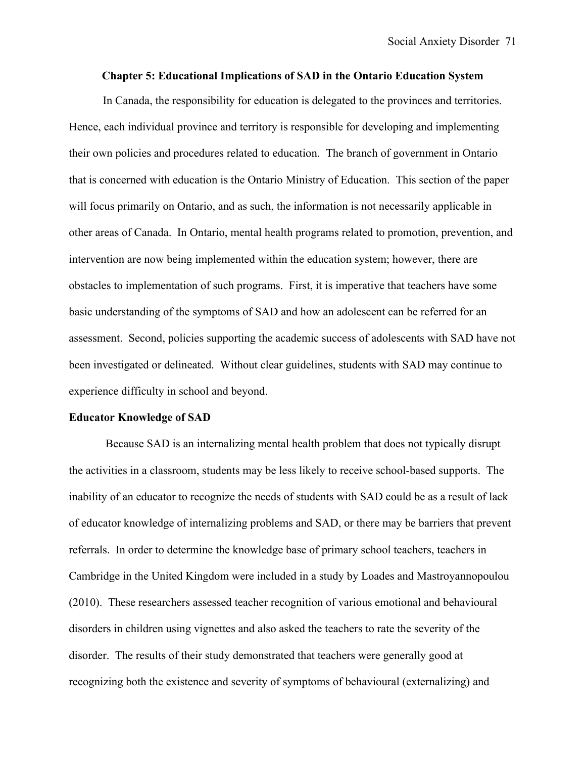## Chapter 5: Educational Implications of SAD in the Ontario Education System

In Canada, the responsibility for education is delegated to the provinces and territories. Hence, each individual province and territory is responsible for developing and implementing their own policies and procedures related to education. The branch of government in Ontario that is concerned with education is the Ontario Ministry of Education. This section of the paper will focus primarily on Ontario, and as such, the information is not necessarily applicable in other areas of Canada. In Ontario, mental health programs related to promotion, prevention, and intervention are now being implemented within the education system; however, there are obstacles to implementation of such programs. First, it is imperative that teachers have some basic understanding of the symptoms of SAD and how an adolescent can be referred for an assessment. Second, policies supporting the academic success of adolescents with SAD have not been investigated or delineated. Without clear guidelines, students with SAD may continue to experience difficulty in school and beyond.

### Educator Knowledge of SAD

Because SAD is an internalizing mental health problem that does not typically disrupt the activities in a classroom, students may be less likely to receive school-based supports. The inability of an educator to recognize the needs of students with SAD could be as a result of lack of educator knowledge of internalizing problems and SAD, or there may be barriers that prevent referrals. In order to determine the knowledge base of primary school teachers, teachers in Cambridge in the United Kingdom were included in a study by Loades and Mastroyannopoulou (2010). These researchers assessed teacher recognition of various emotional and behavioural disorders in children using vignettes and also asked the teachers to rate the severity of the disorder. The results of their study demonstrated that teachers were generally good at recognizing both the existence and severity of symptoms of behavioural (externalizing) and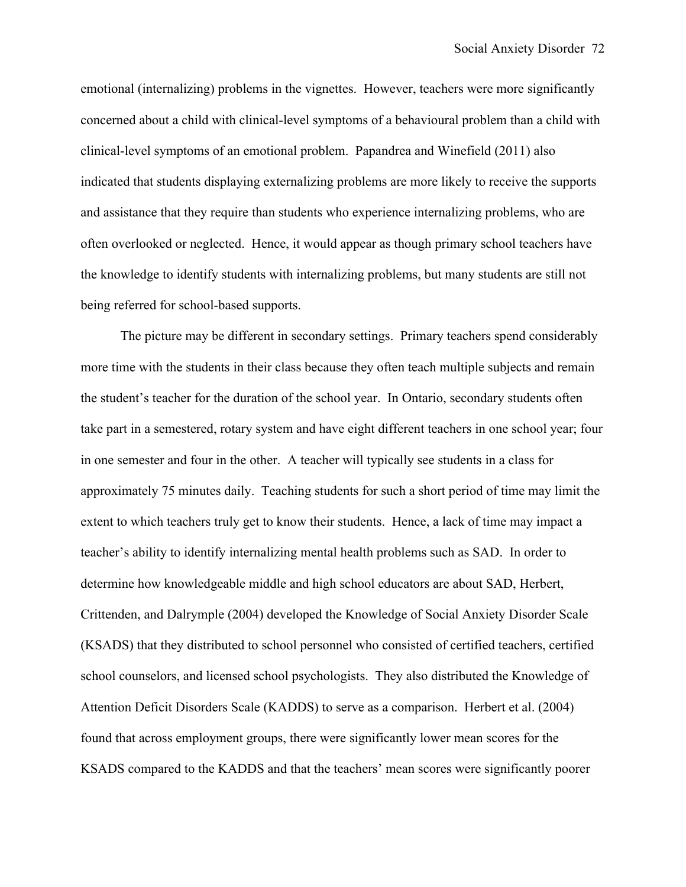emotional (internalizing) problems in the vignettes. However, teachers were more significantly concerned about a child with clinical-level symptoms of a behavioural problem than a child with clinical-level symptoms of an emotional problem. Papandrea and Winefield (2011) also indicated that students displaying externalizing problems are more likely to receive the supports and assistance that they require than students who experience internalizing problems, who are often overlooked or neglected. Hence, it would appear as though primary school teachers have the knowledge to identify students with internalizing problems, but many students are still not being referred for school-based supports.

The picture may be different in secondary settings. Primary teachers spend considerably more time with the students in their class because they often teach multiple subjects and remain the student's teacher for the duration of the school year. In Ontario, secondary students often take part in a semestered, rotary system and have eight different teachers in one school year; four in one semester and four in the other. A teacher will typically see students in a class for approximately 75 minutes daily. Teaching students for such a short period of time may limit the extent to which teachers truly get to know their students. Hence, a lack of time may impact a teacher's ability to identify internalizing mental health problems such as SAD. In order to determine how knowledgeable middle and high school educators are about SAD, Herbert, Crittenden, and Dalrymple (2004) developed the Knowledge of Social Anxiety Disorder Scale (KSADS) that they distributed to school personnel who consisted of certified teachers, certified school counselors, and licensed school psychologists. They also distributed the Knowledge of Attention Deficit Disorders Scale (KADDS) to serve as a comparison. Herbert et al. (2004) found that across employment groups, there were significantly lower mean scores for the KSADS compared to the KADDS and that the teachers' mean scores were significantly poorer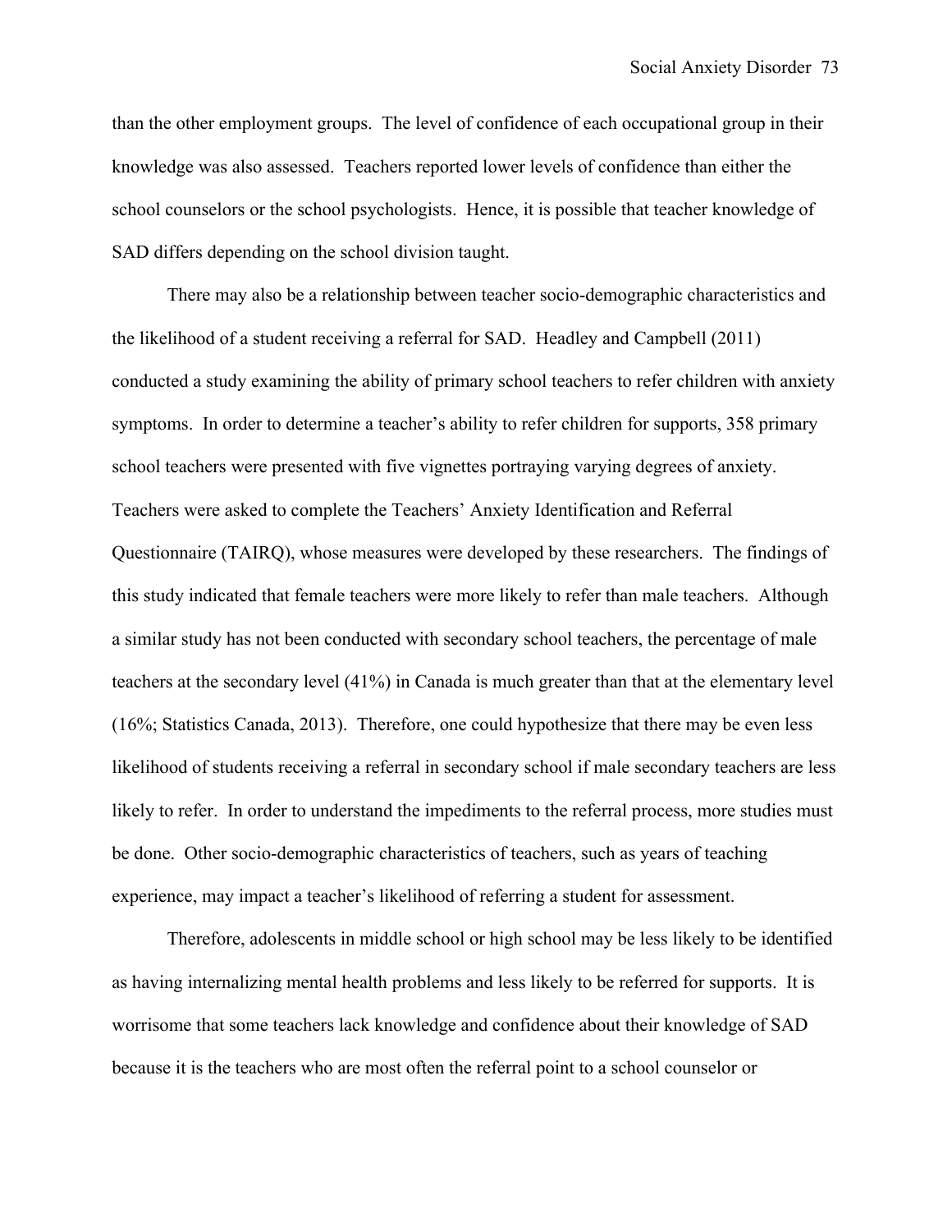than the other employment groups. The level of confidence of each occupational group in their knowledge was also assessed. Teachers reported lower levels of confidence than either the school counselors or the school psychologists. Hence, it is possible that teacher knowledge of SAD differs depending on the school division taught.

There may also be a relationship between teacher socio-demographic characteristics and the likelihood of a student receiving a referral for SAD. Headley and Campbell (2011) conducted a study examining the ability of primary school teachers to refer children with anxiety symptoms. In order to determine a teacher's ability to refer children for supports, 358 primary school teachers were presented with five vignettes portraying varying degrees of anxiety. Teachers were asked to complete the Teachers' Anxiety Identification and Referral Questionnaire (TAIRQ), whose measures were developed by these researchers. The findings of this study indicated that female teachers were more likely to refer than male teachers. Although a similar study has not been conducted with secondary school teachers, the percentage of male teachers at the secondary level (41%) in Canada is much greater than that at the elementary level (16%; Statistics Canada, 2013). Therefore, one could hypothesize that there may be even less likelihood of students receiving a referral in secondary school if male secondary teachers are less likely to refer. In order to understand the impediments to the referral process, more studies must be done. Other socio-demographic characteristics of teachers, such as years of teaching experience, may impact a teacher's likelihood of referring a student for assessment.

Therefore, adolescents in middle school or high school may be less likely to be identified as having internalizing mental health problems and less likely to be referred for supports. It is worrisome that some teachers lack knowledge and confidence about their knowledge of SAD because it is the teachers who are most often the referral point to a school counselor or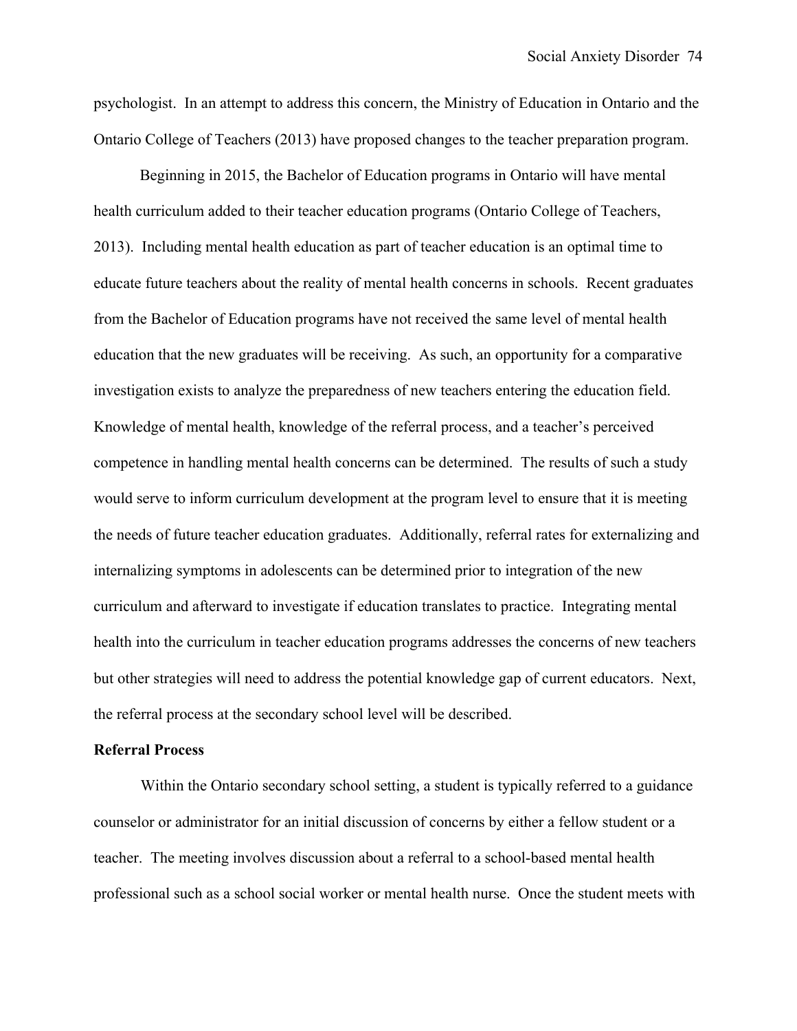psychologist. In an attempt to address this concern, the Ministry of Education in Ontario and the Ontario College of Teachers (2013) have proposed changes to the teacher preparation program.

Beginning in 2015, the Bachelor of Education programs in Ontario will have mental health curriculum added to their teacher education programs (Ontario College of Teachers, 2013). Including mental health education as part of teacher education is an optimal time to educate future teachers about the reality of mental health concerns in schools. Recent graduates from the Bachelor of Education programs have not received the same level of mental health education that the new graduates will be receiving. As such, an opportunity for a comparative investigation exists to analyze the preparedness of new teachers entering the education field. Knowledge of mental health, knowledge of the referral process, and a teacher's perceived competence in handling mental health concerns can be determined. The results of such a study would serve to inform curriculum development at the program level to ensure that it is meeting the needs of future teacher education graduates. Additionally, referral rates for externalizing and internalizing symptoms in adolescents can be determined prior to integration of the new curriculum and afterward to investigate if education translates to practice. Integrating mental health into the curriculum in teacher education programs addresses the concerns of new teachers but other strategies will need to address the potential knowledge gap of current educators. Next, the referral process at the secondary school level will be described.

**Referral Process**

Within the Ontario secondary school setting, a student is typically referred to a guidance counselor or administrator for an initial discussion of concerns by either a fellow student or a teacher. The meeting involves discussion about a referral to a school-based mental health professional such as a school social worker or mental health nurse. Once the student meets with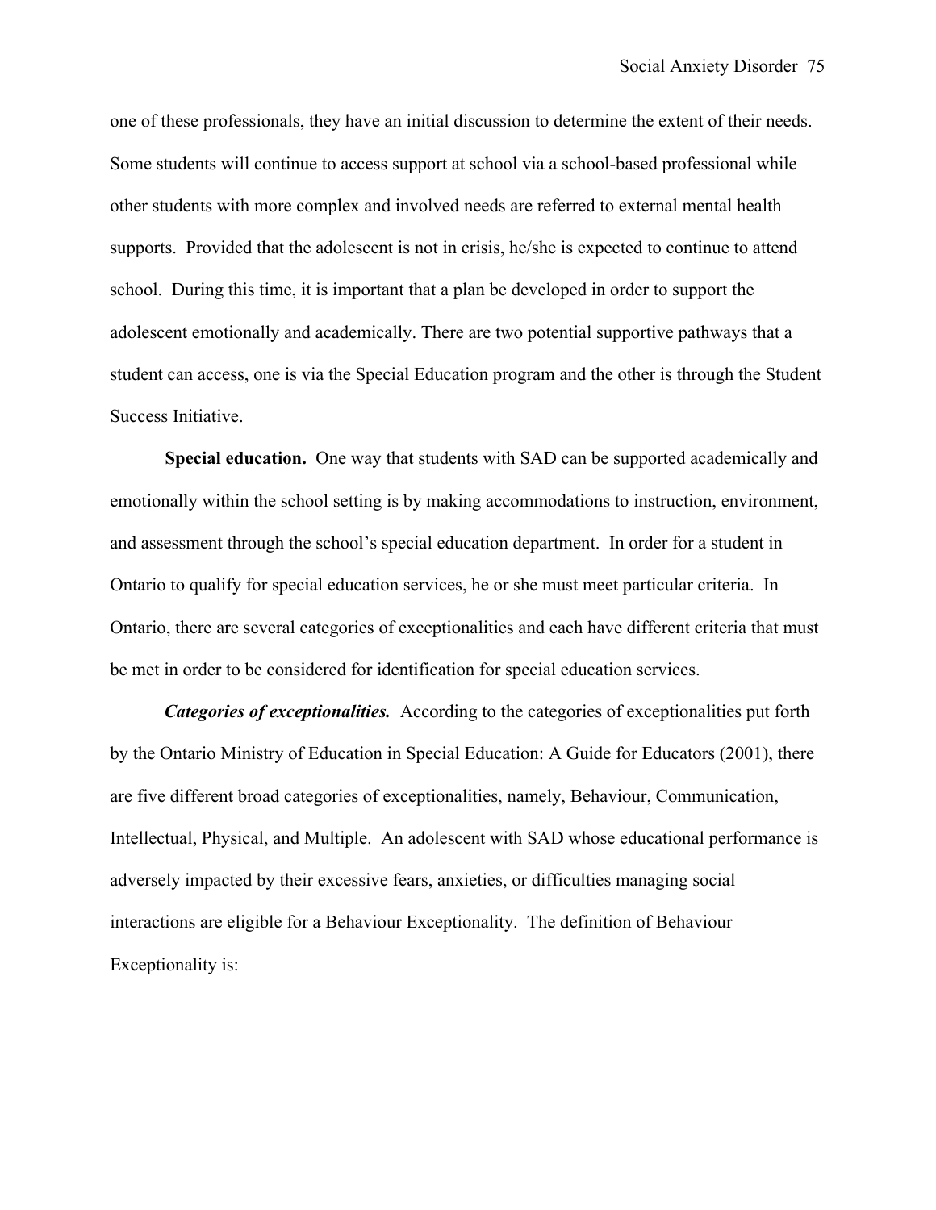one of these professionals, they have an initial discussion to determine the extent of their needs. Some students will continue to access support at school via a school-based professional while other students with more complex and involved needs are referred to external mental health supports. Provided that the adolescent is not in crisis, he/she is expected to continue to attend school. During this time, it is important that a plan be developed in order to support the adolescent emotionally and academically. There are two potential supportive pathways that a student can access, one is via the Special Education program and the other is through the Student Success Initiative.

**Special education.** One way that students with SAD can be supported academically and emotionally within the school setting is by making accommodations to instruction, environment, and assessment through the school's special education department. In order for a student in Ontario to qualify for special education services, he or she must meet particular criteria. In Ontario, there are several categories of exceptionalities and each have different criteria that must be met in order to be considered for identification for special education services.

***Categories of exceptionalities.*** According to the categories of exceptionalities put forth by the Ontario Ministry of Education in Special Education: A Guide for Educators (2001), there are five different broad categories of exceptionalities, namely, Behaviour, Communication, Intellectual, Physical, and Multiple. An adolescent with SAD whose educational performance is adversely impacted by their excessive fears, anxieties, or difficulties managing social interactions are eligible for a Behaviour Exceptionality. The definition of Behaviour Exceptionality is: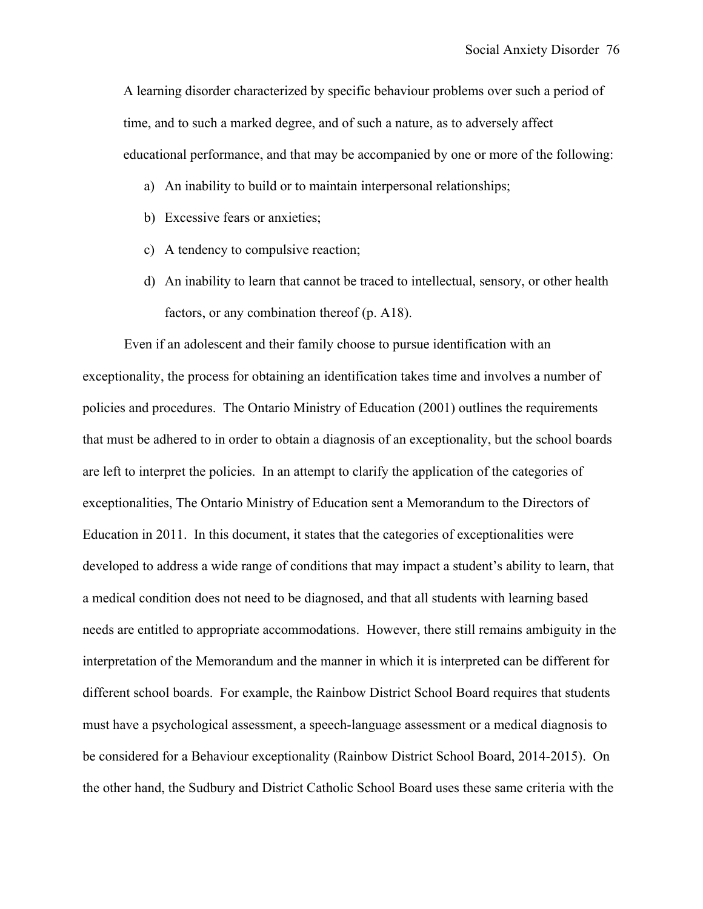> A learning disorder characterized by specific behaviour problems over such a period of time, and to such a marked degree, and of such a nature, as to adversely affect educational performance, and that may be accompanied by one or more of the following:
>
> a) An inability to build or to maintain interpersonal relationships;
>
> b) Excessive fears or anxieties;
>
> c) A tendency to compulsive reaction;
>
> d) An inability to learn that cannot be traced to intellectual, sensory, or other health factors, or any combination thereof (p. A18).

Even if an adolescent and their family choose to pursue identification with an exceptionality, the process for obtaining an identification takes time and involves a number of policies and procedures. The Ontario Ministry of Education (2001) outlines the requirements that must be adhered to in order to obtain a diagnosis of an exceptionality, but the school boards are left to interpret the policies. In an attempt to clarify the application of the categories of exceptionalities, The Ontario Ministry of Education sent a Memorandum to the Directors of Education in 2011. In this document, it states that the categories of exceptionalities were developed to address a wide range of conditions that may impact a student's ability to learn, that a medical condition does not need to be diagnosed, and that all students with learning based needs are entitled to appropriate accommodations. However, there still remains ambiguity in the interpretation of the Memorandum and the manner in which it is interpreted can be different for different school boards. For example, the Rainbow District School Board requires that students must have a psychological assessment, a speech-language assessment or a medical diagnosis to be considered for a Behaviour exceptionality (Rainbow District School Board, 2014-2015). On the other hand, the Sudbury and District Catholic School Board uses these same criteria with the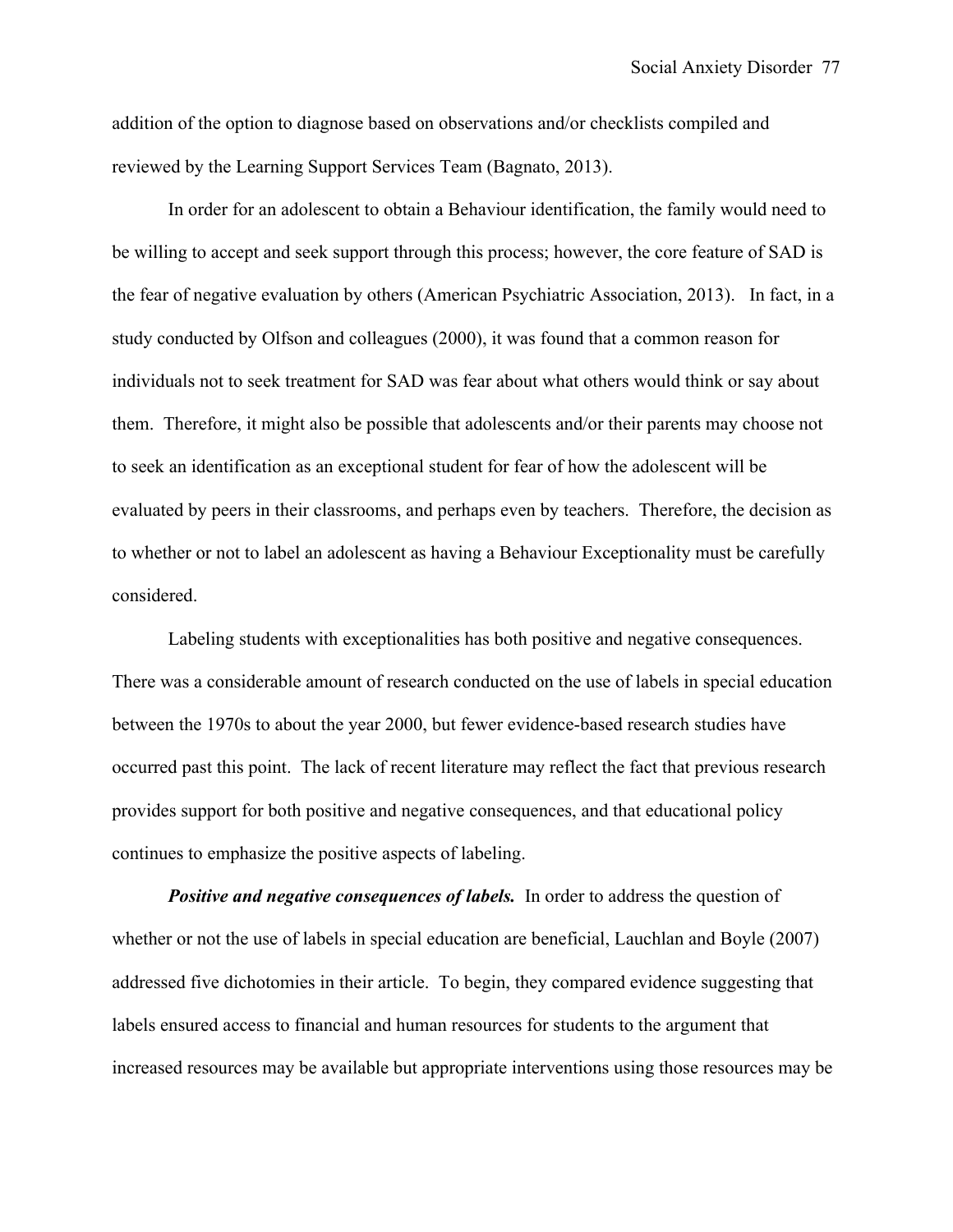addition of the option to diagnose based on observations and/or checklists compiled and reviewed by the Learning Support Services Team (Bagnato, 2013).

In order for an adolescent to obtain a Behaviour identification, the family would need to be willing to accept and seek support through this process; however, the core feature of SAD is the fear of negative evaluation by others (American Psychiatric Association, 2013). In fact, in a study conducted by Olfson and colleagues (2000), it was found that a common reason for individuals not to seek treatment for SAD was fear about what others would think or say about them. Therefore, it might also be possible that adolescents and/or their parents may choose not to seek an identification as an exceptional student for fear of how the adolescent will be evaluated by peers in their classrooms, and perhaps even by teachers. Therefore, the decision as to whether or not to label an adolescent as having a Behaviour Exceptionality must be carefully considered.

Labeling students with exceptionalities has both positive and negative consequences. There was a considerable amount of research conducted on the use of labels in special education between the 1970s to about the year 2000, but fewer evidence-based research studies have occurred past this point. The lack of recent literature may reflect the fact that previous research provides support for both positive and negative consequences, and that educational policy continues to emphasize the positive aspects of labeling.

***Positive and negative consequences of labels.*** In order to address the question of whether or not the use of labels in special education are beneficial, Lauchlan and Boyle (2007) addressed five dichotomies in their article. To begin, they compared evidence suggesting that labels ensured access to financial and human resources for students to the argument that increased resources may be available but appropriate interventions using those resources may be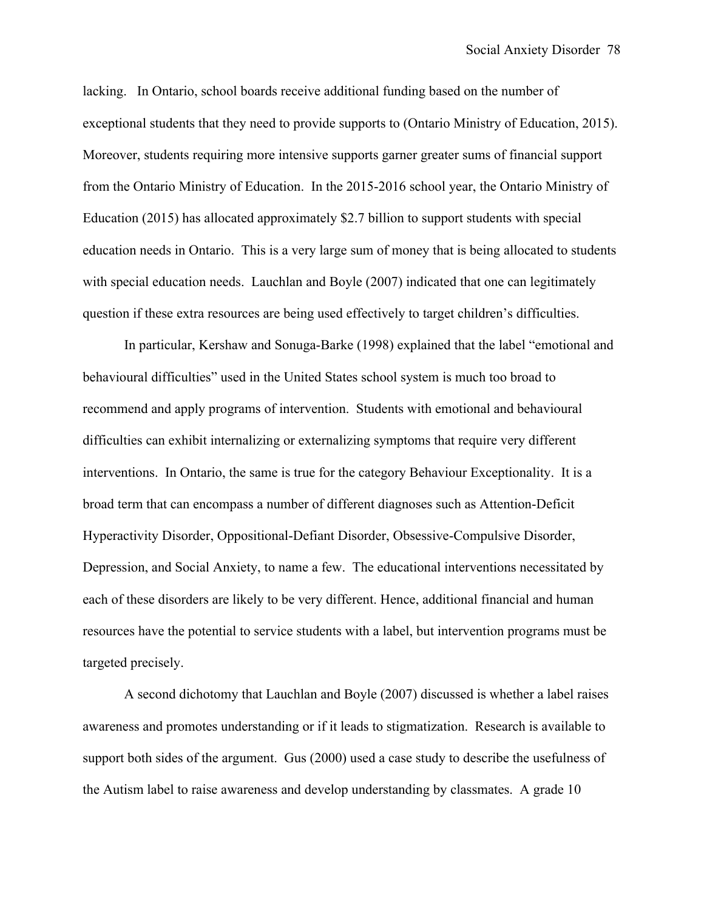lacking. In Ontario, school boards receive additional funding based on the number of exceptional students that they need to provide supports to (Ontario Ministry of Education, 2015). Moreover, students requiring more intensive supports garner greater sums of financial support from the Ontario Ministry of Education. In the 2015-2016 school year, the Ontario Ministry of Education (2015) has allocated approximately $2.7 billion to support students with special education needs in Ontario. This is a very large sum of money that is being allocated to students with special education needs. Lauchlan and Boyle (2007) indicated that one can legitimately question if these extra resources are being used effectively to target children's difficulties.

In particular, Kershaw and Sonuga-Barke (1998) explained that the label "emotional and behavioural difficulties" used in the United States school system is much too broad to recommend and apply programs of intervention. Students with emotional and behavioural difficulties can exhibit internalizing or externalizing symptoms that require very different interventions. In Ontario, the same is true for the category Behaviour Exceptionality. It is a broad term that can encompass a number of different diagnoses such as Attention-Deficit Hyperactivity Disorder, Oppositional-Defiant Disorder, Obsessive-Compulsive Disorder, Depression, and Social Anxiety, to name a few. The educational interventions necessitated by each of these disorders are likely to be very different. Hence, additional financial and human resources have the potential to service students with a label, but intervention programs must be targeted precisely.

A second dichotomy that Lauchlan and Boyle (2007) discussed is whether a label raises awareness and promotes understanding or if it leads to stigmatization. Research is available to support both sides of the argument. Gus (2000) used a case study to describe the usefulness of the Autism label to raise awareness and develop understanding by classmates. A grade 10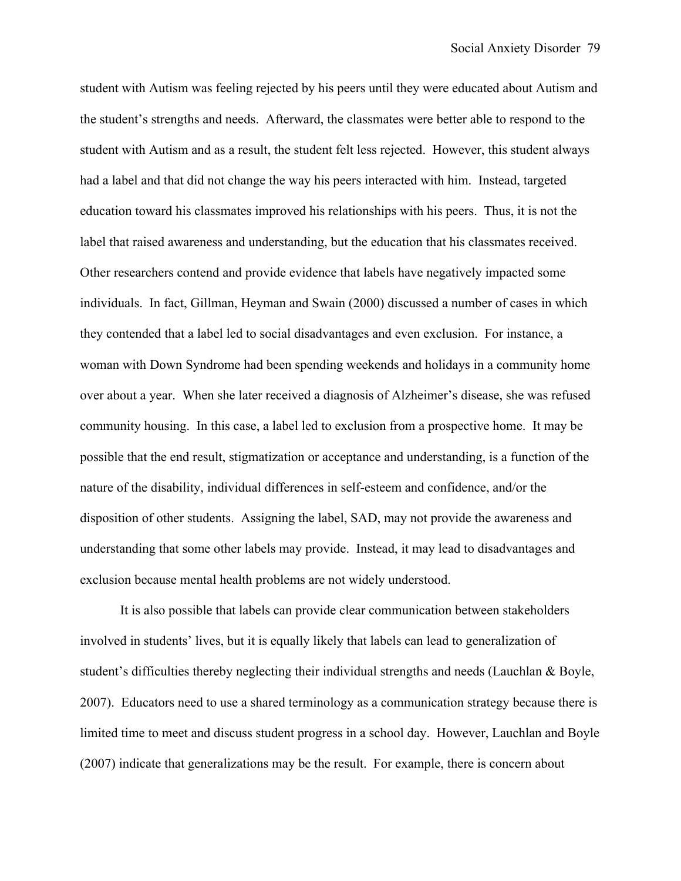student with Autism was feeling rejected by his peers until they were educated about Autism and the student's strengths and needs. Afterward, the classmates were better able to respond to the student with Autism and as a result, the student felt less rejected. However, this student always had a label and that did not change the way his peers interacted with him. Instead, targeted education toward his classmates improved his relationships with his peers. Thus, it is not the label that raised awareness and understanding, but the education that his classmates received. Other researchers contend and provide evidence that labels have negatively impacted some individuals. In fact, Gillman, Heyman and Swain (2000) discussed a number of cases in which they contended that a label led to social disadvantages and even exclusion. For instance, a woman with Down Syndrome had been spending weekends and holidays in a community home over about a year. When she later received a diagnosis of Alzheimer's disease, she was refused community housing. In this case, a label led to exclusion from a prospective home. It may be possible that the end result, stigmatization or acceptance and understanding, is a function of the nature of the disability, individual differences in self-esteem and confidence, and/or the disposition of other students. Assigning the label, SAD, may not provide the awareness and understanding that some other labels may provide. Instead, it may lead to disadvantages and exclusion because mental health problems are not widely understood.

It is also possible that labels can provide clear communication between stakeholders involved in students' lives, but it is equally likely that labels can lead to generalization of student's difficulties thereby neglecting their individual strengths and needs (Lauchlan & Boyle, 2007). Educators need to use a shared terminology as a communication strategy because there is limited time to meet and discuss student progress in a school day. However, Lauchlan and Boyle (2007) indicate that generalizations may be the result. For example, there is concern about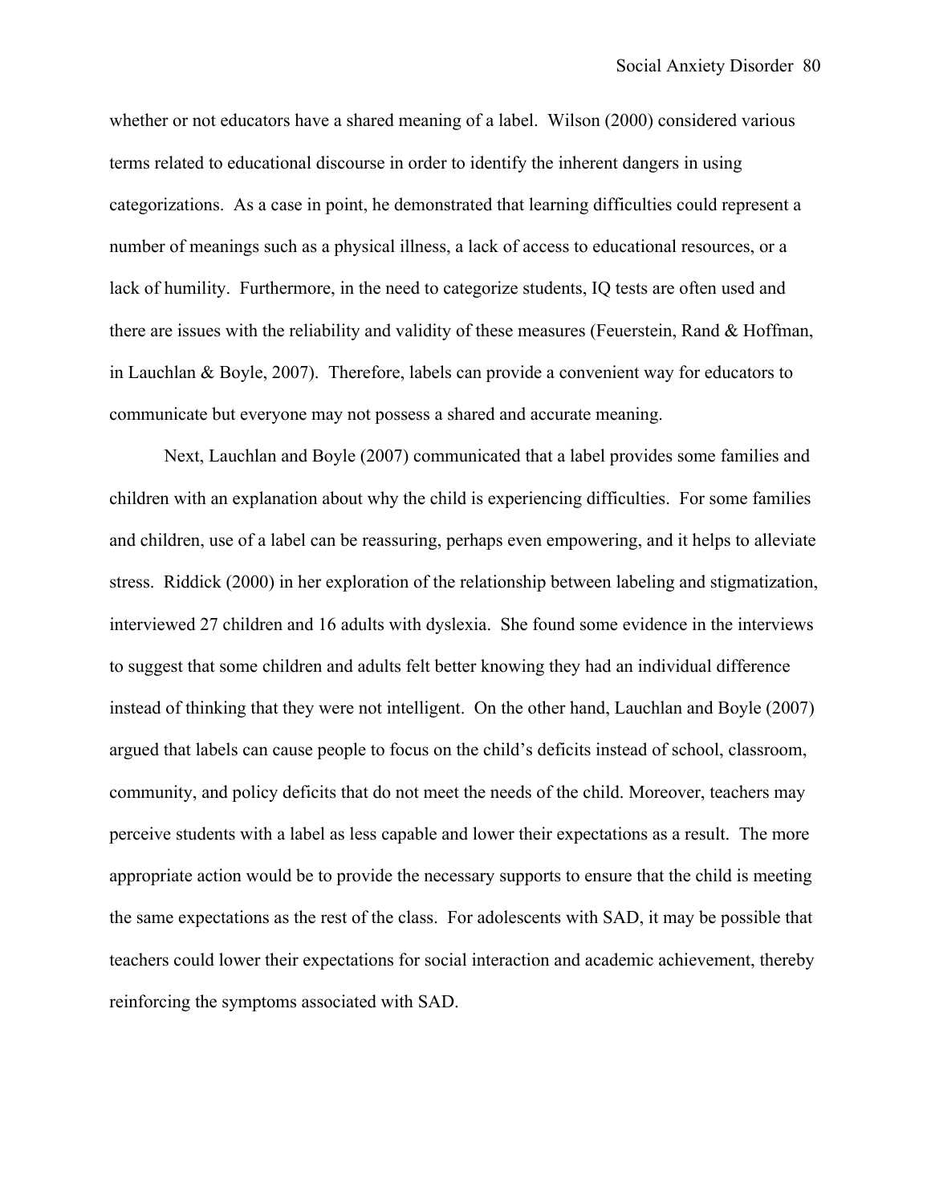whether or not educators have a shared meaning of a label. Wilson (2000) considered various terms related to educational discourse in order to identify the inherent dangers in using categorizations. As a case in point, he demonstrated that learning difficulties could represent a number of meanings such as a physical illness, a lack of access to educational resources, or a lack of humility. Furthermore, in the need to categorize students, IQ tests are often used and there are issues with the reliability and validity of these measures (Feuerstein, Rand & Hoffman, in Lauchlan & Boyle, 2007). Therefore, labels can provide a convenient way for educators to communicate but everyone may not possess a shared and accurate meaning.

Next, Lauchlan and Boyle (2007) communicated that a label provides some families and children with an explanation about why the child is experiencing difficulties. For some families and children, use of a label can be reassuring, perhaps even empowering, and it helps to alleviate stress. Riddick (2000) in her exploration of the relationship between labeling and stigmatization, interviewed 27 children and 16 adults with dyslexia. She found some evidence in the interviews to suggest that some children and adults felt better knowing they had an individual difference instead of thinking that they were not intelligent. On the other hand, Lauchlan and Boyle (2007) argued that labels can cause people to focus on the child's deficits instead of school, classroom, community, and policy deficits that do not meet the needs of the child. Moreover, teachers may perceive students with a label as less capable and lower their expectations as a result. The more appropriate action would be to provide the necessary supports to ensure that the child is meeting the same expectations as the rest of the class. For adolescents with SAD, it may be possible that teachers could lower their expectations for social interaction and academic achievement, thereby reinforcing the symptoms associated with SAD.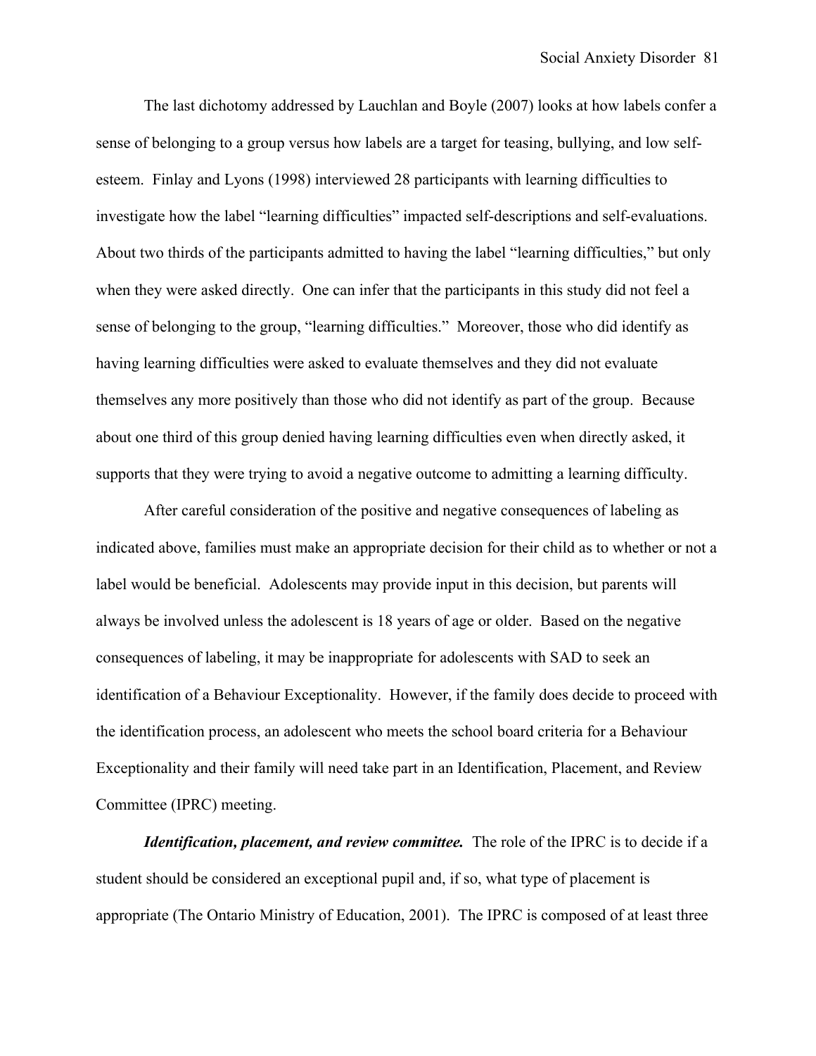The last dichotomy addressed by Lauchlan and Boyle (2007) looks at how labels confer a sense of belonging to a group versus how labels are a target for teasing, bullying, and low self-esteem. Finlay and Lyons (1998) interviewed 28 participants with learning difficulties to investigate how the label "learning difficulties" impacted self-descriptions and self-evaluations. About two thirds of the participants admitted to having the label "learning difficulties," but only when they were asked directly. One can infer that the participants in this study did not feel a sense of belonging to the group, "learning difficulties." Moreover, those who did identify as having learning difficulties were asked to evaluate themselves and they did not evaluate themselves any more positively than those who did not identify as part of the group. Because about one third of this group denied having learning difficulties even when directly asked, it supports that they were trying to avoid a negative outcome to admitting a learning difficulty.

After careful consideration of the positive and negative consequences of labeling as indicated above, families must make an appropriate decision for their child as to whether or not a label would be beneficial. Adolescents may provide input in this decision, but parents will always be involved unless the adolescent is 18 years of age or older. Based on the negative consequences of labeling, it may be inappropriate for adolescents with SAD to seek an identification of a Behaviour Exceptionality. However, if the family does decide to proceed with the identification process, an adolescent who meets the school board criteria for a Behaviour Exceptionality and their family will need take part in an Identification, Placement, and Review Committee (IPRC) meeting.

***Identification, placement, and review committee.*** The role of the IPRC is to decide if a student should be considered an exceptional pupil and, if so, what type of placement is appropriate (The Ontario Ministry of Education, 2001). The IPRC is composed of at least three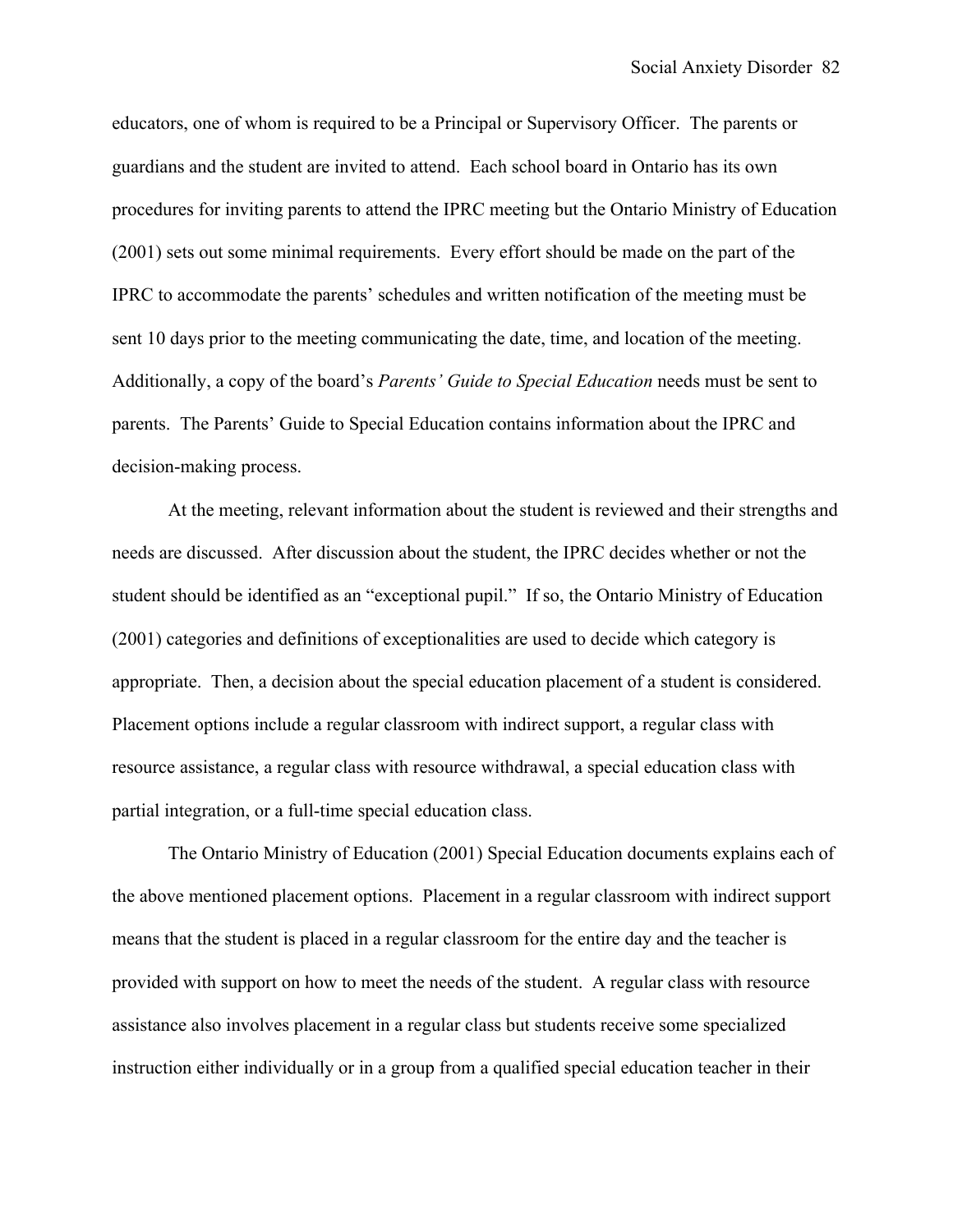educators, one of whom is required to be a Principal or Supervisory Officer. The parents or guardians and the student are invited to attend. Each school board in Ontario has its own procedures for inviting parents to attend the IPRC meeting but the Ontario Ministry of Education (2001) sets out some minimal requirements. Every effort should be made on the part of the IPRC to accommodate the parents' schedules and written notification of the meeting must be sent 10 days prior to the meeting communicating the date, time, and location of the meeting. Additionally, a copy of the board's *Parents' Guide to Special Education* needs must be sent to parents. The Parents' Guide to Special Education contains information about the IPRC and decision-making process.

At the meeting, relevant information about the student is reviewed and their strengths and needs are discussed. After discussion about the student, the IPRC decides whether or not the student should be identified as an "exceptional pupil." If so, the Ontario Ministry of Education (2001) categories and definitions of exceptionalities are used to decide which category is appropriate. Then, a decision about the special education placement of a student is considered. Placement options include a regular classroom with indirect support, a regular class with resource assistance, a regular class with resource withdrawal, a special education class with partial integration, or a full-time special education class.

The Ontario Ministry of Education (2001) Special Education documents explains each of the above mentioned placement options. Placement in a regular classroom with indirect support means that the student is placed in a regular classroom for the entire day and the teacher is provided with support on how to meet the needs of the student. A regular class with resource assistance also involves placement in a regular class but students receive some specialized instruction either individually or in a group from a qualified special education teacher in their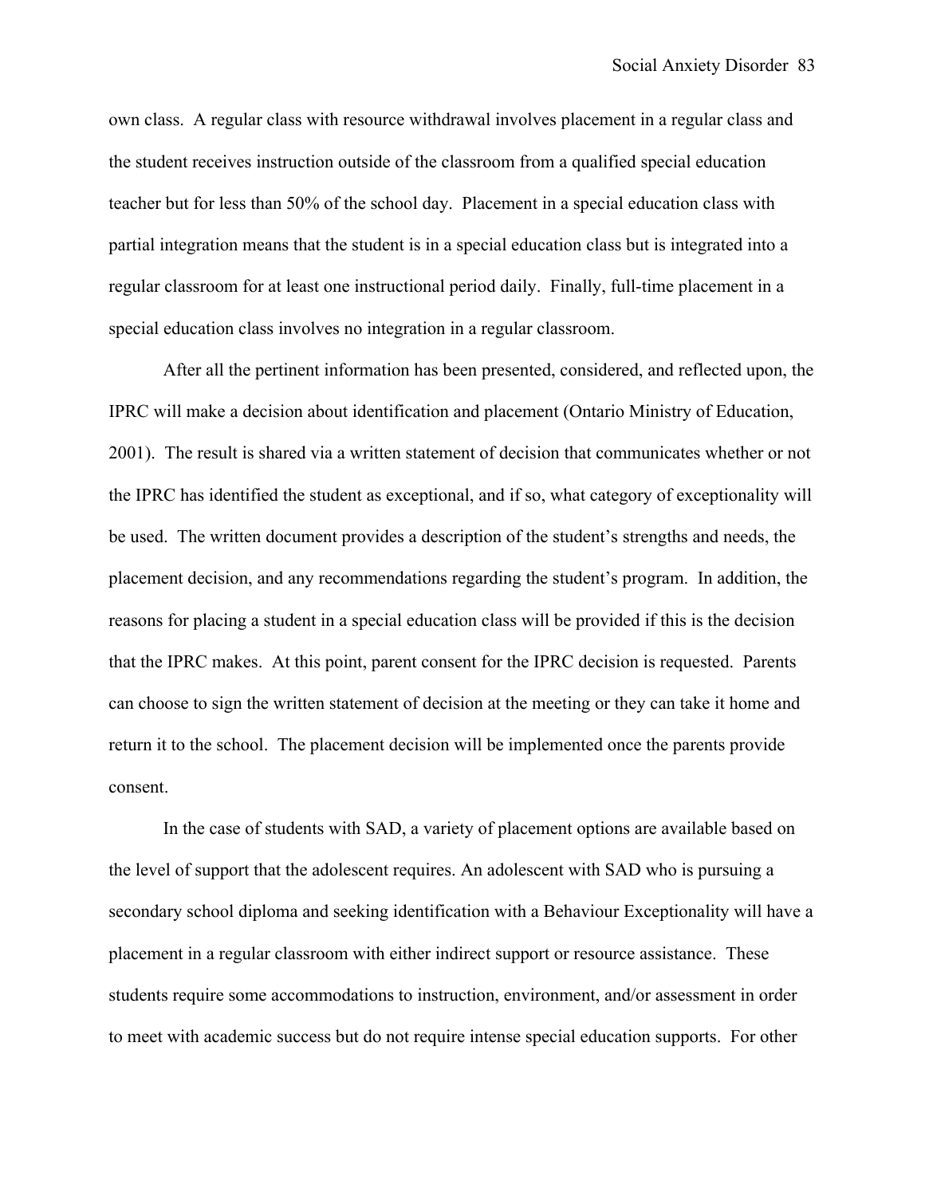own class. A regular class with resource withdrawal involves placement in a regular class and the student receives instruction outside of the classroom from a qualified special education teacher but for less than 50% of the school day. Placement in a special education class with partial integration means that the student is in a special education class but is integrated into a regular classroom for at least one instructional period daily. Finally, full-time placement in a special education class involves no integration in a regular classroom.

After all the pertinent information has been presented, considered, and reflected upon, the IPRC will make a decision about identification and placement (Ontario Ministry of Education, 2001). The result is shared via a written statement of decision that communicates whether or not the IPRC has identified the student as exceptional, and if so, what category of exceptionality will be used. The written document provides a description of the student's strengths and needs, the placement decision, and any recommendations regarding the student's program. In addition, the reasons for placing a student in a special education class will be provided if this is the decision that the IPRC makes. At this point, parent consent for the IPRC decision is requested. Parents can choose to sign the written statement of decision at the meeting or they can take it home and return it to the school. The placement decision will be implemented once the parents provide consent.

In the case of students with SAD, a variety of placement options are available based on the level of support that the adolescent requires. An adolescent with SAD who is pursuing a secondary school diploma and seeking identification with a Behaviour Exceptionality will have a placement in a regular classroom with either indirect support or resource assistance. These students require some accommodations to instruction, environment, and/or assessment in order to meet with academic success but do not require intense special education supports. For other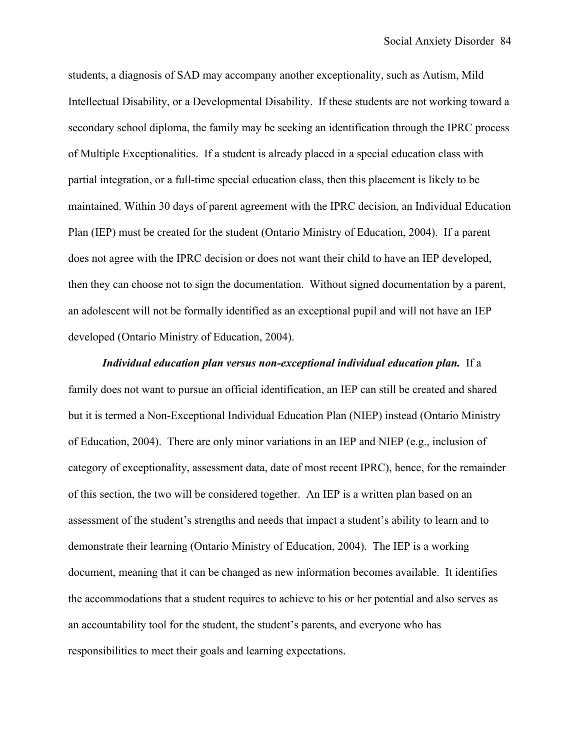students, a diagnosis of SAD may accompany another exceptionality, such as Autism, Mild Intellectual Disability, or a Developmental Disability. If these students are not working toward a secondary school diploma, the family may be seeking an identification through the IPRC process of Multiple Exceptionalities. If a student is already placed in a special education class with partial integration, or a full-time special education class, then this placement is likely to be maintained. Within 30 days of parent agreement with the IPRC decision, an Individual Education Plan (IEP) must be created for the student (Ontario Ministry of Education, 2004). If a parent does not agree with the IPRC decision or does not want their child to have an IEP developed, then they can choose not to sign the documentation. Without signed documentation by a parent, an adolescent will not be formally identified as an exceptional pupil and will not have an IEP developed (Ontario Ministry of Education, 2004).

***Individual education plan versus non-exceptional individual education plan.*** If a family does not want to pursue an official identification, an IEP can still be created and shared but it is termed a Non-Exceptional Individual Education Plan (NIEP) instead (Ontario Ministry of Education, 2004). There are only minor variations in an IEP and NIEP (e.g., inclusion of category of exceptionality, assessment data, date of most recent IPRC), hence, for the remainder of this section, the two will be considered together. An IEP is a written plan based on an assessment of the student's strengths and needs that impact a student's ability to learn and to demonstrate their learning (Ontario Ministry of Education, 2004). The IEP is a working document, meaning that it can be changed as new information becomes available. It identifies the accommodations that a student requires to achieve to his or her potential and also serves as an accountability tool for the student, the student's parents, and everyone who has responsibilities to meet their goals and learning expectations.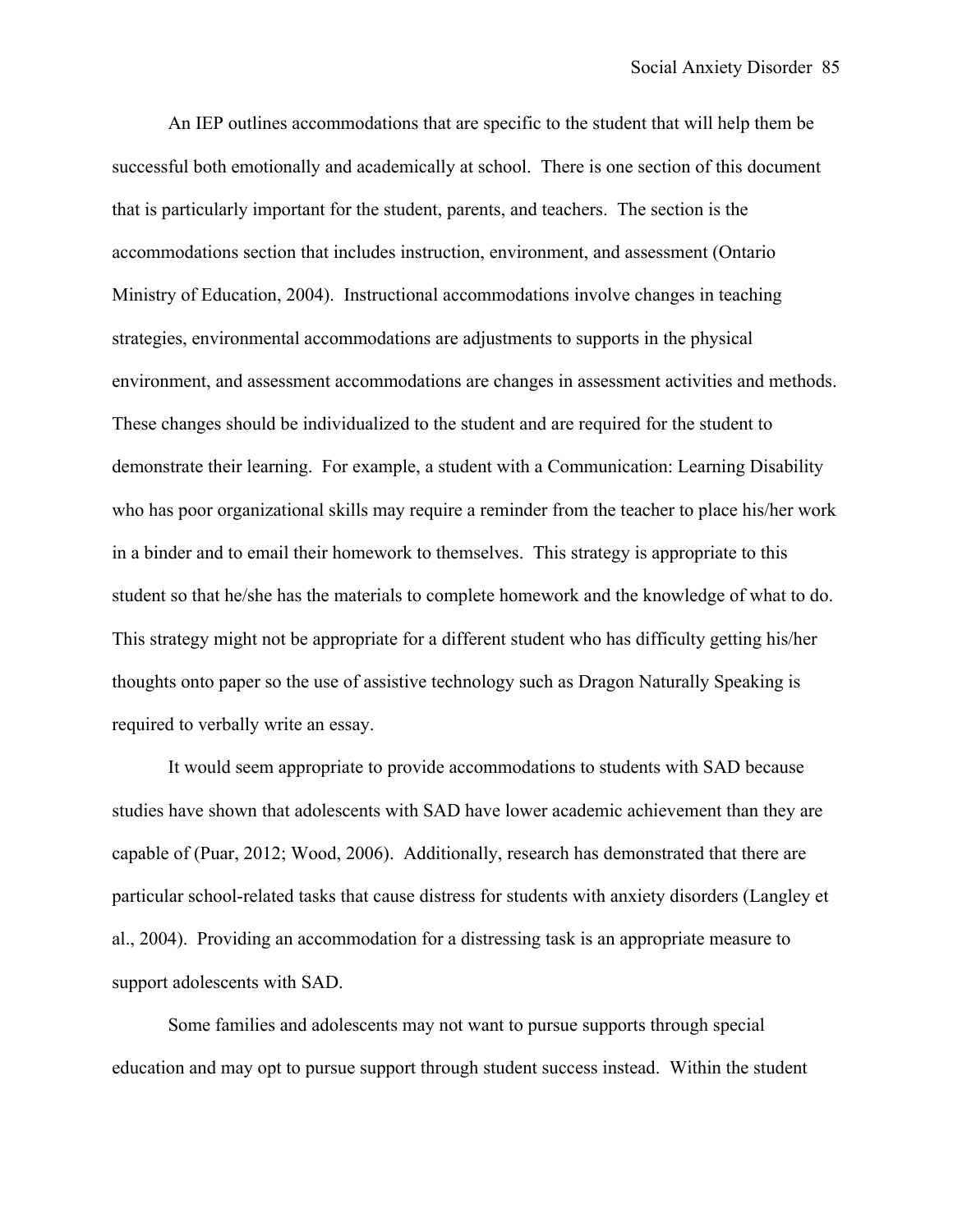An IEP outlines accommodations that are specific to the student that will help them be successful both emotionally and academically at school. There is one section of this document that is particularly important for the student, parents, and teachers. The section is the accommodations section that includes instruction, environment, and assessment (Ontario Ministry of Education, 2004). Instructional accommodations involve changes in teaching strategies, environmental accommodations are adjustments to supports in the physical environment, and assessment accommodations are changes in assessment activities and methods. These changes should be individualized to the student and are required for the student to demonstrate their learning. For example, a student with a Communication: Learning Disability who has poor organizational skills may require a reminder from the teacher to place his/her work in a binder and to email their homework to themselves. This strategy is appropriate to this student so that he/she has the materials to complete homework and the knowledge of what to do. This strategy might not be appropriate for a different student who has difficulty getting his/her thoughts onto paper so the use of assistive technology such as Dragon Naturally Speaking is required to verbally write an essay.

It would seem appropriate to provide accommodations to students with SAD because studies have shown that adolescents with SAD have lower academic achievement than they are capable of (Puar, 2012; Wood, 2006). Additionally, research has demonstrated that there are particular school-related tasks that cause distress for students with anxiety disorders (Langley et al., 2004). Providing an accommodation for a distressing task is an appropriate measure to support adolescents with SAD.

Some families and adolescents may not want to pursue supports through special education and may opt to pursue support through student success instead. Within the student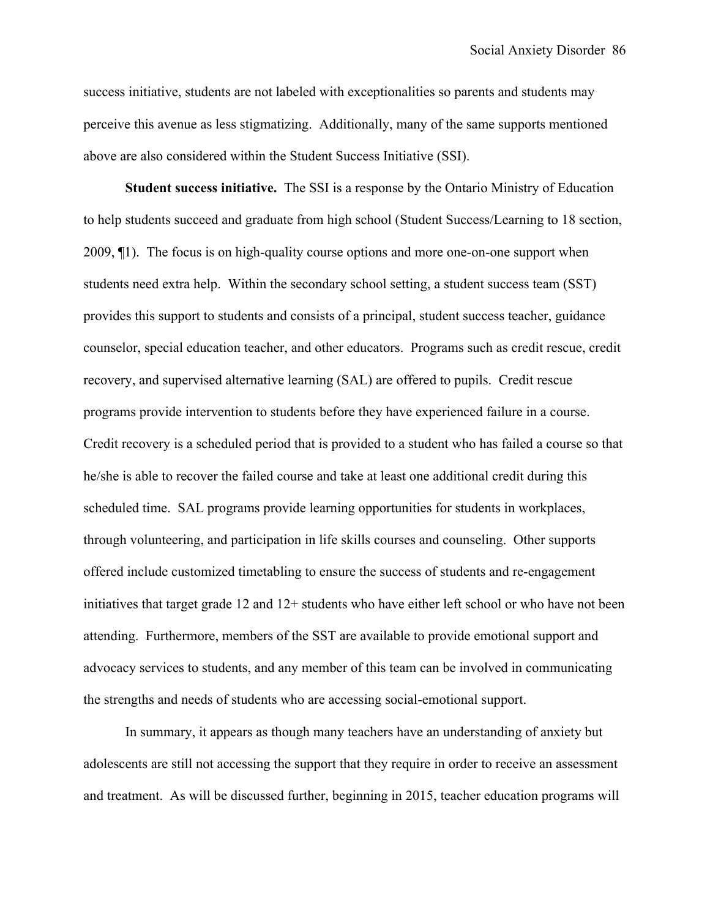success initiative, students are not labeled with exceptionalities so parents and students may perceive this avenue as less stigmatizing. Additionally, many of the same supports mentioned above are also considered within the Student Success Initiative (SSI).

**Student success initiative.** The SSI is a response by the Ontario Ministry of Education to help students succeed and graduate from high school (Student Success/Learning to 18 section, 2009, ¶1). The focus is on high-quality course options and more one-on-one support when students need extra help. Within the secondary school setting, a student success team (SST) provides this support to students and consists of a principal, student success teacher, guidance counselor, special education teacher, and other educators. Programs such as credit rescue, credit recovery, and supervised alternative learning (SAL) are offered to pupils. Credit rescue programs provide intervention to students before they have experienced failure in a course. Credit recovery is a scheduled period that is provided to a student who has failed a course so that he/she is able to recover the failed course and take at least one additional credit during this scheduled time. SAL programs provide learning opportunities for students in workplaces, through volunteering, and participation in life skills courses and counseling. Other supports offered include customized timetabling to ensure the success of students and re-engagement initiatives that target grade 12 and 12+ students who have either left school or who have not been attending. Furthermore, members of the SST are available to provide emotional support and advocacy services to students, and any member of this team can be involved in communicating the strengths and needs of students who are accessing social-emotional support.

In summary, it appears as though many teachers have an understanding of anxiety but adolescents are still not accessing the support that they require in order to receive an assessment and treatment. As will be discussed further, beginning in 2015, teacher education programs will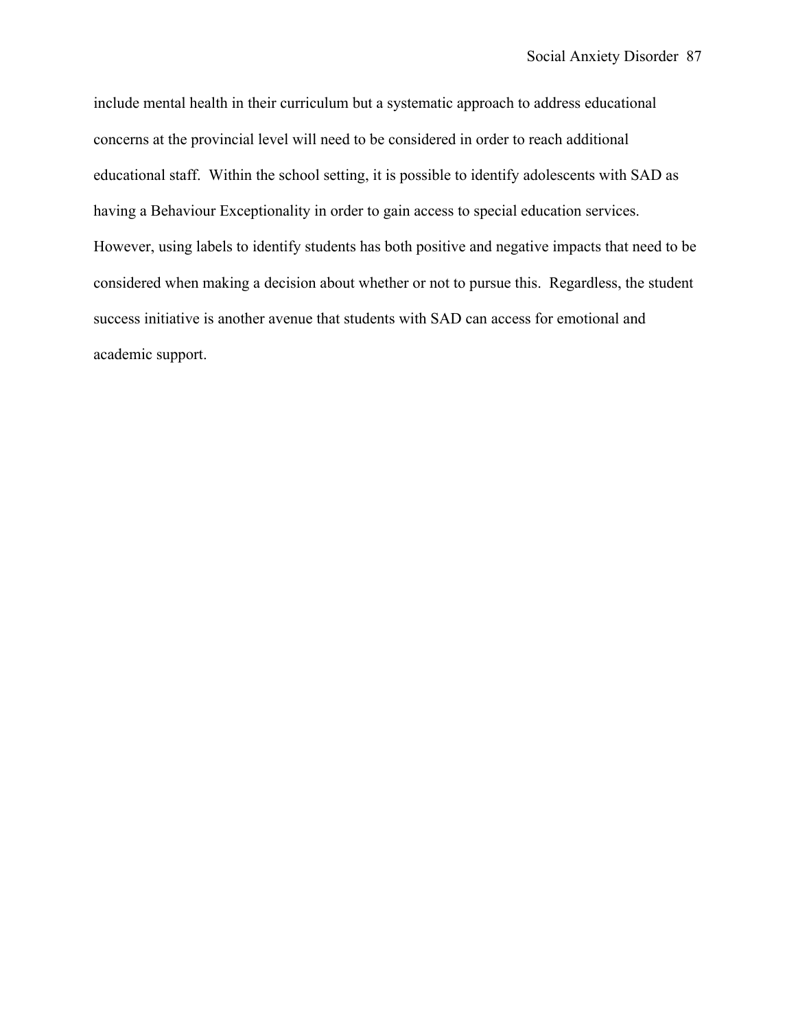include mental health in their curriculum but a systematic approach to address educational concerns at the provincial level will need to be considered in order to reach additional educational staff. Within the school setting, it is possible to identify adolescents with SAD as having a Behaviour Exceptionality in order to gain access to special education services. However, using labels to identify students has both positive and negative impacts that need to be considered when making a decision about whether or not to pursue this. Regardless, the student success initiative is another avenue that students with SAD can access for emotional and academic support.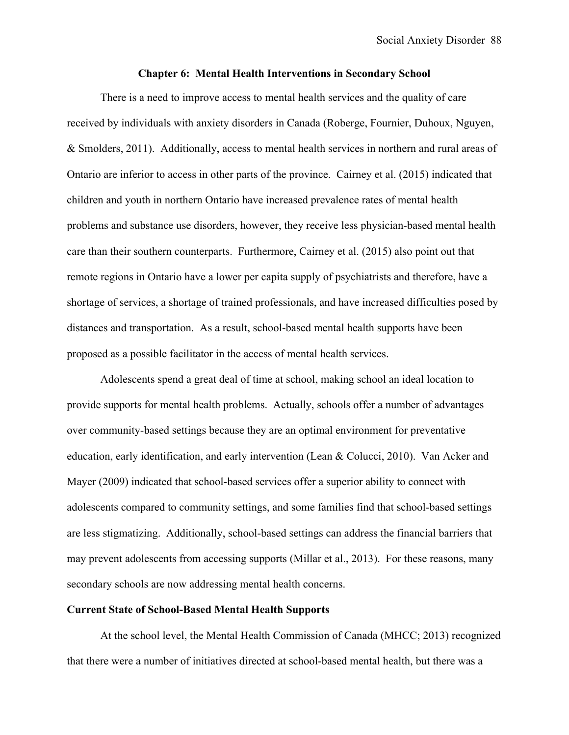# Chapter 6: Mental Health Interventions in Secondary School

There is a need to improve access to mental health services and the quality of care received by individuals with anxiety disorders in Canada (Roberge, Fournier, Duhoux, Nguyen, & Smolders, 2011). Additionally, access to mental health services in northern and rural areas of Ontario are inferior to access in other parts of the province. Cairney et al. (2015) indicated that children and youth in northern Ontario have increased prevalence rates of mental health problems and substance use disorders, however, they receive less physician-based mental health care than their southern counterparts. Furthermore, Cairney et al. (2015) also point out that remote regions in Ontario have a lower per capita supply of psychiatrists and therefore, have a shortage of services, a shortage of trained professionals, and have increased difficulties posed by distances and transportation. As a result, school-based mental health supports have been proposed as a possible facilitator in the access of mental health services.

Adolescents spend a great deal of time at school, making school an ideal location to provide supports for mental health problems. Actually, schools offer a number of advantages over community-based settings because they are an optimal environment for preventative education, early identification, and early intervention (Lean & Colucci, 2010). Van Acker and Mayer (2009) indicated that school-based services offer a superior ability to connect with adolescents compared to community settings, and some families find that school-based settings are less stigmatizing. Additionally, school-based settings can address the financial barriers that may prevent adolescents from accessing supports (Millar et al., 2013). For these reasons, many secondary schools are now addressing mental health concerns.

## Current State of School-Based Mental Health Supports

At the school level, the Mental Health Commission of Canada (MHCC; 2013) recognized that there were a number of initiatives directed at school-based mental health, but there was a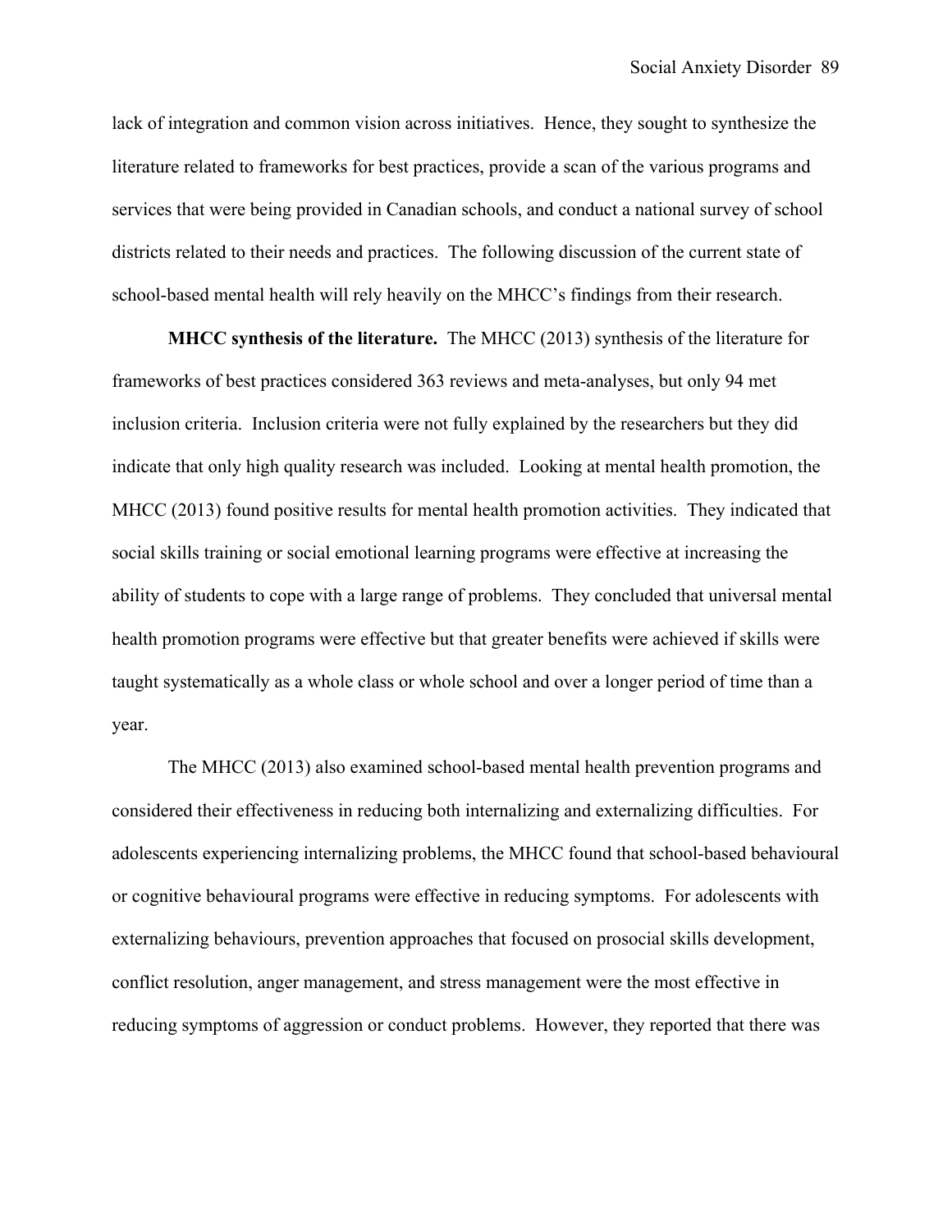lack of integration and common vision across initiatives. Hence, they sought to synthesize the literature related to frameworks for best practices, provide a scan of the various programs and services that were being provided in Canadian schools, and conduct a national survey of school districts related to their needs and practices. The following discussion of the current state of school-based mental health will rely heavily on the MHCC's findings from their research.

**MHCC synthesis of the literature.** The MHCC (2013) synthesis of the literature for frameworks of best practices considered 363 reviews and meta-analyses, but only 94 met inclusion criteria. Inclusion criteria were not fully explained by the researchers but they did indicate that only high quality research was included. Looking at mental health promotion, the MHCC (2013) found positive results for mental health promotion activities. They indicated that social skills training or social emotional learning programs were effective at increasing the ability of students to cope with a large range of problems. They concluded that universal mental health promotion programs were effective but that greater benefits were achieved if skills were taught systematically as a whole class or whole school and over a longer period of time than a year.

The MHCC (2013) also examined school-based mental health prevention programs and considered their effectiveness in reducing both internalizing and externalizing difficulties. For adolescents experiencing internalizing problems, the MHCC found that school-based behavioural or cognitive behavioural programs were effective in reducing symptoms. For adolescents with externalizing behaviours, prevention approaches that focused on prosocial skills development, conflict resolution, anger management, and stress management were the most effective in reducing symptoms of aggression or conduct problems. However, they reported that there was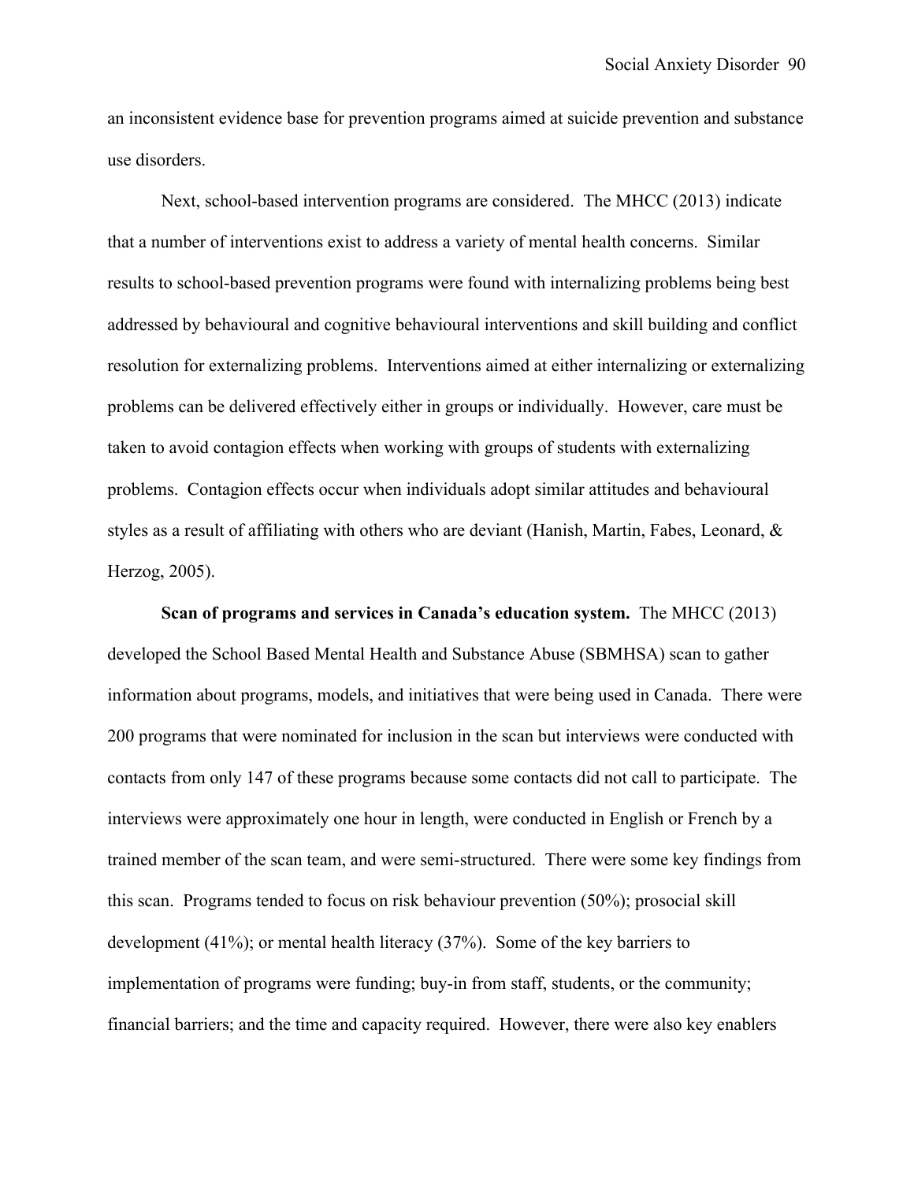an inconsistent evidence base for prevention programs aimed at suicide prevention and substance use disorders.

Next, school-based intervention programs are considered. The MHCC (2013) indicate that a number of interventions exist to address a variety of mental health concerns. Similar results to school-based prevention programs were found with internalizing problems being best addressed by behavioural and cognitive behavioural interventions and skill building and conflict resolution for externalizing problems. Interventions aimed at either internalizing or externalizing problems can be delivered effectively either in groups or individually. However, care must be taken to avoid contagion effects when working with groups of students with externalizing problems. Contagion effects occur when individuals adopt similar attitudes and behavioural styles as a result of affiliating with others who are deviant (Hanish, Martin, Fabes, Leonard, & Herzog, 2005).

**Scan of programs and services in Canada's education system.** The MHCC (2013) developed the School Based Mental Health and Substance Abuse (SBMHSA) scan to gather information about programs, models, and initiatives that were being used in Canada. There were 200 programs that were nominated for inclusion in the scan but interviews were conducted with contacts from only 147 of these programs because some contacts did not call to participate. The interviews were approximately one hour in length, were conducted in English or French by a trained member of the scan team, and were semi-structured. There were some key findings from this scan. Programs tended to focus on risk behaviour prevention (50%); prosocial skill development (41%); or mental health literacy (37%). Some of the key barriers to implementation of programs were funding; buy-in from staff, students, or the community; financial barriers; and the time and capacity required. However, there were also key enablers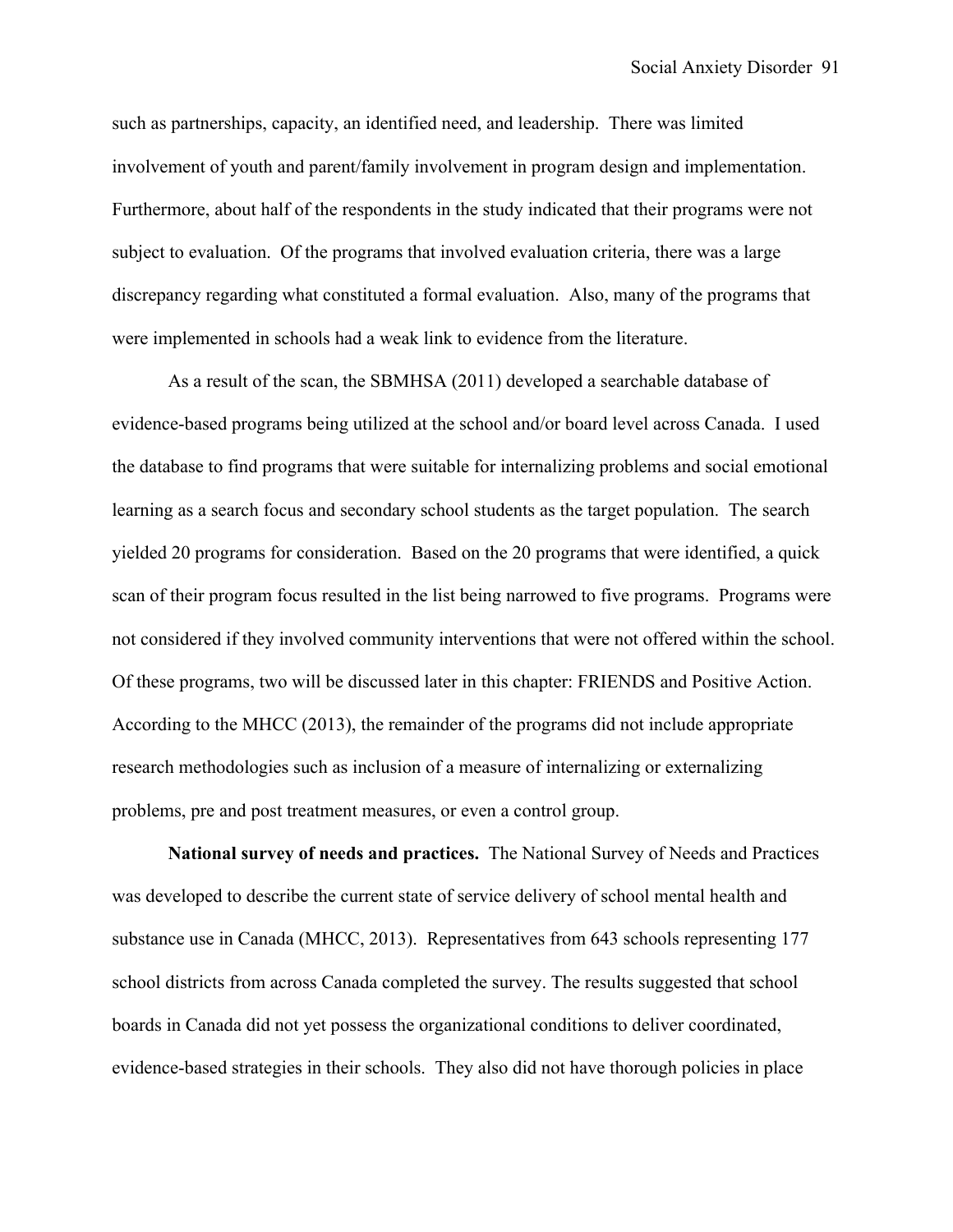such as partnerships, capacity, an identified need, and leadership. There was limited involvement of youth and parent/family involvement in program design and implementation. Furthermore, about half of the respondents in the study indicated that their programs were not subject to evaluation. Of the programs that involved evaluation criteria, there was a large discrepancy regarding what constituted a formal evaluation. Also, many of the programs that were implemented in schools had a weak link to evidence from the literature.

As a result of the scan, the SBMHSA (2011) developed a searchable database of evidence-based programs being utilized at the school and/or board level across Canada. I used the database to find programs that were suitable for internalizing problems and social emotional learning as a search focus and secondary school students as the target population. The search yielded 20 programs for consideration. Based on the 20 programs that were identified, a quick scan of their program focus resulted in the list being narrowed to five programs. Programs were not considered if they involved community interventions that were not offered within the school. Of these programs, two will be discussed later in this chapter: FRIENDS and Positive Action. According to the MHCC (2013), the remainder of the programs did not include appropriate research methodologies such as inclusion of a measure of internalizing or externalizing problems, pre and post treatment measures, or even a control group.

**National survey of needs and practices.** The National Survey of Needs and Practices was developed to describe the current state of service delivery of school mental health and substance use in Canada (MHCC, 2013). Representatives from 643 schools representing 177 school districts from across Canada completed the survey. The results suggested that school boards in Canada did not yet possess the organizational conditions to deliver coordinated, evidence-based strategies in their schools. They also did not have thorough policies in place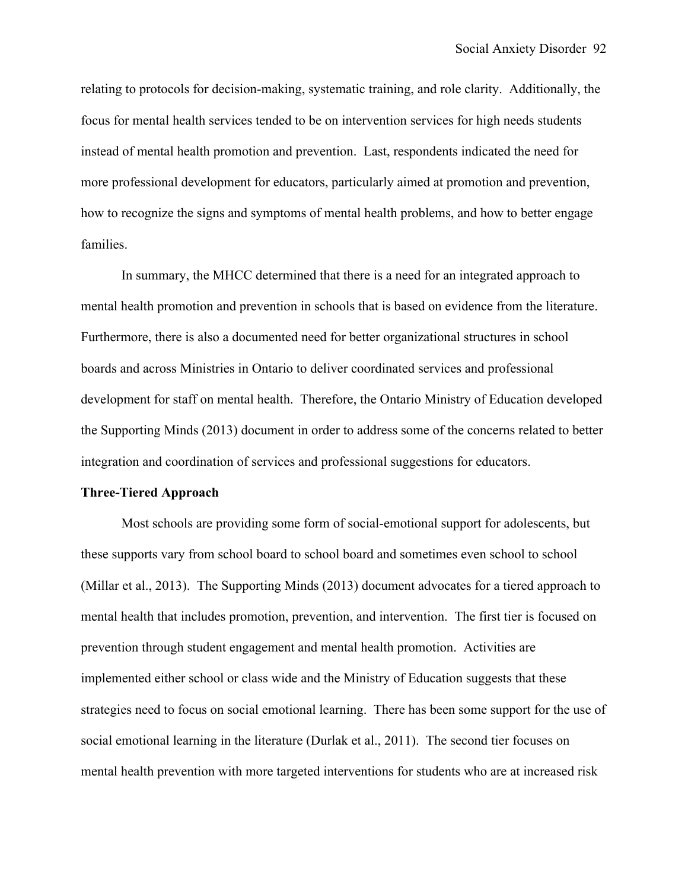relating to protocols for decision-making, systematic training, and role clarity. Additionally, the focus for mental health services tended to be on intervention services for high needs students instead of mental health promotion and prevention. Last, respondents indicated the need for more professional development for educators, particularly aimed at promotion and prevention, how to recognize the signs and symptoms of mental health problems, and how to better engage families.

In summary, the MHCC determined that there is a need for an integrated approach to mental health promotion and prevention in schools that is based on evidence from the literature. Furthermore, there is also a documented need for better organizational structures in school boards and across Ministries in Ontario to deliver coordinated services and professional development for staff on mental health. Therefore, the Ontario Ministry of Education developed the Supporting Minds (2013) document in order to address some of the concerns related to better integration and coordination of services and professional suggestions for educators.

**Three-Tiered Approach**

Most schools are providing some form of social-emotional support for adolescents, but these supports vary from school board to school board and sometimes even school to school (Millar et al., 2013). The Supporting Minds (2013) document advocates for a tiered approach to mental health that includes promotion, prevention, and intervention. The first tier is focused on prevention through student engagement and mental health promotion. Activities are implemented either school or class wide and the Ministry of Education suggests that these strategies need to focus on social emotional learning. There has been some support for the use of social emotional learning in the literature (Durlak et al., 2011). The second tier focuses on mental health prevention with more targeted interventions for students who are at increased risk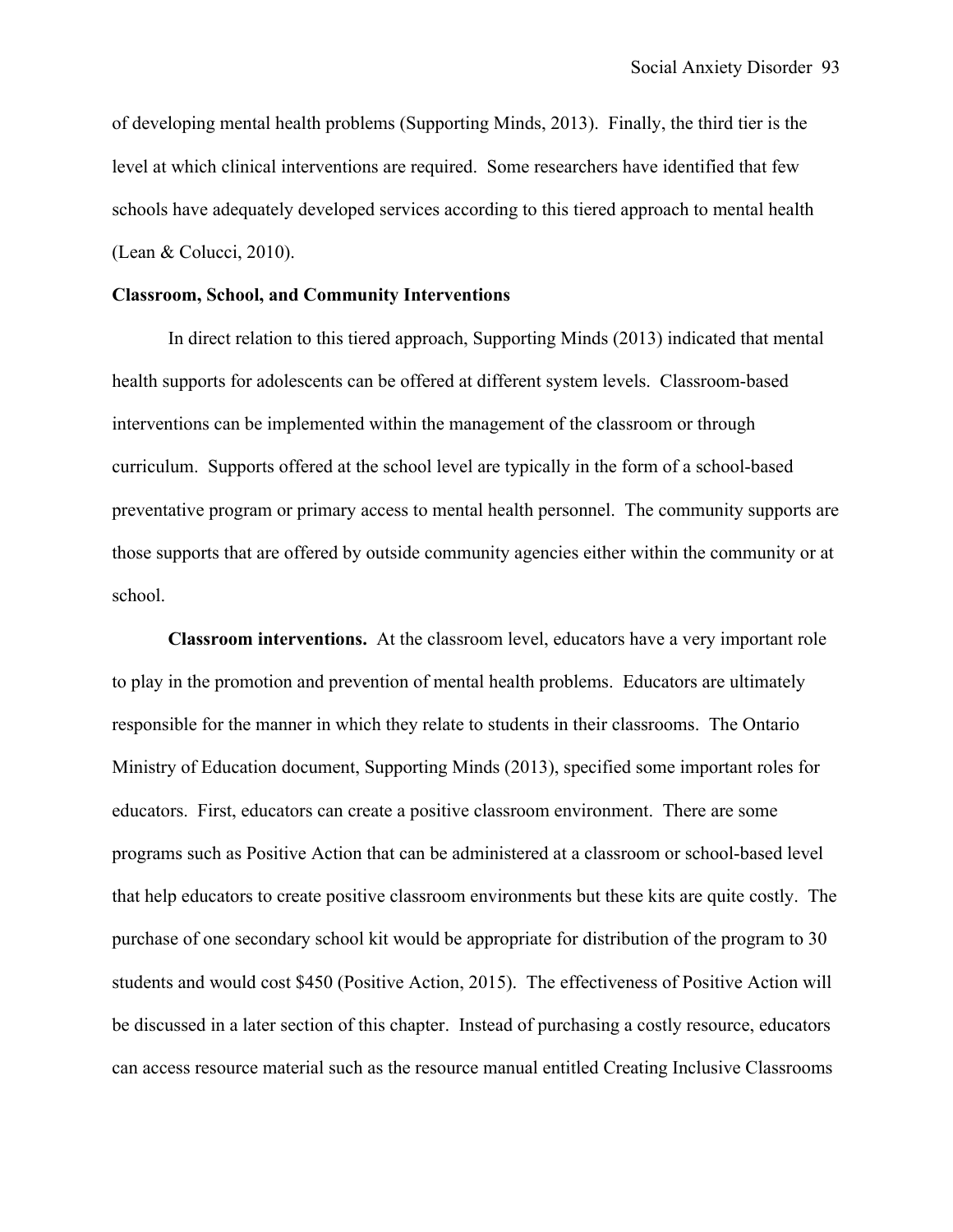of developing mental health problems (Supporting Minds, 2013). Finally, the third tier is the level at which clinical interventions are required. Some researchers have identified that few schools have adequately developed services according to this tiered approach to mental health (Lean & Colucci, 2010).

## Classroom, School, and Community Interventions

In direct relation to this tiered approach, Supporting Minds (2013) indicated that mental health supports for adolescents can be offered at different system levels. Classroom-based interventions can be implemented within the management of the classroom or through curriculum. Supports offered at the school level are typically in the form of a school-based preventative program or primary access to mental health personnel. The community supports are those supports that are offered by outside community agencies either within the community or at school.

**Classroom interventions.** At the classroom level, educators have a very important role to play in the promotion and prevention of mental health problems. Educators are ultimately responsible for the manner in which they relate to students in their classrooms. The Ontario Ministry of Education document, Supporting Minds (2013), specified some important roles for educators. First, educators can create a positive classroom environment. There are some programs such as Positive Action that can be administered at a classroom or school-based level that help educators to create positive classroom environments but these kits are quite costly. The purchase of one secondary school kit would be appropriate for distribution of the program to 30 students and would cost $450 (Positive Action, 2015). The effectiveness of Positive Action will be discussed in a later section of this chapter. Instead of purchasing a costly resource, educators can access resource material such as the resource manual entitled Creating Inclusive Classrooms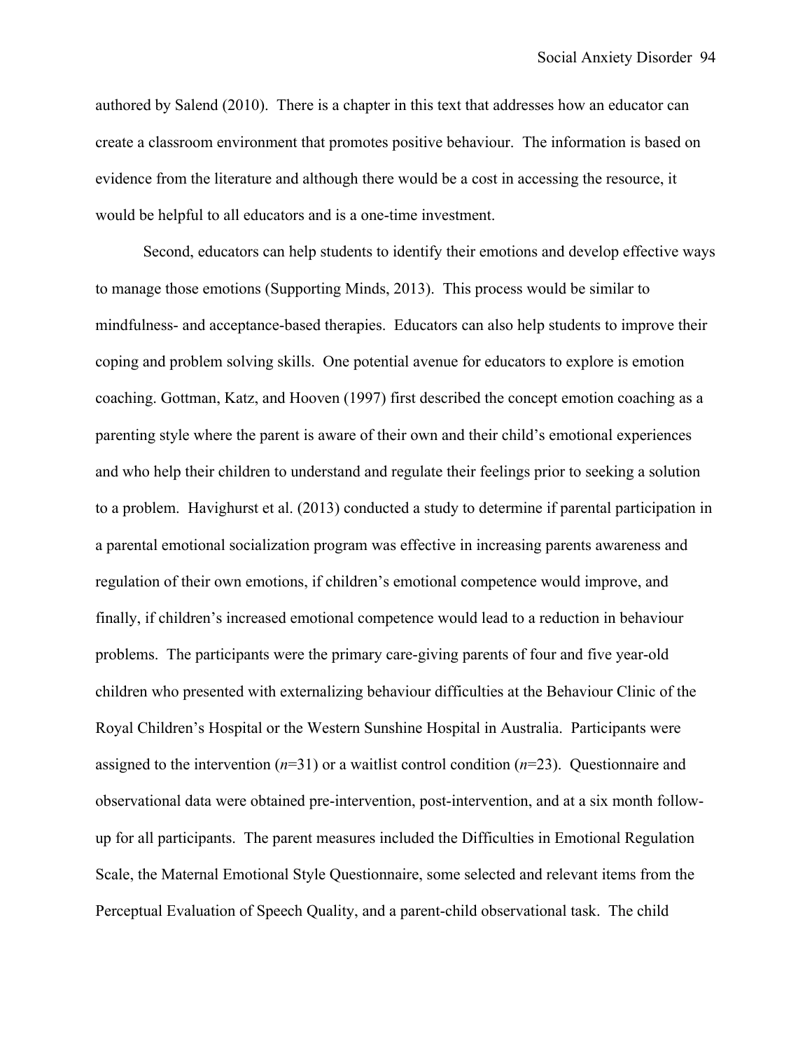authored by Salend (2010). There is a chapter in this text that addresses how an educator can create a classroom environment that promotes positive behaviour. The information is based on evidence from the literature and although there would be a cost in accessing the resource, it would be helpful to all educators and is a one-time investment.

Second, educators can help students to identify their emotions and develop effective ways to manage those emotions (Supporting Minds, 2013). This process would be similar to mindfulness- and acceptance-based therapies. Educators can also help students to improve their coping and problem solving skills. One potential avenue for educators to explore is emotion coaching. Gottman, Katz, and Hooven (1997) first described the concept emotion coaching as a parenting style where the parent is aware of their own and their child's emotional experiences and who help their children to understand and regulate their feelings prior to seeking a solution to a problem. Havighurst et al. (2013) conducted a study to determine if parental participation in a parental emotional socialization program was effective in increasing parents awareness and regulation of their own emotions, if children's emotional competence would improve, and finally, if children's increased emotional competence would lead to a reduction in behaviour problems. The participants were the primary care-giving parents of four and five year-old children who presented with externalizing behaviour difficulties at the Behaviour Clinic of the Royal Children's Hospital or the Western Sunshine Hospital in Australia. Participants were assigned to the intervention (*n*=31) or a waitlist control condition (*n*=23). Questionnaire and observational data were obtained pre-intervention, post-intervention, and at a six month follow-up for all participants. The parent measures included the Difficulties in Emotional Regulation Scale, the Maternal Emotional Style Questionnaire, some selected and relevant items from the Perceptual Evaluation of Speech Quality, and a parent-child observational task. The child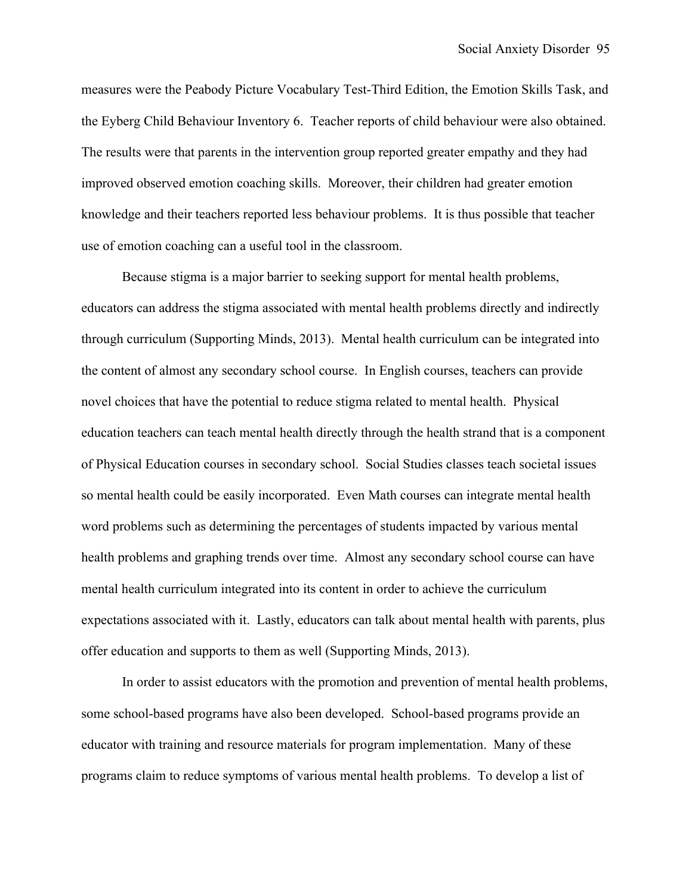measures were the Peabody Picture Vocabulary Test-Third Edition, the Emotion Skills Task, and the Eyberg Child Behaviour Inventory 6. Teacher reports of child behaviour were also obtained. The results were that parents in the intervention group reported greater empathy and they had improved observed emotion coaching skills. Moreover, their children had greater emotion knowledge and their teachers reported less behaviour problems. It is thus possible that teacher use of emotion coaching can a useful tool in the classroom.

Because stigma is a major barrier to seeking support for mental health problems, educators can address the stigma associated with mental health problems directly and indirectly through curriculum (Supporting Minds, 2013). Mental health curriculum can be integrated into the content of almost any secondary school course. In English courses, teachers can provide novel choices that have the potential to reduce stigma related to mental health. Physical education teachers can teach mental health directly through the health strand that is a component of Physical Education courses in secondary school. Social Studies classes teach societal issues so mental health could be easily incorporated. Even Math courses can integrate mental health word problems such as determining the percentages of students impacted by various mental health problems and graphing trends over time. Almost any secondary school course can have mental health curriculum integrated into its content in order to achieve the curriculum expectations associated with it. Lastly, educators can talk about mental health with parents, plus offer education and supports to them as well (Supporting Minds, 2013).

In order to assist educators with the promotion and prevention of mental health problems, some school-based programs have also been developed. School-based programs provide an educator with training and resource materials for program implementation. Many of these programs claim to reduce symptoms of various mental health problems. To develop a list of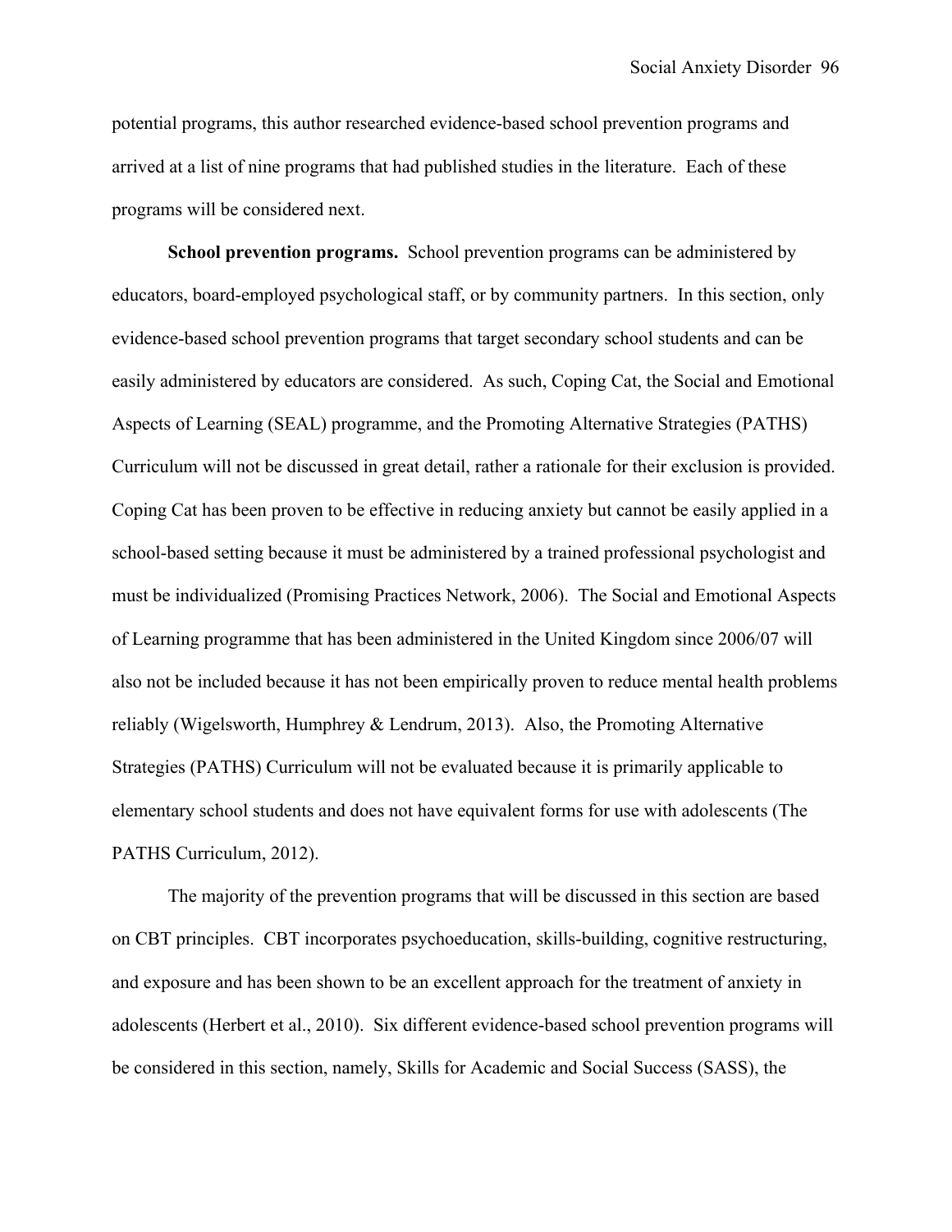potential programs, this author researched evidence-based school prevention programs and arrived at a list of nine programs that had published studies in the literature. Each of these programs will be considered next.

**School prevention programs.** School prevention programs can be administered by educators, board-employed psychological staff, or by community partners. In this section, only evidence-based school prevention programs that target secondary school students and can be easily administered by educators are considered. As such, Coping Cat, the Social and Emotional Aspects of Learning (SEAL) programme, and the Promoting Alternative Strategies (PATHS) Curriculum will not be discussed in great detail, rather a rationale for their exclusion is provided. Coping Cat has been proven to be effective in reducing anxiety but cannot be easily applied in a school-based setting because it must be administered by a trained professional psychologist and must be individualized (Promising Practices Network, 2006). The Social and Emotional Aspects of Learning programme that has been administered in the United Kingdom since 2006/07 will also not be included because it has not been empirically proven to reduce mental health problems reliably (Wigelsworth, Humphrey & Lendrum, 2013). Also, the Promoting Alternative Strategies (PATHS) Curriculum will not be evaluated because it is primarily applicable to elementary school students and does not have equivalent forms for use with adolescents (The PATHS Curriculum, 2012).

The majority of the prevention programs that will be discussed in this section are based on CBT principles. CBT incorporates psychoeducation, skills-building, cognitive restructuring, and exposure and has been shown to be an excellent approach for the treatment of anxiety in adolescents (Herbert et al., 2010). Six different evidence-based school prevention programs will be considered in this section, namely, Skills for Academic and Social Success (SASS), the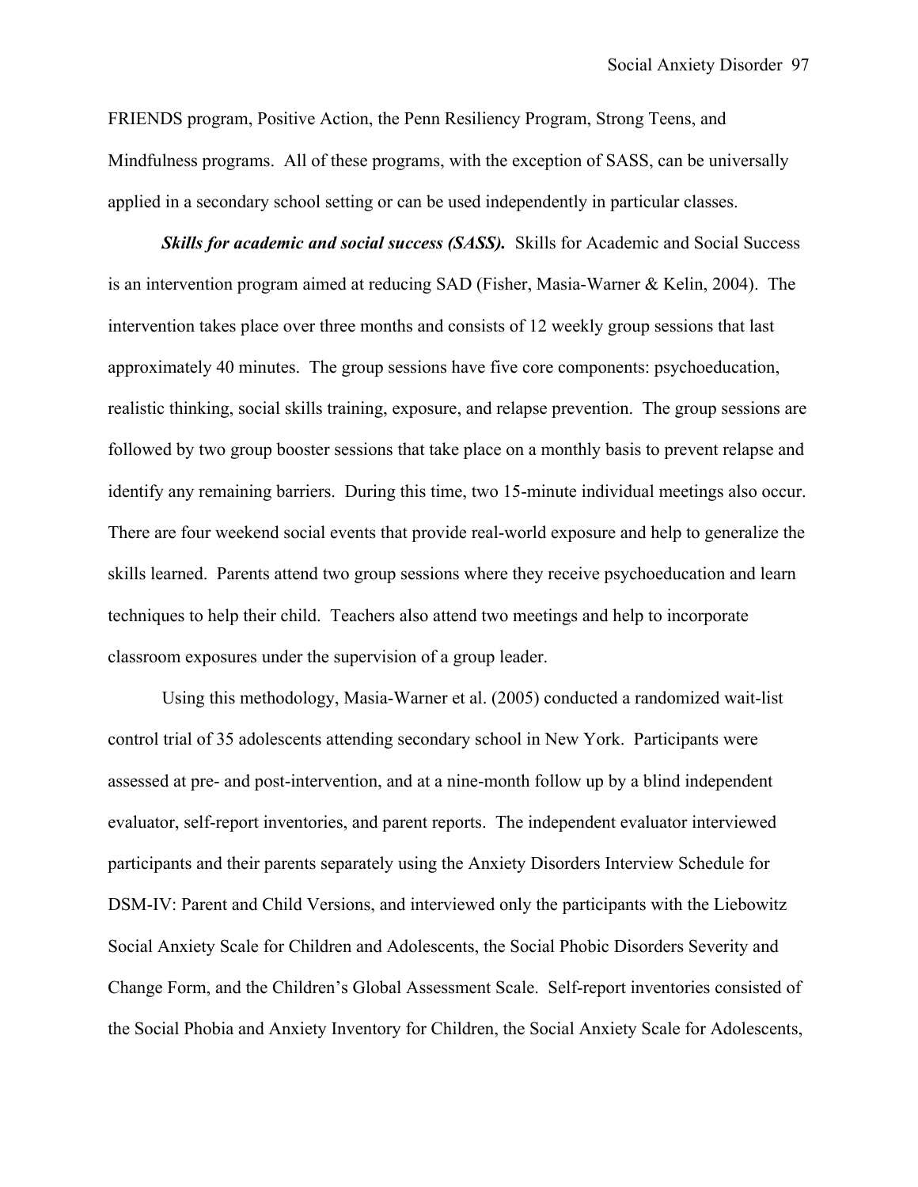FRIENDS program, Positive Action, the Penn Resiliency Program, Strong Teens, and Mindfulness programs. All of these programs, with the exception of SASS, can be universally applied in a secondary school setting or can be used independently in particular classes.

***Skills for academic and social success (SASS).*** Skills for Academic and Social Success is an intervention program aimed at reducing SAD (Fisher, Masia-Warner & Kelin, 2004). The intervention takes place over three months and consists of 12 weekly group sessions that last approximately 40 minutes. The group sessions have five core components: psychoeducation, realistic thinking, social skills training, exposure, and relapse prevention. The group sessions are followed by two group booster sessions that take place on a monthly basis to prevent relapse and identify any remaining barriers. During this time, two 15-minute individual meetings also occur. There are four weekend social events that provide real-world exposure and help to generalize the skills learned. Parents attend two group sessions where they receive psychoeducation and learn techniques to help their child. Teachers also attend two meetings and help to incorporate classroom exposures under the supervision of a group leader.

Using this methodology, Masia-Warner et al. (2005) conducted a randomized wait-list control trial of 35 adolescents attending secondary school in New York. Participants were assessed at pre- and post-intervention, and at a nine-month follow up by a blind independent evaluator, self-report inventories, and parent reports. The independent evaluator interviewed participants and their parents separately using the Anxiety Disorders Interview Schedule for DSM-IV: Parent and Child Versions, and interviewed only the participants with the Liebowitz Social Anxiety Scale for Children and Adolescents, the Social Phobic Disorders Severity and Change Form, and the Children's Global Assessment Scale. Self-report inventories consisted of the Social Phobia and Anxiety Inventory for Children, the Social Anxiety Scale for Adolescents,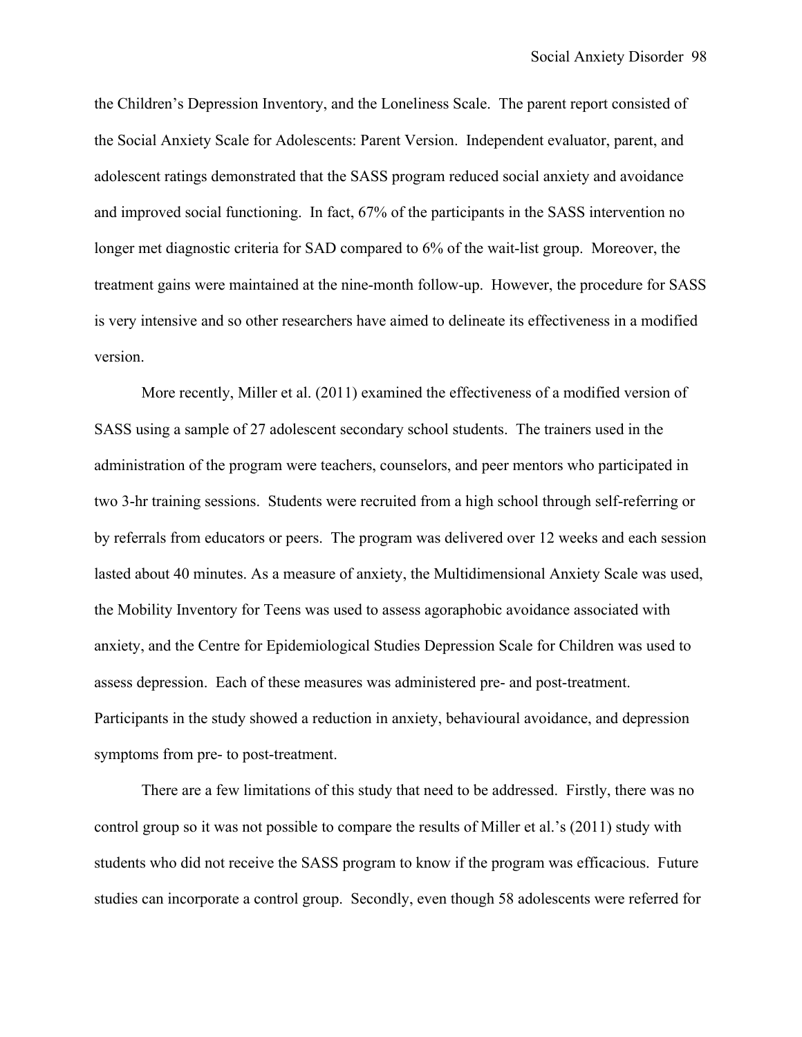the Children's Depression Inventory, and the Loneliness Scale. The parent report consisted of the Social Anxiety Scale for Adolescents: Parent Version. Independent evaluator, parent, and adolescent ratings demonstrated that the SASS program reduced social anxiety and avoidance and improved social functioning. In fact, 67% of the participants in the SASS intervention no longer met diagnostic criteria for SAD compared to 6% of the wait-list group. Moreover, the treatment gains were maintained at the nine-month follow-up. However, the procedure for SASS is very intensive and so other researchers have aimed to delineate its effectiveness in a modified version.

More recently, Miller et al. (2011) examined the effectiveness of a modified version of SASS using a sample of 27 adolescent secondary school students. The trainers used in the administration of the program were teachers, counselors, and peer mentors who participated in two 3-hr training sessions. Students were recruited from a high school through self-referring or by referrals from educators or peers. The program was delivered over 12 weeks and each session lasted about 40 minutes. As a measure of anxiety, the Multidimensional Anxiety Scale was used, the Mobility Inventory for Teens was used to assess agoraphobic avoidance associated with anxiety, and the Centre for Epidemiological Studies Depression Scale for Children was used to assess depression. Each of these measures was administered pre- and post-treatment. Participants in the study showed a reduction in anxiety, behavioural avoidance, and depression symptoms from pre- to post-treatment.

There are a few limitations of this study that need to be addressed. Firstly, there was no control group so it was not possible to compare the results of Miller et al.'s (2011) study with students who did not receive the SASS program to know if the program was efficacious. Future studies can incorporate a control group. Secondly, even though 58 adolescents were referred for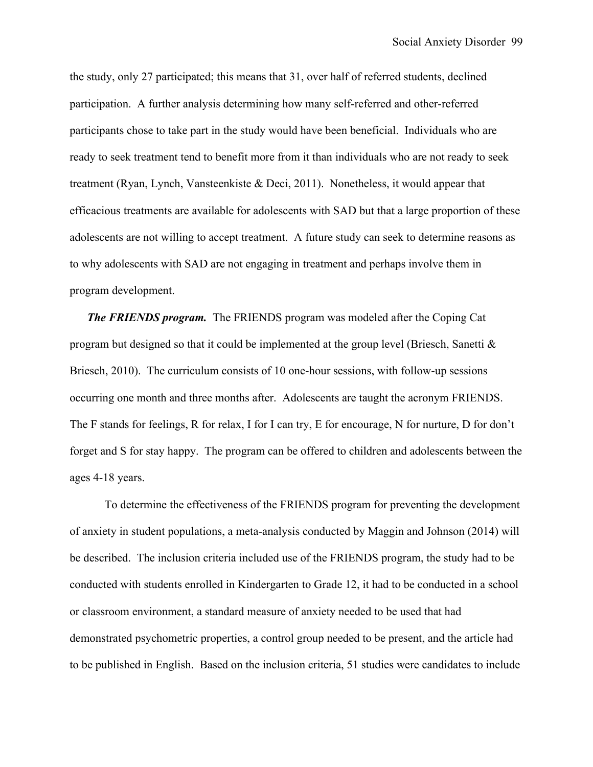the study, only 27 participated; this means that 31, over half of referred students, declined participation. A further analysis determining how many self-referred and other-referred participants chose to take part in the study would have been beneficial. Individuals who are ready to seek treatment tend to benefit more from it than individuals who are not ready to seek treatment (Ryan, Lynch, Vansteenkiste & Deci, 2011). Nonetheless, it would appear that efficacious treatments are available for adolescents with SAD but that a large proportion of these adolescents are not willing to accept treatment. A future study can seek to determine reasons as to why adolescents with SAD are not engaging in treatment and perhaps involve them in program development.

***The FRIENDS program.*** The FRIENDS program was modeled after the Coping Cat program but designed so that it could be implemented at the group level (Briesch, Sanetti & Briesch, 2010). The curriculum consists of 10 one-hour sessions, with follow-up sessions occurring one month and three months after. Adolescents are taught the acronym FRIENDS. The F stands for feelings, R for relax, I for I can try, E for encourage, N for nurture, D for don't forget and S for stay happy. The program can be offered to children and adolescents between the ages 4-18 years.

To determine the effectiveness of the FRIENDS program for preventing the development of anxiety in student populations, a meta-analysis conducted by Maggin and Johnson (2014) will be described. The inclusion criteria included use of the FRIENDS program, the study had to be conducted with students enrolled in Kindergarten to Grade 12, it had to be conducted in a school or classroom environment, a standard measure of anxiety needed to be used that had demonstrated psychometric properties, a control group needed to be present, and the article had to be published in English. Based on the inclusion criteria, 51 studies were candidates to include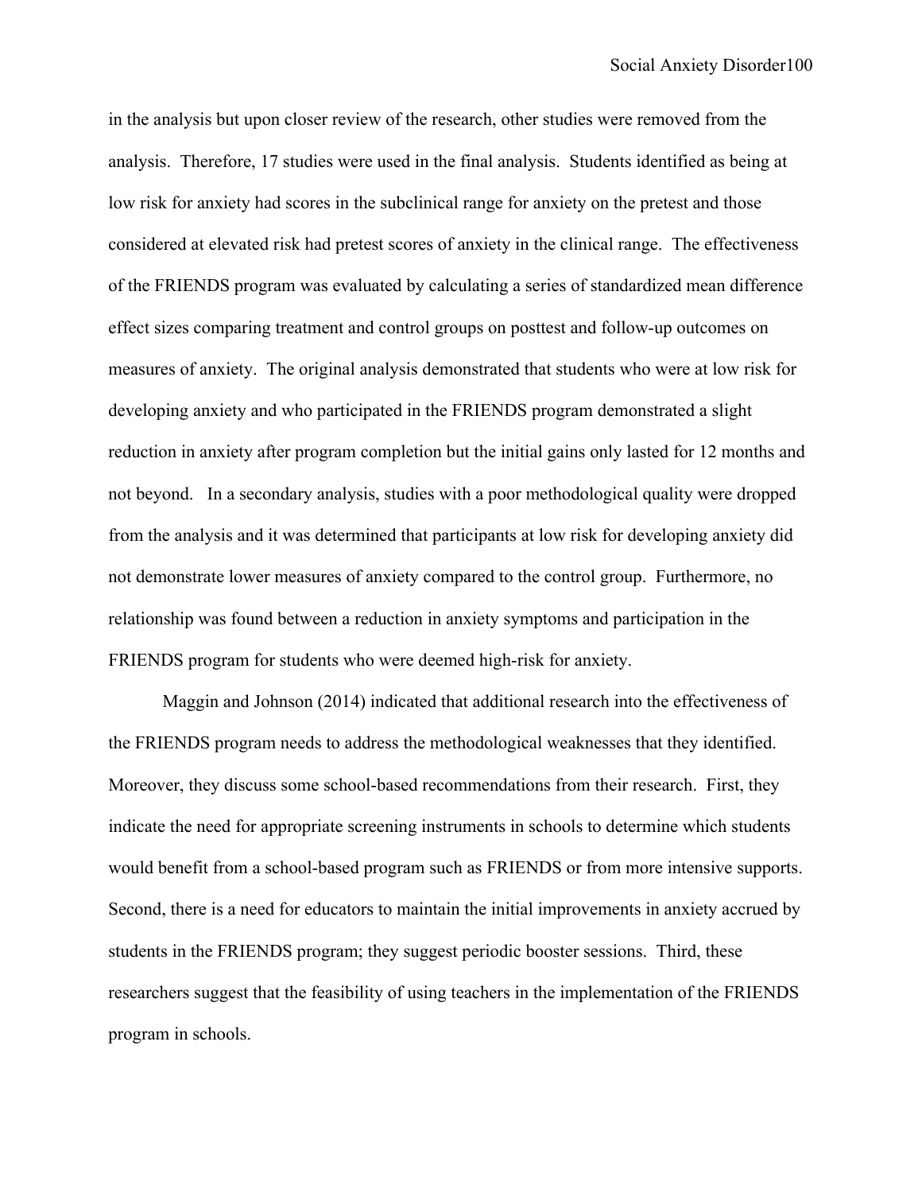in the analysis but upon closer review of the research, other studies were removed from the analysis. Therefore, 17 studies were used in the final analysis. Students identified as being at low risk for anxiety had scores in the subclinical range for anxiety on the pretest and those considered at elevated risk had pretest scores of anxiety in the clinical range. The effectiveness of the FRIENDS program was evaluated by calculating a series of standardized mean difference effect sizes comparing treatment and control groups on posttest and follow-up outcomes on measures of anxiety. The original analysis demonstrated that students who were at low risk for developing anxiety and who participated in the FRIENDS program demonstrated a slight reduction in anxiety after program completion but the initial gains only lasted for 12 months and not beyond. In a secondary analysis, studies with a poor methodological quality were dropped from the analysis and it was determined that participants at low risk for developing anxiety did not demonstrate lower measures of anxiety compared to the control group. Furthermore, no relationship was found between a reduction in anxiety symptoms and participation in the FRIENDS program for students who were deemed high-risk for anxiety.

Maggin and Johnson (2014) indicated that additional research into the effectiveness of the FRIENDS program needs to address the methodological weaknesses that they identified. Moreover, they discuss some school-based recommendations from their research. First, they indicate the need for appropriate screening instruments in schools to determine which students would benefit from a school-based program such as FRIENDS or from more intensive supports. Second, there is a need for educators to maintain the initial improvements in anxiety accrued by students in the FRIENDS program; they suggest periodic booster sessions. Third, these researchers suggest that the feasibility of using teachers in the implementation of the FRIENDS program in schools.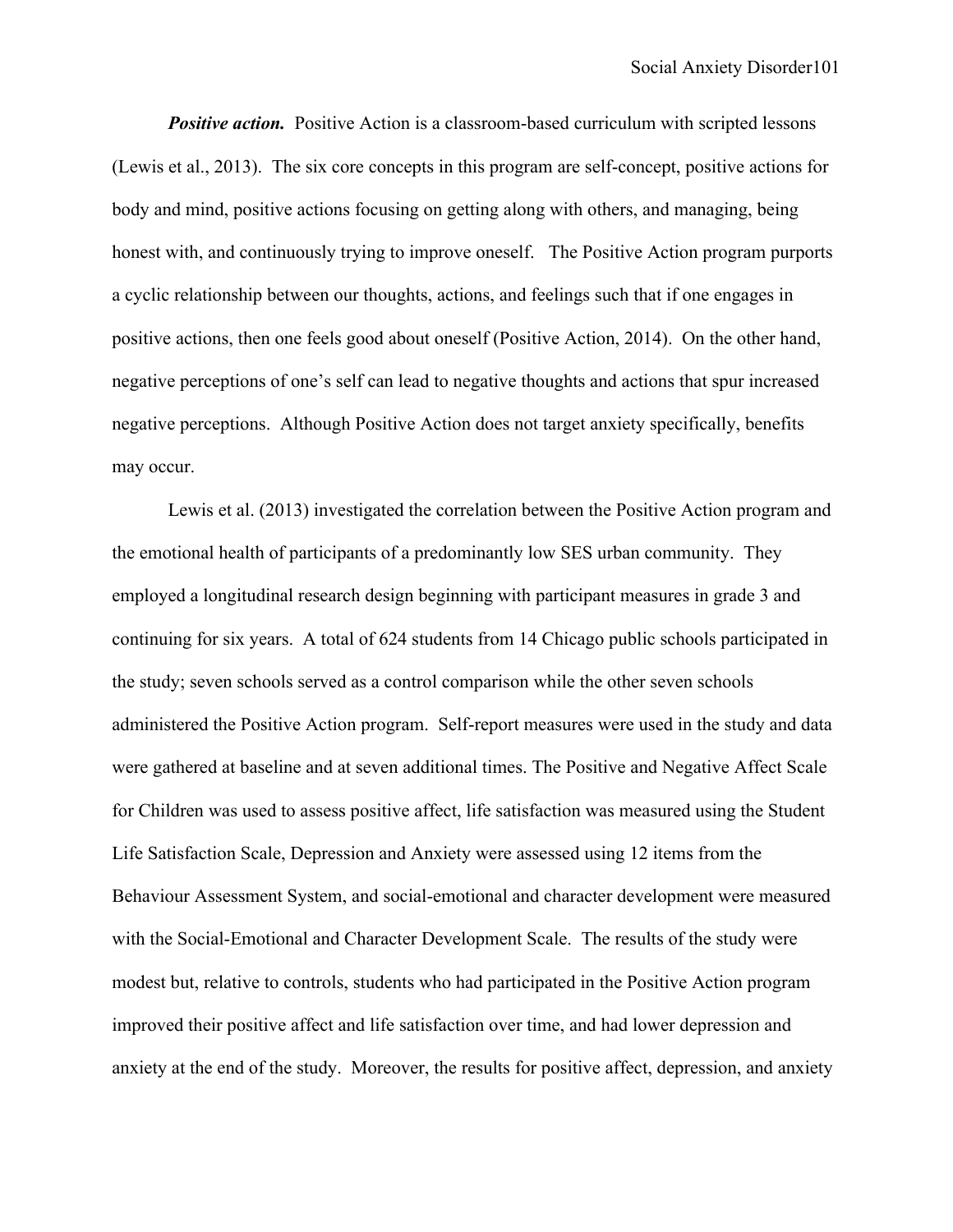***Positive action.*** Positive Action is a classroom-based curriculum with scripted lessons (Lewis et al., 2013). The six core concepts in this program are self-concept, positive actions for body and mind, positive actions focusing on getting along with others, and managing, being honest with, and continuously trying to improve oneself. The Positive Action program purports a cyclic relationship between our thoughts, actions, and feelings such that if one engages in positive actions, then one feels good about oneself (Positive Action, 2014). On the other hand, negative perceptions of one's self can lead to negative thoughts and actions that spur increased negative perceptions. Although Positive Action does not target anxiety specifically, benefits may occur.

Lewis et al. (2013) investigated the correlation between the Positive Action program and the emotional health of participants of a predominantly low SES urban community. They employed a longitudinal research design beginning with participant measures in grade 3 and continuing for six years. A total of 624 students from 14 Chicago public schools participated in the study; seven schools served as a control comparison while the other seven schools administered the Positive Action program. Self-report measures were used in the study and data were gathered at baseline and at seven additional times. The Positive and Negative Affect Scale for Children was used to assess positive affect, life satisfaction was measured using the Student Life Satisfaction Scale, Depression and Anxiety were assessed using 12 items from the Behaviour Assessment System, and social-emotional and character development were measured with the Social-Emotional and Character Development Scale. The results of the study were modest but, relative to controls, students who had participated in the Positive Action program improved their positive affect and life satisfaction over time, and had lower depression and anxiety at the end of the study. Moreover, the results for positive affect, depression, and anxiety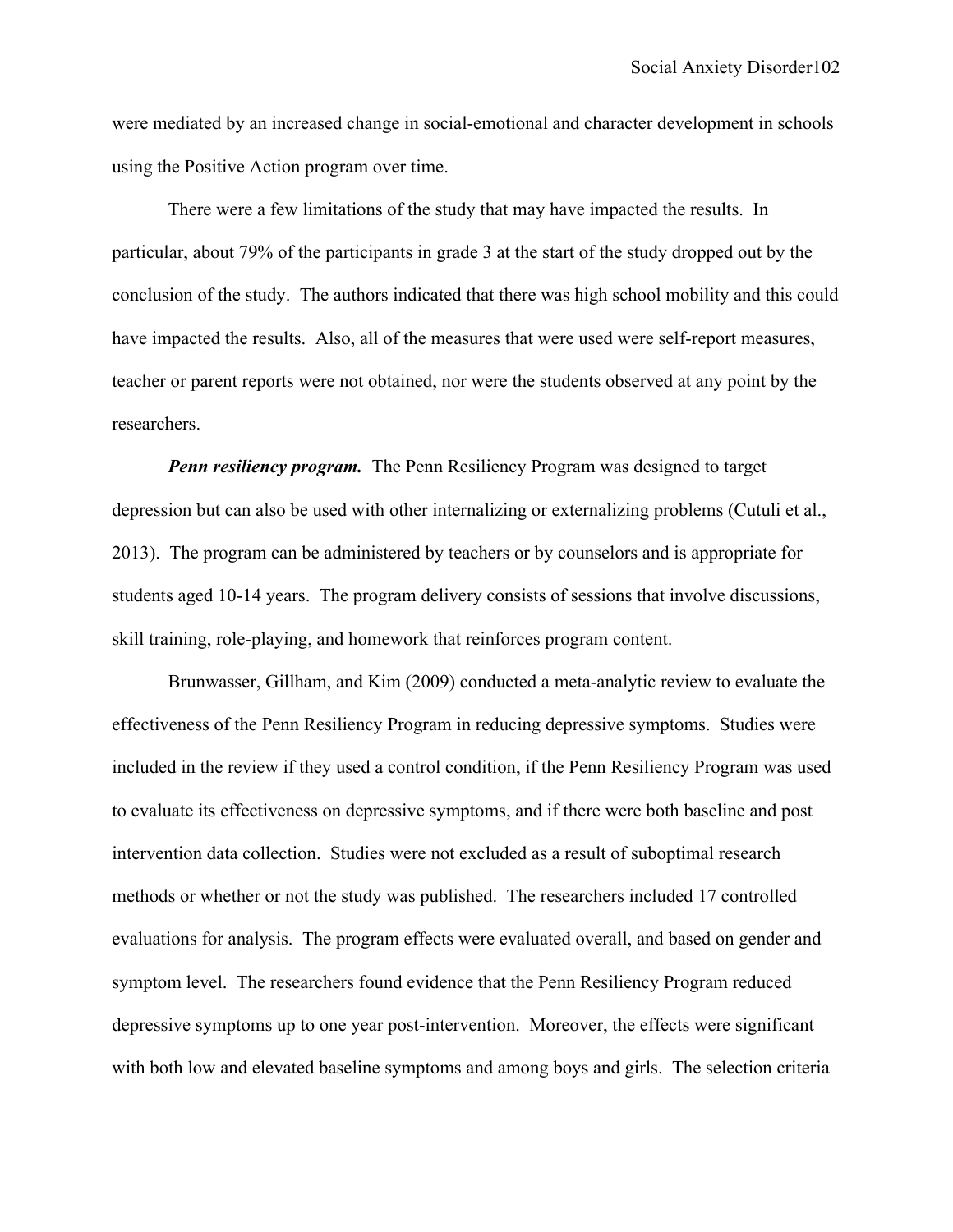were mediated by an increased change in social-emotional and character development in schools using the Positive Action program over time.

There were a few limitations of the study that may have impacted the results. In particular, about 79% of the participants in grade 3 at the start of the study dropped out by the conclusion of the study. The authors indicated that there was high school mobility and this could have impacted the results. Also, all of the measures that were used were self-report measures, teacher or parent reports were not obtained, nor were the students observed at any point by the researchers.

***Penn resiliency program.*** The Penn Resiliency Program was designed to target depression but can also be used with other internalizing or externalizing problems (Cutuli et al., 2013). The program can be administered by teachers or by counselors and is appropriate for students aged 10-14 years. The program delivery consists of sessions that involve discussions, skill training, role-playing, and homework that reinforces program content.

Brunwasser, Gillham, and Kim (2009) conducted a meta-analytic review to evaluate the effectiveness of the Penn Resiliency Program in reducing depressive symptoms. Studies were included in the review if they used a control condition, if the Penn Resiliency Program was used to evaluate its effectiveness on depressive symptoms, and if there were both baseline and post intervention data collection. Studies were not excluded as a result of suboptimal research methods or whether or not the study was published. The researchers included 17 controlled evaluations for analysis. The program effects were evaluated overall, and based on gender and symptom level. The researchers found evidence that the Penn Resiliency Program reduced depressive symptoms up to one year post-intervention. Moreover, the effects were significant with both low and elevated baseline symptoms and among boys and girls. The selection criteria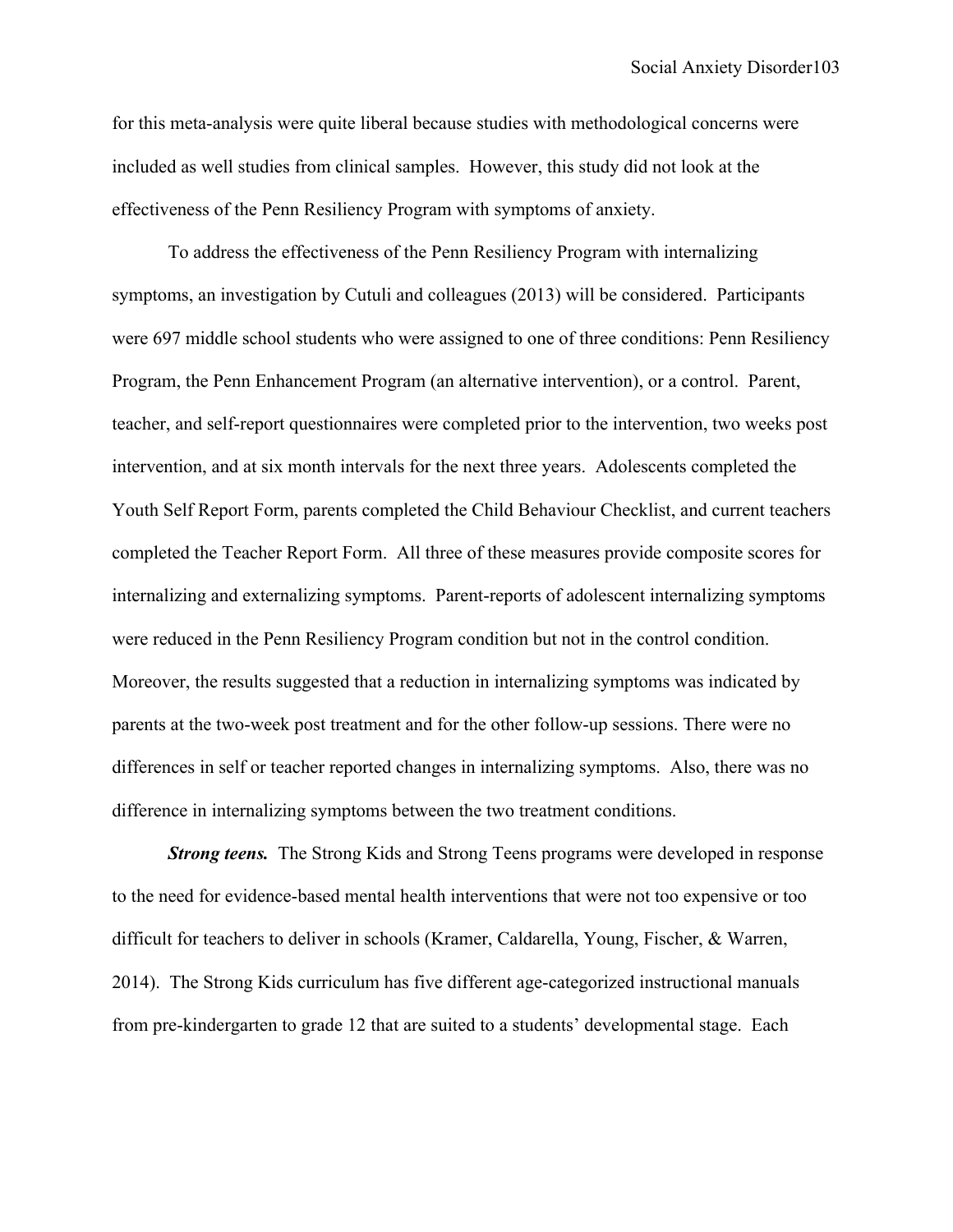for this meta-analysis were quite liberal because studies with methodological concerns were included as well studies from clinical samples. However, this study did not look at the effectiveness of the Penn Resiliency Program with symptoms of anxiety.

To address the effectiveness of the Penn Resiliency Program with internalizing symptoms, an investigation by Cutuli and colleagues (2013) will be considered. Participants were 697 middle school students who were assigned to one of three conditions: Penn Resiliency Program, the Penn Enhancement Program (an alternative intervention), or a control. Parent, teacher, and self-report questionnaires were completed prior to the intervention, two weeks post intervention, and at six month intervals for the next three years. Adolescents completed the Youth Self Report Form, parents completed the Child Behaviour Checklist, and current teachers completed the Teacher Report Form. All three of these measures provide composite scores for internalizing and externalizing symptoms. Parent-reports of adolescent internalizing symptoms were reduced in the Penn Resiliency Program condition but not in the control condition. Moreover, the results suggested that a reduction in internalizing symptoms was indicated by parents at the two-week post treatment and for the other follow-up sessions. There were no differences in self or teacher reported changes in internalizing symptoms. Also, there was no difference in internalizing symptoms between the two treatment conditions.

***Strong teens.*** The Strong Kids and Strong Teens programs were developed in response to the need for evidence-based mental health interventions that were not too expensive or too difficult for teachers to deliver in schools (Kramer, Caldarella, Young, Fischer, & Warren, 2014). The Strong Kids curriculum has five different age-categorized instructional manuals from pre-kindergarten to grade 12 that are suited to a students' developmental stage. Each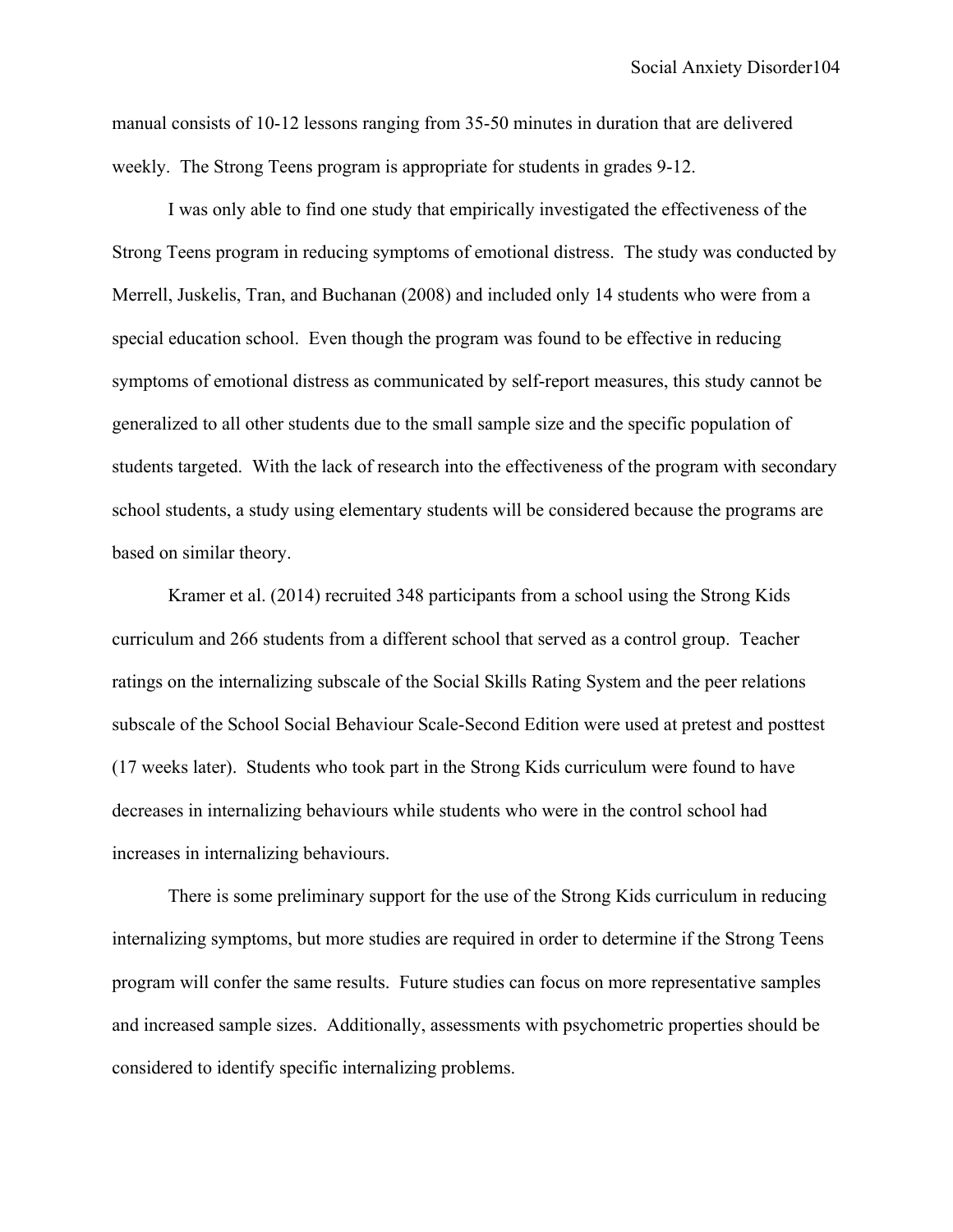manual consists of 10-12 lessons ranging from 35-50 minutes in duration that are delivered weekly. The Strong Teens program is appropriate for students in grades 9-12.

I was only able to find one study that empirically investigated the effectiveness of the Strong Teens program in reducing symptoms of emotional distress. The study was conducted by Merrell, Juskelis, Tran, and Buchanan (2008) and included only 14 students who were from a special education school. Even though the program was found to be effective in reducing symptoms of emotional distress as communicated by self-report measures, this study cannot be generalized to all other students due to the small sample size and the specific population of students targeted. With the lack of research into the effectiveness of the program with secondary school students, a study using elementary students will be considered because the programs are based on similar theory.

Kramer et al. (2014) recruited 348 participants from a school using the Strong Kids curriculum and 266 students from a different school that served as a control group. Teacher ratings on the internalizing subscale of the Social Skills Rating System and the peer relations subscale of the School Social Behaviour Scale-Second Edition were used at pretest and posttest (17 weeks later). Students who took part in the Strong Kids curriculum were found to have decreases in internalizing behaviours while students who were in the control school had increases in internalizing behaviours.

There is some preliminary support for the use of the Strong Kids curriculum in reducing internalizing symptoms, but more studies are required in order to determine if the Strong Teens program will confer the same results. Future studies can focus on more representative samples and increased sample sizes. Additionally, assessments with psychometric properties should be considered to identify specific internalizing problems.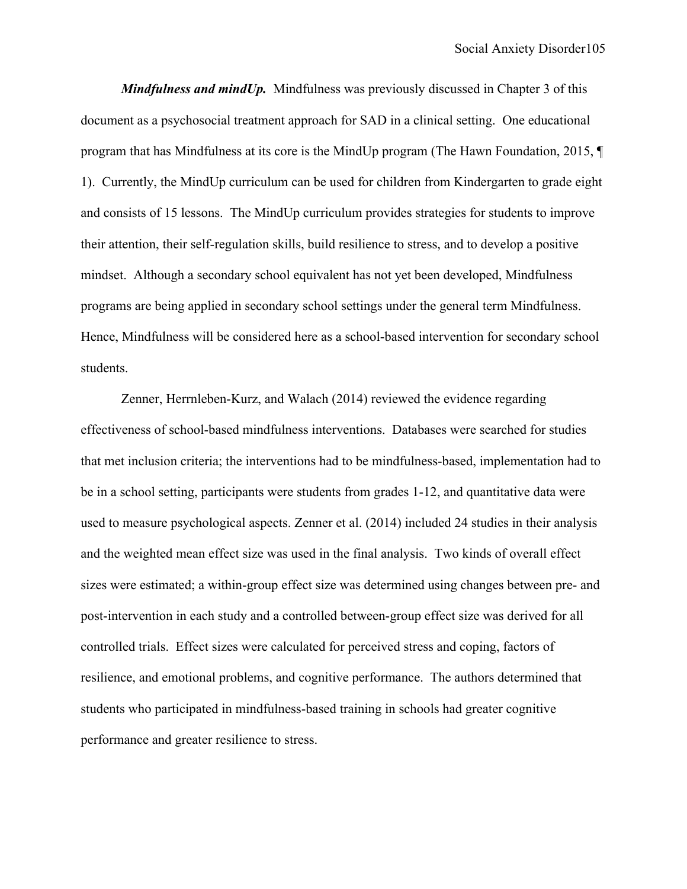***Mindfulness and mindUp.*** Mindfulness was previously discussed in Chapter 3 of this document as a psychosocial treatment approach for SAD in a clinical setting. One educational program that has Mindfulness at its core is the MindUp program (The Hawn Foundation, 2015, ¶ 1). Currently, the MindUp curriculum can be used for children from Kindergarten to grade eight and consists of 15 lessons. The MindUp curriculum provides strategies for students to improve their attention, their self-regulation skills, build resilience to stress, and to develop a positive mindset. Although a secondary school equivalent has not yet been developed, Mindfulness programs are being applied in secondary school settings under the general term Mindfulness. Hence, Mindfulness will be considered here as a school-based intervention for secondary school students.

Zenner, Herrnleben-Kurz, and Walach (2014) reviewed the evidence regarding effectiveness of school-based mindfulness interventions. Databases were searched for studies that met inclusion criteria; the interventions had to be mindfulness-based, implementation had to be in a school setting, participants were students from grades 1-12, and quantitative data were used to measure psychological aspects. Zenner et al. (2014) included 24 studies in their analysis and the weighted mean effect size was used in the final analysis. Two kinds of overall effect sizes were estimated; a within-group effect size was determined using changes between pre- and post-intervention in each study and a controlled between-group effect size was derived for all controlled trials. Effect sizes were calculated for perceived stress and coping, factors of resilience, and emotional problems, and cognitive performance. The authors determined that students who participated in mindfulness-based training in schools had greater cognitive performance and greater resilience to stress.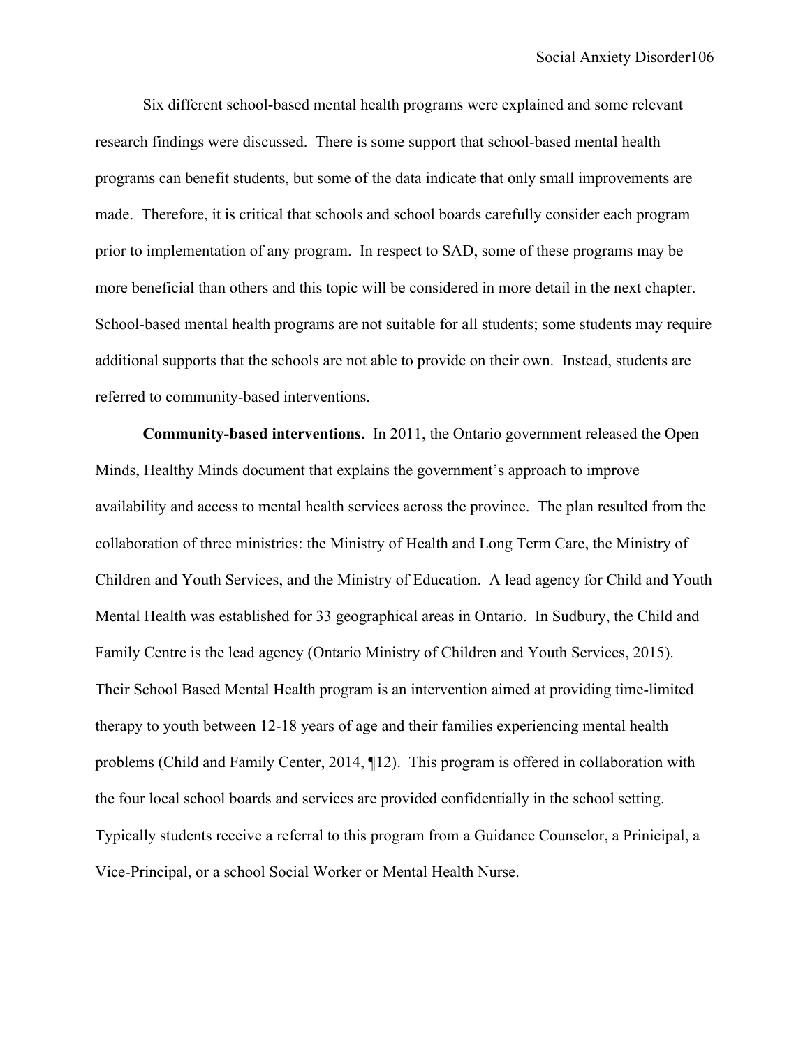Six different school-based mental health programs were explained and some relevant research findings were discussed. There is some support that school-based mental health programs can benefit students, but some of the data indicate that only small improvements are made. Therefore, it is critical that schools and school boards carefully consider each program prior to implementation of any program. In respect to SAD, some of these programs may be more beneficial than others and this topic will be considered in more detail in the next chapter. School-based mental health programs are not suitable for all students; some students may require additional supports that the schools are not able to provide on their own. Instead, students are referred to community-based interventions.

**Community-based interventions.** In 2011, the Ontario government released the Open Minds, Healthy Minds document that explains the government's approach to improve availability and access to mental health services across the province. The plan resulted from the collaboration of three ministries: the Ministry of Health and Long Term Care, the Ministry of Children and Youth Services, and the Ministry of Education. A lead agency for Child and Youth Mental Health was established for 33 geographical areas in Ontario. In Sudbury, the Child and Family Centre is the lead agency (Ontario Ministry of Children and Youth Services, 2015). Their School Based Mental Health program is an intervention aimed at providing time-limited therapy to youth between 12-18 years of age and their families experiencing mental health problems (Child and Family Center, 2014, ¶12). This program is offered in collaboration with the four local school boards and services are provided confidentially in the school setting. Typically students receive a referral to this program from a Guidance Counselor, a Prinicipal, a Vice-Principal, or a school Social Worker or Mental Health Nurse.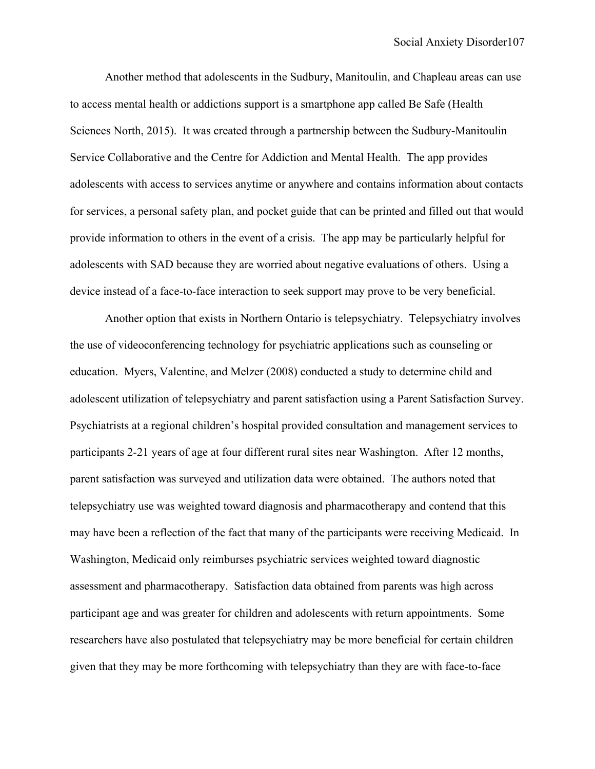Another method that adolescents in the Sudbury, Manitoulin, and Chapleau areas can use to access mental health or addictions support is a smartphone app called Be Safe (Health Sciences North, 2015). It was created through a partnership between the Sudbury-Manitoulin Service Collaborative and the Centre for Addiction and Mental Health. The app provides adolescents with access to services anytime or anywhere and contains information about contacts for services, a personal safety plan, and pocket guide that can be printed and filled out that would provide information to others in the event of a crisis. The app may be particularly helpful for adolescents with SAD because they are worried about negative evaluations of others. Using a device instead of a face-to-face interaction to seek support may prove to be very beneficial.

Another option that exists in Northern Ontario is telepsychiatry. Telepsychiatry involves the use of videoconferencing technology for psychiatric applications such as counseling or education. Myers, Valentine, and Melzer (2008) conducted a study to determine child and adolescent utilization of telepsychiatry and parent satisfaction using a Parent Satisfaction Survey. Psychiatrists at a regional children's hospital provided consultation and management services to participants 2-21 years of age at four different rural sites near Washington. After 12 months, parent satisfaction was surveyed and utilization data were obtained. The authors noted that telepsychiatry use was weighted toward diagnosis and pharmacotherapy and contend that this may have been a reflection of the fact that many of the participants were receiving Medicaid. In Washington, Medicaid only reimburses psychiatric services weighted toward diagnostic assessment and pharmacotherapy. Satisfaction data obtained from parents was high across participant age and was greater for children and adolescents with return appointments. Some researchers have also postulated that telepsychiatry may be more beneficial for certain children given that they may be more forthcoming with telepsychiatry than they are with face-to-face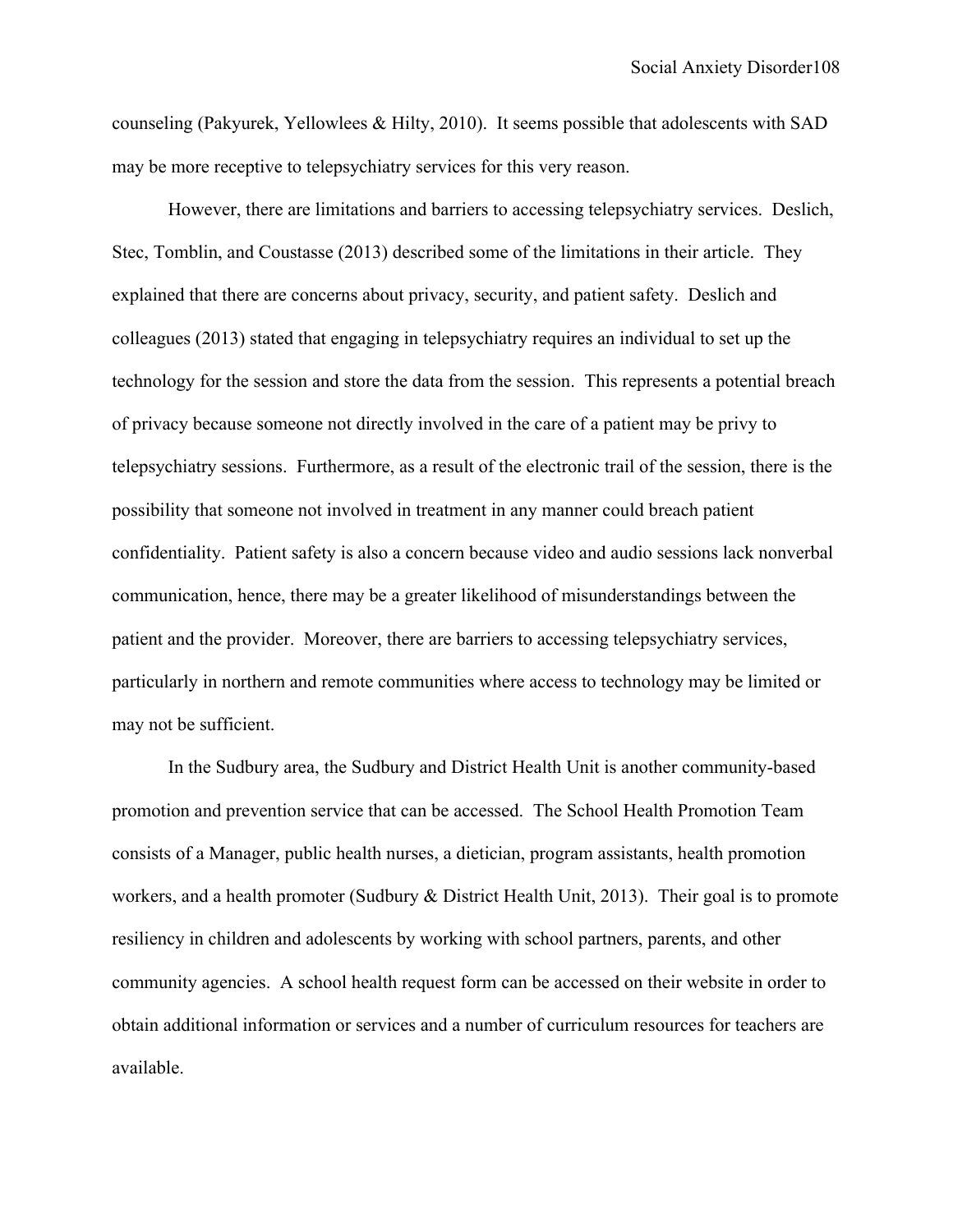counseling (Pakyurek, Yellowlees & Hilty, 2010). It seems possible that adolescents with SAD may be more receptive to telepsychiatry services for this very reason.

However, there are limitations and barriers to accessing telepsychiatry services. Deslich, Stec, Tomblin, and Coustasse (2013) described some of the limitations in their article. They explained that there are concerns about privacy, security, and patient safety. Deslich and colleagues (2013) stated that engaging in telepsychiatry requires an individual to set up the technology for the session and store the data from the session. This represents a potential breach of privacy because someone not directly involved in the care of a patient may be privy to telepsychiatry sessions. Furthermore, as a result of the electronic trail of the session, there is the possibility that someone not involved in treatment in any manner could breach patient confidentiality. Patient safety is also a concern because video and audio sessions lack nonverbal communication, hence, there may be a greater likelihood of misunderstandings between the patient and the provider. Moreover, there are barriers to accessing telepsychiatry services, particularly in northern and remote communities where access to technology may be limited or may not be sufficient.

In the Sudbury area, the Sudbury and District Health Unit is another community-based promotion and prevention service that can be accessed. The School Health Promotion Team consists of a Manager, public health nurses, a dietician, program assistants, health promotion workers, and a health promoter (Sudbury & District Health Unit, 2013). Their goal is to promote resiliency in children and adolescents by working with school partners, parents, and other community agencies. A school health request form can be accessed on their website in order to obtain additional information or services and a number of curriculum resources for teachers are available.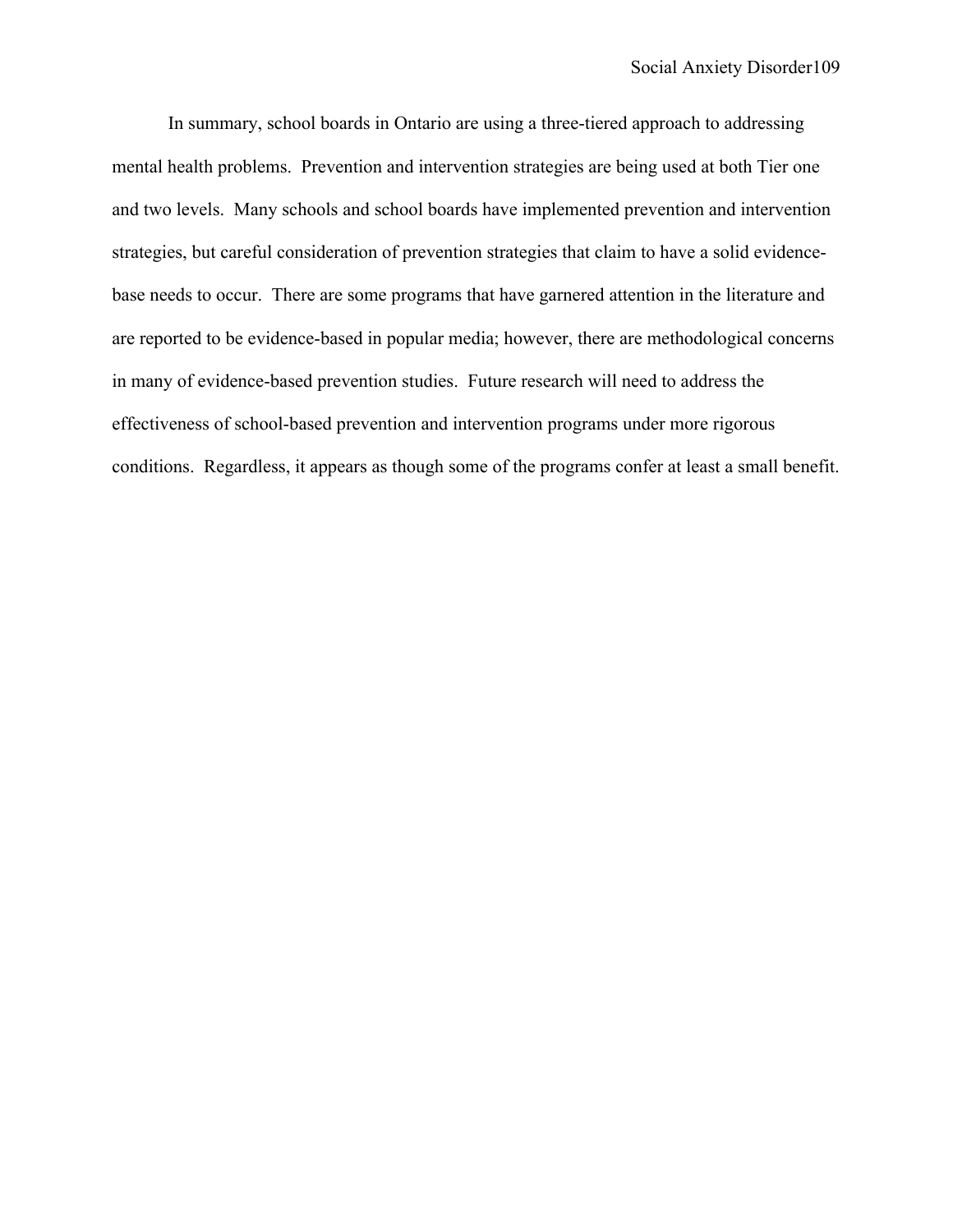In summary, school boards in Ontario are using a three-tiered approach to addressing mental health problems. Prevention and intervention strategies are being used at both Tier one and two levels. Many schools and school boards have implemented prevention and intervention strategies, but careful consideration of prevention strategies that claim to have a solid evidence-base needs to occur. There are some programs that have garnered attention in the literature and are reported to be evidence-based in popular media; however, there are methodological concerns in many of evidence-based prevention studies. Future research will need to address the effectiveness of school-based prevention and intervention programs under more rigorous conditions. Regardless, it appears as though some of the programs confer at least a small benefit.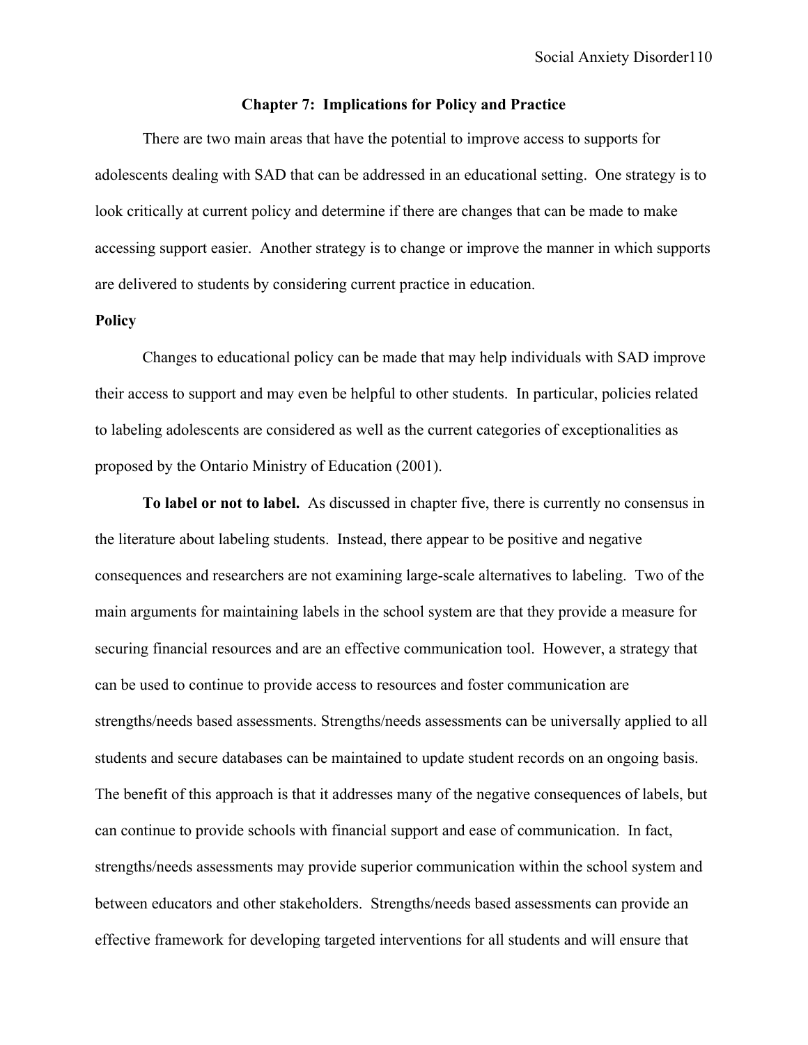# Chapter 7: Implications for Policy and Practice

There are two main areas that have the potential to improve access to supports for adolescents dealing with SAD that can be addressed in an educational setting. One strategy is to look critically at current policy and determine if there are changes that can be made to make accessing support easier. Another strategy is to change or improve the manner in which supports are delivered to students by considering current practice in education.

## Policy

Changes to educational policy can be made that may help individuals with SAD improve their access to support and may even be helpful to other students. In particular, policies related to labeling adolescents are considered as well as the current categories of exceptionalities as proposed by the Ontario Ministry of Education (2001).

**To label or not to label.** As discussed in chapter five, there is currently no consensus in the literature about labeling students. Instead, there appear to be positive and negative consequences and researchers are not examining large-scale alternatives to labeling. Two of the main arguments for maintaining labels in the school system are that they provide a measure for securing financial resources and are an effective communication tool. However, a strategy that can be used to continue to provide access to resources and foster communication are strengths/needs based assessments. Strengths/needs assessments can be universally applied to all students and secure databases can be maintained to update student records on an ongoing basis. The benefit of this approach is that it addresses many of the negative consequences of labels, but can continue to provide schools with financial support and ease of communication. In fact, strengths/needs assessments may provide superior communication within the school system and between educators and other stakeholders. Strengths/needs based assessments can provide an effective framework for developing targeted interventions for all students and will ensure that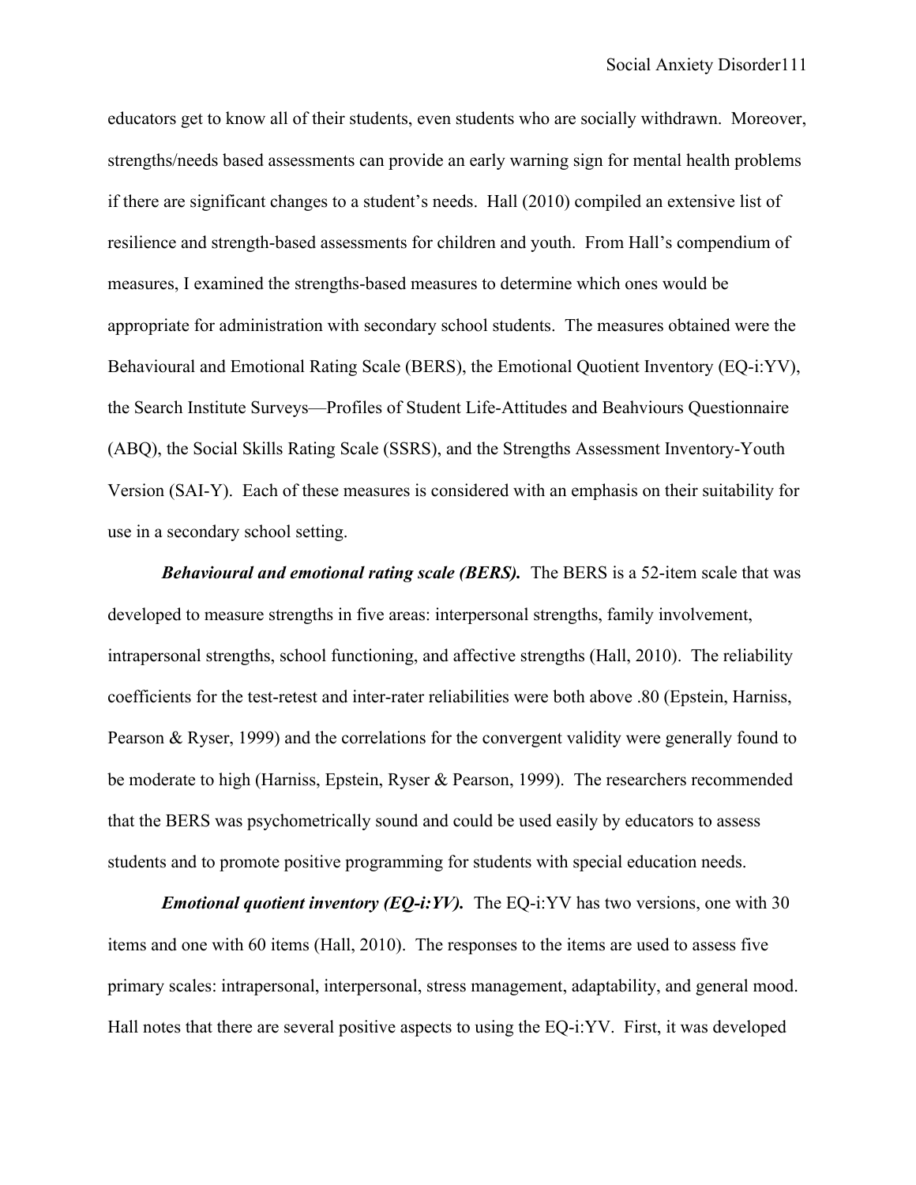educators get to know all of their students, even students who are socially withdrawn. Moreover, strengths/needs based assessments can provide an early warning sign for mental health problems if there are significant changes to a student's needs. Hall (2010) compiled an extensive list of resilience and strength-based assessments for children and youth. From Hall's compendium of measures, I examined the strengths-based measures to determine which ones would be appropriate for administration with secondary school students. The measures obtained were the Behavioural and Emotional Rating Scale (BERS), the Emotional Quotient Inventory (EQ-i:YV), the Search Institute Surveys—Profiles of Student Life-Attitudes and Beahviours Questionnaire (ABQ), the Social Skills Rating Scale (SSRS), and the Strengths Assessment Inventory-Youth Version (SAI-Y). Each of these measures is considered with an emphasis on their suitability for use in a secondary school setting.

***Behavioural and emotional rating scale (BERS).*** The BERS is a 52-item scale that was developed to measure strengths in five areas: interpersonal strengths, family involvement, intrapersonal strengths, school functioning, and affective strengths (Hall, 2010). The reliability coefficients for the test-retest and inter-rater reliabilities were both above .80 (Epstein, Harniss, Pearson & Ryser, 1999) and the correlations for the convergent validity were generally found to be moderate to high (Harniss, Epstein, Ryser & Pearson, 1999). The researchers recommended that the BERS was psychometrically sound and could be used easily by educators to assess students and to promote positive programming for students with special education needs.

***Emotional quotient inventory (EQ-i:YV).*** The EQ-i:YV has two versions, one with 30 items and one with 60 items (Hall, 2010). The responses to the items are used to assess five primary scales: intrapersonal, interpersonal, stress management, adaptability, and general mood. Hall notes that there are several positive aspects to using the EQ-i:YV. First, it was developed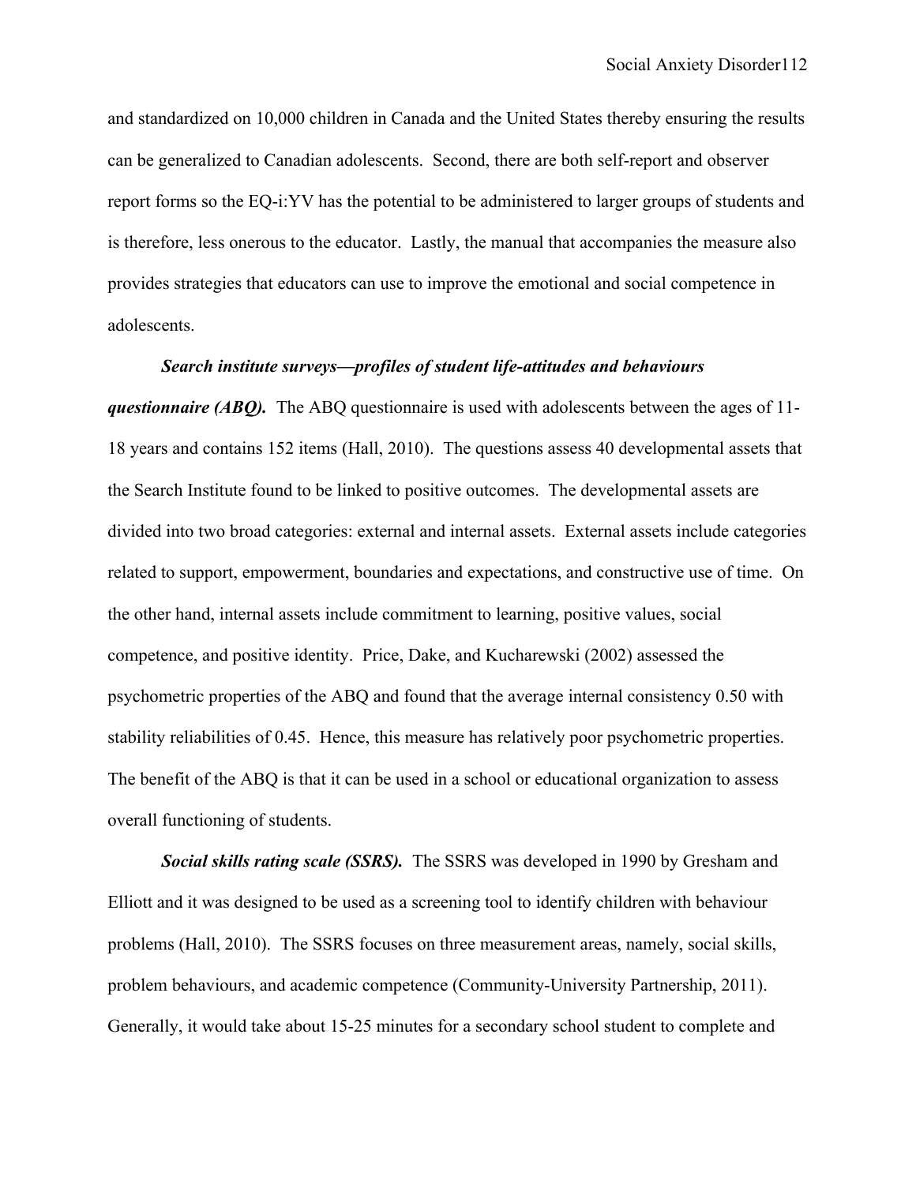and standardized on 10,000 children in Canada and the United States thereby ensuring the results can be generalized to Canadian adolescents. Second, there are both self-report and observer report forms so the EQ-i:YV has the potential to be administered to larger groups of students and is therefore, less onerous to the educator. Lastly, the manual that accompanies the measure also provides strategies that educators can use to improve the emotional and social competence in adolescents.

***Search institute surveys—profiles of student life-attitudes and behaviours questionnaire (ABQ).*** The ABQ questionnaire is used with adolescents between the ages of 11-18 years and contains 152 items (Hall, 2010). The questions assess 40 developmental assets that the Search Institute found to be linked to positive outcomes. The developmental assets are divided into two broad categories: external and internal assets. External assets include categories related to support, empowerment, boundaries and expectations, and constructive use of time. On the other hand, internal assets include commitment to learning, positive values, social competence, and positive identity. Price, Dake, and Kucharewski (2002) assessed the psychometric properties of the ABQ and found that the average internal consistency 0.50 with stability reliabilities of 0.45. Hence, this measure has relatively poor psychometric properties. The benefit of the ABQ is that it can be used in a school or educational organization to assess overall functioning of students.

***Social skills rating scale (SSRS).*** The SSRS was developed in 1990 by Gresham and Elliott and it was designed to be used as a screening tool to identify children with behaviour problems (Hall, 2010). The SSRS focuses on three measurement areas, namely, social skills, problem behaviours, and academic competence (Community-University Partnership, 2011). Generally, it would take about 15-25 minutes for a secondary school student to complete and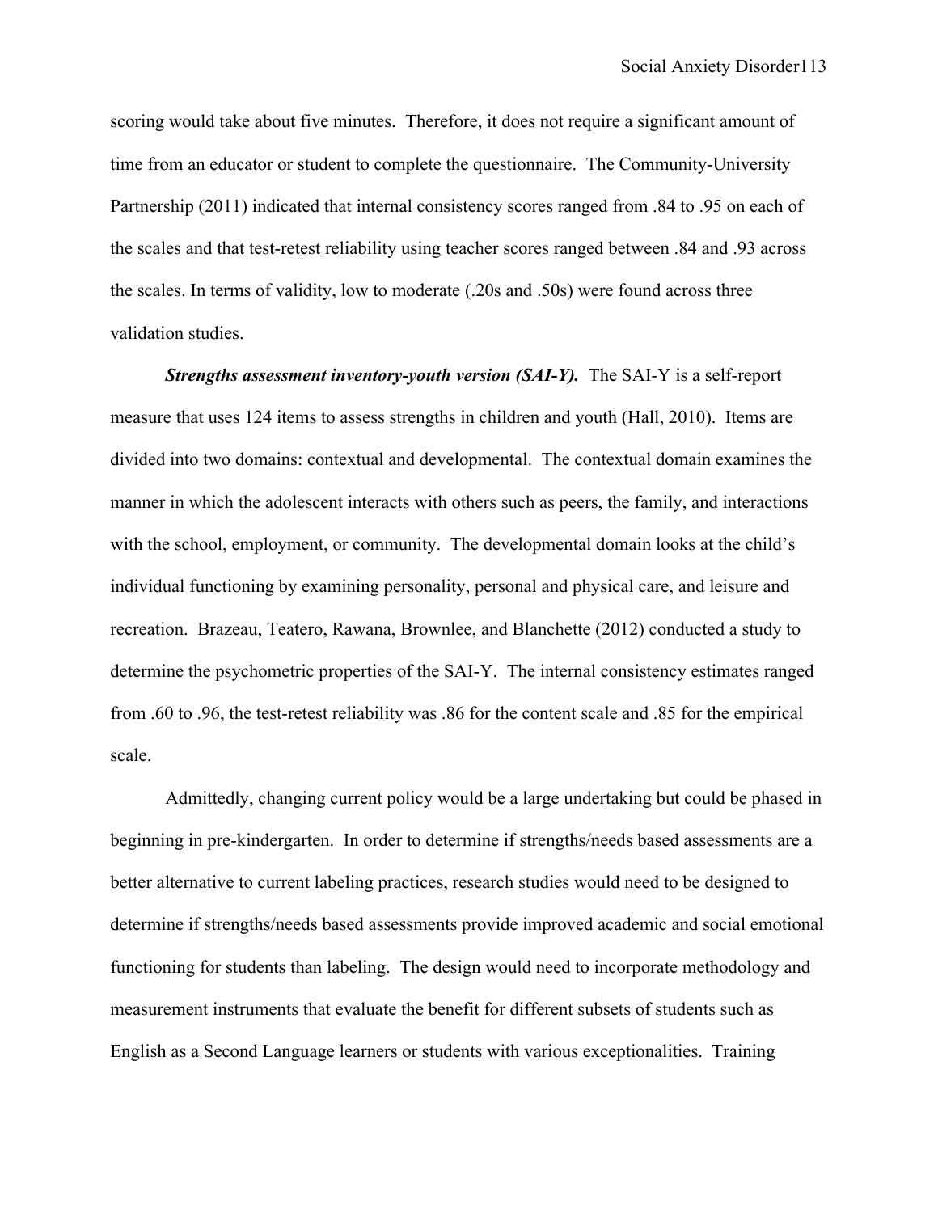scoring would take about five minutes. Therefore, it does not require a significant amount of time from an educator or student to complete the questionnaire. The Community-University Partnership (2011) indicated that internal consistency scores ranged from .84 to .95 on each of the scales and that test-retest reliability using teacher scores ranged between .84 and .93 across the scales. In terms of validity, low to moderate (.20s and .50s) were found across three validation studies.

***Strengths assessment inventory-youth version (SAI-Y).*** The SAI-Y is a self-report measure that uses 124 items to assess strengths in children and youth (Hall, 2010). Items are divided into two domains: contextual and developmental. The contextual domain examines the manner in which the adolescent interacts with others such as peers, the family, and interactions with the school, employment, or community. The developmental domain looks at the child's individual functioning by examining personality, personal and physical care, and leisure and recreation. Brazeau, Teatero, Rawana, Brownlee, and Blanchette (2012) conducted a study to determine the psychometric properties of the SAI-Y. The internal consistency estimates ranged from .60 to .96, the test-retest reliability was .86 for the content scale and .85 for the empirical scale.

Admittedly, changing current policy would be a large undertaking but could be phased in beginning in pre-kindergarten. In order to determine if strengths/needs based assessments are a better alternative to current labeling practices, research studies would need to be designed to determine if strengths/needs based assessments provide improved academic and social emotional functioning for students than labeling. The design would need to incorporate methodology and measurement instruments that evaluate the benefit for different subsets of students such as English as a Second Language learners or students with various exceptionalities. Training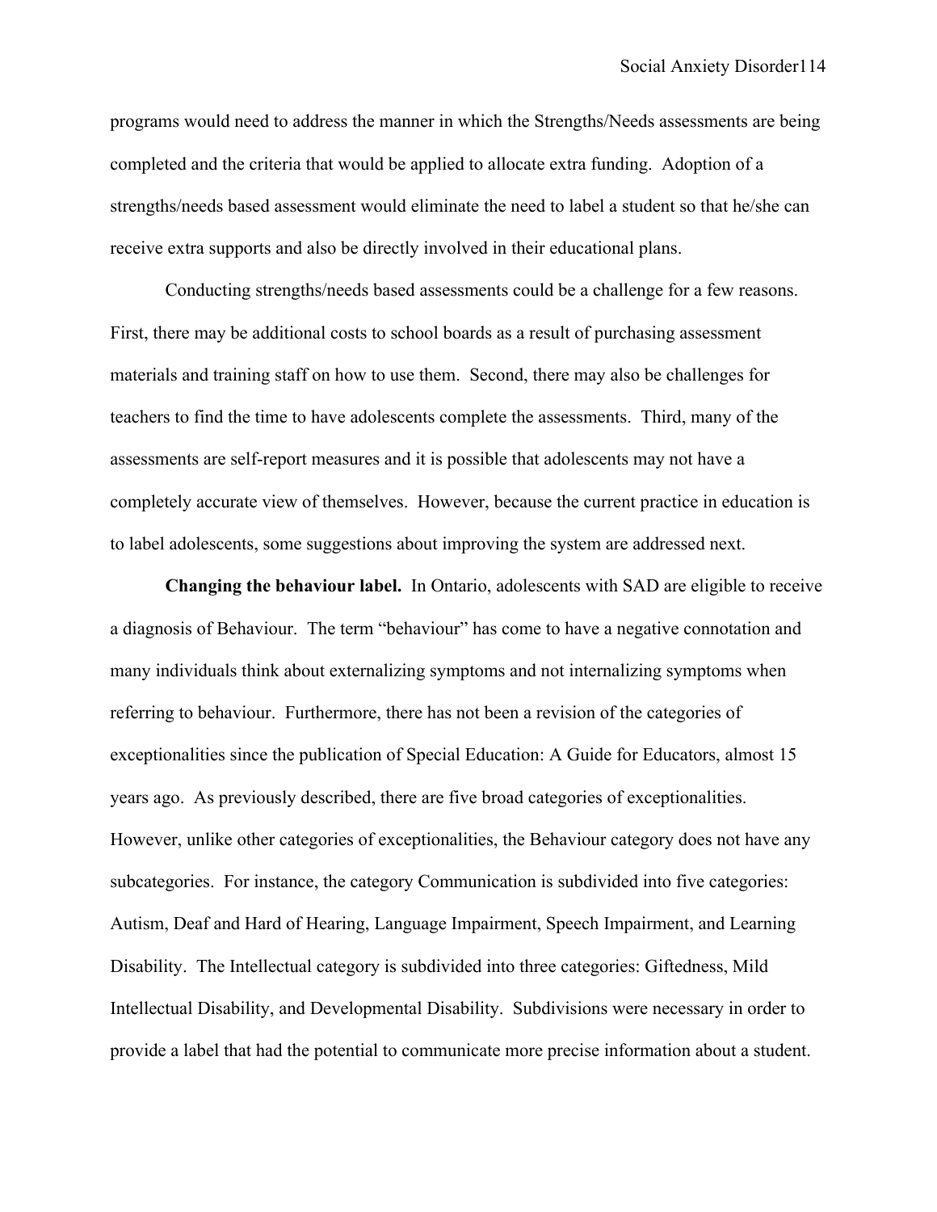programs would need to address the manner in which the Strengths/Needs assessments are being completed and the criteria that would be applied to allocate extra funding. Adoption of a strengths/needs based assessment would eliminate the need to label a student so that he/she can receive extra supports and also be directly involved in their educational plans.

Conducting strengths/needs based assessments could be a challenge for a few reasons. First, there may be additional costs to school boards as a result of purchasing assessment materials and training staff on how to use them. Second, there may also be challenges for teachers to find the time to have adolescents complete the assessments. Third, many of the assessments are self-report measures and it is possible that adolescents may not have a completely accurate view of themselves. However, because the current practice in education is to label adolescents, some suggestions about improving the system are addressed next.

**Changing the behaviour label.** In Ontario, adolescents with SAD are eligible to receive a diagnosis of Behaviour. The term "behaviour" has come to have a negative connotation and many individuals think about externalizing symptoms and not internalizing symptoms when referring to behaviour. Furthermore, there has not been a revision of the categories of exceptionalities since the publication of Special Education: A Guide for Educators, almost 15 years ago. As previously described, there are five broad categories of exceptionalities. However, unlike other categories of exceptionalities, the Behaviour category does not have any subcategories. For instance, the category Communication is subdivided into five categories: Autism, Deaf and Hard of Hearing, Language Impairment, Speech Impairment, and Learning Disability. The Intellectual category is subdivided into three categories: Giftedness, Mild Intellectual Disability, and Developmental Disability. Subdivisions were necessary in order to provide a label that had the potential to communicate more precise information about a student.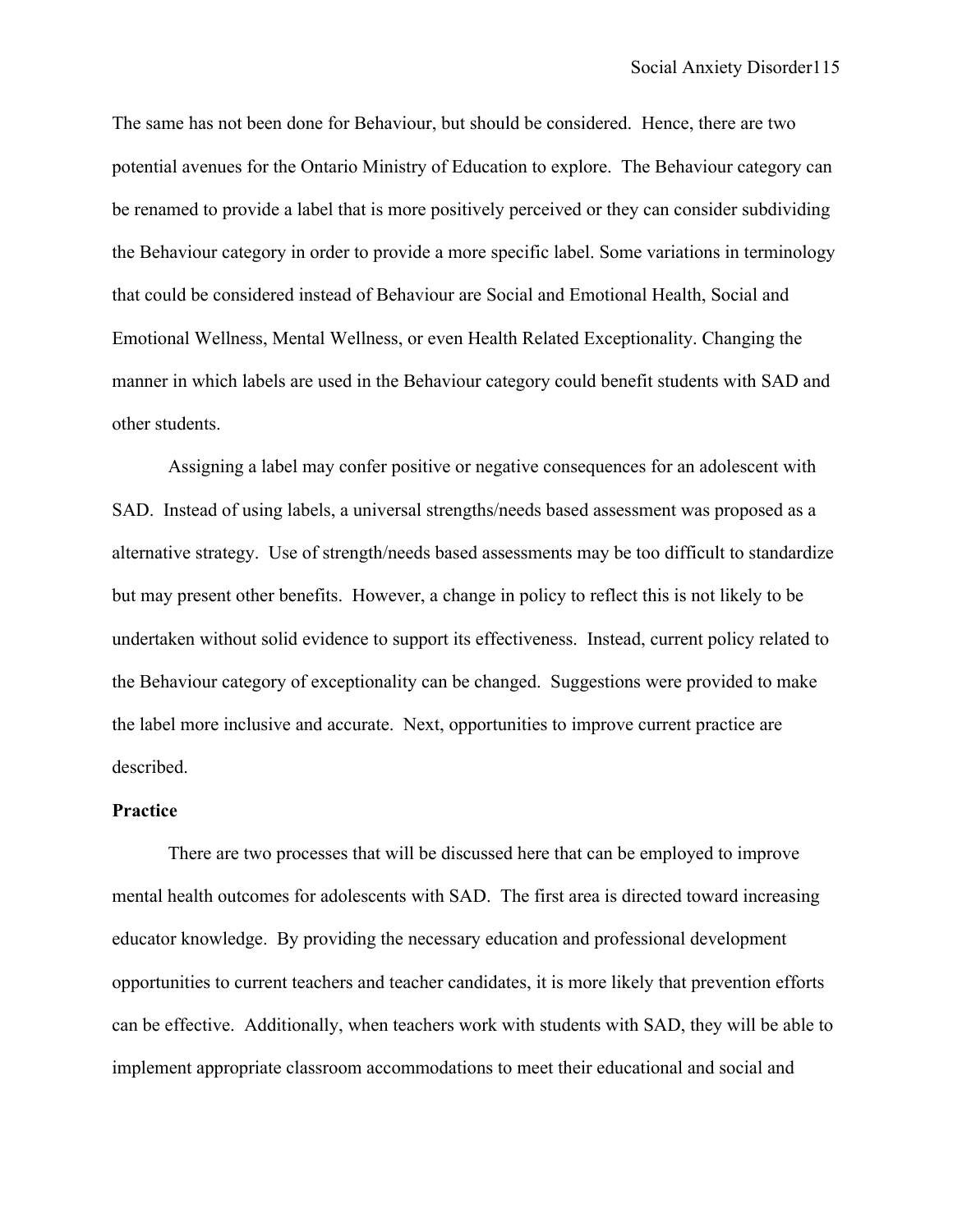The same has not been done for Behaviour, but should be considered. Hence, there are two potential avenues for the Ontario Ministry of Education to explore. The Behaviour category can be renamed to provide a label that is more positively perceived or they can consider subdividing the Behaviour category in order to provide a more specific label. Some variations in terminology that could be considered instead of Behaviour are Social and Emotional Health, Social and Emotional Wellness, Mental Wellness, or even Health Related Exceptionality. Changing the manner in which labels are used in the Behaviour category could benefit students with SAD and other students.

Assigning a label may confer positive or negative consequences for an adolescent with SAD. Instead of using labels, a universal strengths/needs based assessment was proposed as a alternative strategy. Use of strength/needs based assessments may be too difficult to standardize but may present other benefits. However, a change in policy to reflect this is not likely to be undertaken without solid evidence to support its effectiveness. Instead, current policy related to the Behaviour category of exceptionality can be changed. Suggestions were provided to make the label more inclusive and accurate. Next, opportunities to improve current practice are described.

**Practice**

There are two processes that will be discussed here that can be employed to improve mental health outcomes for adolescents with SAD. The first area is directed toward increasing educator knowledge. By providing the necessary education and professional development opportunities to current teachers and teacher candidates, it is more likely that prevention efforts can be effective. Additionally, when teachers work with students with SAD, they will be able to implement appropriate classroom accommodations to meet their educational and social and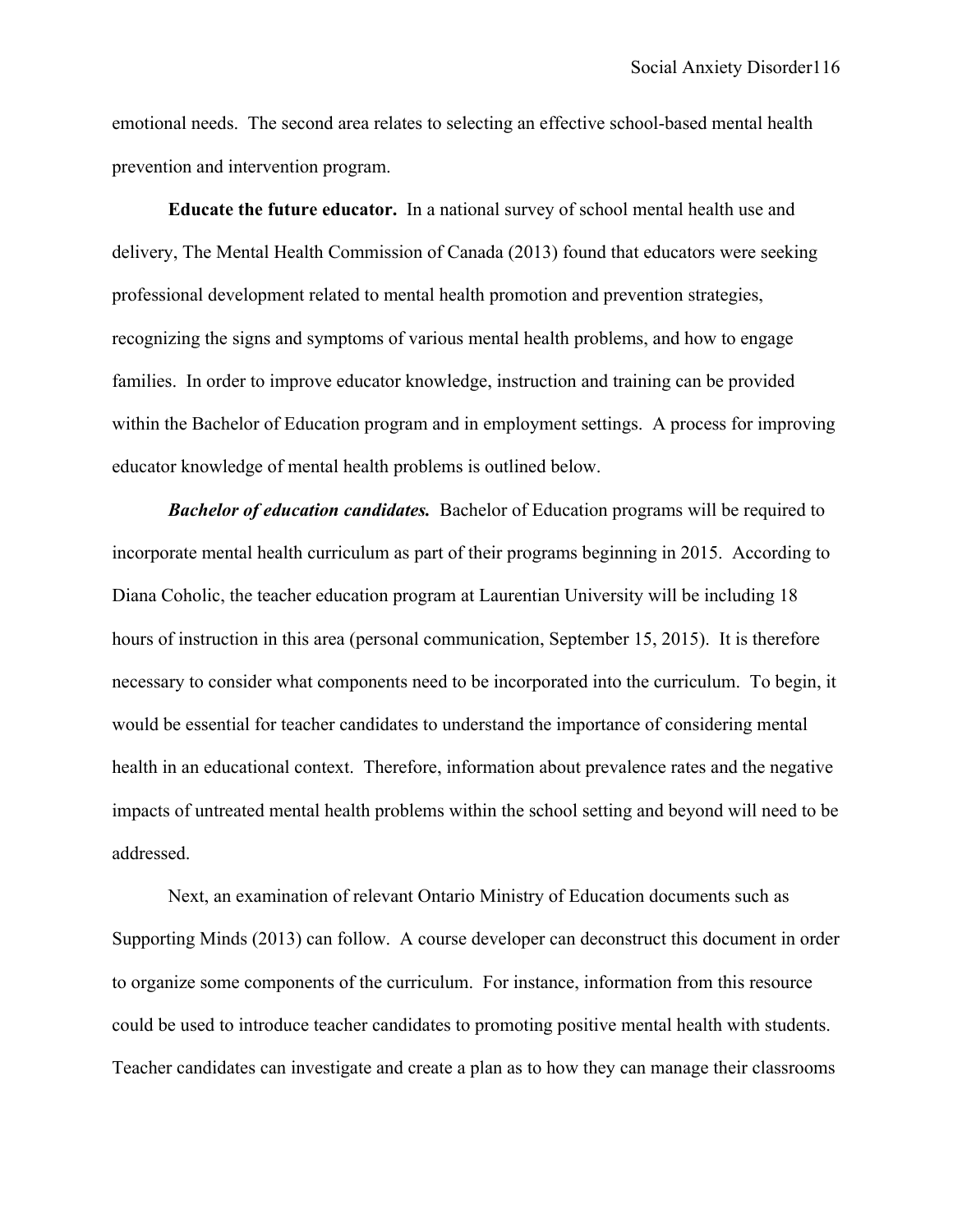emotional needs. The second area relates to selecting an effective school-based mental health prevention and intervention program.

**Educate the future educator.** In a national survey of school mental health use and delivery, The Mental Health Commission of Canada (2013) found that educators were seeking professional development related to mental health promotion and prevention strategies, recognizing the signs and symptoms of various mental health problems, and how to engage families. In order to improve educator knowledge, instruction and training can be provided within the Bachelor of Education program and in employment settings. A process for improving educator knowledge of mental health problems is outlined below.

***Bachelor of education candidates.*** Bachelor of Education programs will be required to incorporate mental health curriculum as part of their programs beginning in 2015. According to Diana Coholic, the teacher education program at Laurentian University will be including 18 hours of instruction in this area (personal communication, September 15, 2015). It is therefore necessary to consider what components need to be incorporated into the curriculum. To begin, it would be essential for teacher candidates to understand the importance of considering mental health in an educational context. Therefore, information about prevalence rates and the negative impacts of untreated mental health problems within the school setting and beyond will need to be addressed.

Next, an examination of relevant Ontario Ministry of Education documents such as Supporting Minds (2013) can follow. A course developer can deconstruct this document in order to organize some components of the curriculum. For instance, information from this resource could be used to introduce teacher candidates to promoting positive mental health with students. Teacher candidates can investigate and create a plan as to how they can manage their classrooms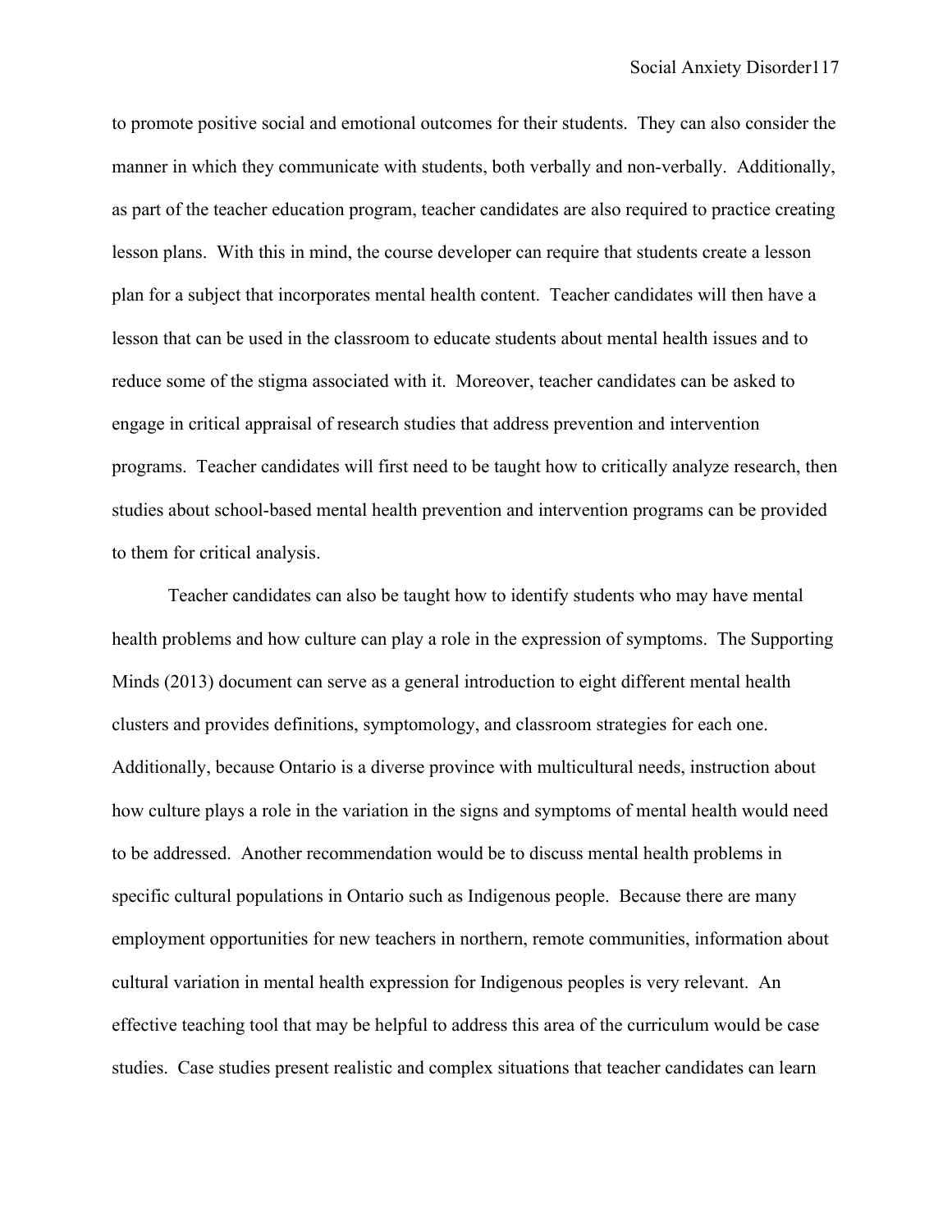to promote positive social and emotional outcomes for their students. They can also consider the manner in which they communicate with students, both verbally and non-verbally. Additionally, as part of the teacher education program, teacher candidates are also required to practice creating lesson plans. With this in mind, the course developer can require that students create a lesson plan for a subject that incorporates mental health content. Teacher candidates will then have a lesson that can be used in the classroom to educate students about mental health issues and to reduce some of the stigma associated with it. Moreover, teacher candidates can be asked to engage in critical appraisal of research studies that address prevention and intervention programs. Teacher candidates will first need to be taught how to critically analyze research, then studies about school-based mental health prevention and intervention programs can be provided to them for critical analysis.

Teacher candidates can also be taught how to identify students who may have mental health problems and how culture can play a role in the expression of symptoms. The Supporting Minds (2013) document can serve as a general introduction to eight different mental health clusters and provides definitions, symptomology, and classroom strategies for each one. Additionally, because Ontario is a diverse province with multicultural needs, instruction about how culture plays a role in the variation in the signs and symptoms of mental health would need to be addressed. Another recommendation would be to discuss mental health problems in specific cultural populations in Ontario such as Indigenous people. Because there are many employment opportunities for new teachers in northern, remote communities, information about cultural variation in mental health expression for Indigenous peoples is very relevant. An effective teaching tool that may be helpful to address this area of the curriculum would be case studies. Case studies present realistic and complex situations that teacher candidates can learn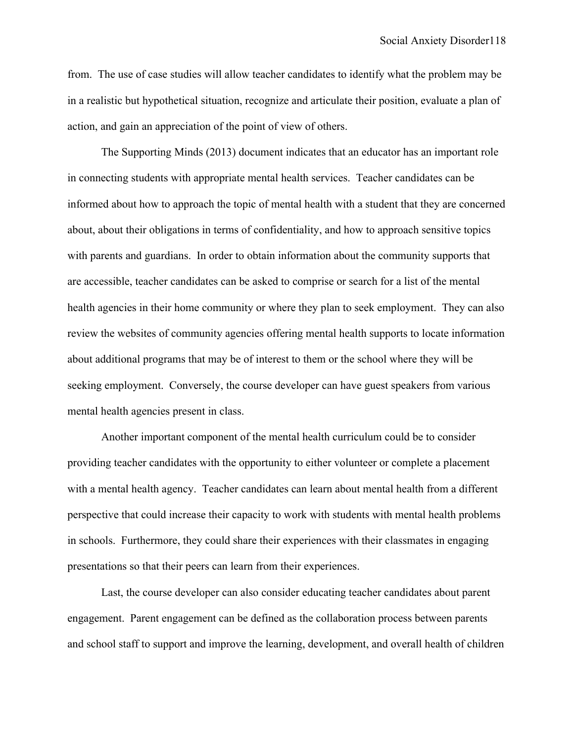from. The use of case studies will allow teacher candidates to identify what the problem may be in a realistic but hypothetical situation, recognize and articulate their position, evaluate a plan of action, and gain an appreciation of the point of view of others.

The Supporting Minds (2013) document indicates that an educator has an important role in connecting students with appropriate mental health services. Teacher candidates can be informed about how to approach the topic of mental health with a student that they are concerned about, about their obligations in terms of confidentiality, and how to approach sensitive topics with parents and guardians. In order to obtain information about the community supports that are accessible, teacher candidates can be asked to comprise or search for a list of the mental health agencies in their home community or where they plan to seek employment. They can also review the websites of community agencies offering mental health supports to locate information about additional programs that may be of interest to them or the school where they will be seeking employment. Conversely, the course developer can have guest speakers from various mental health agencies present in class.

Another important component of the mental health curriculum could be to consider providing teacher candidates with the opportunity to either volunteer or complete a placement with a mental health agency. Teacher candidates can learn about mental health from a different perspective that could increase their capacity to work with students with mental health problems in schools. Furthermore, they could share their experiences with their classmates in engaging presentations so that their peers can learn from their experiences.

Last, the course developer can also consider educating teacher candidates about parent engagement. Parent engagement can be defined as the collaboration process between parents and school staff to support and improve the learning, development, and overall health of children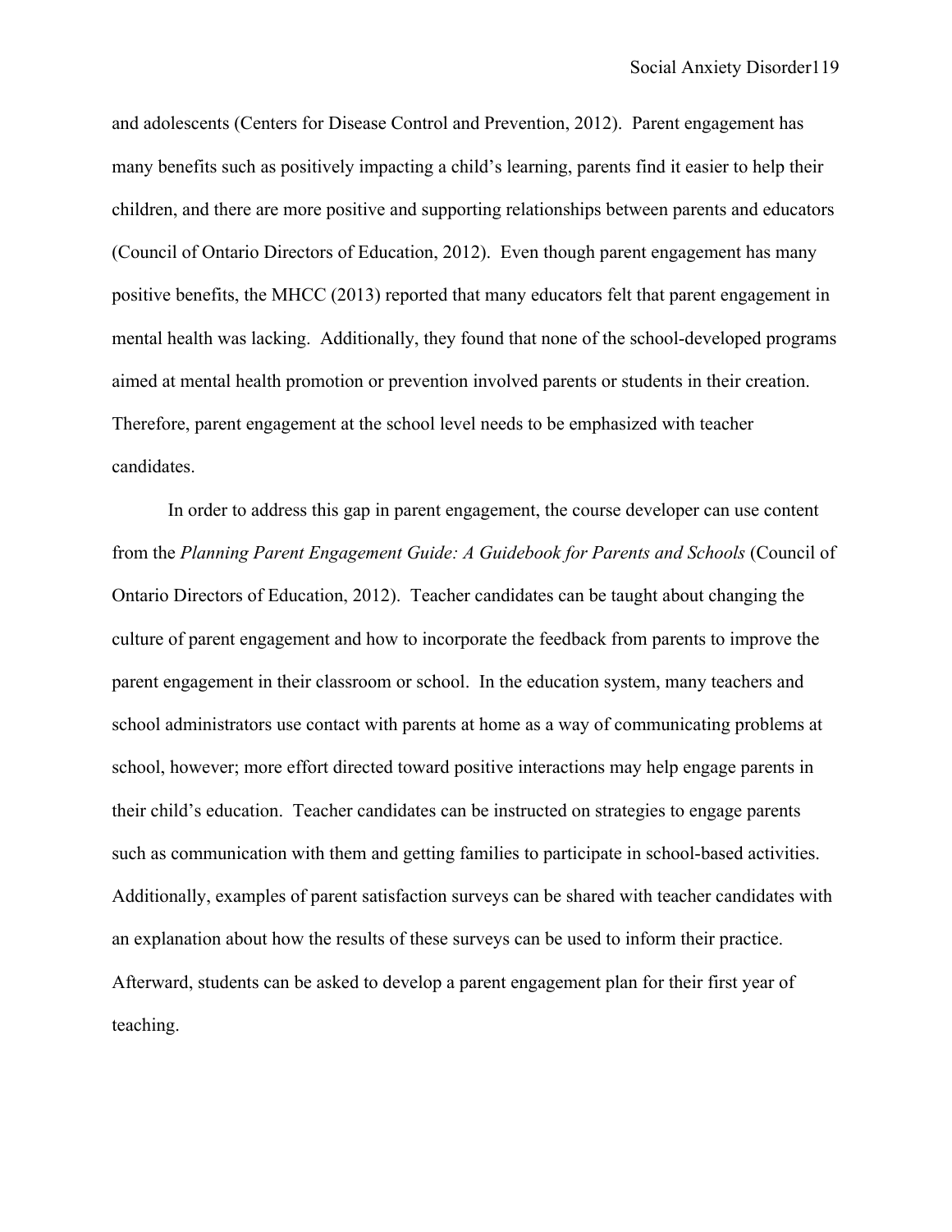and adolescents (Centers for Disease Control and Prevention, 2012). Parent engagement has many benefits such as positively impacting a child's learning, parents find it easier to help their children, and there are more positive and supporting relationships between parents and educators (Council of Ontario Directors of Education, 2012). Even though parent engagement has many positive benefits, the MHCC (2013) reported that many educators felt that parent engagement in mental health was lacking. Additionally, they found that none of the school-developed programs aimed at mental health promotion or prevention involved parents or students in their creation. Therefore, parent engagement at the school level needs to be emphasized with teacher candidates.

In order to address this gap in parent engagement, the course developer can use content from the *Planning Parent Engagement Guide: A Guidebook for Parents and Schools* (Council of Ontario Directors of Education, 2012). Teacher candidates can be taught about changing the culture of parent engagement and how to incorporate the feedback from parents to improve the parent engagement in their classroom or school. In the education system, many teachers and school administrators use contact with parents at home as a way of communicating problems at school, however; more effort directed toward positive interactions may help engage parents in their child's education. Teacher candidates can be instructed on strategies to engage parents such as communication with them and getting families to participate in school-based activities. Additionally, examples of parent satisfaction surveys can be shared with teacher candidates with an explanation about how the results of these surveys can be used to inform their practice. Afterward, students can be asked to develop a parent engagement plan for their first year of teaching.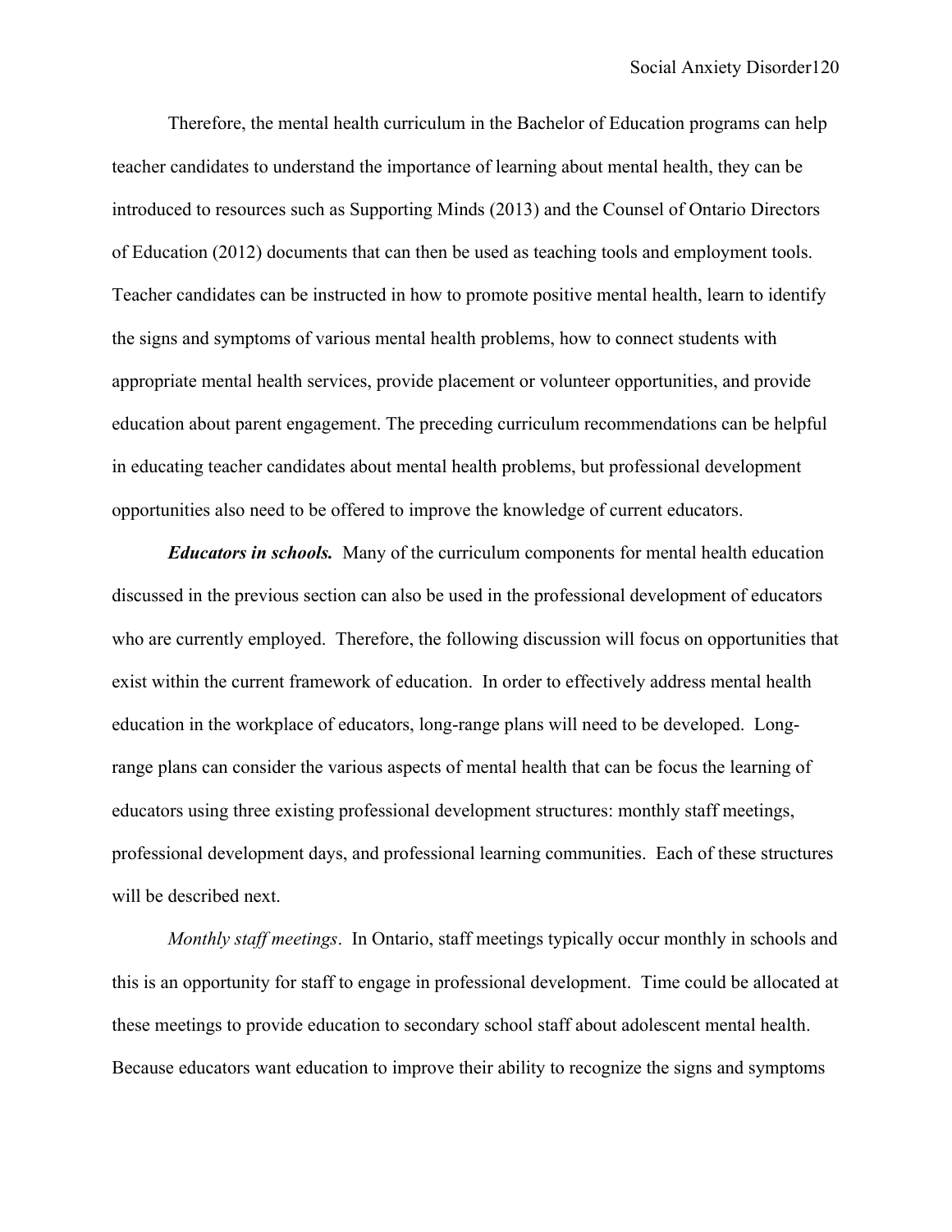Therefore, the mental health curriculum in the Bachelor of Education programs can help teacher candidates to understand the importance of learning about mental health, they can be introduced to resources such as Supporting Minds (2013) and the Counsel of Ontario Directors of Education (2012) documents that can then be used as teaching tools and employment tools. Teacher candidates can be instructed in how to promote positive mental health, learn to identify the signs and symptoms of various mental health problems, how to connect students with appropriate mental health services, provide placement or volunteer opportunities, and provide education about parent engagement. The preceding curriculum recommendations can be helpful in educating teacher candidates about mental health problems, but professional development opportunities also need to be offered to improve the knowledge of current educators.

***Educators in schools.*** Many of the curriculum components for mental health education discussed in the previous section can also be used in the professional development of educators who are currently employed. Therefore, the following discussion will focus on opportunities that exist within the current framework of education. In order to effectively address mental health education in the workplace of educators, long-range plans will need to be developed. Long-range plans can consider the various aspects of mental health that can be focus the learning of educators using three existing professional development structures: monthly staff meetings, professional development days, and professional learning communities. Each of these structures will be described next.

*Monthly staff meetings*. In Ontario, staff meetings typically occur monthly in schools and this is an opportunity for staff to engage in professional development. Time could be allocated at these meetings to provide education to secondary school staff about adolescent mental health. Because educators want education to improve their ability to recognize the signs and symptoms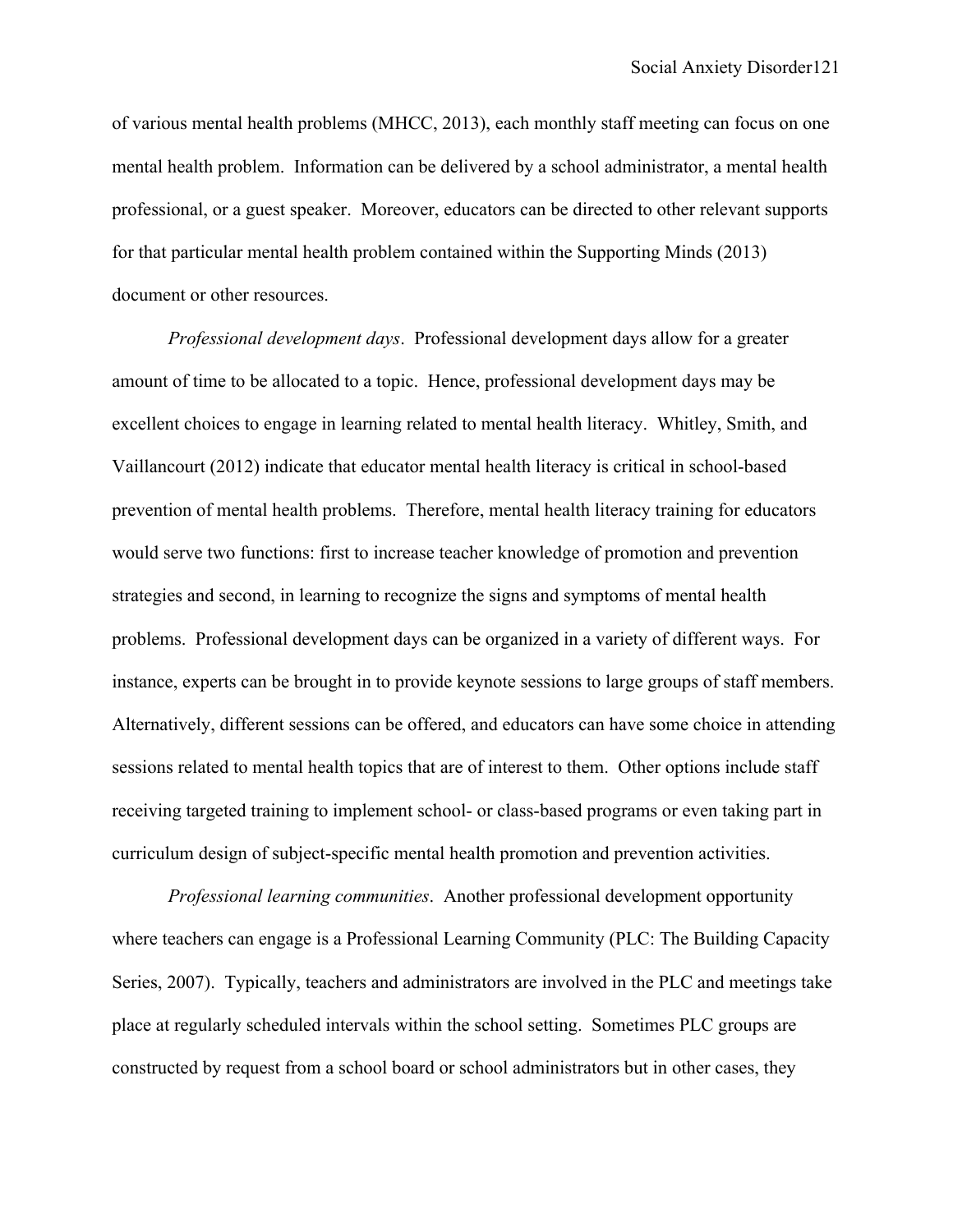of various mental health problems (MHCC, 2013), each monthly staff meeting can focus on one mental health problem. Information can be delivered by a school administrator, a mental health professional, or a guest speaker. Moreover, educators can be directed to other relevant supports for that particular mental health problem contained within the Supporting Minds (2013) document or other resources.

*Professional development days*. Professional development days allow for a greater amount of time to be allocated to a topic. Hence, professional development days may be excellent choices to engage in learning related to mental health literacy. Whitley, Smith, and Vaillancourt (2012) indicate that educator mental health literacy is critical in school-based prevention of mental health problems. Therefore, mental health literacy training for educators would serve two functions: first to increase teacher knowledge of promotion and prevention strategies and second, in learning to recognize the signs and symptoms of mental health problems. Professional development days can be organized in a variety of different ways. For instance, experts can be brought in to provide keynote sessions to large groups of staff members. Alternatively, different sessions can be offered, and educators can have some choice in attending sessions related to mental health topics that are of interest to them. Other options include staff receiving targeted training to implement school- or class-based programs or even taking part in curriculum design of subject-specific mental health promotion and prevention activities.

*Professional learning communities*. Another professional development opportunity where teachers can engage is a Professional Learning Community (PLC: The Building Capacity Series, 2007). Typically, teachers and administrators are involved in the PLC and meetings take place at regularly scheduled intervals within the school setting. Sometimes PLC groups are constructed by request from a school board or school administrators but in other cases, they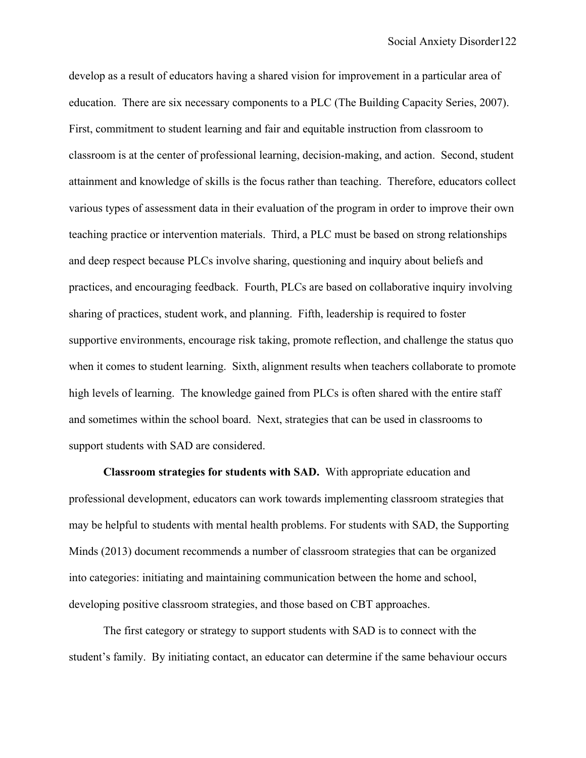develop as a result of educators having a shared vision for improvement in a particular area of education. There are six necessary components to a PLC (The Building Capacity Series, 2007). First, commitment to student learning and fair and equitable instruction from classroom to classroom is at the center of professional learning, decision-making, and action. Second, student attainment and knowledge of skills is the focus rather than teaching. Therefore, educators collect various types of assessment data in their evaluation of the program in order to improve their own teaching practice or intervention materials. Third, a PLC must be based on strong relationships and deep respect because PLCs involve sharing, questioning and inquiry about beliefs and practices, and encouraging feedback. Fourth, PLCs are based on collaborative inquiry involving sharing of practices, student work, and planning. Fifth, leadership is required to foster supportive environments, encourage risk taking, promote reflection, and challenge the status quo when it comes to student learning. Sixth, alignment results when teachers collaborate to promote high levels of learning. The knowledge gained from PLCs is often shared with the entire staff and sometimes within the school board. Next, strategies that can be used in classrooms to support students with SAD are considered.

**Classroom strategies for students with SAD.** With appropriate education and professional development, educators can work towards implementing classroom strategies that may be helpful to students with mental health problems. For students with SAD, the Supporting Minds (2013) document recommends a number of classroom strategies that can be organized into categories: initiating and maintaining communication between the home and school, developing positive classroom strategies, and those based on CBT approaches.

The first category or strategy to support students with SAD is to connect with the student's family. By initiating contact, an educator can determine if the same behaviour occurs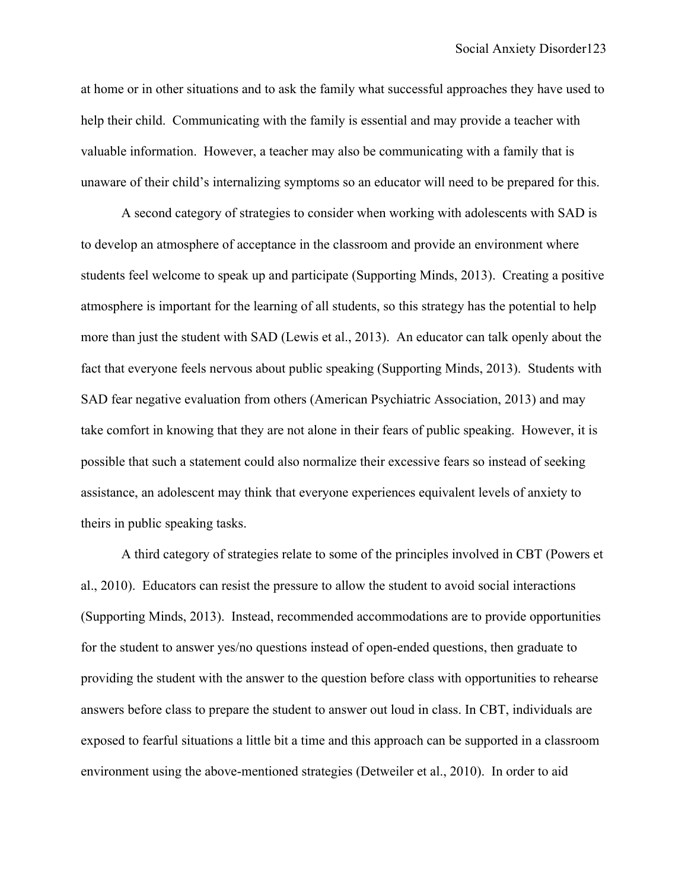at home or in other situations and to ask the family what successful approaches they have used to help their child. Communicating with the family is essential and may provide a teacher with valuable information. However, a teacher may also be communicating with a family that is unaware of their child's internalizing symptoms so an educator will need to be prepared for this.

A second category of strategies to consider when working with adolescents with SAD is to develop an atmosphere of acceptance in the classroom and provide an environment where students feel welcome to speak up and participate (Supporting Minds, 2013). Creating a positive atmosphere is important for the learning of all students, so this strategy has the potential to help more than just the student with SAD (Lewis et al., 2013). An educator can talk openly about the fact that everyone feels nervous about public speaking (Supporting Minds, 2013). Students with SAD fear negative evaluation from others (American Psychiatric Association, 2013) and may take comfort in knowing that they are not alone in their fears of public speaking. However, it is possible that such a statement could also normalize their excessive fears so instead of seeking assistance, an adolescent may think that everyone experiences equivalent levels of anxiety to theirs in public speaking tasks.

A third category of strategies relate to some of the principles involved in CBT (Powers et al., 2010). Educators can resist the pressure to allow the student to avoid social interactions (Supporting Minds, 2013). Instead, recommended accommodations are to provide opportunities for the student to answer yes/no questions instead of open-ended questions, then graduate to providing the student with the answer to the question before class with opportunities to rehearse answers before class to prepare the student to answer out loud in class. In CBT, individuals are exposed to fearful situations a little bit a time and this approach can be supported in a classroom environment using the above-mentioned strategies (Detweiler et al., 2010). In order to aid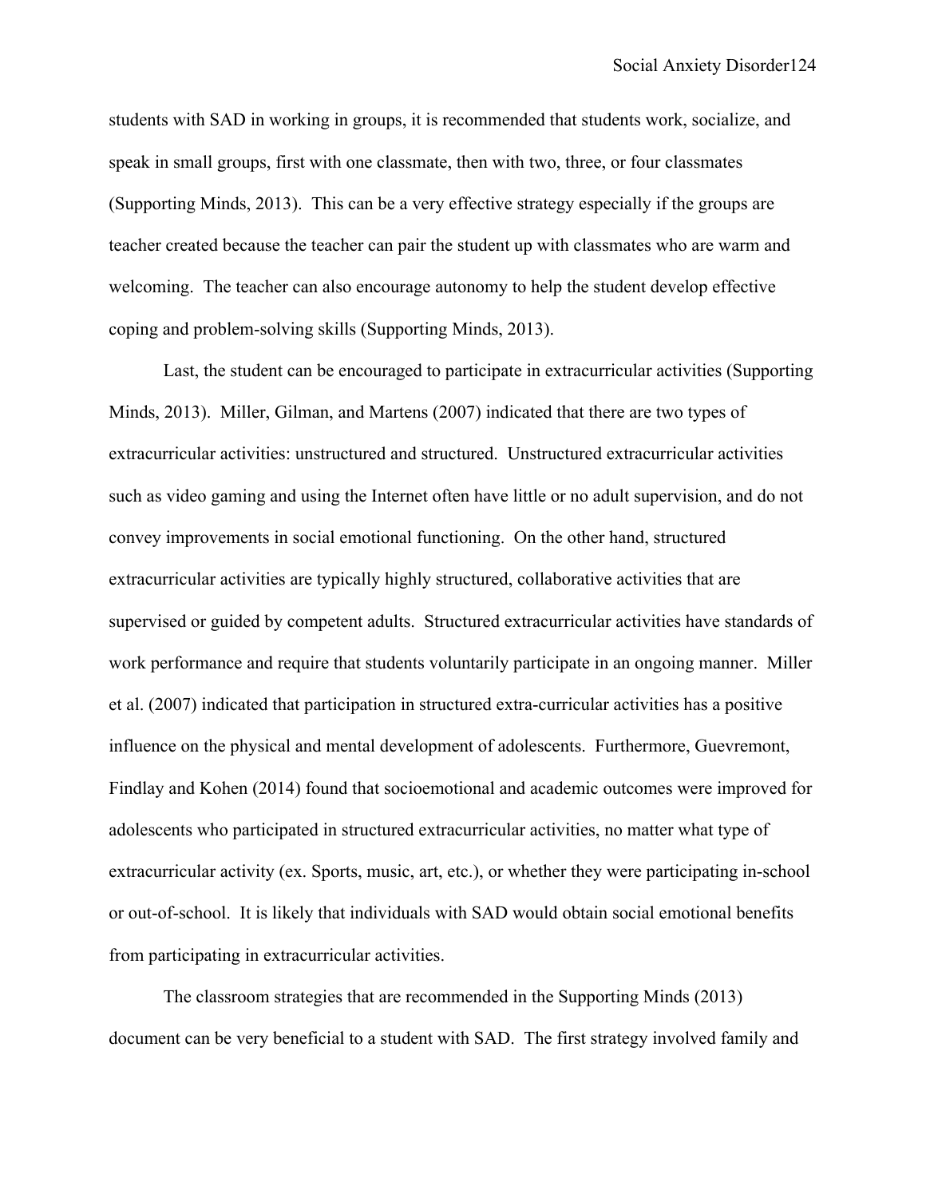students with SAD in working in groups, it is recommended that students work, socialize, and speak in small groups, first with one classmate, then with two, three, or four classmates (Supporting Minds, 2013). This can be a very effective strategy especially if the groups are teacher created because the teacher can pair the student up with classmates who are warm and welcoming. The teacher can also encourage autonomy to help the student develop effective coping and problem-solving skills (Supporting Minds, 2013).

Last, the student can be encouraged to participate in extracurricular activities (Supporting Minds, 2013). Miller, Gilman, and Martens (2007) indicated that there are two types of extracurricular activities: unstructured and structured. Unstructured extracurricular activities such as video gaming and using the Internet often have little or no adult supervision, and do not convey improvements in social emotional functioning. On the other hand, structured extracurricular activities are typically highly structured, collaborative activities that are supervised or guided by competent adults. Structured extracurricular activities have standards of work performance and require that students voluntarily participate in an ongoing manner. Miller et al. (2007) indicated that participation in structured extra-curricular activities has a positive influence on the physical and mental development of adolescents. Furthermore, Guevremont, Findlay and Kohen (2014) found that socioemotional and academic outcomes were improved for adolescents who participated in structured extracurricular activities, no matter what type of extracurricular activity (ex. Sports, music, art, etc.), or whether they were participating in-school or out-of-school. It is likely that individuals with SAD would obtain social emotional benefits from participating in extracurricular activities.

The classroom strategies that are recommended in the Supporting Minds (2013) document can be very beneficial to a student with SAD. The first strategy involved family and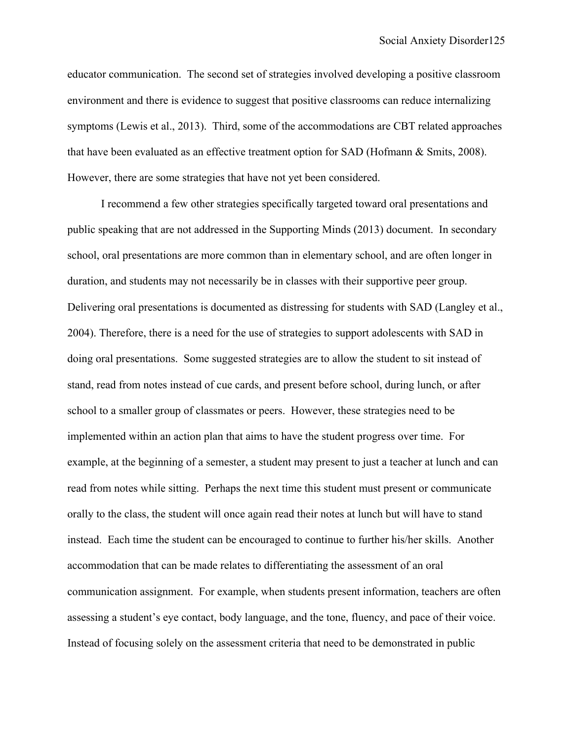educator communication. The second set of strategies involved developing a positive classroom environment and there is evidence to suggest that positive classrooms can reduce internalizing symptoms (Lewis et al., 2013). Third, some of the accommodations are CBT related approaches that have been evaluated as an effective treatment option for SAD (Hofmann & Smits, 2008). However, there are some strategies that have not yet been considered.

I recommend a few other strategies specifically targeted toward oral presentations and public speaking that are not addressed in the Supporting Minds (2013) document. In secondary school, oral presentations are more common than in elementary school, and are often longer in duration, and students may not necessarily be in classes with their supportive peer group. Delivering oral presentations is documented as distressing for students with SAD (Langley et al., 2004). Therefore, there is a need for the use of strategies to support adolescents with SAD in doing oral presentations. Some suggested strategies are to allow the student to sit instead of stand, read from notes instead of cue cards, and present before school, during lunch, or after school to a smaller group of classmates or peers. However, these strategies need to be implemented within an action plan that aims to have the student progress over time. For example, at the beginning of a semester, a student may present to just a teacher at lunch and can read from notes while sitting. Perhaps the next time this student must present or communicate orally to the class, the student will once again read their notes at lunch but will have to stand instead. Each time the student can be encouraged to continue to further his/her skills. Another accommodation that can be made relates to differentiating the assessment of an oral communication assignment. For example, when students present information, teachers are often assessing a student's eye contact, body language, and the tone, fluency, and pace of their voice. Instead of focusing solely on the assessment criteria that need to be demonstrated in public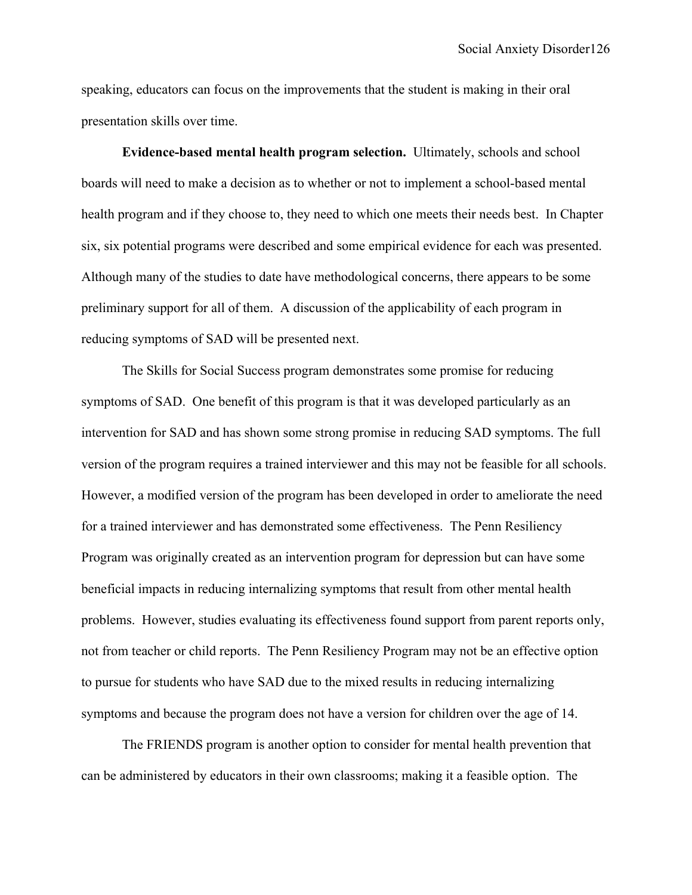speaking, educators can focus on the improvements that the student is making in their oral presentation skills over time.

**Evidence-based mental health program selection.** Ultimately, schools and school boards will need to make a decision as to whether or not to implement a school-based mental health program and if they choose to, they need to which one meets their needs best. In Chapter six, six potential programs were described and some empirical evidence for each was presented. Although many of the studies to date have methodological concerns, there appears to be some preliminary support for all of them. A discussion of the applicability of each program in reducing symptoms of SAD will be presented next.

The Skills for Social Success program demonstrates some promise for reducing symptoms of SAD. One benefit of this program is that it was developed particularly as an intervention for SAD and has shown some strong promise in reducing SAD symptoms. The full version of the program requires a trained interviewer and this may not be feasible for all schools. However, a modified version of the program has been developed in order to ameliorate the need for a trained interviewer and has demonstrated some effectiveness. The Penn Resiliency Program was originally created as an intervention program for depression but can have some beneficial impacts in reducing internalizing symptoms that result from other mental health problems. However, studies evaluating its effectiveness found support from parent reports only, not from teacher or child reports. The Penn Resiliency Program may not be an effective option to pursue for students who have SAD due to the mixed results in reducing internalizing symptoms and because the program does not have a version for children over the age of 14.

The FRIENDS program is another option to consider for mental health prevention that can be administered by educators in their own classrooms; making it a feasible option. The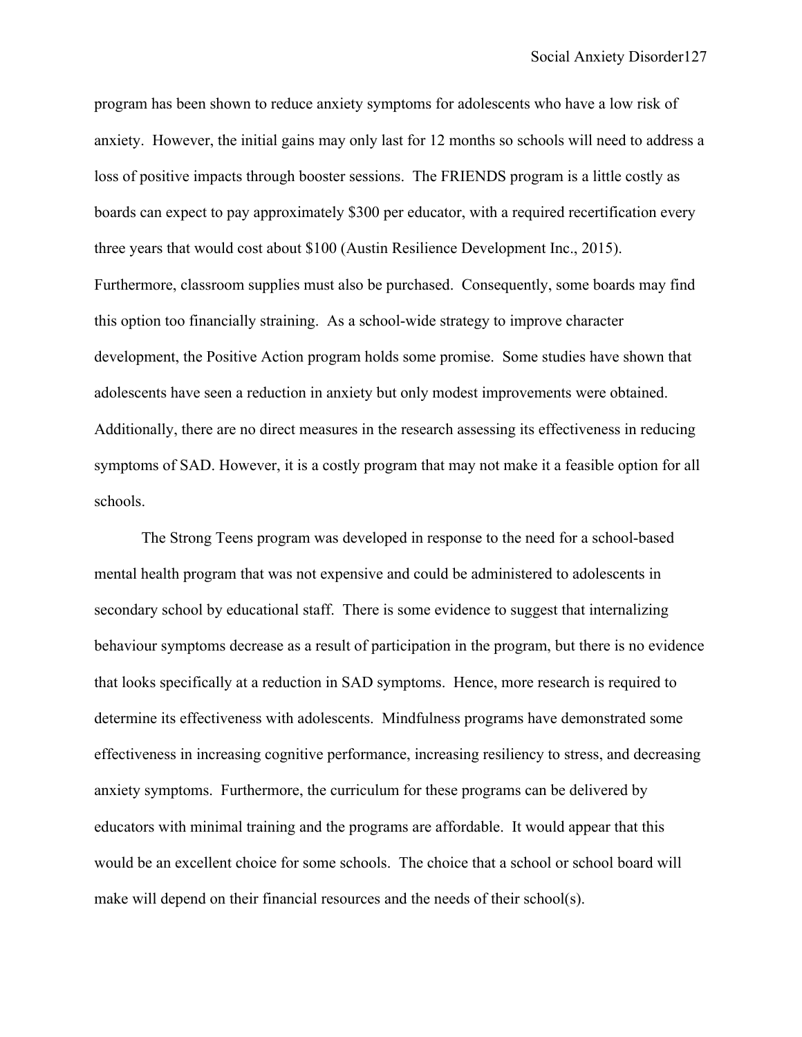program has been shown to reduce anxiety symptoms for adolescents who have a low risk of anxiety. However, the initial gains may only last for 12 months so schools will need to address a loss of positive impacts through booster sessions. The FRIENDS program is a little costly as boards can expect to pay approximately $300 per educator, with a required recertification every three years that would cost about $100 (Austin Resilience Development Inc., 2015). Furthermore, classroom supplies must also be purchased. Consequently, some boards may find this option too financially straining. As a school-wide strategy to improve character development, the Positive Action program holds some promise. Some studies have shown that adolescents have seen a reduction in anxiety but only modest improvements were obtained. Additionally, there are no direct measures in the research assessing its effectiveness in reducing symptoms of SAD. However, it is a costly program that may not make it a feasible option for all schools.

The Strong Teens program was developed in response to the need for a school-based mental health program that was not expensive and could be administered to adolescents in secondary school by educational staff. There is some evidence to suggest that internalizing behaviour symptoms decrease as a result of participation in the program, but there is no evidence that looks specifically at a reduction in SAD symptoms. Hence, more research is required to determine its effectiveness with adolescents. Mindfulness programs have demonstrated some effectiveness in increasing cognitive performance, increasing resiliency to stress, and decreasing anxiety symptoms. Furthermore, the curriculum for these programs can be delivered by educators with minimal training and the programs are affordable. It would appear that this would be an excellent choice for some schools. The choice that a school or school board will make will depend on their financial resources and the needs of their school(s).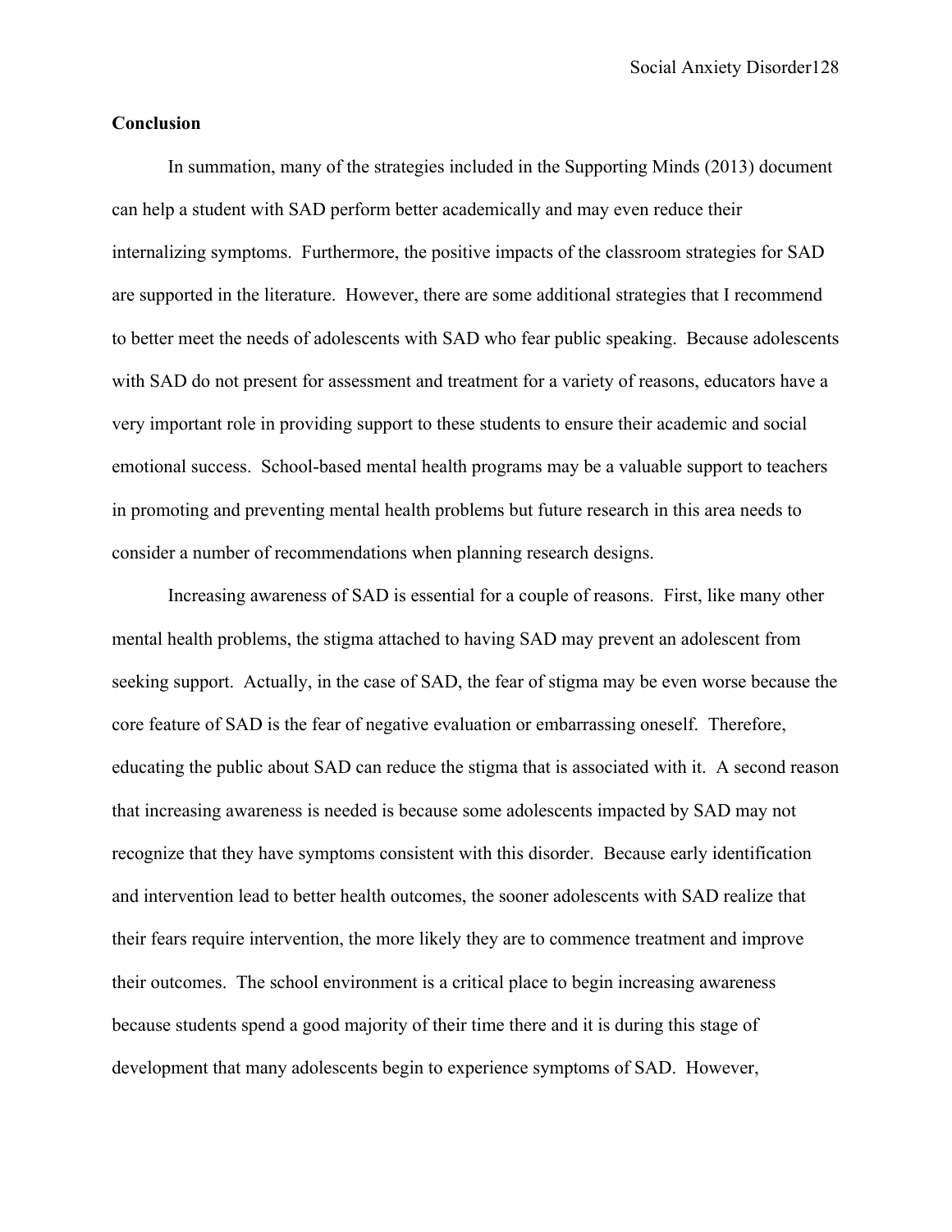**Conclusion**

In summation, many of the strategies included in the Supporting Minds (2013) document can help a student with SAD perform better academically and may even reduce their internalizing symptoms. Furthermore, the positive impacts of the classroom strategies for SAD are supported in the literature. However, there are some additional strategies that I recommend to better meet the needs of adolescents with SAD who fear public speaking. Because adolescents with SAD do not present for assessment and treatment for a variety of reasons, educators have a very important role in providing support to these students to ensure their academic and social emotional success. School-based mental health programs may be a valuable support to teachers in promoting and preventing mental health problems but future research in this area needs to consider a number of recommendations when planning research designs.

Increasing awareness of SAD is essential for a couple of reasons. First, like many other mental health problems, the stigma attached to having SAD may prevent an adolescent from seeking support. Actually, in the case of SAD, the fear of stigma may be even worse because the core feature of SAD is the fear of negative evaluation or embarrassing oneself. Therefore, educating the public about SAD can reduce the stigma that is associated with it. A second reason that increasing awareness is needed is because some adolescents impacted by SAD may not recognize that they have symptoms consistent with this disorder. Because early identification and intervention lead to better health outcomes, the sooner adolescents with SAD realize that their fears require intervention, the more likely they are to commence treatment and improve their outcomes. The school environment is a critical place to begin increasing awareness because students spend a good majority of their time there and it is during this stage of development that many adolescents begin to experience symptoms of SAD. However,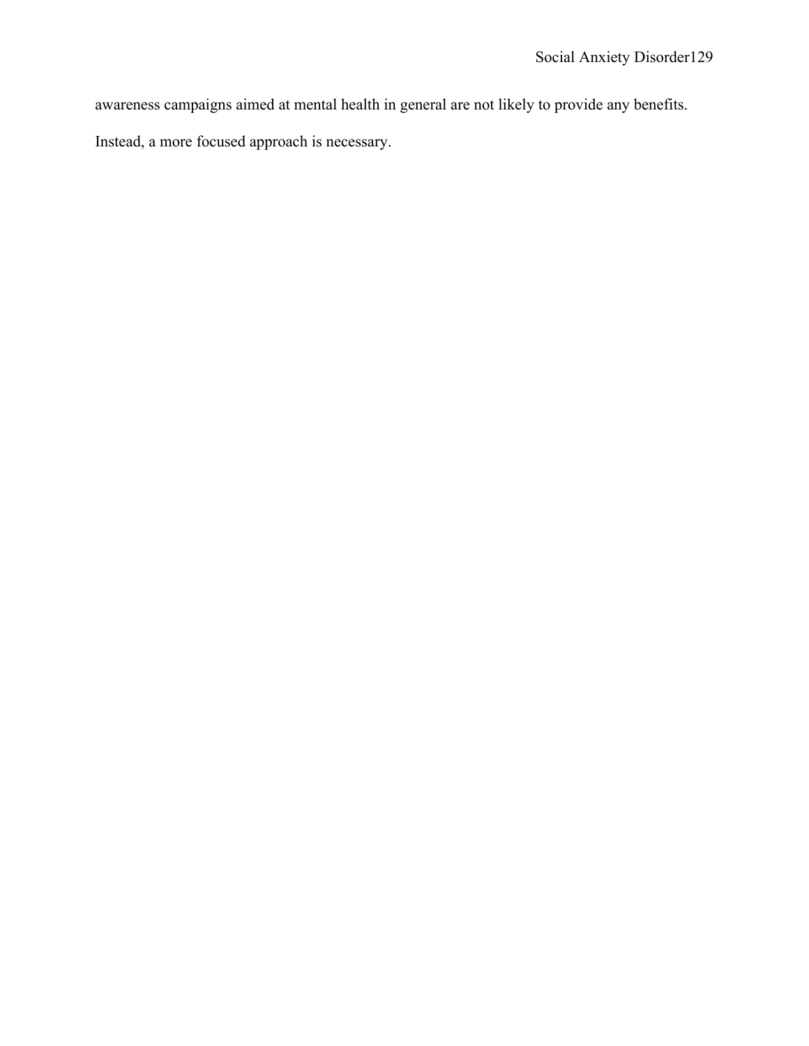awareness campaigns aimed at mental health in general are not likely to provide any benefits. Instead, a more focused approach is necessary.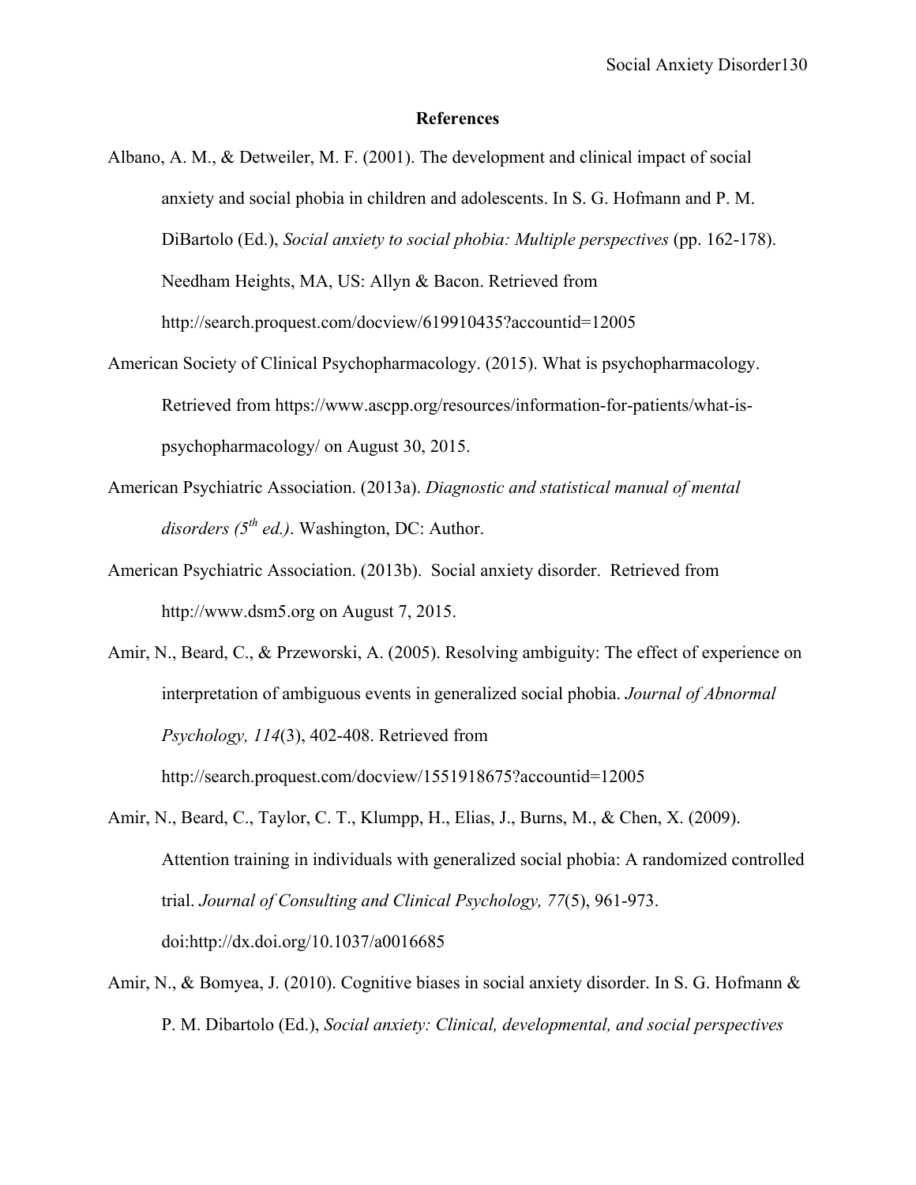## References

Albano, A. M., & Detweiler, M. F. (2001). The development and clinical impact of social anxiety and social phobia in children and adolescents. In S. G. Hofmann and P. M. DiBartolo (Ed.), *Social anxiety to social phobia: Multiple perspectives* (pp. 162-178). Needham Heights, MA, US: Allyn & Bacon. Retrieved from http://search.proquest.com/docview/619910435?accountid=12005

American Society of Clinical Psychopharmacology. (2015). What is psychopharmacology. Retrieved from https://www.ascpp.org/resources/information-for-patients/what-is-psychopharmacology/ on August 30, 2015.

American Psychiatric Association. (2013a). *Diagnostic and statistical manual of mental disorders (5th ed.)*. Washington, DC: Author.

American Psychiatric Association. (2013b). Social anxiety disorder. Retrieved from http://www.dsm5.org on August 7, 2015.

Amir, N., Beard, C., & Przeworski, A. (2005). Resolving ambiguity: The effect of experience on interpretation of ambiguous events in generalized social phobia. *Journal of Abnormal Psychology, 114*(3), 402-408. Retrieved from http://search.proquest.com/docview/1551918675?accountid=12005

Amir, N., Beard, C., Taylor, C. T., Klumpp, H., Elias, J., Burns, M., & Chen, X. (2009). Attention training in individuals with generalized social phobia: A randomized controlled trial. *Journal of Consulting and Clinical Psychology, 77*(5), 961-973. doi:http://dx.doi.org/10.1037/a0016685

Amir, N., & Bomyea, J. (2010). Cognitive biases in social anxiety disorder. In S. G. Hofmann & P. M. Dibartolo (Ed.), *Social anxiety: Clinical, developmental, and social perspectives*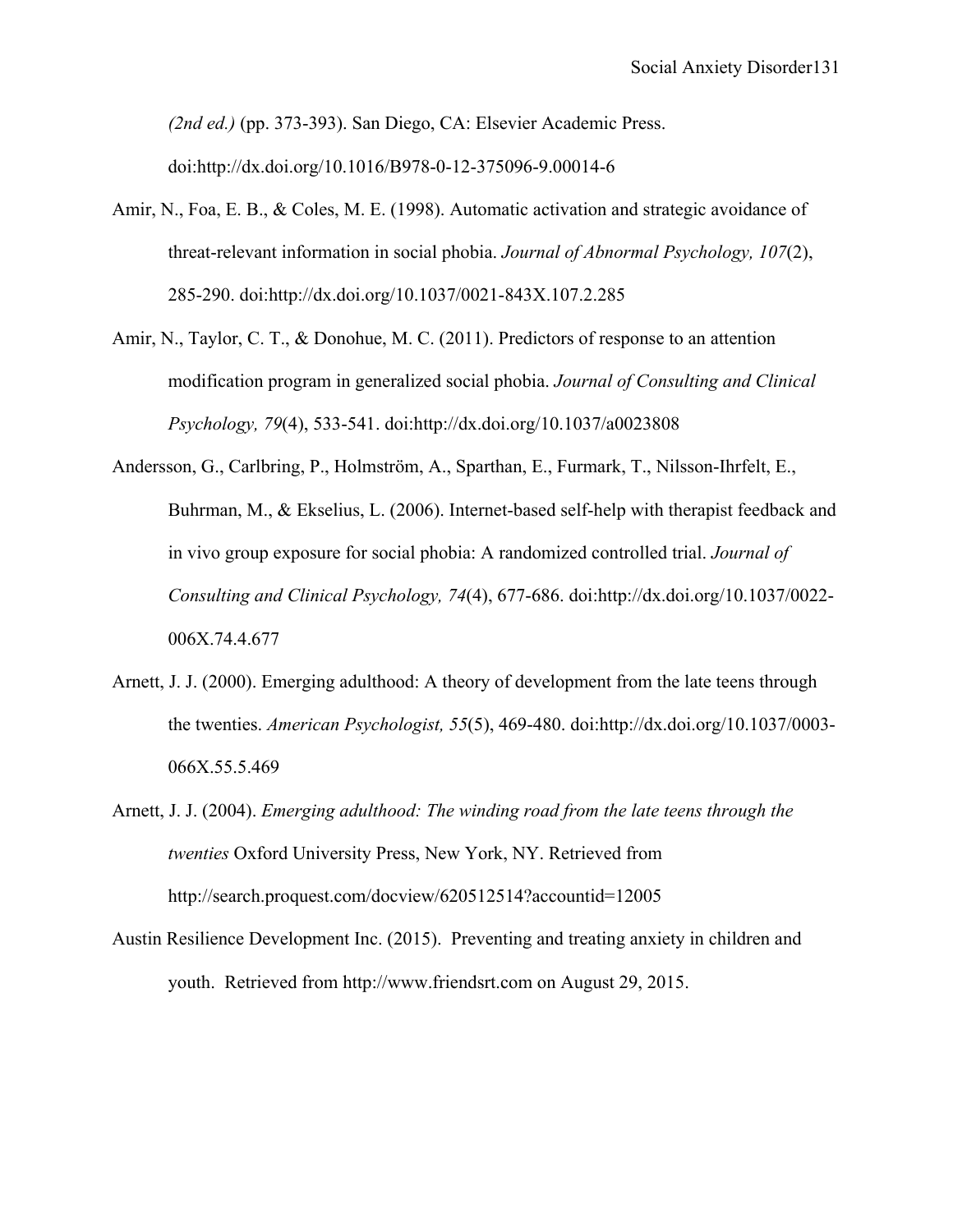*(2nd ed.)* (pp. 373-393). San Diego, CA: Elsevier Academic Press. doi:http://dx.doi.org/10.1016/B978-0-12-375096-9.00014-6

Amir, N., Foa, E. B., & Coles, M. E. (1998). Automatic activation and strategic avoidance of threat-relevant information in social phobia. *Journal of Abnormal Psychology, 107*(2), 285-290. doi:http://dx.doi.org/10.1037/0021-843X.107.2.285

Amir, N., Taylor, C. T., & Donohue, M. C. (2011). Predictors of response to an attention modification program in generalized social phobia. *Journal of Consulting and Clinical Psychology, 79*(4), 533-541. doi:http://dx.doi.org/10.1037/a0023808

Andersson, G., Carlbring, P., Holmström, A., Sparthan, E., Furmark, T., Nilsson-Ihrfelt, E., Buhrman, M., & Ekselius, L. (2006). Internet-based self-help with therapist feedback and in vivo group exposure for social phobia: A randomized controlled trial. *Journal of Consulting and Clinical Psychology, 74*(4), 677-686. doi:http://dx.doi.org/10.1037/0022-006X.74.4.677

Arnett, J. J. (2000). Emerging adulthood: A theory of development from the late teens through the twenties. *American Psychologist, 55*(5), 469-480. doi:http://dx.doi.org/10.1037/0003-066X.55.5.469

Arnett, J. J. (2004). *Emerging adulthood: The winding road from the late teens through the twenties* Oxford University Press, New York, NY. Retrieved from http://search.proquest.com/docview/620512514?accountid=12005

Austin Resilience Development Inc. (2015). Preventing and treating anxiety in children and youth. Retrieved from http://www.friendsrt.com on August 29, 2015.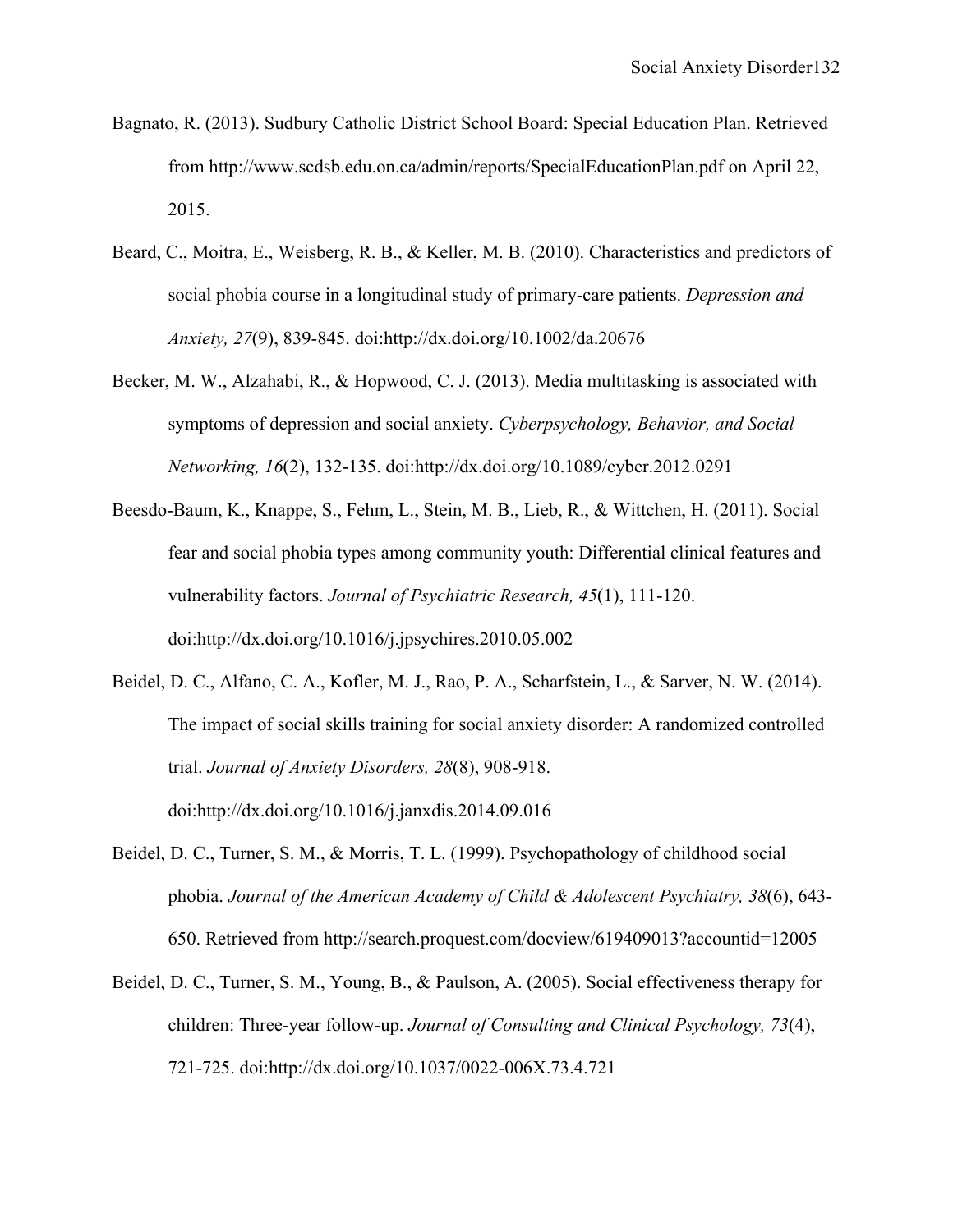Bagnato, R. (2013). Sudbury Catholic District School Board: Special Education Plan. Retrieved from http://www.scdsb.edu.on.ca/admin/reports/SpecialEducationPlan.pdf on April 22, 2015.

Beard, C., Moitra, E., Weisberg, R. B., & Keller, M. B. (2010). Characteristics and predictors of social phobia course in a longitudinal study of primary-care patients. *Depression and Anxiety, 27*(9), 839-845. doi:http://dx.doi.org/10.1002/da.20676

Becker, M. W., Alzahabi, R., & Hopwood, C. J. (2013). Media multitasking is associated with symptoms of depression and social anxiety. *Cyberpsychology, Behavior, and Social Networking, 16*(2), 132-135. doi:http://dx.doi.org/10.1089/cyber.2012.0291

Beesdo-Baum, K., Knappe, S., Fehm, L., Stein, M. B., Lieb, R., & Wittchen, H. (2011). Social fear and social phobia types among community youth: Differential clinical features and vulnerability factors. *Journal of Psychiatric Research, 45*(1), 111-120. doi:http://dx.doi.org/10.1016/j.jpsychires.2010.05.002

Beidel, D. C., Alfano, C. A., Kofler, M. J., Rao, P. A., Scharfstein, L., & Sarver, N. W. (2014). The impact of social skills training for social anxiety disorder: A randomized controlled trial. *Journal of Anxiety Disorders, 28*(8), 908-918. doi:http://dx.doi.org/10.1016/j.janxdis.2014.09.016

Beidel, D. C., Turner, S. M., & Morris, T. L. (1999). Psychopathology of childhood social phobia. *Journal of the American Academy of Child & Adolescent Psychiatry, 38*(6), 643-650. Retrieved from http://search.proquest.com/docview/619409013?accountid=12005

Beidel, D. C., Turner, S. M., Young, B., & Paulson, A. (2005). Social effectiveness therapy for children: Three-year follow-up. *Journal of Consulting and Clinical Psychology, 73*(4), 721-725. doi:http://dx.doi.org/10.1037/0022-006X.73.4.721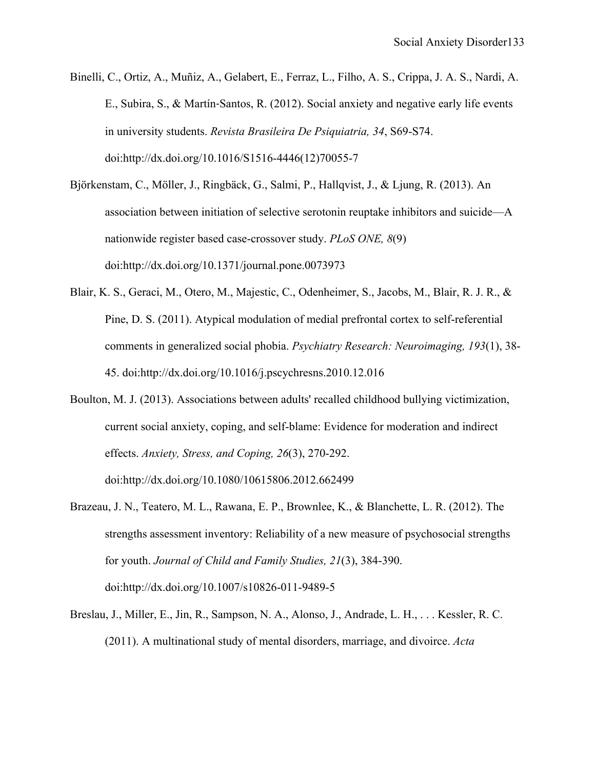Binelli, C., Ortiz, A., Muñiz, A., Gelabert, E., Ferraz, L., Filho, A. S., Crippa, J. A. S., Nardi, A. E., Subira, S., & Martín-Santos, R. (2012). Social anxiety and negative early life events in university students. *Revista Brasileira De Psiquiatria, 34*, S69-S74. doi:http://dx.doi.org/10.1016/S1516-4446(12)70055-7

Björkenstam, C., Möller, J., Ringbäck, G., Salmi, P., Hallqvist, J., & Ljung, R. (2013). An association between initiation of selective serotonin reuptake inhibitors and suicide—A nationwide register based case-crossover study. *PLoS ONE, 8*(9) doi:http://dx.doi.org/10.1371/journal.pone.0073973

Blair, K. S., Geraci, M., Otero, M., Majestic, C., Odenheimer, S., Jacobs, M., Blair, R. J. R., & Pine, D. S. (2011). Atypical modulation of medial prefrontal cortex to self-referential comments in generalized social phobia. *Psychiatry Research: Neuroimaging, 193*(1), 38-45. doi:http://dx.doi.org/10.1016/j.pscychresns.2010.12.016

Boulton, M. J. (2013). Associations between adults' recalled childhood bullying victimization, current social anxiety, coping, and self-blame: Evidence for moderation and indirect effects. *Anxiety, Stress, and Coping, 26*(3), 270-292. doi:http://dx.doi.org/10.1080/10615806.2012.662499

Brazeau, J. N., Teatero, M. L., Rawana, E. P., Brownlee, K., & Blanchette, L. R. (2012). The strengths assessment inventory: Reliability of a new measure of psychosocial strengths for youth. *Journal of Child and Family Studies, 21*(3), 384-390. doi:http://dx.doi.org/10.1007/s10826-011-9489-5

Breslau, J., Miller, E., Jin, R., Sampson, N. A., Alonso, J., Andrade, L. H., . . . Kessler, R. C. (2011). A multinational study of mental disorders, marriage, and divoirce. *Acta*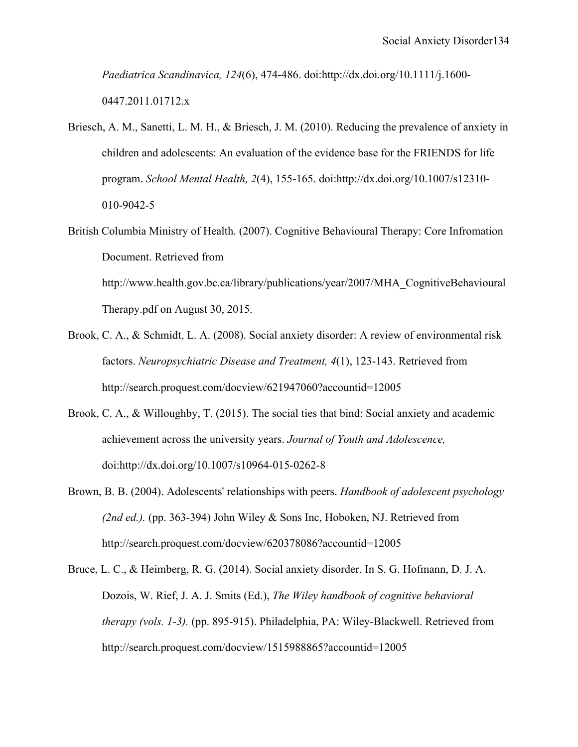*Paediatrica Scandinavica, 124*(6), 474-486. doi:http://dx.doi.org/10.1111/j.1600-0447.2011.01712.x

Briesch, A. M., Sanetti, L. M. H., & Briesch, J. M. (2010). Reducing the prevalence of anxiety in children and adolescents: An evaluation of the evidence base for the FRIENDS for life program. *School Mental Health, 2*(4), 155-165. doi:http://dx.doi.org/10.1007/s12310-010-9042-5

British Columbia Ministry of Health. (2007). Cognitive Behavioural Therapy: Core Infromation Document. Retrieved from http://www.health.gov.bc.ca/library/publications/year/2007/MHA_CognitiveBehaviouralTherapy.pdf on August 30, 2015.

Brook, C. A., & Schmidt, L. A. (2008). Social anxiety disorder: A review of environmental risk factors. *Neuropsychiatric Disease and Treatment, 4*(1), 123-143. Retrieved from http://search.proquest.com/docview/621947060?accountid=12005

Brook, C. A., & Willoughby, T. (2015). The social ties that bind: Social anxiety and academic achievement across the university years. *Journal of Youth and Adolescence,* doi:http://dx.doi.org/10.1007/s10964-015-0262-8

Brown, B. B. (2004). Adolescents' relationships with peers. *Handbook of adolescent psychology (2nd ed.).* (pp. 363-394) John Wiley & Sons Inc, Hoboken, NJ. Retrieved from http://search.proquest.com/docview/620378086?accountid=12005

Bruce, L. C., & Heimberg, R. G. (2014). Social anxiety disorder. In S. G. Hofmann, D. J. A. Dozois, W. Rief, J. A. J. Smits (Ed.), *The Wiley handbook of cognitive behavioral therapy (vols. 1-3).* (pp. 895-915). Philadelphia, PA: Wiley-Blackwell. Retrieved from http://search.proquest.com/docview/1515988865?accountid=12005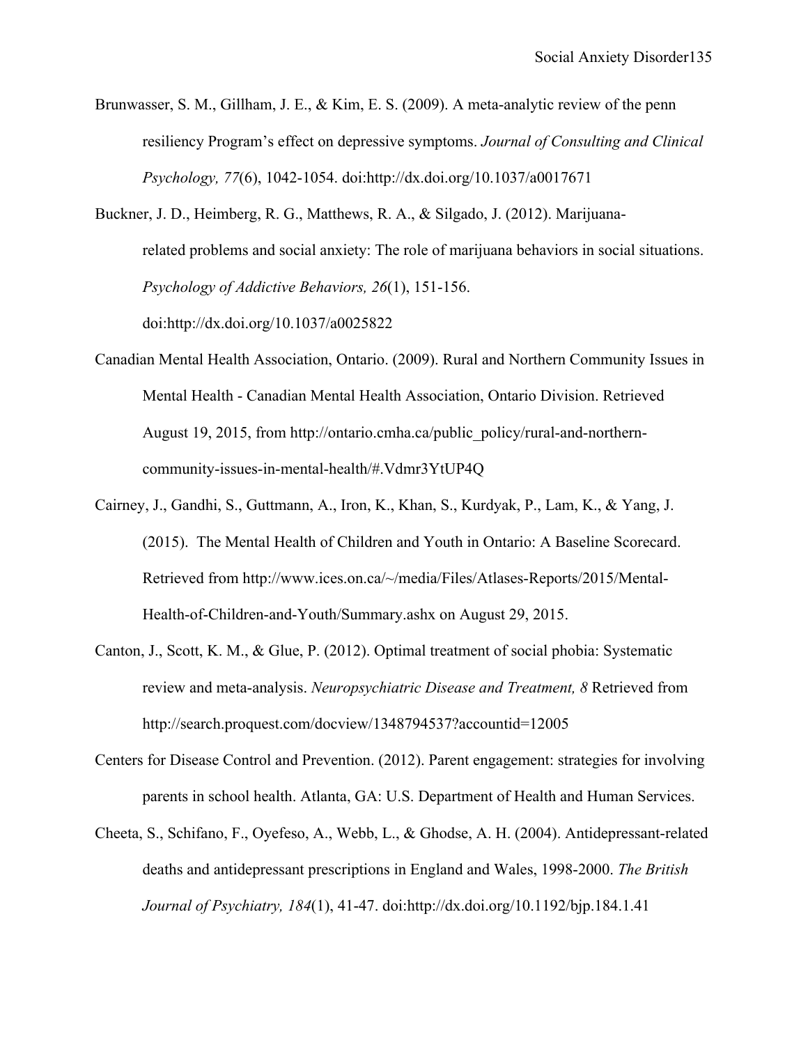Brunwasser, S. M., Gillham, J. E., & Kim, E. S. (2009). A meta-analytic review of the penn resiliency Program's effect on depressive symptoms. *Journal of Consulting and Clinical Psychology, 77*(6), 1042-1054. doi:http://dx.doi.org/10.1037/a0017671

Buckner, J. D., Heimberg, R. G., Matthews, R. A., & Silgado, J. (2012). Marijuana-related problems and social anxiety: The role of marijuana behaviors in social situations. *Psychology of Addictive Behaviors, 26*(1), 151-156. doi:http://dx.doi.org/10.1037/a0025822

Canadian Mental Health Association, Ontario. (2009). Rural and Northern Community Issues in Mental Health - Canadian Mental Health Association, Ontario Division. Retrieved August 19, 2015, from http://ontario.cmha.ca/public_policy/rural-and-northern-community-issues-in-mental-health/#.Vdmr3YtUP4Q

Cairney, J., Gandhi, S., Guttmann, A., Iron, K., Khan, S., Kurdyak, P., Lam, K., & Yang, J. (2015). The Mental Health of Children and Youth in Ontario: A Baseline Scorecard. Retrieved from http://www.ices.on.ca/~/media/Files/Atlases-Reports/2015/Mental-Health-of-Children-and-Youth/Summary.ashx on August 29, 2015.

Canton, J., Scott, K. M., & Glue, P. (2012). Optimal treatment of social phobia: Systematic review and meta-analysis. *Neuropsychiatric Disease and Treatment, 8* Retrieved from http://search.proquest.com/docview/1348794537?accountid=12005

Centers for Disease Control and Prevention. (2012). Parent engagement: strategies for involving parents in school health. Atlanta, GA: U.S. Department of Health and Human Services.

Cheeta, S., Schifano, F., Oyefeso, A., Webb, L., & Ghodse, A. H. (2004). Antidepressant-related deaths and antidepressant prescriptions in England and Wales, 1998-2000. *The British Journal of Psychiatry, 184*(1), 41-47. doi:http://dx.doi.org/10.1192/bjp.184.1.41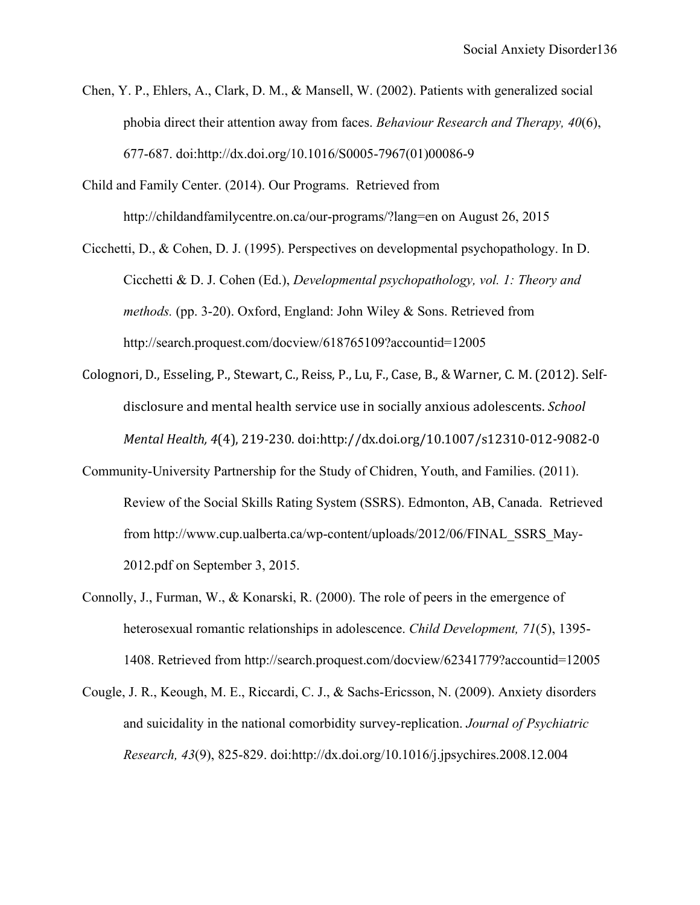Chen, Y. P., Ehlers, A., Clark, D. M., & Mansell, W. (2002). Patients with generalized social phobia direct their attention away from faces. *Behaviour Research and Therapy, 40*(6), 677-687. doi:http://dx.doi.org/10.1016/S0005-7967(01)00086-9

Child and Family Center. (2014). Our Programs. Retrieved from http://childandfamilycentre.on.ca/our-programs/?lang=en on August 26, 2015

Cicchetti, D., & Cohen, D. J. (1995). Perspectives on developmental psychopathology. In D. Cicchetti & D. J. Cohen (Ed.), *Developmental psychopathology, vol. 1: Theory and methods.* (pp. 3-20). Oxford, England: John Wiley & Sons. Retrieved from http://search.proquest.com/docview/618765109?accountid=12005

Colognori, D., Esseling, P., Stewart, C., Reiss, P., Lu, F., Case, B., & Warner, C. M. (2012). Self-disclosure and mental health service use in socially anxious adolescents. *School Mental Health, 4*(4), 219-230. doi:http://dx.doi.org/10.1007/s12310-012-9082-0

Community-University Partnership for the Study of Chidren, Youth, and Families. (2011). Review of the Social Skills Rating System (SSRS). Edmonton, AB, Canada. Retrieved from http://www.cup.ualberta.ca/wp-content/uploads/2012/06/FINAL_SSRS_May-2012.pdf on September 3, 2015.

Connolly, J., Furman, W., & Konarski, R. (2000). The role of peers in the emergence of heterosexual romantic relationships in adolescence. *Child Development, 71*(5), 1395-1408. Retrieved from http://search.proquest.com/docview/62341779?accountid=12005

Cougle, J. R., Keough, M. E., Riccardi, C. J., & Sachs-Ericsson, N. (2009). Anxiety disorders and suicidality in the national comorbidity survey-replication. *Journal of Psychiatric Research, 43*(9), 825-829. doi:http://dx.doi.org/10.1016/j.jpsychires.2008.12.004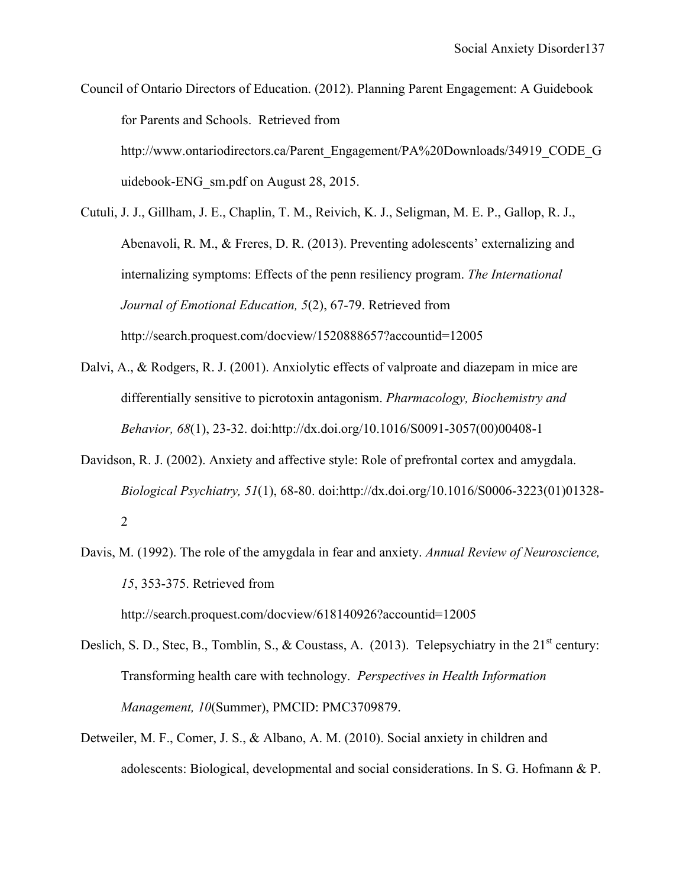Council of Ontario Directors of Education. (2012). Planning Parent Engagement: A Guidebook for Parents and Schools. Retrieved from http://www.ontariodirectors.ca/Parent_Engagement/PA%20Downloads/34919_CODE_Guidebook-ENG_sm.pdf on August 28, 2015.

Cutuli, J. J., Gillham, J. E., Chaplin, T. M., Reivich, K. J., Seligman, M. E. P., Gallop, R. J., Abenavoli, R. M., & Freres, D. R. (2013). Preventing adolescents' externalizing and internalizing symptoms: Effects of the penn resiliency program. *The International Journal of Emotional Education, 5*(2), 67-79. Retrieved from http://search.proquest.com/docview/1520888657?accountid=12005

Dalvi, A., & Rodgers, R. J. (2001). Anxiolytic effects of valproate and diazepam in mice are differentially sensitive to picrotoxin antagonism. *Pharmacology, Biochemistry and Behavior, 68*(1), 23-32. doi:http://dx.doi.org/10.1016/S0091-3057(00)00408-1

Davidson, R. J. (2002). Anxiety and affective style: Role of prefrontal cortex and amygdala. *Biological Psychiatry, 51*(1), 68-80. doi:http://dx.doi.org/10.1016/S0006-3223(01)01328-2

Davis, M. (1992). The role of the amygdala in fear and anxiety. *Annual Review of Neuroscience, 15*, 353-375. Retrieved from http://search.proquest.com/docview/618140926?accountid=12005

Deslich, S. D., Stec, B., Tomblin, S., & Coustass, A. (2013). Telepsychiatry in the 21st century: Transforming health care with technology. *Perspectives in Health Information Management, 10*(Summer), PMCID: PMC3709879.

Detweiler, M. F., Comer, J. S., & Albano, A. M. (2010). Social anxiety in children and adolescents: Biological, developmental and social considerations. In S. G. Hofmann & P.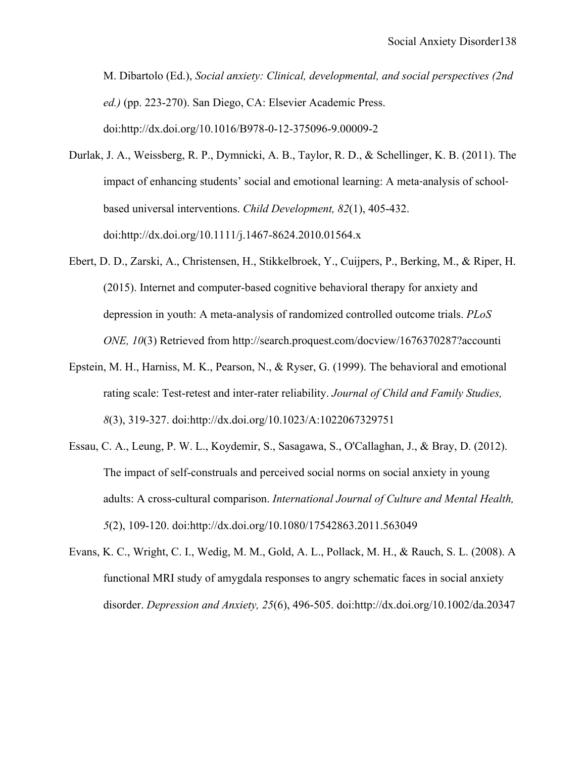M. Dibartolo (Ed.), *Social anxiety: Clinical, developmental, and social perspectives (2nd ed.)* (pp. 223-270). San Diego, CA: Elsevier Academic Press. doi:http://dx.doi.org/10.1016/B978-0-12-375096-9.00009-2

Durlak, J. A., Weissberg, R. P., Dymnicki, A. B., Taylor, R. D., & Schellinger, K. B. (2011). The impact of enhancing students' social and emotional learning: A meta‐analysis of school‐based universal interventions. *Child Development, 82*(1), 405-432. doi:http://dx.doi.org/10.1111/j.1467-8624.2010.01564.x

Ebert, D. D., Zarski, A., Christensen, H., Stikkelbroek, Y., Cuijpers, P., Berking, M., & Riper, H. (2015). Internet and computer-based cognitive behavioral therapy for anxiety and depression in youth: A meta-analysis of randomized controlled outcome trials. *PLoS ONE, 10*(3) Retrieved from http://search.proquest.com/docview/1676370287?accounti

Epstein, M. H., Harniss, M. K., Pearson, N., & Ryser, G. (1999). The behavioral and emotional rating scale: Test-retest and inter-rater reliability. *Journal of Child and Family Studies, 8*(3), 319-327. doi:http://dx.doi.org/10.1023/A:1022067329751

Essau, C. A., Leung, P. W. L., Koydemir, S., Sasagawa, S., O'Callaghan, J., & Bray, D. (2012). The impact of self-construals and perceived social norms on social anxiety in young adults: A cross-cultural comparison. *International Journal of Culture and Mental Health, 5*(2), 109-120. doi:http://dx.doi.org/10.1080/17542863.2011.563049

Evans, K. C., Wright, C. I., Wedig, M. M., Gold, A. L., Pollack, M. H., & Rauch, S. L. (2008). A functional MRI study of amygdala responses to angry schematic faces in social anxiety disorder. *Depression and Anxiety, 25*(6), 496-505. doi:http://dx.doi.org/10.1002/da.20347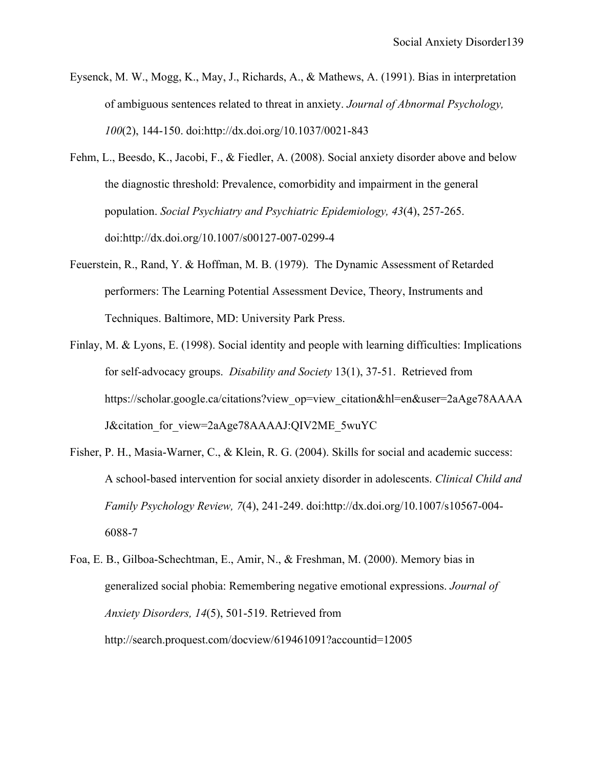Eysenck, M. W., Mogg, K., May, J., Richards, A., & Mathews, A. (1991). Bias in interpretation of ambiguous sentences related to threat in anxiety. *Journal of Abnormal Psychology, 100*(2), 144-150. doi:http://dx.doi.org/10.1037/0021-843

Fehm, L., Beesdo, K., Jacobi, F., & Fiedler, A. (2008). Social anxiety disorder above and below the diagnostic threshold: Prevalence, comorbidity and impairment in the general population. *Social Psychiatry and Psychiatric Epidemiology, 43*(4), 257-265. doi:http://dx.doi.org/10.1007/s00127-007-0299-4

Feuerstein, R., Rand, Y. & Hoffman, M. B. (1979). The Dynamic Assessment of Retarded performers: The Learning Potential Assessment Device, Theory, Instruments and Techniques. Baltimore, MD: University Park Press.

Finlay, M. & Lyons, E. (1998). Social identity and people with learning difficulties: Implications for self-advocacy groups. *Disability and Society* 13(1), 37-51. Retrieved from https://scholar.google.ca/citations?view_op=view_citation&hl=en&user=2aAge78AAAAJ&citation_for_view=2aAge78AAAAJ:QIV2ME_5wuYC

Fisher, P. H., Masia-Warner, C., & Klein, R. G. (2004). Skills for social and academic success: A school-based intervention for social anxiety disorder in adolescents. *Clinical Child and Family Psychology Review, 7*(4), 241-249. doi:http://dx.doi.org/10.1007/s10567-004-6088-7

Foa, E. B., Gilboa-Schechtman, E., Amir, N., & Freshman, M. (2000). Memory bias in generalized social phobia: Remembering negative emotional expressions. *Journal of Anxiety Disorders, 14*(5), 501-519. Retrieved from http://search.proquest.com/docview/619461091?accountid=12005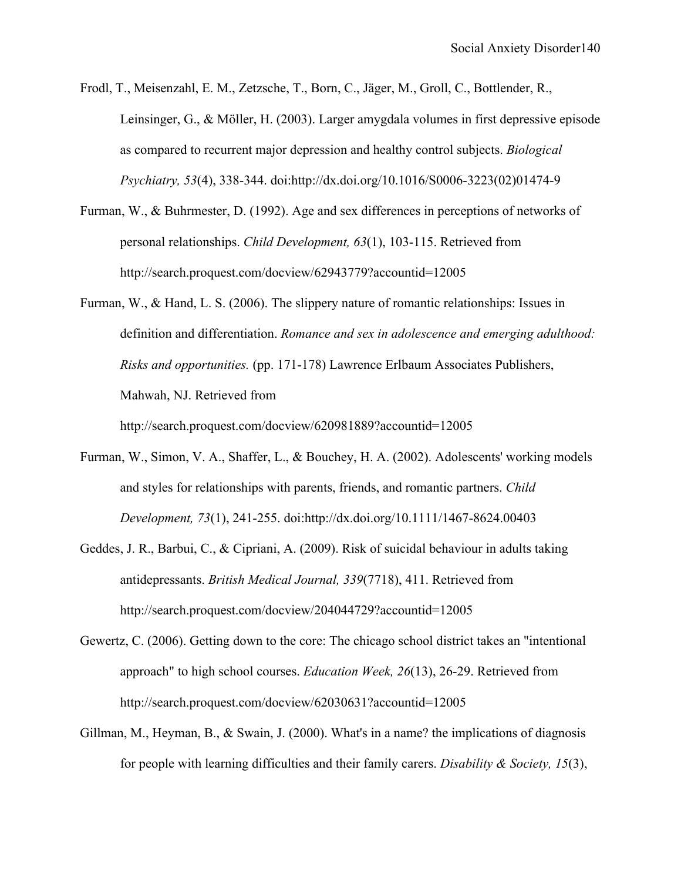Frodl, T., Meisenzahl, E. M., Zetzsche, T., Born, C., Jäger, M., Groll, C., Bottlender, R., Leinsinger, G., & Möller, H. (2003). Larger amygdala volumes in first depressive episode as compared to recurrent major depression and healthy control subjects. *Biological Psychiatry, 53*(4), 338-344. doi:http://dx.doi.org/10.1016/S0006-3223(02)01474-9

Furman, W., & Buhrmester, D. (1992). Age and sex differences in perceptions of networks of personal relationships. *Child Development, 63*(1), 103-115. Retrieved from http://search.proquest.com/docview/62943779?accountid=12005

Furman, W., & Hand, L. S. (2006). The slippery nature of romantic relationships: Issues in definition and differentiation. *Romance and sex in adolescence and emerging adulthood: Risks and opportunities.* (pp. 171-178) Lawrence Erlbaum Associates Publishers, Mahwah, NJ. Retrieved from http://search.proquest.com/docview/620981889?accountid=12005

Furman, W., Simon, V. A., Shaffer, L., & Bouchey, H. A. (2002). Adolescents' working models and styles for relationships with parents, friends, and romantic partners. *Child Development, 73*(1), 241-255. doi:http://dx.doi.org/10.1111/1467-8624.00403

Geddes, J. R., Barbui, C., & Cipriani, A. (2009). Risk of suicidal behaviour in adults taking antidepressants. *British Medical Journal, 339*(7718), 411. Retrieved from http://search.proquest.com/docview/204044729?accountid=12005

Gewertz, C. (2006). Getting down to the core: The chicago school district takes an "intentional approach" to high school courses. *Education Week, 26*(13), 26-29. Retrieved from http://search.proquest.com/docview/62030631?accountid=12005

Gillman, M., Heyman, B., & Swain, J. (2000). What's in a name? the implications of diagnosis for people with learning difficulties and their family carers. *Disability & Society, 15*(3),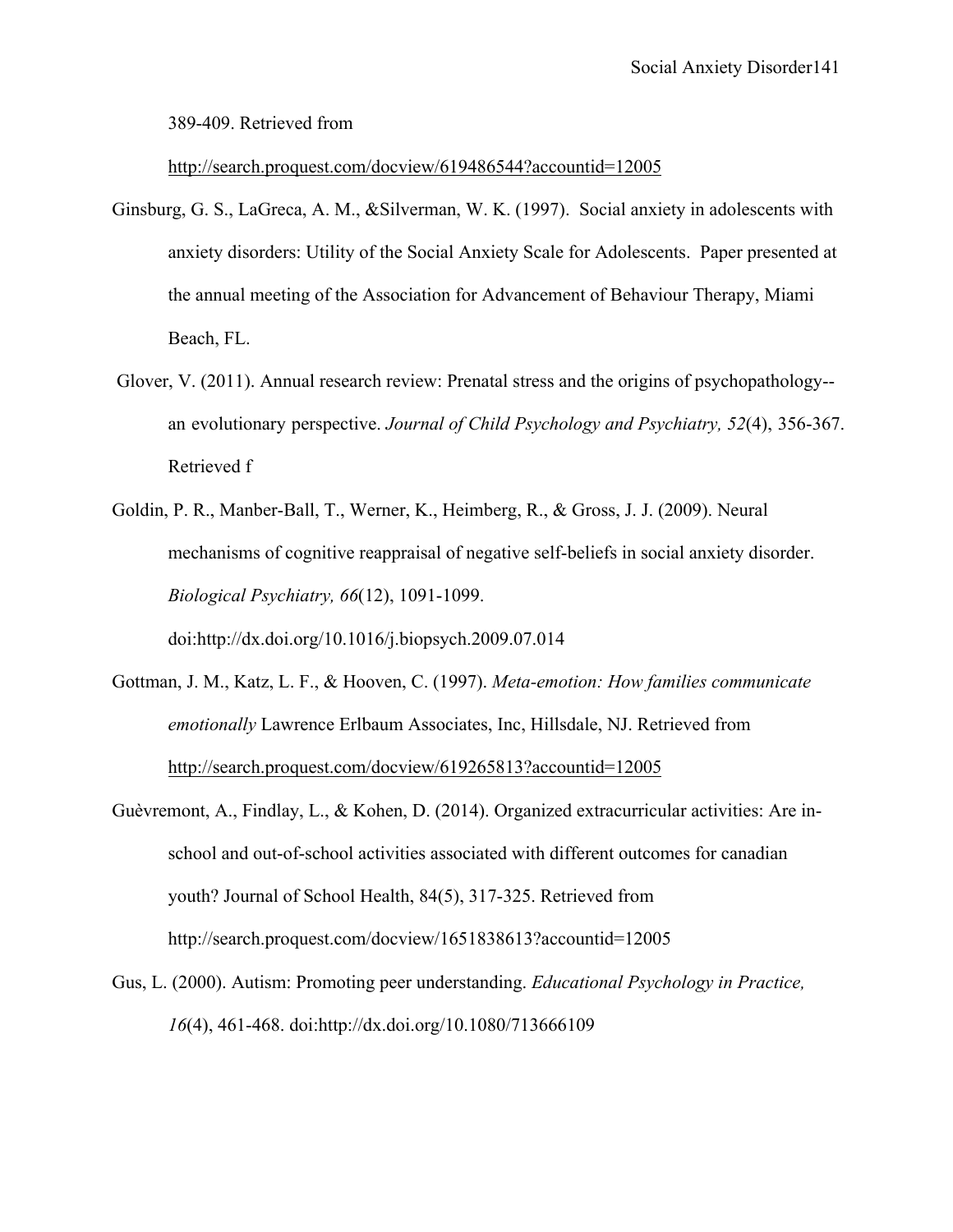389-409. Retrieved from

http://search.proquest.com/docview/619486544?accountid=12005

Ginsburg, G. S., LaGreca, A. M., &Silverman, W. K. (1997). Social anxiety in adolescents with anxiety disorders: Utility of the Social Anxiety Scale for Adolescents. Paper presented at the annual meeting of the Association for Advancement of Behaviour Therapy, Miami Beach, FL.

Glover, V. (2011). Annual research review: Prenatal stress and the origins of psychopathology--an evolutionary perspective. *Journal of Child Psychology and Psychiatry, 52*(4), 356-367. Retrieved f

Goldin, P. R., Manber-Ball, T., Werner, K., Heimberg, R., & Gross, J. J. (2009). Neural mechanisms of cognitive reappraisal of negative self-beliefs in social anxiety disorder. *Biological Psychiatry, 66*(12), 1091-1099. doi:http://dx.doi.org/10.1016/j.biopsych.2009.07.014

Gottman, J. M., Katz, L. F., & Hooven, C. (1997). *Meta-emotion: How families communicate emotionally* Lawrence Erlbaum Associates, Inc, Hillsdale, NJ. Retrieved from http://search.proquest.com/docview/619265813?accountid=12005

Guèvremont, A., Findlay, L., & Kohen, D. (2014). Organized extracurricular activities: Are in-school and out-of-school activities associated with different outcomes for canadian youth? Journal of School Health, 84(5), 317-325. Retrieved from http://search.proquest.com/docview/1651838613?accountid=12005

Gus, L. (2000). Autism: Promoting peer understanding. *Educational Psychology in Practice, 16*(4), 461-468. doi:http://dx.doi.org/10.1080/713666109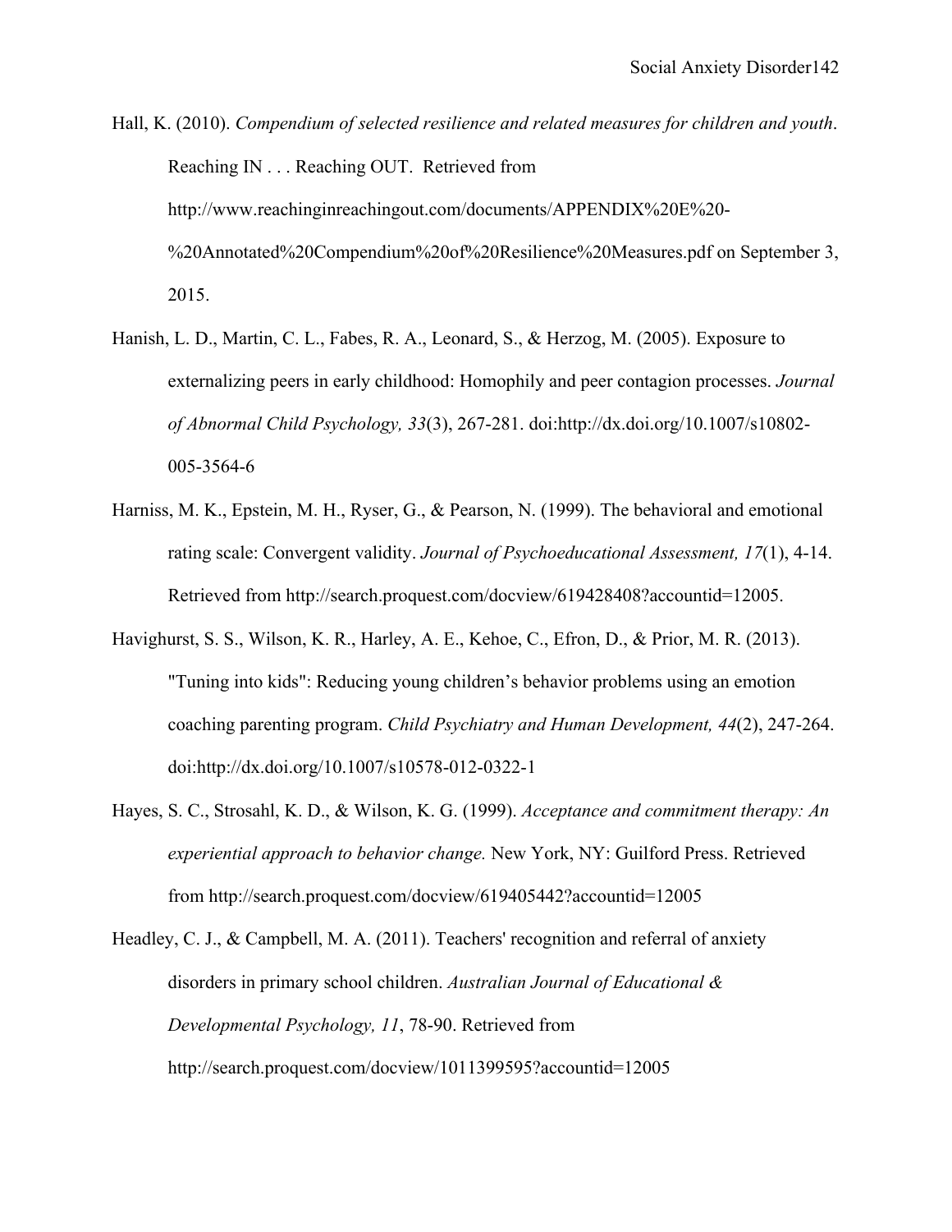Hall, K. (2010). *Compendium of selected resilience and related measures for children and youth*. Reaching IN . . . Reaching OUT. Retrieved from http://www.reachinginreachingout.com/documents/APPENDIX%20E%20-%20Annotated%20Compendium%20of%20Resilience%20Measures.pdf on September 3, 2015.

Hanish, L. D., Martin, C. L., Fabes, R. A., Leonard, S., & Herzog, M. (2005). Exposure to externalizing peers in early childhood: Homophily and peer contagion processes. *Journal of Abnormal Child Psychology, 33*(3), 267-281. doi:http://dx.doi.org/10.1007/s10802-005-3564-6

Harniss, M. K., Epstein, M. H., Ryser, G., & Pearson, N. (1999). The behavioral and emotional rating scale: Convergent validity. *Journal of Psychoeducational Assessment, 17*(1), 4-14. Retrieved from http://search.proquest.com/docview/619428408?accountid=12005.

Havighurst, S. S., Wilson, K. R., Harley, A. E., Kehoe, C., Efron, D., & Prior, M. R. (2013). "Tuning into kids": Reducing young children's behavior problems using an emotion coaching parenting program. *Child Psychiatry and Human Development, 44*(2), 247-264. doi:http://dx.doi.org/10.1007/s10578-012-0322-1

Hayes, S. C., Strosahl, K. D., & Wilson, K. G. (1999). *Acceptance and commitment therapy: An experiential approach to behavior change.* New York, NY: Guilford Press. Retrieved from http://search.proquest.com/docview/619405442?accountid=12005

Headley, C. J., & Campbell, M. A. (2011). Teachers' recognition and referral of anxiety disorders in primary school children. *Australian Journal of Educational & Developmental Psychology, 11*, 78-90. Retrieved from http://search.proquest.com/docview/1011399595?accountid=12005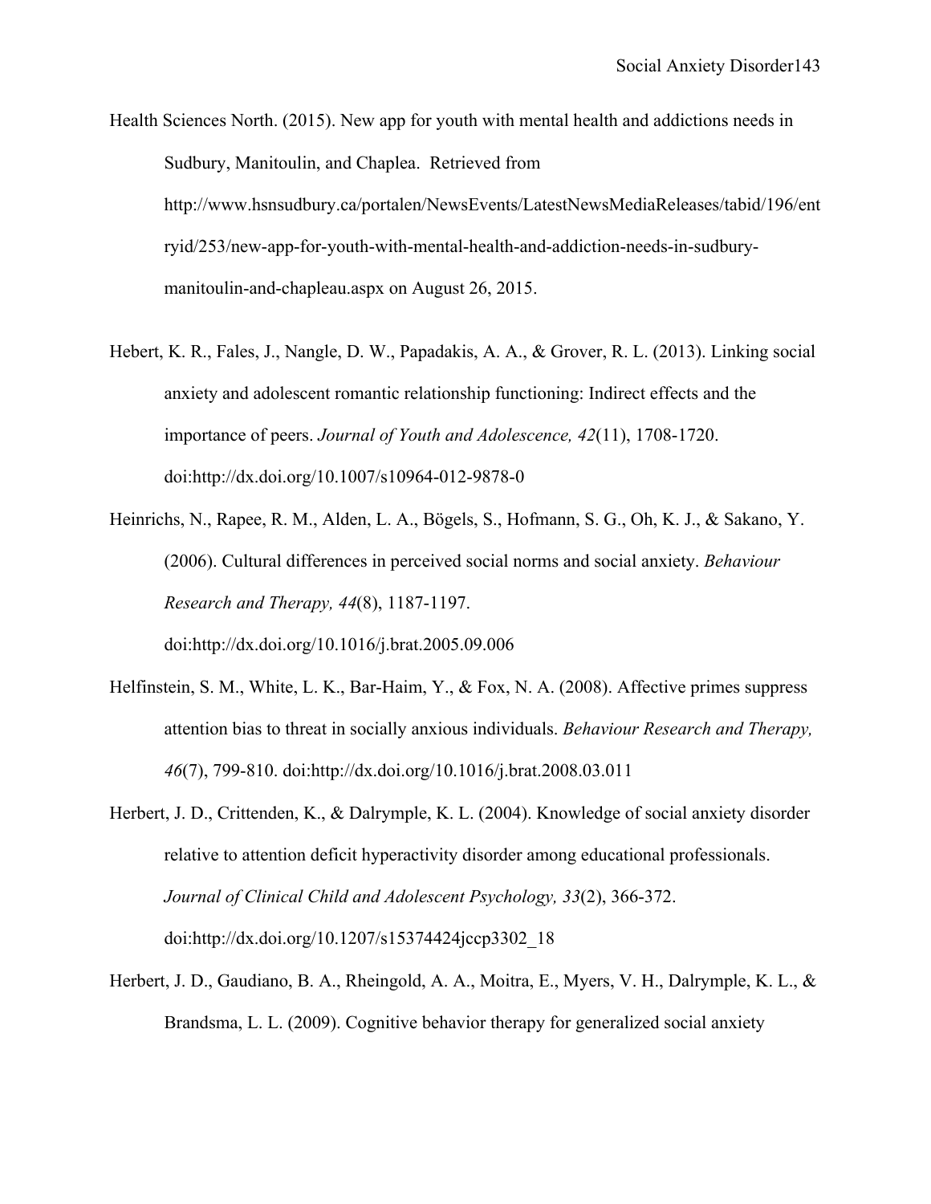Health Sciences North. (2015). New app for youth with mental health and addictions needs in Sudbury, Manitoulin, and Chaplea. Retrieved from http://www.hsnsudbury.ca/portalen/NewsEvents/LatestNewsMediaReleases/tabid/196/entryid/253/new-app-for-youth-with-mental-health-and-addiction-needs-in-sudbury-manitoulin-and-chapleau.aspx on August 26, 2015.

Hebert, K. R., Fales, J., Nangle, D. W., Papadakis, A. A., & Grover, R. L. (2013). Linking social anxiety and adolescent romantic relationship functioning: Indirect effects and the importance of peers. *Journal of Youth and Adolescence, 42*(11), 1708-1720. doi:http://dx.doi.org/10.1007/s10964-012-9878-0

Heinrichs, N., Rapee, R. M., Alden, L. A., Bögels, S., Hofmann, S. G., Oh, K. J., & Sakano, Y. (2006). Cultural differences in perceived social norms and social anxiety. *Behaviour Research and Therapy, 44*(8), 1187-1197. doi:http://dx.doi.org/10.1016/j.brat.2005.09.006

Helfinstein, S. M., White, L. K., Bar-Haim, Y., & Fox, N. A. (2008). Affective primes suppress attention bias to threat in socially anxious individuals. *Behaviour Research and Therapy, 46*(7), 799-810. doi:http://dx.doi.org/10.1016/j.brat.2008.03.011

Herbert, J. D., Crittenden, K., & Dalrymple, K. L. (2004). Knowledge of social anxiety disorder relative to attention deficit hyperactivity disorder among educational professionals. *Journal of Clinical Child and Adolescent Psychology, 33*(2), 366-372. doi:http://dx.doi.org/10.1207/s15374424jccp3302_18

Herbert, J. D., Gaudiano, B. A., Rheingold, A. A., Moitra, E., Myers, V. H., Dalrymple, K. L., & Brandsma, L. L. (2009). Cognitive behavior therapy for generalized social anxiety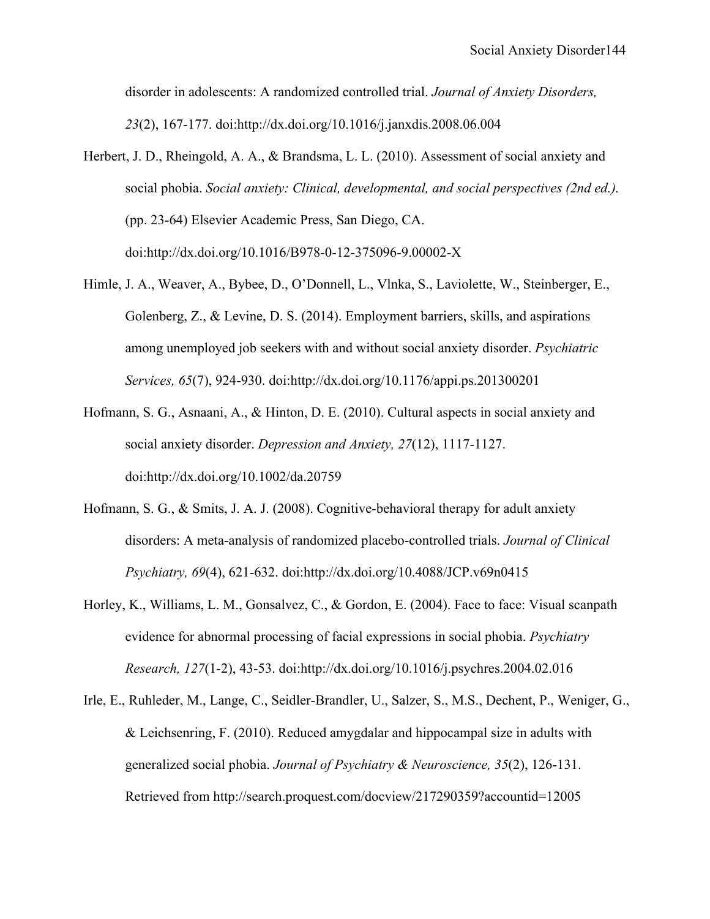disorder in adolescents: A randomized controlled trial. *Journal of Anxiety Disorders, 23*(2), 167-177. doi:http://dx.doi.org/10.1016/j.janxdis.2008.06.004

Herbert, J. D., Rheingold, A. A., & Brandsma, L. L. (2010). Assessment of social anxiety and social phobia. *Social anxiety: Clinical, developmental, and social perspectives (2nd ed.).* (pp. 23-64) Elsevier Academic Press, San Diego, CA. doi:http://dx.doi.org/10.1016/B978-0-12-375096-9.00002-X

Himle, J. A., Weaver, A., Bybee, D., O'Donnell, L., Vlnka, S., Laviolette, W., Steinberger, E., Golenberg, Z., & Levine, D. S. (2014). Employment barriers, skills, and aspirations among unemployed job seekers with and without social anxiety disorder. *Psychiatric Services, 65*(7), 924-930. doi:http://dx.doi.org/10.1176/appi.ps.201300201

Hofmann, S. G., Asnaani, A., & Hinton, D. E. (2010). Cultural aspects in social anxiety and social anxiety disorder. *Depression and Anxiety, 27*(12), 1117-1127. doi:http://dx.doi.org/10.1002/da.20759

Hofmann, S. G., & Smits, J. A. J. (2008). Cognitive-behavioral therapy for adult anxiety disorders: A meta-analysis of randomized placebo-controlled trials. *Journal of Clinical Psychiatry, 69*(4), 621-632. doi:http://dx.doi.org/10.4088/JCP.v69n0415

Horley, K., Williams, L. M., Gonsalvez, C., & Gordon, E. (2004). Face to face: Visual scanpath evidence for abnormal processing of facial expressions in social phobia. *Psychiatry Research, 127*(1-2), 43-53. doi:http://dx.doi.org/10.1016/j.psychres.2004.02.016

Irle, E., Ruhleder, M., Lange, C., Seidler-Brandler, U., Salzer, S., M.S., Dechent, P., Weniger, G., & Leichsenring, F. (2010). Reduced amygdalar and hippocampal size in adults with generalized social phobia. *Journal of Psychiatry & Neuroscience, 35*(2), 126-131. Retrieved from http://search.proquest.com/docview/217290359?accountid=12005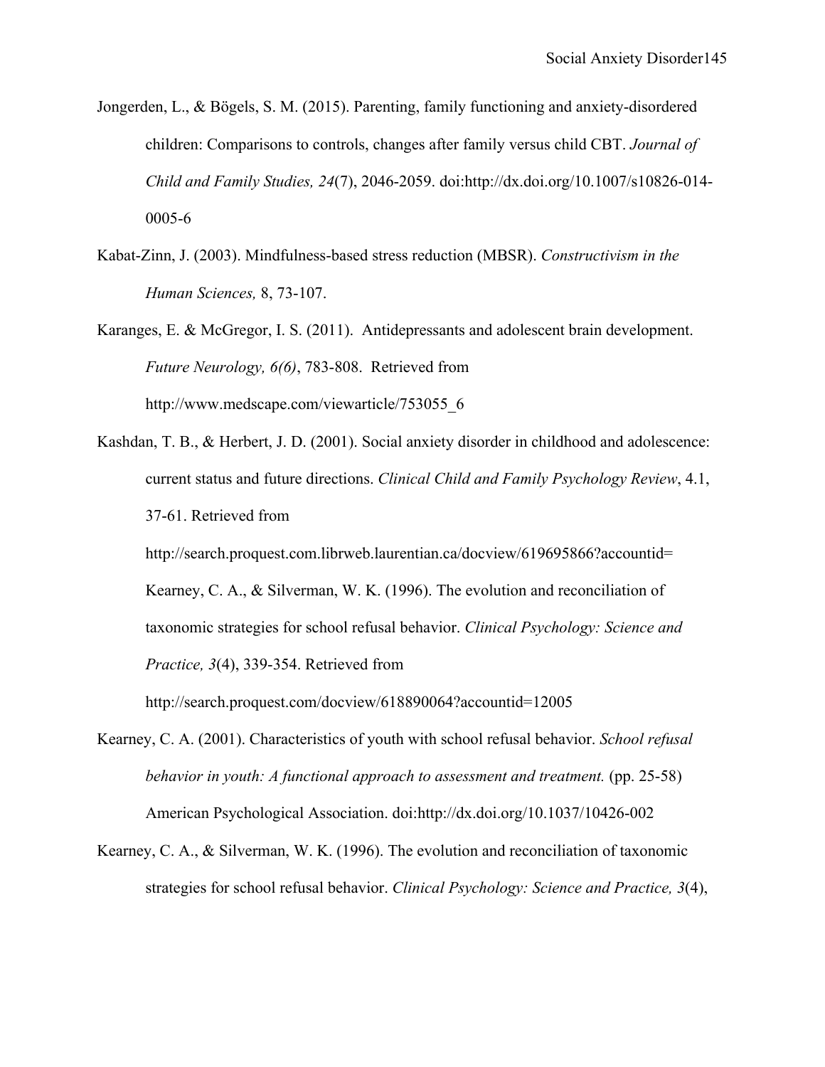Jongerden, L., & Bögels, S. M. (2015). Parenting, family functioning and anxiety-disordered children: Comparisons to controls, changes after family versus child CBT. *Journal of Child and Family Studies, 24*(7), 2046-2059. doi:http://dx.doi.org/10.1007/s10826-014-0005-6

Kabat-Zinn, J. (2003). Mindfulness-based stress reduction (MBSR). *Constructivism in the Human Sciences,* 8, 73-107.

Karanges, E. & McGregor, I. S. (2011). Antidepressants and adolescent brain development. *Future Neurology, 6(6)*, 783-808. Retrieved from http://www.medscape.com/viewarticle/753055_6

Kashdan, T. B., & Herbert, J. D. (2001). Social anxiety disorder in childhood and adolescence: current status and future directions. *Clinical Child and Family Psychology Review*, 4.1, 37-61. Retrieved from http://search.proquest.com.librweb.laurentian.ca/docview/619695866?accountid= Kearney, C. A., & Silverman, W. K. (1996). The evolution and reconciliation of taxonomic strategies for school refusal behavior. *Clinical Psychology: Science and Practice, 3*(4), 339-354. Retrieved from http://search.proquest.com/docview/618890064?accountid=12005

Kearney, C. A. (2001). Characteristics of youth with school refusal behavior. *School refusal behavior in youth: A functional approach to assessment and treatment.* (pp. 25-58) American Psychological Association. doi:http://dx.doi.org/10.1037/10426-002

Kearney, C. A., & Silverman, W. K. (1996). The evolution and reconciliation of taxonomic strategies for school refusal behavior. *Clinical Psychology: Science and Practice, 3*(4),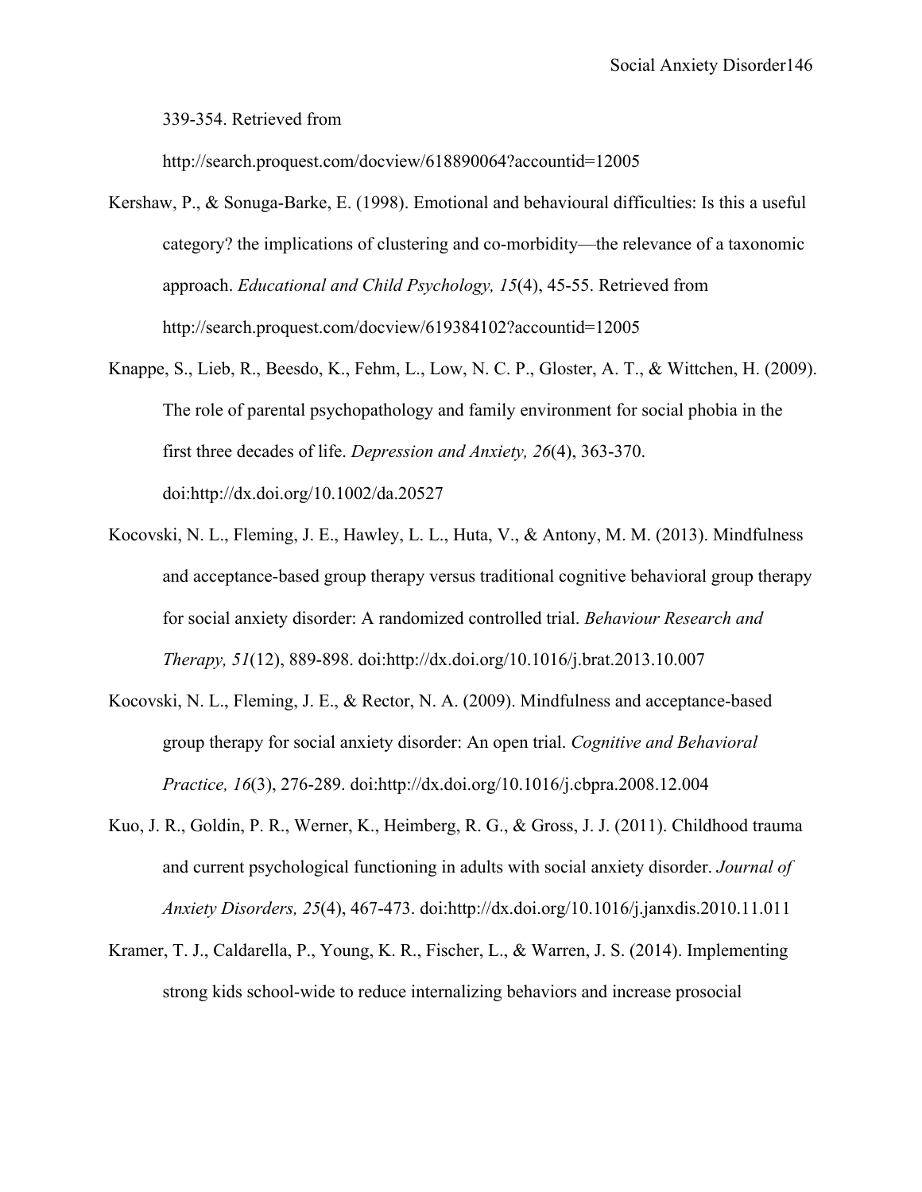339-354. Retrieved from http://search.proquest.com/docview/618890064?accountid=12005

Kershaw, P., & Sonuga-Barke, E. (1998). Emotional and behavioural difficulties: Is this a useful category? the implications of clustering and co-morbidity—the relevance of a taxonomic approach. *Educational and Child Psychology, 15*(4), 45-55. Retrieved from http://search.proquest.com/docview/619384102?accountid=12005

Knappe, S., Lieb, R., Beesdo, K., Fehm, L., Low, N. C. P., Gloster, A. T., & Wittchen, H. (2009). The role of parental psychopathology and family environment for social phobia in the first three decades of life. *Depression and Anxiety, 26*(4), 363-370. doi:http://dx.doi.org/10.1002/da.20527

Kocovski, N. L., Fleming, J. E., Hawley, L. L., Huta, V., & Antony, M. M. (2013). Mindfulness and acceptance-based group therapy versus traditional cognitive behavioral group therapy for social anxiety disorder: A randomized controlled trial. *Behaviour Research and Therapy, 51*(12), 889-898. doi:http://dx.doi.org/10.1016/j.brat.2013.10.007

Kocovski, N. L., Fleming, J. E., & Rector, N. A. (2009). Mindfulness and acceptance-based group therapy for social anxiety disorder: An open trial. *Cognitive and Behavioral Practice, 16*(3), 276-289. doi:http://dx.doi.org/10.1016/j.cbpra.2008.12.004

Kuo, J. R., Goldin, P. R., Werner, K., Heimberg, R. G., & Gross, J. J. (2011). Childhood trauma and current psychological functioning in adults with social anxiety disorder. *Journal of Anxiety Disorders, 25*(4), 467-473. doi:http://dx.doi.org/10.1016/j.janxdis.2010.11.011

Kramer, T. J., Caldarella, P., Young, K. R., Fischer, L., & Warren, J. S. (2014). Implementing strong kids school-wide to reduce internalizing behaviors and increase prosocial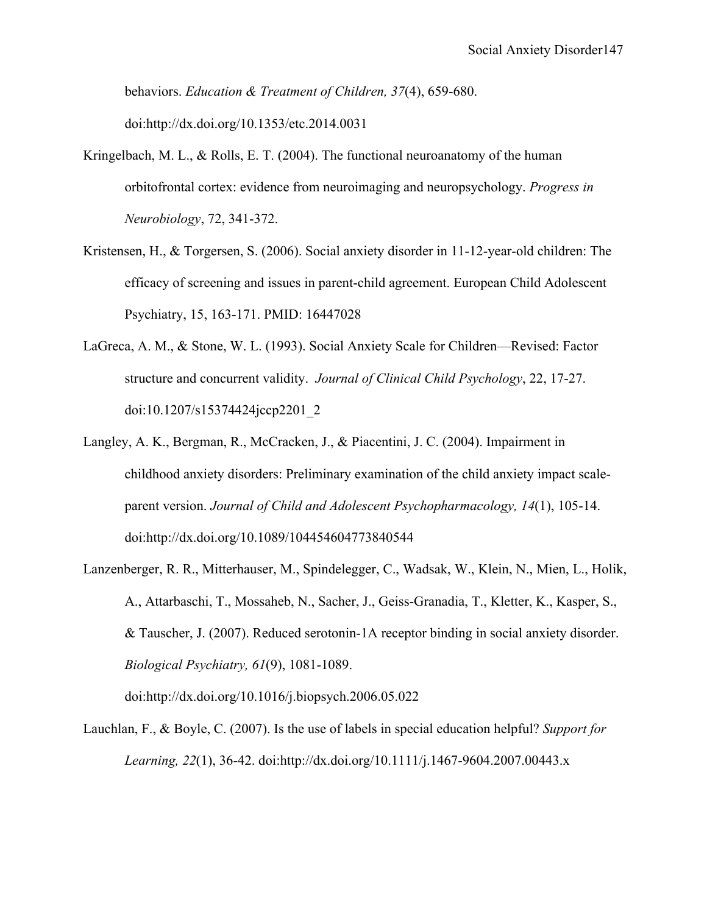behaviors. *Education & Treatment of Children, 37*(4), 659-680. doi:http://dx.doi.org/10.1353/etc.2014.0031

Kringelbach, M. L., & Rolls, E. T. (2004). The functional neuroanatomy of the human orbitofrontal cortex: evidence from neuroimaging and neuropsychology. *Progress in Neurobiology*, 72, 341-372.

Kristensen, H., & Torgersen, S. (2006). Social anxiety disorder in 11-12-year-old children: The efficacy of screening and issues in parent-child agreement. European Child Adolescent Psychiatry, 15, 163-171. PMID: 16447028

LaGreca, A. M., & Stone, W. L. (1993). Social Anxiety Scale for Children—Revised: Factor structure and concurrent validity. *Journal of Clinical Child Psychology*, 22, 17-27. doi:10.1207/s15374424jccp2201_2

Langley, A. K., Bergman, R., McCracken, J., & Piacentini, J. C. (2004). Impairment in childhood anxiety disorders: Preliminary examination of the child anxiety impact scale-parent version. *Journal of Child and Adolescent Psychopharmacology, 14*(1), 105-14. doi:http://dx.doi.org/10.1089/104454604773840544

Lanzenberger, R. R., Mitterhauser, M., Spindelegger, C., Wadsak, W., Klein, N., Mien, L., Holik, A., Attarbaschi, T., Mossaheb, N., Sacher, J., Geiss-Granadia, T., Kletter, K., Kasper, S., & Tauscher, J. (2007). Reduced serotonin-1A receptor binding in social anxiety disorder. *Biological Psychiatry, 61*(9), 1081-1089. doi:http://dx.doi.org/10.1016/j.biopsych.2006.05.022

Lauchlan, F., & Boyle, C. (2007). Is the use of labels in special education helpful? *Support for Learning, 22*(1), 36-42. doi:http://dx.doi.org/10.1111/j.1467-9604.2007.00443.x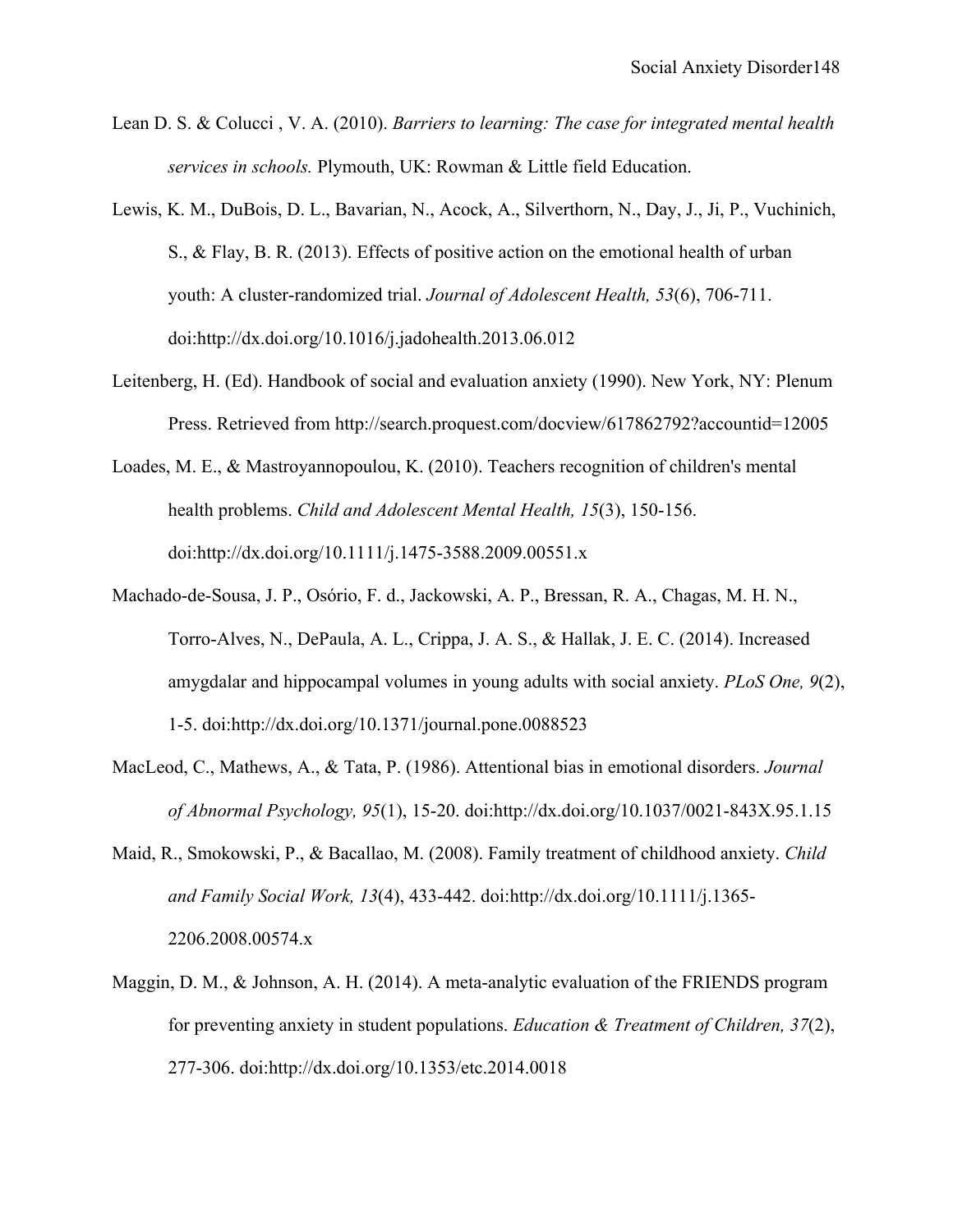Lean D. S. & Colucci , V. A. (2010). *Barriers to learning: The case for integrated mental health services in schools.* Plymouth, UK: Rowman & Little field Education.

Lewis, K. M., DuBois, D. L., Bavarian, N., Acock, A., Silverthorn, N., Day, J., Ji, P., Vuchinich, S., & Flay, B. R. (2013). Effects of positive action on the emotional health of urban youth: A cluster-randomized trial. *Journal of Adolescent Health, 53*(6), 706-711. doi:http://dx.doi.org/10.1016/j.jadohealth.2013.06.012

Leitenberg, H. (Ed). Handbook of social and evaluation anxiety (1990). New York, NY: Plenum Press. Retrieved from http://search.proquest.com/docview/617862792?accountid=12005

Loades, M. E., & Mastroyannopoulou, K. (2010). Teachers recognition of children's mental health problems. *Child and Adolescent Mental Health, 15*(3), 150-156. doi:http://dx.doi.org/10.1111/j.1475-3588.2009.00551.x

Machado-de-Sousa, J. P., Osório, F. d., Jackowski, A. P., Bressan, R. A., Chagas, M. H. N., Torro-Alves, N., DePaula, A. L., Crippa, J. A. S., & Hallak, J. E. C. (2014). Increased amygdalar and hippocampal volumes in young adults with social anxiety. *PLoS One, 9*(2), 1-5. doi:http://dx.doi.org/10.1371/journal.pone.0088523

MacLeod, C., Mathews, A., & Tata, P. (1986). Attentional bias in emotional disorders. *Journal of Abnormal Psychology, 95*(1), 15-20. doi:http://dx.doi.org/10.1037/0021-843X.95.1.15

Maid, R., Smokowski, P., & Bacallao, M. (2008). Family treatment of childhood anxiety. *Child and Family Social Work, 13*(4), 433-442. doi:http://dx.doi.org/10.1111/j.1365-2206.2008.00574.x

Maggin, D. M., & Johnson, A. H. (2014). A meta-analytic evaluation of the FRIENDS program for preventing anxiety in student populations. *Education & Treatment of Children, 37*(2), 277-306. doi:http://dx.doi.org/10.1353/etc.2014.0018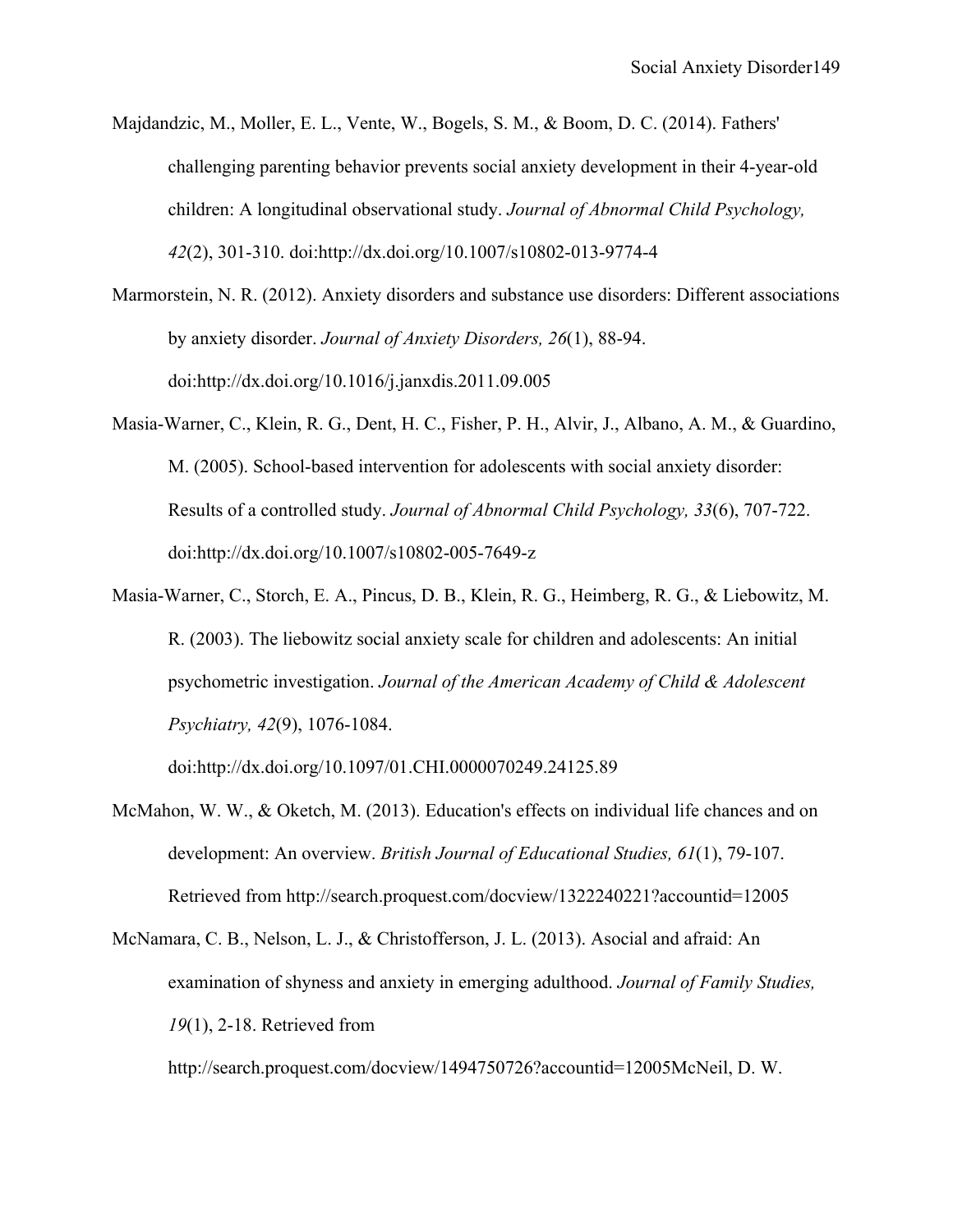Majdandzic, M., Moller, E. L., Vente, W., Bogels, S. M., & Boom, D. C. (2014). Fathers' challenging parenting behavior prevents social anxiety development in their 4-year-old children: A longitudinal observational study. *Journal of Abnormal Child Psychology, 42*(2), 301-310. doi:http://dx.doi.org/10.1007/s10802-013-9774-4

Marmorstein, N. R. (2012). Anxiety disorders and substance use disorders: Different associations by anxiety disorder. *Journal of Anxiety Disorders, 26*(1), 88-94. doi:http://dx.doi.org/10.1016/j.janxdis.2011.09.005

Masia-Warner, C., Klein, R. G., Dent, H. C., Fisher, P. H., Alvir, J., Albano, A. M., & Guardino, M. (2005). School-based intervention for adolescents with social anxiety disorder: Results of a controlled study. *Journal of Abnormal Child Psychology, 33*(6), 707-722. doi:http://dx.doi.org/10.1007/s10802-005-7649-z

Masia-Warner, C., Storch, E. A., Pincus, D. B., Klein, R. G., Heimberg, R. G., & Liebowitz, M. R. (2003). The liebowitz social anxiety scale for children and adolescents: An initial psychometric investigation. *Journal of the American Academy of Child & Adolescent Psychiatry, 42*(9), 1076-1084. doi:http://dx.doi.org/10.1097/01.CHI.0000070249.24125.89

McMahon, W. W., & Oketch, M. (2013). Education's effects on individual life chances and on development: An overview. *British Journal of Educational Studies, 61*(1), 79-107. Retrieved from http://search.proquest.com/docview/1322240221?accountid=12005

McNamara, C. B., Nelson, L. J., & Christofferson, J. L. (2013). Asocial and afraid: An examination of shyness and anxiety in emerging adulthood. *Journal of Family Studies, 19*(1), 2-18. Retrieved from http://search.proquest.com/docview/1494750726?accountid=12005McNeil, D. W.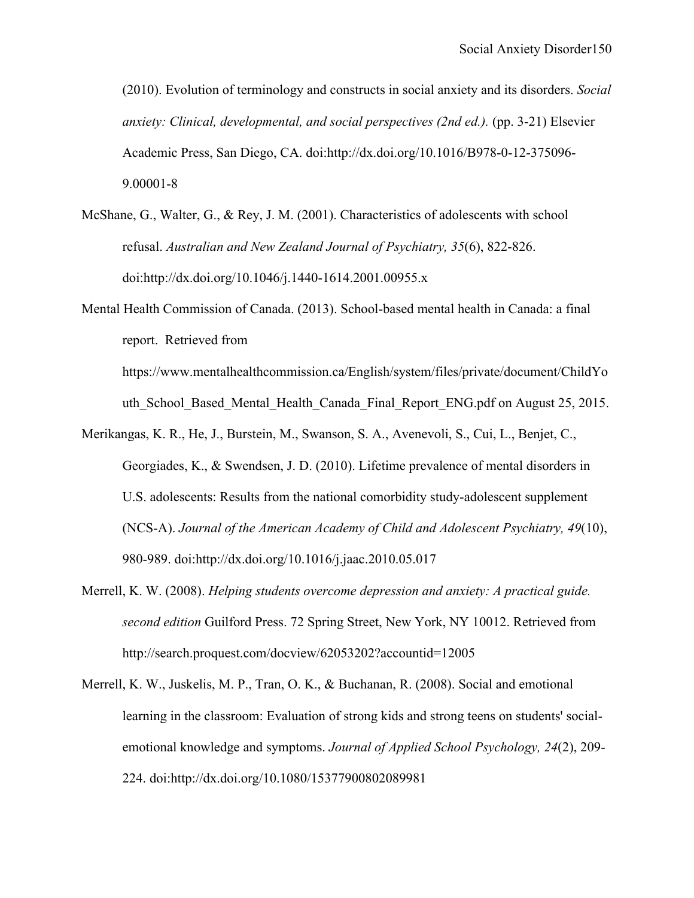(2010). Evolution of terminology and constructs in social anxiety and its disorders. *Social anxiety: Clinical, developmental, and social perspectives (2nd ed.).* (pp. 3-21) Elsevier Academic Press, San Diego, CA. doi:http://dx.doi.org/10.1016/B978-0-12-375096-9.00001-8

McShane, G., Walter, G., & Rey, J. M. (2001). Characteristics of adolescents with school refusal. *Australian and New Zealand Journal of Psychiatry, 35*(6), 822-826. doi:http://dx.doi.org/10.1046/j.1440-1614.2001.00955.x

Mental Health Commission of Canada. (2013). School-based mental health in Canada: a final report. Retrieved from https://www.mentalhealthcommission.ca/English/system/files/private/document/ChildYouth_School_Based_Mental_Health_Canada_Final_Report_ENG.pdf on August 25, 2015.

Merikangas, K. R., He, J., Burstein, M., Swanson, S. A., Avenevoli, S., Cui, L., Benjet, C., Georgiades, K., & Swendsen, J. D. (2010). Lifetime prevalence of mental disorders in U.S. adolescents: Results from the national comorbidity study-adolescent supplement (NCS-A). *Journal of the American Academy of Child and Adolescent Psychiatry, 49*(10), 980-989. doi:http://dx.doi.org/10.1016/j.jaac.2010.05.017

Merrell, K. W. (2008). *Helping students overcome depression and anxiety: A practical guide. second edition* Guilford Press. 72 Spring Street, New York, NY 10012. Retrieved from http://search.proquest.com/docview/62053202?accountid=12005

Merrell, K. W., Juskelis, M. P., Tran, O. K., & Buchanan, R. (2008). Social and emotional learning in the classroom: Evaluation of strong kids and strong teens on students' social-emotional knowledge and symptoms. *Journal of Applied School Psychology, 24*(2), 209-224. doi:http://dx.doi.org/10.1080/15377900802089981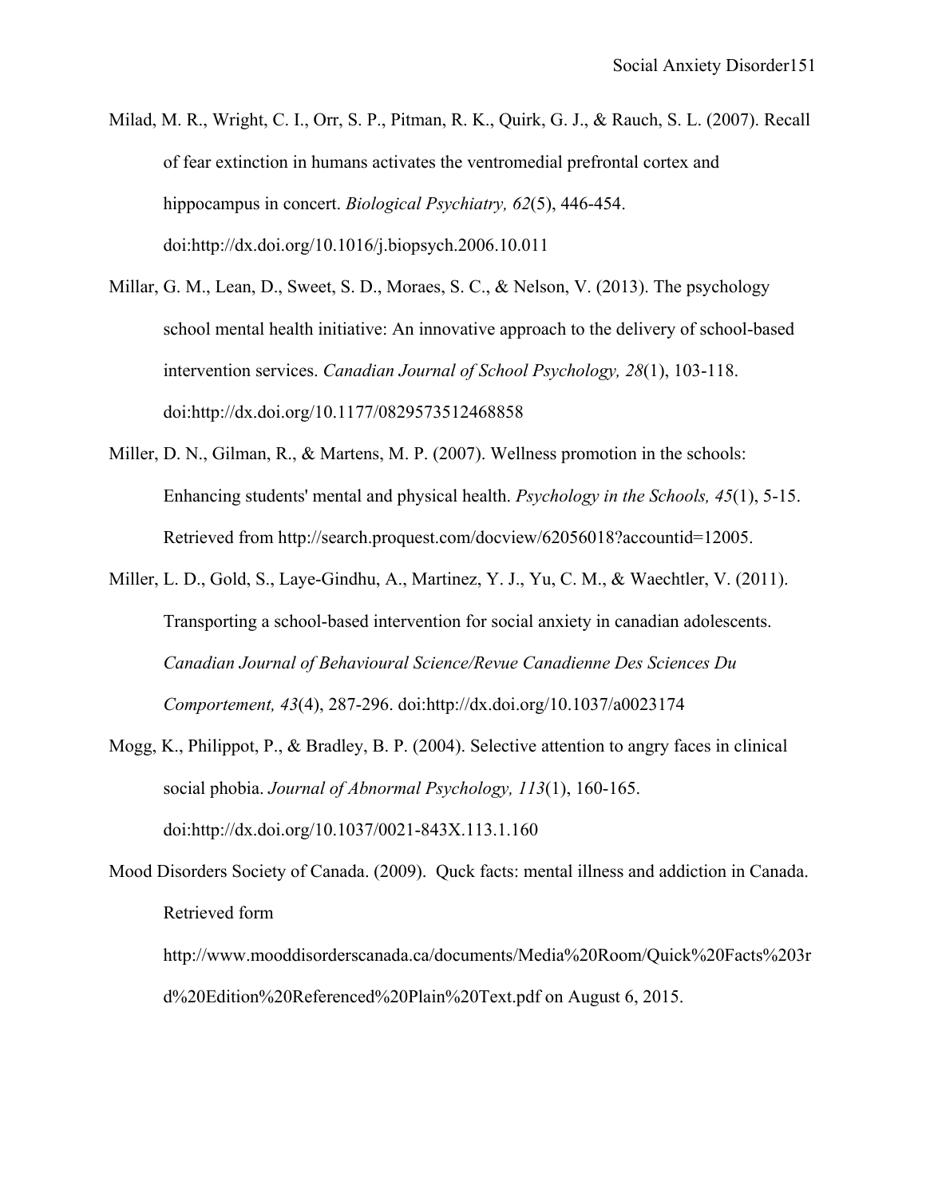Milad, M. R., Wright, C. I., Orr, S. P., Pitman, R. K., Quirk, G. J., & Rauch, S. L. (2007). Recall of fear extinction in humans activates the ventromedial prefrontal cortex and hippocampus in concert. *Biological Psychiatry, 62*(5), 446-454. doi:http://dx.doi.org/10.1016/j.biopsych.2006.10.011

Millar, G. M., Lean, D., Sweet, S. D., Moraes, S. C., & Nelson, V. (2013). The psychology school mental health initiative: An innovative approach to the delivery of school-based intervention services. *Canadian Journal of School Psychology, 28*(1), 103-118. doi:http://dx.doi.org/10.1177/0829573512468858

Miller, D. N., Gilman, R., & Martens, M. P. (2007). Wellness promotion in the schools: Enhancing students' mental and physical health. *Psychology in the Schools, 45*(1), 5-15. Retrieved from http://search.proquest.com/docview/62056018?accountid=12005.

Miller, L. D., Gold, S., Laye-Gindhu, A., Martinez, Y. J., Yu, C. M., & Waechtler, V. (2011). Transporting a school-based intervention for social anxiety in canadian adolescents. *Canadian Journal of Behavioural Science/Revue Canadienne Des Sciences Du Comportement, 43*(4), 287-296. doi:http://dx.doi.org/10.1037/a0023174

Mogg, K., Philippot, P., & Bradley, B. P. (2004). Selective attention to angry faces in clinical social phobia. *Journal of Abnormal Psychology, 113*(1), 160-165. doi:http://dx.doi.org/10.1037/0021-843X.113.1.160

Mood Disorders Society of Canada. (2009). Quck facts: mental illness and addiction in Canada. Retrieved form http://www.mooddisorderscanada.ca/documents/Media%20Room/Quick%20Facts%203rd%20Edition%20Referenced%20Plain%20Text.pdf on August 6, 2015.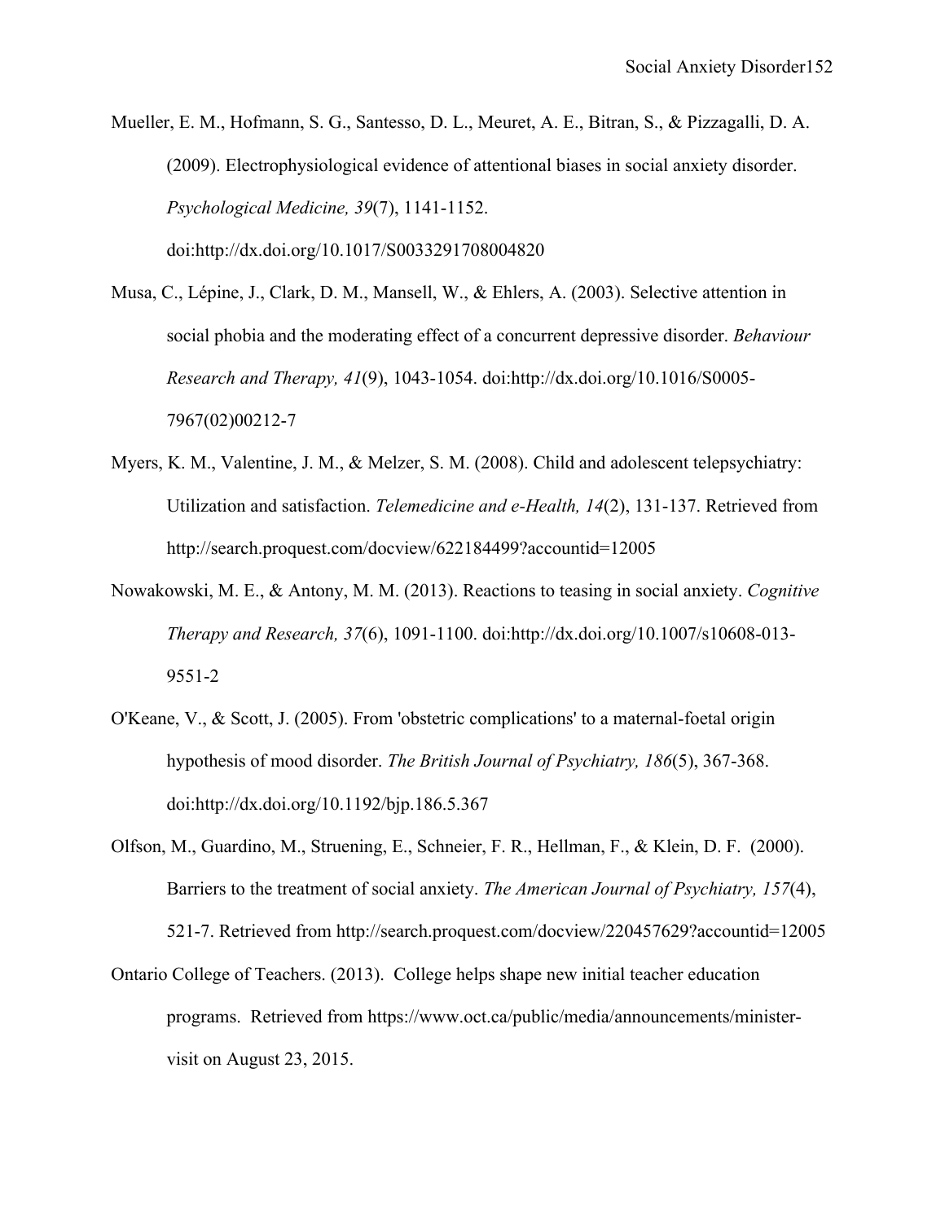Mueller, E. M., Hofmann, S. G., Santesso, D. L., Meuret, A. E., Bitran, S., & Pizzagalli, D. A. (2009). Electrophysiological evidence of attentional biases in social anxiety disorder. *Psychological Medicine, 39*(7), 1141-1152. doi:http://dx.doi.org/10.1017/S0033291708004820

Musa, C., Lépine, J., Clark, D. M., Mansell, W., & Ehlers, A. (2003). Selective attention in social phobia and the moderating effect of a concurrent depressive disorder. *Behaviour Research and Therapy, 41*(9), 1043-1054. doi:http://dx.doi.org/10.1016/S0005-7967(02)00212-7

Myers, K. M., Valentine, J. M., & Melzer, S. M. (2008). Child and adolescent telepsychiatry: Utilization and satisfaction. *Telemedicine and e-Health, 14*(2), 131-137. Retrieved from http://search.proquest.com/docview/622184499?accountid=12005

Nowakowski, M. E., & Antony, M. M. (2013). Reactions to teasing in social anxiety. *Cognitive Therapy and Research, 37*(6), 1091-1100. doi:http://dx.doi.org/10.1007/s10608-013-9551-2

O'Keane, V., & Scott, J. (2005). From 'obstetric complications' to a maternal-foetal origin hypothesis of mood disorder. *The British Journal of Psychiatry, 186*(5), 367-368. doi:http://dx.doi.org/10.1192/bjp.186.5.367

Olfson, M., Guardino, M., Struening, E., Schneier, F. R., Hellman, F., & Klein, D. F. (2000). Barriers to the treatment of social anxiety. *The American Journal of Psychiatry, 157*(4), 521-7. Retrieved from http://search.proquest.com/docview/220457629?accountid=12005

Ontario College of Teachers. (2013). College helps shape new initial teacher education programs. Retrieved from https://www.oct.ca/public/media/announcements/minister-visit on August 23, 2015.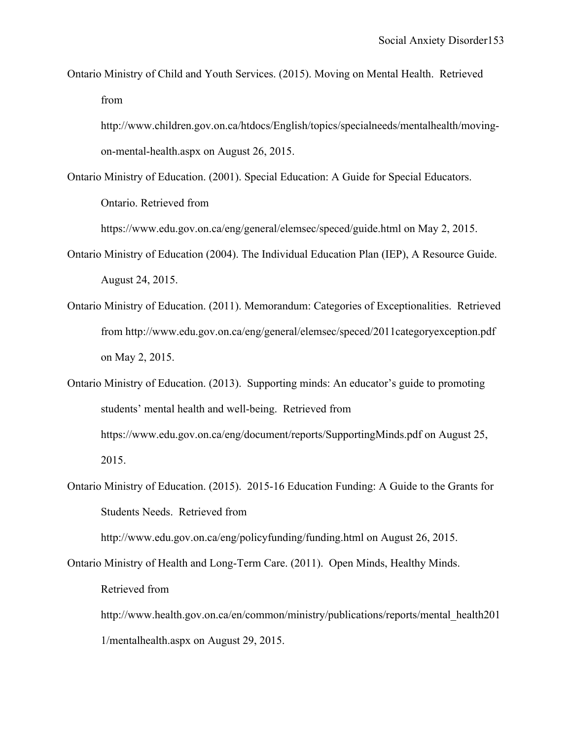Ontario Ministry of Child and Youth Services. (2015). Moving on Mental Health. Retrieved from http://www.children.gov.on.ca/htdocs/English/topics/specialneeds/mentalhealth/moving-on-mental-health.aspx on August 26, 2015.

Ontario Ministry of Education. (2001). Special Education: A Guide for Special Educators. Ontario. Retrieved from https://www.edu.gov.on.ca/eng/general/elemsec/speced/guide.html on May 2, 2015.

Ontario Ministry of Education (2004). The Individual Education Plan (IEP), A Resource Guide. August 24, 2015.

Ontario Ministry of Education. (2011). Memorandum: Categories of Exceptionalities. Retrieved from http://www.edu.gov.on.ca/eng/general/elemsec/speced/2011categoryexception.pdf on May 2, 2015.

Ontario Ministry of Education. (2013). Supporting minds: An educator's guide to promoting students' mental health and well-being. Retrieved from https://www.edu.gov.on.ca/eng/document/reports/SupportingMinds.pdf on August 25, 2015.

Ontario Ministry of Education. (2015). 2015-16 Education Funding: A Guide to the Grants for Students Needs. Retrieved from http://www.edu.gov.on.ca/eng/policyfunding/funding.html on August 26, 2015.

Ontario Ministry of Health and Long-Term Care. (2011). Open Minds, Healthy Minds. Retrieved from http://www.health.gov.on.ca/en/common/ministry/publications/reports/mental_health2011/mentalhealth.aspx on August 29, 2015.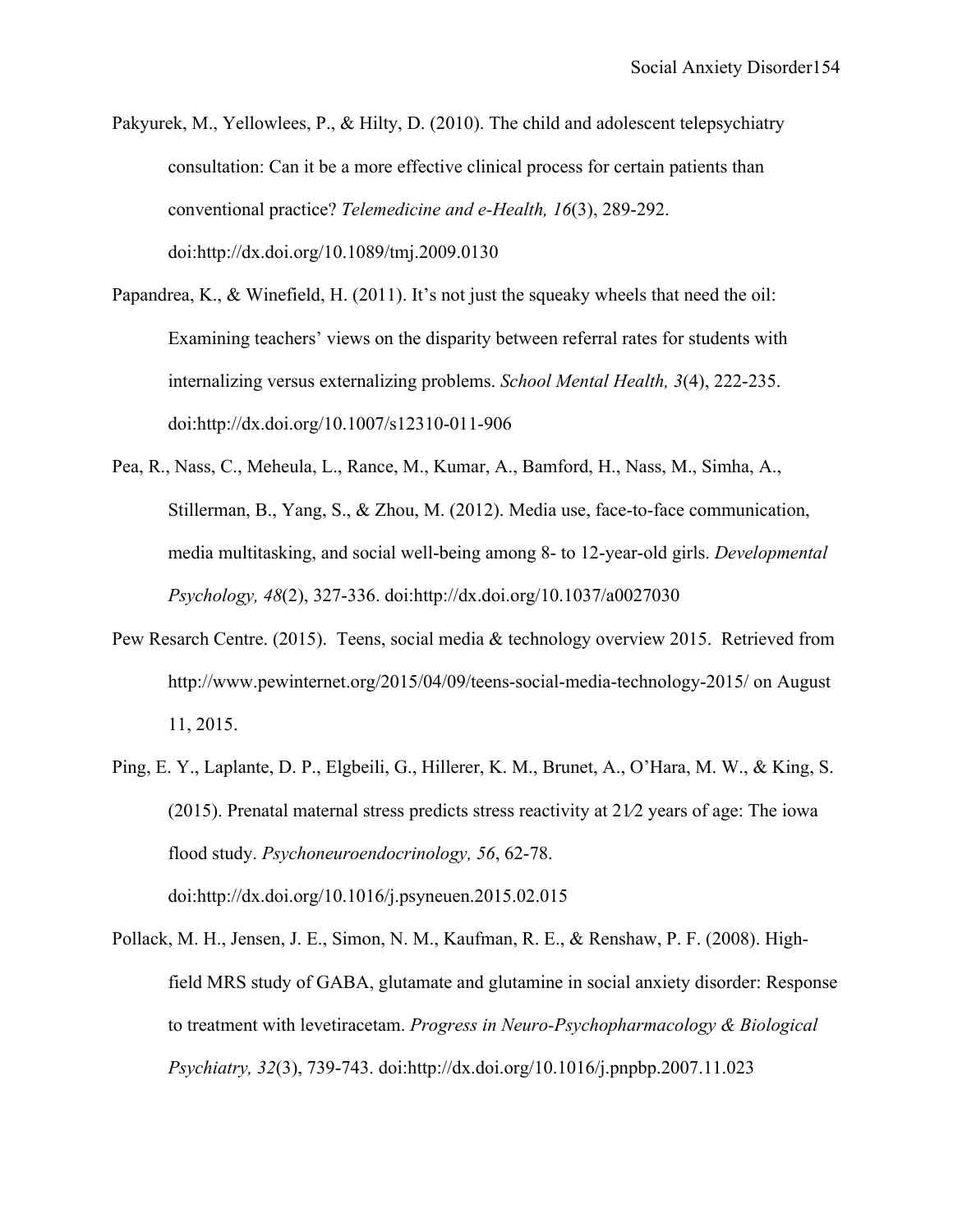Pakyurek, M., Yellowlees, P., & Hilty, D. (2010). The child and adolescent telepsychiatry consultation: Can it be a more effective clinical process for certain patients than conventional practice? *Telemedicine and e-Health, 16*(3), 289-292. doi:http://dx.doi.org/10.1089/tmj.2009.0130

Papandrea, K., & Winefield, H. (2011). It's not just the squeaky wheels that need the oil: Examining teachers' views on the disparity between referral rates for students with internalizing versus externalizing problems. *School Mental Health, 3*(4), 222-235. doi:http://dx.doi.org/10.1007/s12310-011-906

Pea, R., Nass, C., Meheula, L., Rance, M., Kumar, A., Bamford, H., Nass, M., Simha, A., Stillerman, B., Yang, S., & Zhou, M. (2012). Media use, face-to-face communication, media multitasking, and social well-being among 8- to 12-year-old girls. *Developmental Psychology, 48*(2), 327-336. doi:http://dx.doi.org/10.1037/a0027030

Pew Resarch Centre. (2015). Teens, social media & technology overview 2015. Retrieved from http://www.pewinternet.org/2015/04/09/teens-social-media-technology-2015/ on August 11, 2015.

Ping, E. Y., Laplante, D. P., Elgbeili, G., Hillerer, K. M., Brunet, A., O'Hara, M. W., & King, S. (2015). Prenatal maternal stress predicts stress reactivity at 21⁄2 years of age: The iowa flood study. *Psychoneuroendocrinology, 56*, 62-78. doi:http://dx.doi.org/10.1016/j.psyneuen.2015.02.015

Pollack, M. H., Jensen, J. E., Simon, N. M., Kaufman, R. E., & Renshaw, P. F. (2008). High-field MRS study of GABA, glutamate and glutamine in social anxiety disorder: Response to treatment with levetiracetam. *Progress in Neuro-Psychopharmacology & Biological Psychiatry, 32*(3), 739-743. doi:http://dx.doi.org/10.1016/j.pnpbp.2007.11.023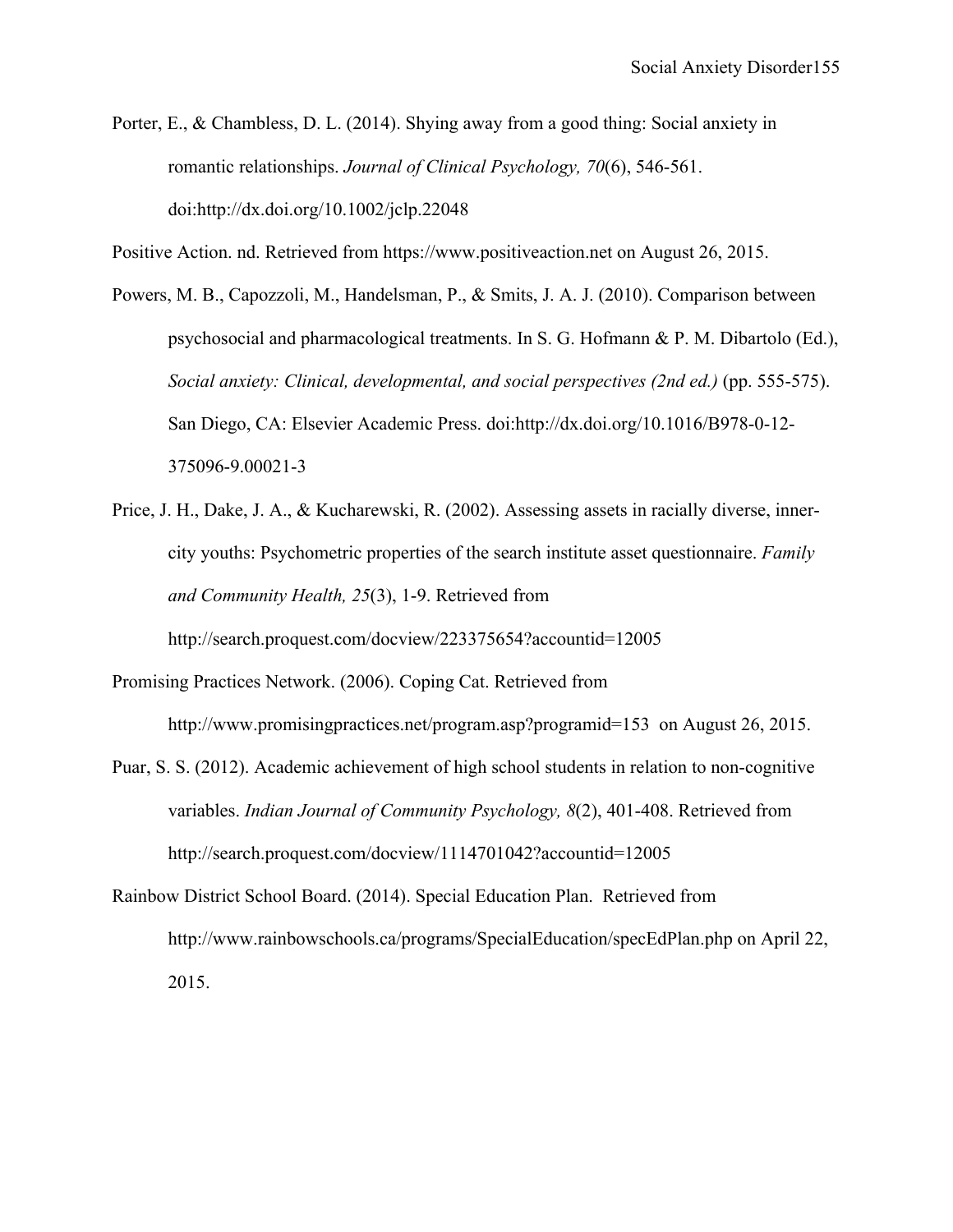Porter, E., & Chambless, D. L. (2014). Shying away from a good thing: Social anxiety in romantic relationships. *Journal of Clinical Psychology, 70*(6), 546-561. doi:http://dx.doi.org/10.1002/jclp.22048

Positive Action. nd. Retrieved from https://www.positiveaction.net on August 26, 2015.

Powers, M. B., Capozzoli, M., Handelsman, P., & Smits, J. A. J. (2010). Comparison between psychosocial and pharmacological treatments. In S. G. Hofmann & P. M. Dibartolo (Ed.), *Social anxiety: Clinical, developmental, and social perspectives (2nd ed.)* (pp. 555-575). San Diego, CA: Elsevier Academic Press. doi:http://dx.doi.org/10.1016/B978-0-12-375096-9.00021-3

Price, J. H., Dake, J. A., & Kucharewski, R. (2002). Assessing assets in racially diverse, inner-city youths: Psychometric properties of the search institute asset questionnaire. *Family and Community Health, 25*(3), 1-9. Retrieved from http://search.proquest.com/docview/223375654?accountid=12005

Promising Practices Network. (2006). Coping Cat. Retrieved from http://www.promisingpractices.net/program.asp?programid=153 on August 26, 2015.

Puar, S. S. (2012). Academic achievement of high school students in relation to non-cognitive variables. *Indian Journal of Community Psychology, 8*(2), 401-408. Retrieved from http://search.proquest.com/docview/1114701042?accountid=12005

Rainbow District School Board. (2014). Special Education Plan. Retrieved from http://www.rainbowschools.ca/programs/SpecialEducation/specEdPlan.php on April 22, 2015.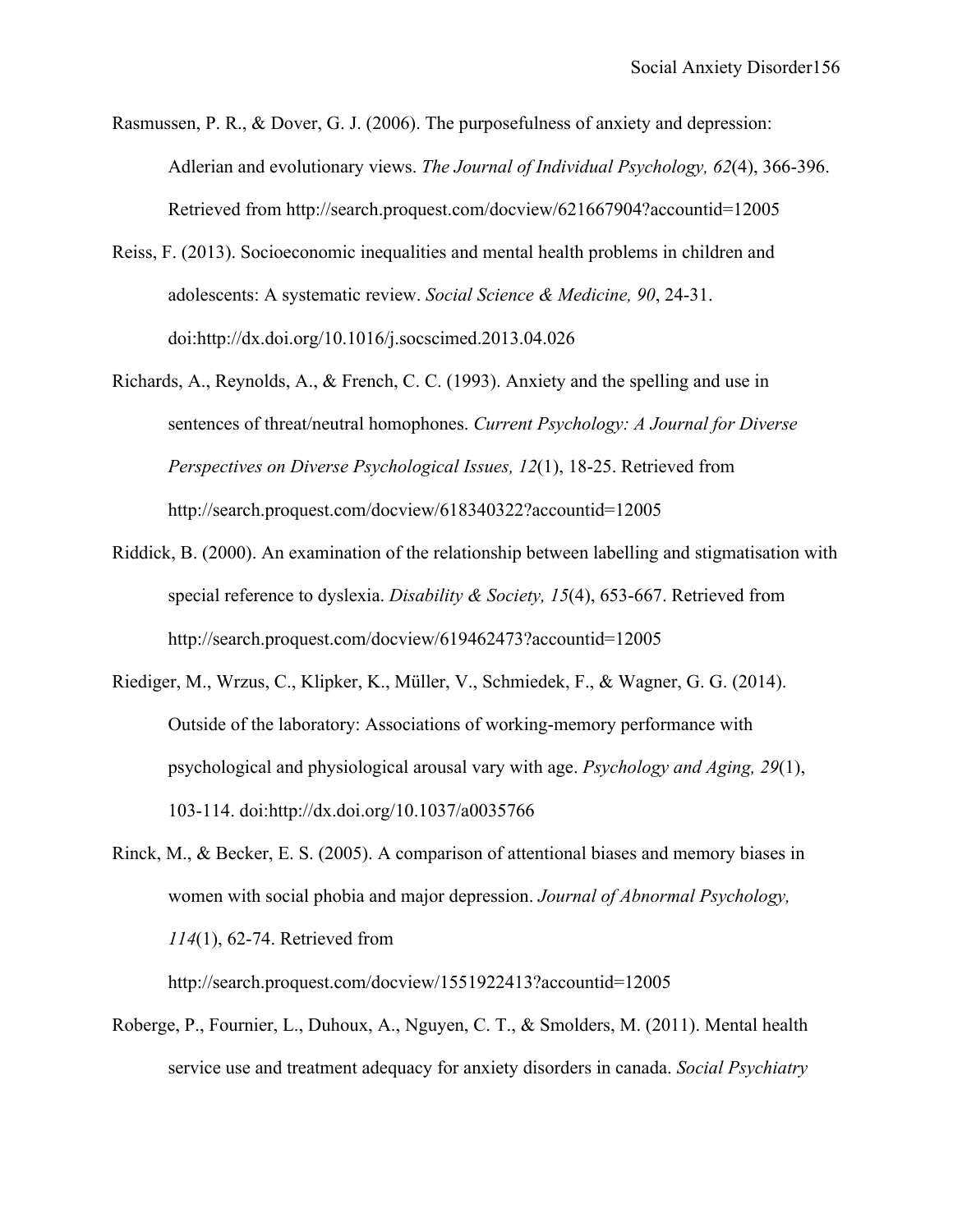Rasmussen, P. R., & Dover, G. J. (2006). The purposefulness of anxiety and depression: Adlerian and evolutionary views. *The Journal of Individual Psychology, 62*(4), 366-396. Retrieved from http://search.proquest.com/docview/621667904?accountid=12005

Reiss, F. (2013). Socioeconomic inequalities and mental health problems in children and adolescents: A systematic review. *Social Science & Medicine, 90*, 24-31. doi:http://dx.doi.org/10.1016/j.socscimed.2013.04.026

Richards, A., Reynolds, A., & French, C. C. (1993). Anxiety and the spelling and use in sentences of threat/neutral homophones. *Current Psychology: A Journal for Diverse Perspectives on Diverse Psychological Issues, 12*(1), 18-25. Retrieved from http://search.proquest.com/docview/618340322?accountid=12005

Riddick, B. (2000). An examination of the relationship between labelling and stigmatisation with special reference to dyslexia. *Disability & Society, 15*(4), 653-667. Retrieved from http://search.proquest.com/docview/619462473?accountid=12005

Riediger, M., Wrzus, C., Klipker, K., Müller, V., Schmiedek, F., & Wagner, G. G. (2014). Outside of the laboratory: Associations of working-memory performance with psychological and physiological arousal vary with age. *Psychology and Aging, 29*(1), 103-114. doi:http://dx.doi.org/10.1037/a0035766

Rinck, M., & Becker, E. S. (2005). A comparison of attentional biases and memory biases in women with social phobia and major depression. *Journal of Abnormal Psychology, 114*(1), 62-74. Retrieved from http://search.proquest.com/docview/1551922413?accountid=12005

Roberge, P., Fournier, L., Duhoux, A., Nguyen, C. T., & Smolders, M. (2011). Mental health service use and treatment adequacy for anxiety disorders in canada. *Social Psychiatry*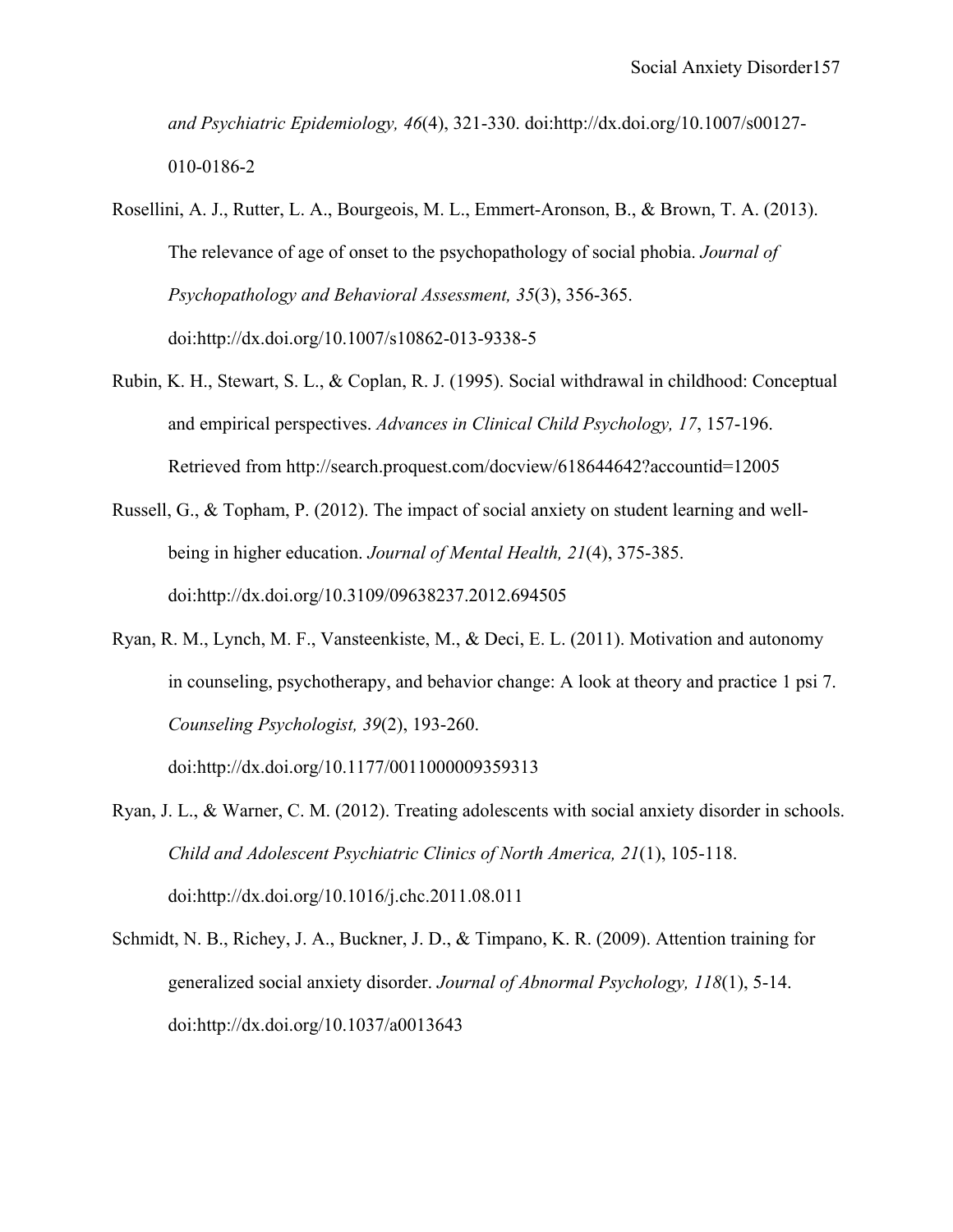*and Psychiatric Epidemiology, 46*(4), 321-330. doi:http://dx.doi.org/10.1007/s00127-010-0186-2

Rosellini, A. J., Rutter, L. A., Bourgeois, M. L., Emmert-Aronson, B., & Brown, T. A. (2013). The relevance of age of onset to the psychopathology of social phobia. *Journal of Psychopathology and Behavioral Assessment, 35*(3), 356-365. doi:http://dx.doi.org/10.1007/s10862-013-9338-5

Rubin, K. H., Stewart, S. L., & Coplan, R. J. (1995). Social withdrawal in childhood: Conceptual and empirical perspectives. *Advances in Clinical Child Psychology, 17*, 157-196. Retrieved from http://search.proquest.com/docview/618644642?accountid=12005

Russell, G., & Topham, P. (2012). The impact of social anxiety on student learning and well-being in higher education. *Journal of Mental Health, 21*(4), 375-385. doi:http://dx.doi.org/10.3109/09638237.2012.694505

Ryan, R. M., Lynch, M. F., Vansteenkiste, M., & Deci, E. L. (2011). Motivation and autonomy in counseling, psychotherapy, and behavior change: A look at theory and practice 1 psi 7. *Counseling Psychologist, 39*(2), 193-260. doi:http://dx.doi.org/10.1177/0011000009359313

Ryan, J. L., & Warner, C. M. (2012). Treating adolescents with social anxiety disorder in schools. *Child and Adolescent Psychiatric Clinics of North America, 21*(1), 105-118. doi:http://dx.doi.org/10.1016/j.chc.2011.08.011

Schmidt, N. B., Richey, J. A., Buckner, J. D., & Timpano, K. R. (2009). Attention training for generalized social anxiety disorder. *Journal of Abnormal Psychology, 118*(1), 5-14. doi:http://dx.doi.org/10.1037/a0013643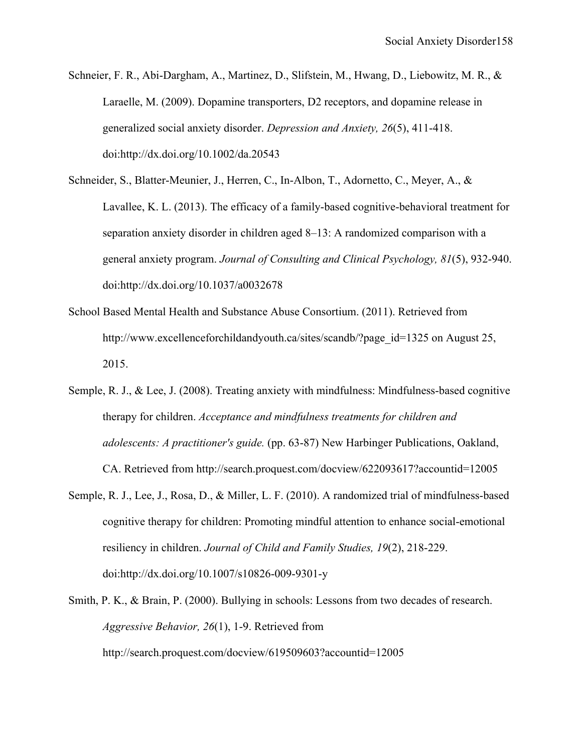Schneier, F. R., Abi-Dargham, A., Martinez, D., Slifstein, M., Hwang, D., Liebowitz, M. R., & Laraelle, M. (2009). Dopamine transporters, D2 receptors, and dopamine release in generalized social anxiety disorder. *Depression and Anxiety, 26*(5), 411-418. doi:http://dx.doi.org/10.1002/da.20543

Schneider, S., Blatter-Meunier, J., Herren, C., In-Albon, T., Adornetto, C., Meyer, A., & Lavallee, K. L. (2013). The efficacy of a family-based cognitive-behavioral treatment for separation anxiety disorder in children aged 8–13: A randomized comparison with a general anxiety program. *Journal of Consulting and Clinical Psychology, 81*(5), 932-940. doi:http://dx.doi.org/10.1037/a0032678

School Based Mental Health and Substance Abuse Consortium. (2011). Retrieved from http://www.excellenceforchildandyouth.ca/sites/scandb/?page_id=1325 on August 25, 2015.

Semple, R. J., & Lee, J. (2008). Treating anxiety with mindfulness: Mindfulness-based cognitive therapy for children. *Acceptance and mindfulness treatments for children and adolescents: A practitioner's guide.* (pp. 63-87) New Harbinger Publications, Oakland, CA. Retrieved from http://search.proquest.com/docview/622093617?accountid=12005

Semple, R. J., Lee, J., Rosa, D., & Miller, L. F. (2010). A randomized trial of mindfulness-based cognitive therapy for children: Promoting mindful attention to enhance social-emotional resiliency in children. *Journal of Child and Family Studies, 19*(2), 218-229. doi:http://dx.doi.org/10.1007/s10826-009-9301-y

Smith, P. K., & Brain, P. (2000). Bullying in schools: Lessons from two decades of research. *Aggressive Behavior, 26*(1), 1-9. Retrieved from http://search.proquest.com/docview/619509603?accountid=12005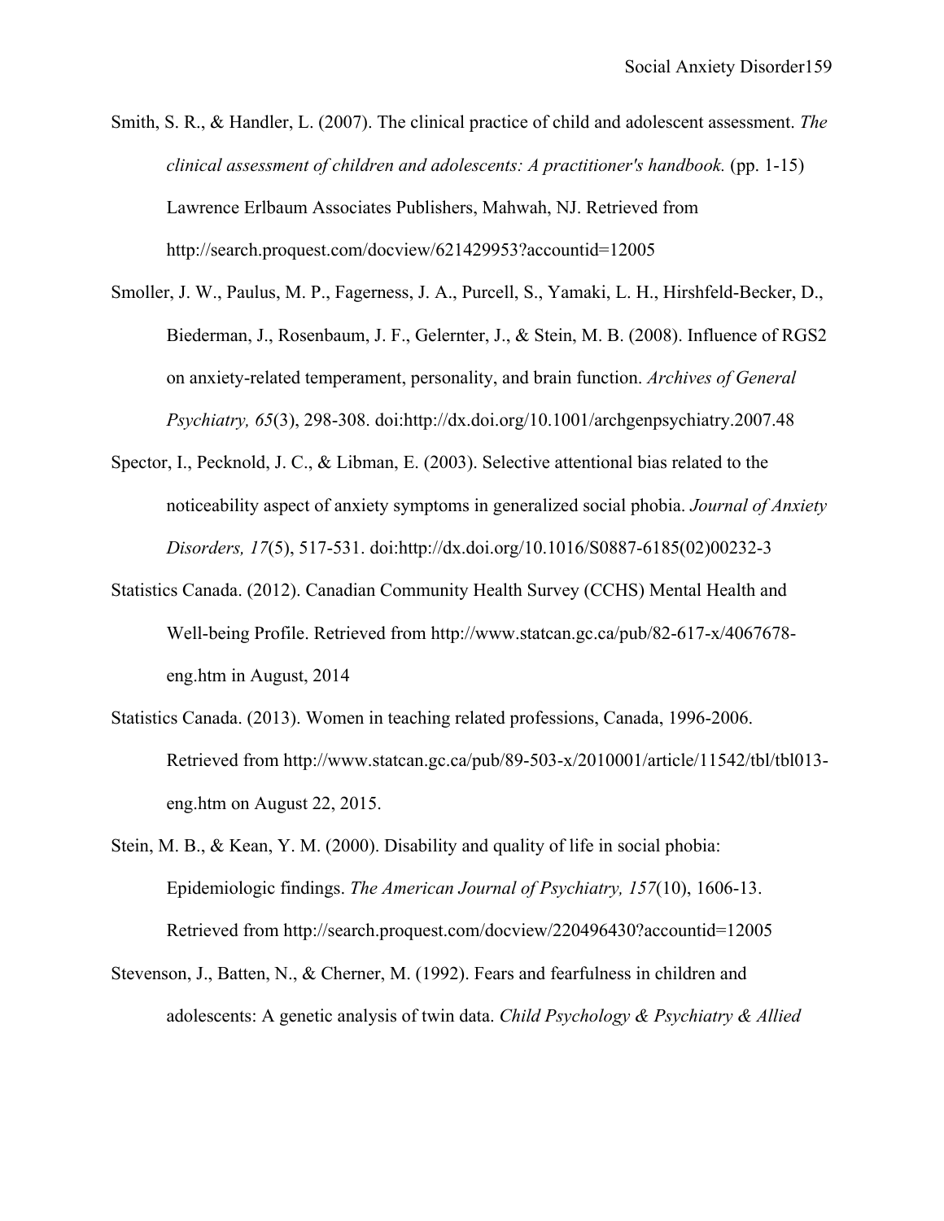Smith, S. R., & Handler, L. (2007). The clinical practice of child and adolescent assessment. *The clinical assessment of children and adolescents: A practitioner's handbook.* (pp. 1-15) Lawrence Erlbaum Associates Publishers, Mahwah, NJ. Retrieved from http://search.proquest.com/docview/621429953?accountid=12005

Smoller, J. W., Paulus, M. P., Fagerness, J. A., Purcell, S., Yamaki, L. H., Hirshfeld-Becker, D., Biederman, J., Rosenbaum, J. F., Gelernter, J., & Stein, M. B. (2008). Influence of RGS2 on anxiety-related temperament, personality, and brain function. *Archives of General Psychiatry, 65*(3), 298-308. doi:http://dx.doi.org/10.1001/archgenpsychiatry.2007.48

Spector, I., Pecknold, J. C., & Libman, E. (2003). Selective attentional bias related to the noticeability aspect of anxiety symptoms in generalized social phobia. *Journal of Anxiety Disorders, 17*(5), 517-531. doi:http://dx.doi.org/10.1016/S0887-6185(02)00232-3

Statistics Canada. (2012). Canadian Community Health Survey (CCHS) Mental Health and Well-being Profile. Retrieved from http://www.statcan.gc.ca/pub/82-617-x/4067678-eng.htm in August, 2014

Statistics Canada. (2013). Women in teaching related professions, Canada, 1996-2006. Retrieved from http://www.statcan.gc.ca/pub/89-503-x/2010001/article/11542/tbl/tbl013-eng.htm on August 22, 2015.

Stein, M. B., & Kean, Y. M. (2000). Disability and quality of life in social phobia: Epidemiologic findings. *The American Journal of Psychiatry, 157*(10), 1606-13. Retrieved from http://search.proquest.com/docview/220496430?accountid=12005

Stevenson, J., Batten, N., & Cherner, M. (1992). Fears and fearfulness in children and adolescents: A genetic analysis of twin data. *Child Psychology & Psychiatry & Allied*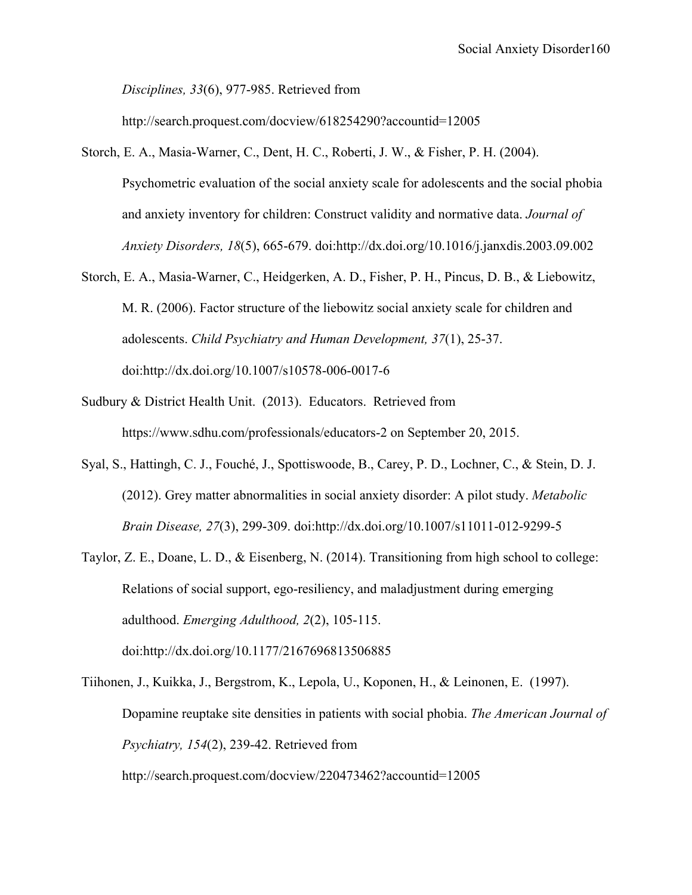*Disciplines, 33*(6), 977-985. Retrieved from http://search.proquest.com/docview/618254290?accountid=12005

Storch, E. A., Masia-Warner, C., Dent, H. C., Roberti, J. W., & Fisher, P. H. (2004). Psychometric evaluation of the social anxiety scale for adolescents and the social phobia and anxiety inventory for children: Construct validity and normative data. *Journal of Anxiety Disorders, 18*(5), 665-679. doi:http://dx.doi.org/10.1016/j.janxdis.2003.09.002

Storch, E. A., Masia-Warner, C., Heidgerken, A. D., Fisher, P. H., Pincus, D. B., & Liebowitz, M. R. (2006). Factor structure of the liebowitz social anxiety scale for children and adolescents. *Child Psychiatry and Human Development, 37*(1), 25-37. doi:http://dx.doi.org/10.1007/s10578-006-0017-6

Sudbury & District Health Unit. (2013). Educators. Retrieved from https://www.sdhu.com/professionals/educators-2 on September 20, 2015.

Syal, S., Hattingh, C. J., Fouché, J., Spottiswoode, B., Carey, P. D., Lochner, C., & Stein, D. J. (2012). Grey matter abnormalities in social anxiety disorder: A pilot study. *Metabolic Brain Disease, 27*(3), 299-309. doi:http://dx.doi.org/10.1007/s11011-012-9299-5

Taylor, Z. E., Doane, L. D., & Eisenberg, N. (2014). Transitioning from high school to college: Relations of social support, ego-resiliency, and maladjustment during emerging adulthood. *Emerging Adulthood, 2*(2), 105-115. doi:http://dx.doi.org/10.1177/2167696813506885

Tiihonen, J., Kuikka, J., Bergstrom, K., Lepola, U., Koponen, H., & Leinonen, E. (1997). Dopamine reuptake site densities in patients with social phobia. *The American Journal of Psychiatry, 154*(2), 239-42. Retrieved from http://search.proquest.com/docview/220473462?accountid=12005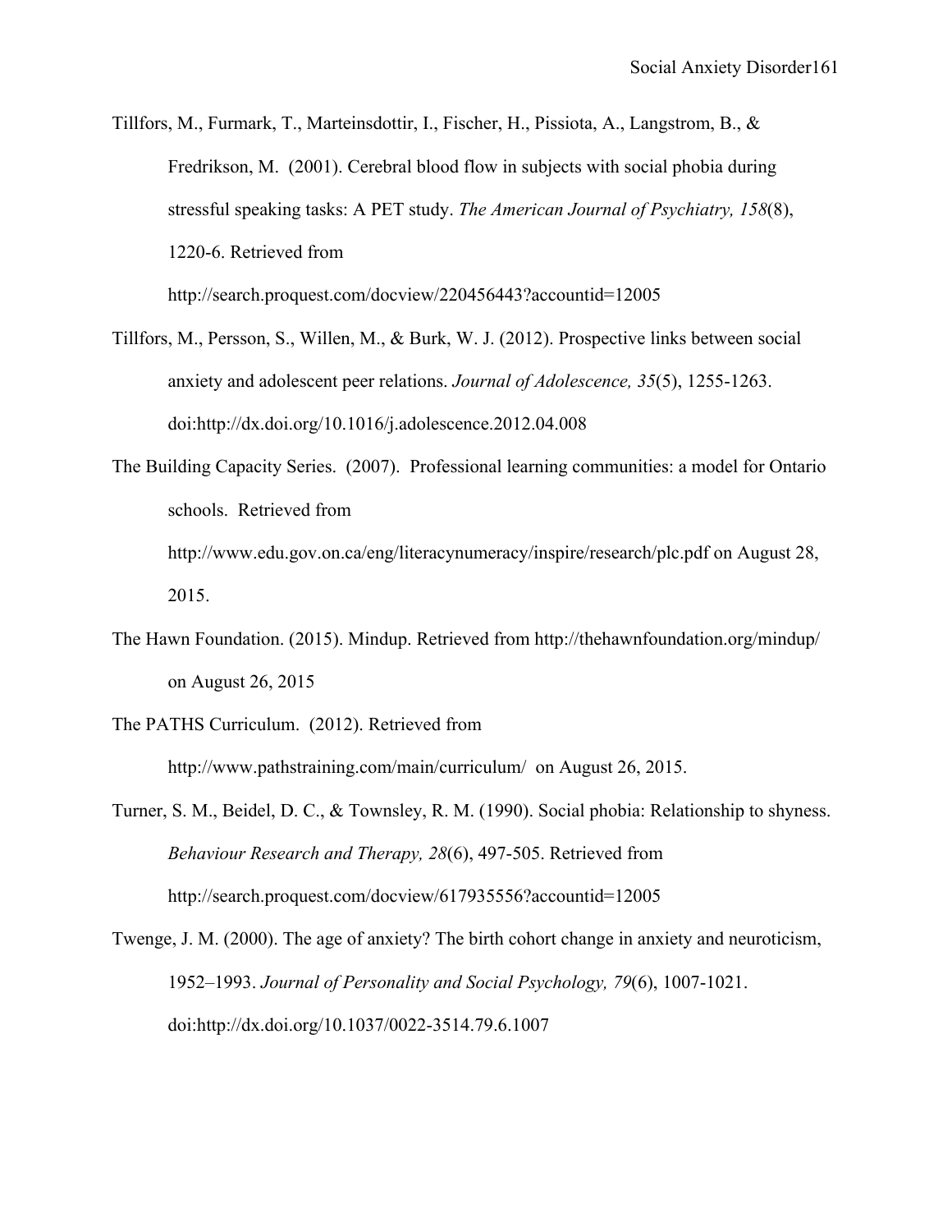Tillfors, M., Furmark, T., Marteinsdottir, I., Fischer, H., Pissiota, A., Langstrom, B., & Fredrikson, M. (2001). Cerebral blood flow in subjects with social phobia during stressful speaking tasks: A PET study. *The American Journal of Psychiatry, 158*(8), 1220-6. Retrieved from http://search.proquest.com/docview/220456443?accountid=12005

Tillfors, M., Persson, S., Willen, M., & Burk, W. J. (2012). Prospective links between social anxiety and adolescent peer relations. *Journal of Adolescence, 35*(5), 1255-1263. doi:http://dx.doi.org/10.1016/j.adolescence.2012.04.008

The Building Capacity Series. (2007). Professional learning communities: a model for Ontario schools. Retrieved from http://www.edu.gov.on.ca/eng/literacynumeracy/inspire/research/plc.pdf on August 28, 2015.

The Hawn Foundation. (2015). Mindup. Retrieved from http://thehawnfoundation.org/mindup/ on August 26, 2015

The PATHS Curriculum. (2012). Retrieved from http://www.pathstraining.com/main/curriculum/ on August 26, 2015.

Turner, S. M., Beidel, D. C., & Townsley, R. M. (1990). Social phobia: Relationship to shyness. *Behaviour Research and Therapy, 28*(6), 497-505. Retrieved from http://search.proquest.com/docview/617935556?accountid=12005

Twenge, J. M. (2000). The age of anxiety? The birth cohort change in anxiety and neuroticism, 1952–1993. *Journal of Personality and Social Psychology, 79*(6), 1007-1021. doi:http://dx.doi.org/10.1037/0022-3514.79.6.1007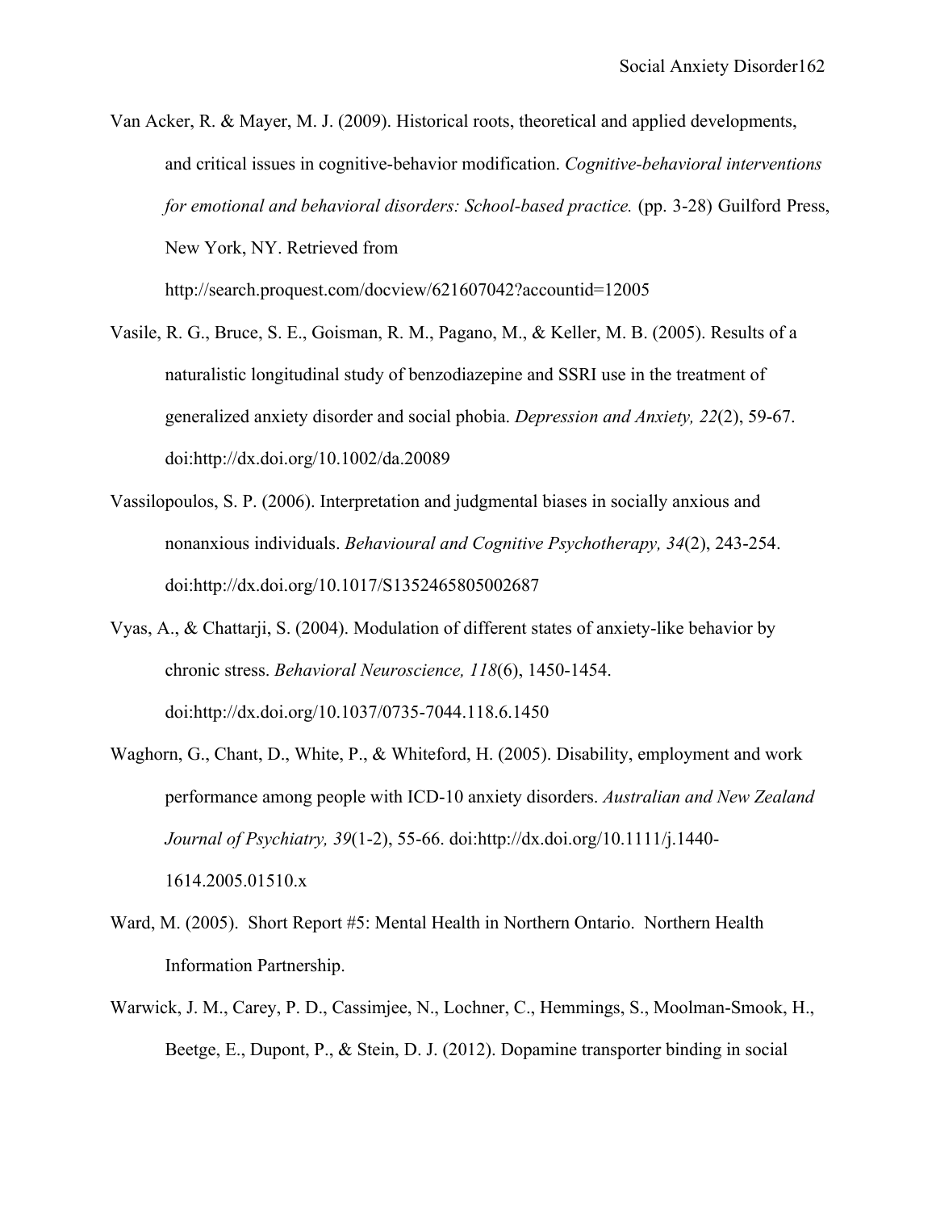Van Acker, R. & Mayer, M. J. (2009). Historical roots, theoretical and applied developments, and critical issues in cognitive-behavior modification. *Cognitive-behavioral interventions for emotional and behavioral disorders: School-based practice.* (pp. 3-28) Guilford Press, New York, NY. Retrieved from http://search.proquest.com/docview/621607042?accountid=12005

Vasile, R. G., Bruce, S. E., Goisman, R. M., Pagano, M., & Keller, M. B. (2005). Results of a naturalistic longitudinal study of benzodiazepine and SSRI use in the treatment of generalized anxiety disorder and social phobia. *Depression and Anxiety, 22*(2), 59-67. doi:http://dx.doi.org/10.1002/da.20089

Vassilopoulos, S. P. (2006). Interpretation and judgmental biases in socially anxious and nonanxious individuals. *Behavioural and Cognitive Psychotherapy, 34*(2), 243-254. doi:http://dx.doi.org/10.1017/S1352465805002687

Vyas, A., & Chattarji, S. (2004). Modulation of different states of anxiety-like behavior by chronic stress. *Behavioral Neuroscience, 118*(6), 1450-1454. doi:http://dx.doi.org/10.1037/0735-7044.118.6.1450

Waghorn, G., Chant, D., White, P., & Whiteford, H. (2005). Disability, employment and work performance among people with ICD-10 anxiety disorders. *Australian and New Zealand Journal of Psychiatry, 39*(1-2), 55-66. doi:http://dx.doi.org/10.1111/j.1440-1614.2005.01510.x

Ward, M. (2005). Short Report #5: Mental Health in Northern Ontario. Northern Health Information Partnership.

Warwick, J. M., Carey, P. D., Cassimjee, N., Lochner, C., Hemmings, S., Moolman-Smook, H., Beetge, E., Dupont, P., & Stein, D. J. (2012). Dopamine transporter binding in social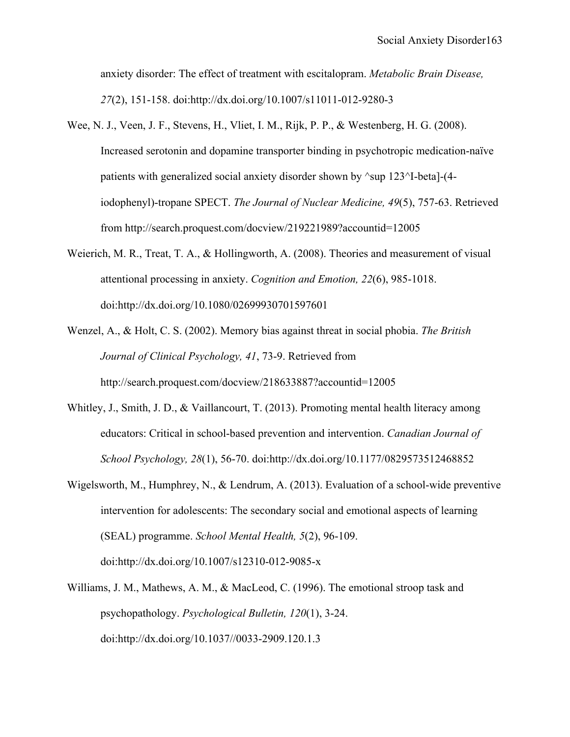anxiety disorder: The effect of treatment with escitalopram. *Metabolic Brain Disease, 27*(2), 151-158. doi:http://dx.doi.org/10.1007/s11011-012-9280-3

Wee, N. J., Veen, J. F., Stevens, H., Vliet, I. M., Rijk, P. P., & Westenberg, H. G. (2008). Increased serotonin and dopamine transporter binding in psychotropic medication-naïve patients with generalized social anxiety disorder shown by ^sup 123^I-beta]-(4-iodophenyl)-tropane SPECT. *The Journal of Nuclear Medicine, 49*(5), 757-63. Retrieved from http://search.proquest.com/docview/219221989?accountid=12005

Weierich, M. R., Treat, T. A., & Hollingworth, A. (2008). Theories and measurement of visual attentional processing in anxiety. *Cognition and Emotion, 22*(6), 985-1018. doi:http://dx.doi.org/10.1080/02699930701597601

Wenzel, A., & Holt, C. S. (2002). Memory bias against threat in social phobia. *The British Journal of Clinical Psychology, 41*, 73-9. Retrieved from http://search.proquest.com/docview/218633887?accountid=12005

Whitley, J., Smith, J. D., & Vaillancourt, T. (2013). Promoting mental health literacy among educators: Critical in school-based prevention and intervention. *Canadian Journal of School Psychology, 28*(1), 56-70. doi:http://dx.doi.org/10.1177/0829573512468852

Wigelsworth, M., Humphrey, N., & Lendrum, A. (2013). Evaluation of a school-wide preventive intervention for adolescents: The secondary social and emotional aspects of learning (SEAL) programme. *School Mental Health, 5*(2), 96-109. doi:http://dx.doi.org/10.1007/s12310-012-9085-x

Williams, J. M., Mathews, A. M., & MacLeod, C. (1996). The emotional stroop task and psychopathology. *Psychological Bulletin, 120*(1), 3-24. doi:http://dx.doi.org/10.1037//0033-2909.120.1.3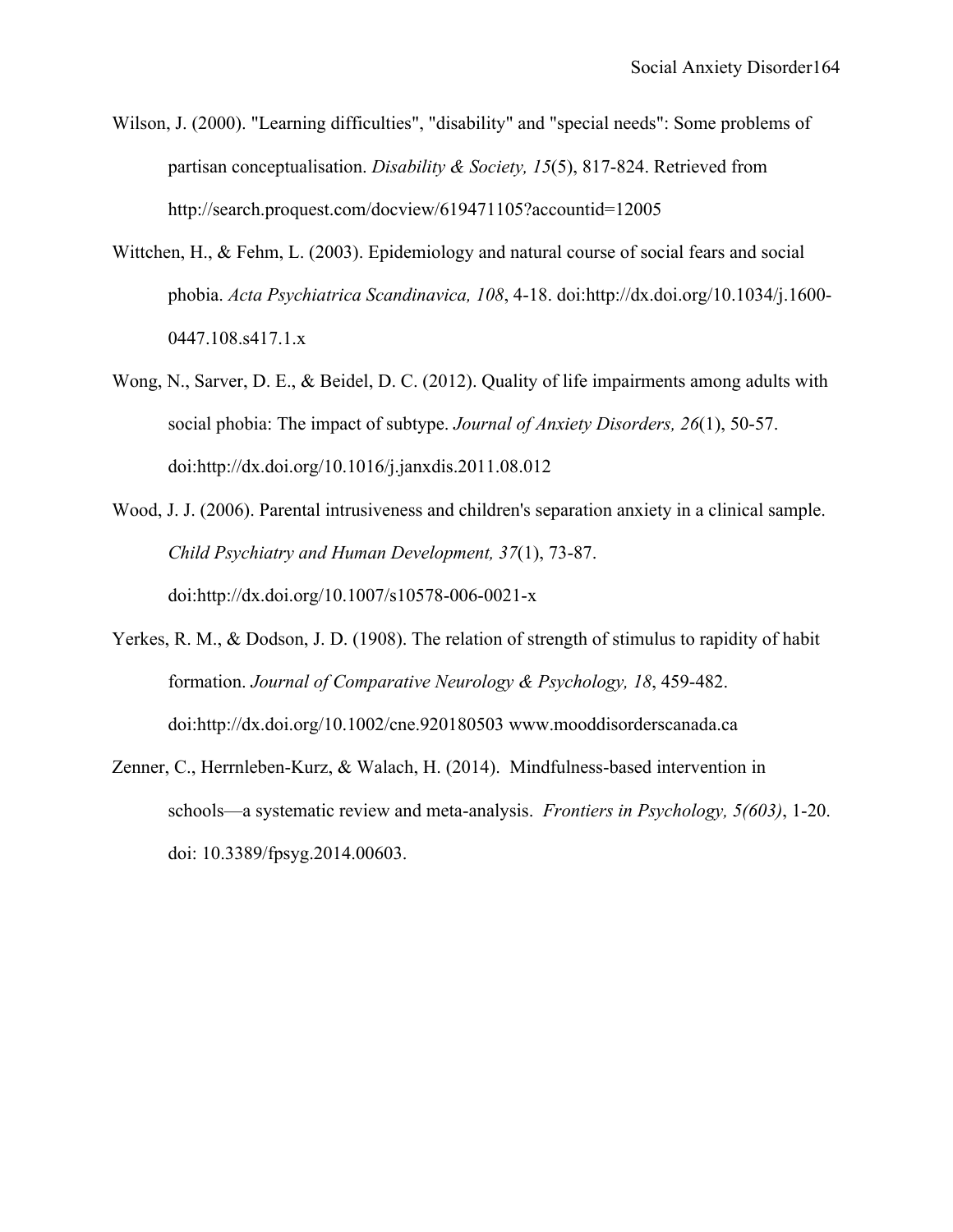Wilson, J. (2000). "Learning difficulties", "disability" and "special needs": Some problems of partisan conceptualisation. *Disability & Society, 15*(5), 817-824. Retrieved from http://search.proquest.com/docview/619471105?accountid=12005

Wittchen, H., & Fehm, L. (2003). Epidemiology and natural course of social fears and social phobia. *Acta Psychiatrica Scandinavica, 108*, 4-18. doi:http://dx.doi.org/10.1034/j.1600-0447.108.s417.1.x

Wong, N., Sarver, D. E., & Beidel, D. C. (2012). Quality of life impairments among adults with social phobia: The impact of subtype. *Journal of Anxiety Disorders, 26*(1), 50-57. doi:http://dx.doi.org/10.1016/j.janxdis.2011.08.012

Wood, J. J. (2006). Parental intrusiveness and children's separation anxiety in a clinical sample. *Child Psychiatry and Human Development, 37*(1), 73-87. doi:http://dx.doi.org/10.1007/s10578-006-0021-x

Yerkes, R. M., & Dodson, J. D. (1908). The relation of strength of stimulus to rapidity of habit formation. *Journal of Comparative Neurology & Psychology, 18*, 459-482. doi:http://dx.doi.org/10.1002/cne.920180503 www.mooddisorderscanada.ca

Zenner, C., Herrnleben-Kurz, & Walach, H. (2014). Mindfulness-based intervention in schools—a systematic review and meta-analysis. *Frontiers in Psychology, 5(603)*, 1-20. doi: 10.3389/fpsyg.2014.00603.